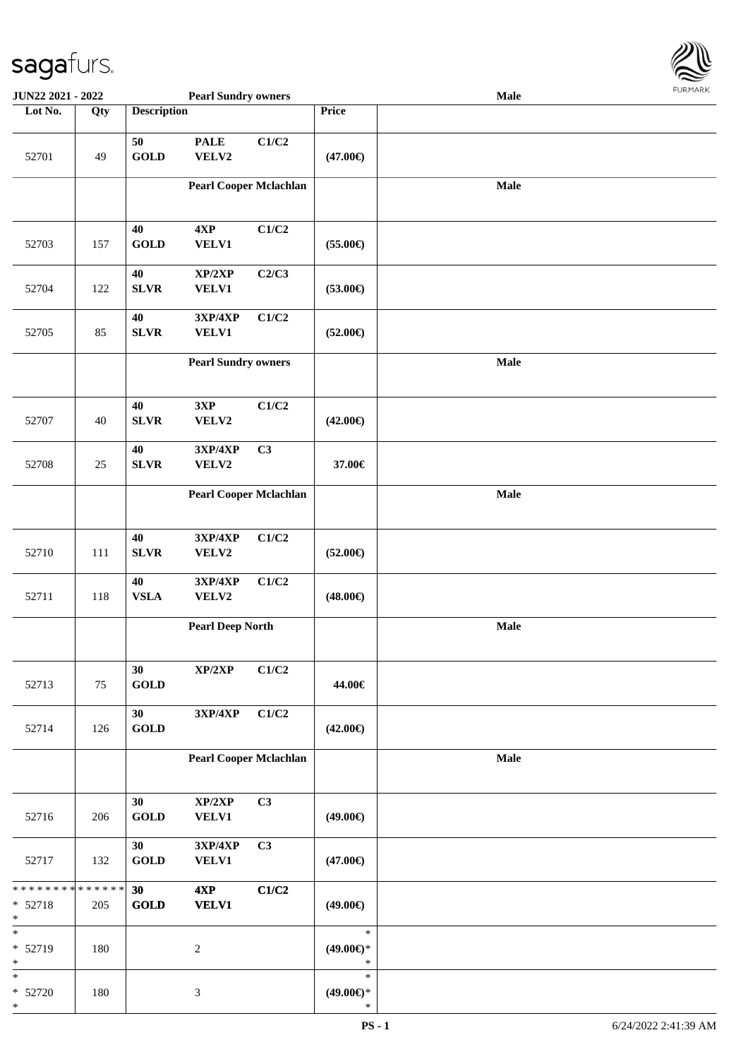| Lot No. | Qty | Description | | | Price | |
|---|---|---|---|---|---|---|
| JUN22 2021 - 2022 | | Pearl Sundry owners | | | | Male |
| 52701 | 49 | 50 GOLD | PALE VELV2 | C1/C2 | (47.00€) | |
| | | Pearl Cooper Mclachlan | | | | Male |
| 52703 | 157 | 40 GOLD | 4XP VELV1 | C1/C2 | (55.00€) | |
| 52704 | 122 | 40 SLVR | XP/2XP VELV1 | C2/C3 | (53.00€) | |
| 52705 | 85 | 40 SLVR | 3XP/4XP VELV1 | C1/C2 | (52.00€) | |
| | | Pearl Sundry owners | | | | Male |
| 52707 | 40 | 40 SLVR | 3XP VELV2 | C1/C2 | (42.00€) | |
| 52708 | 25 | 40 SLVR | 3XP/4XP VELV2 | C3 | 37.00€ | |
| | | Pearl Cooper Mclachlan | | | | Male |
| 52710 | 111 | 40 SLVR | 3XP/4XP VELV2 | C1/C2 | (52.00€) | |
| 52711 | 118 | 40 VSLA | 3XP/4XP VELV2 | C1/C2 | (48.00€) | |
| | | Pearl Deep North | | | | Male |
| 52713 | 75 | 30 GOLD | XP/2XP | C1/C2 | 44.00€ | |
| 52714 | 126 | 30 GOLD | 3XP/4XP | C1/C2 | (42.00€) | |
| | | Pearl Cooper Mclachlan | | | | Male |
| 52716 | 206 | 30 GOLD | XP/2XP VELV1 | C3 | (49.00€) | |
| 52717 | 132 | 30 GOLD | 3XP/4XP VELV1 | C3 | (47.00€) | |
| * * * * * * * * * * * * * * * 52718 * | 205 | 30 GOLD | 4XP VELV1 | C1/C2 | (49.00€) | |
| * * 52719 * | 180 | | 2 | | * (49.00€)* * | |
| * * 52720 * | 180 | | 3 | | * (49.00€)* * | |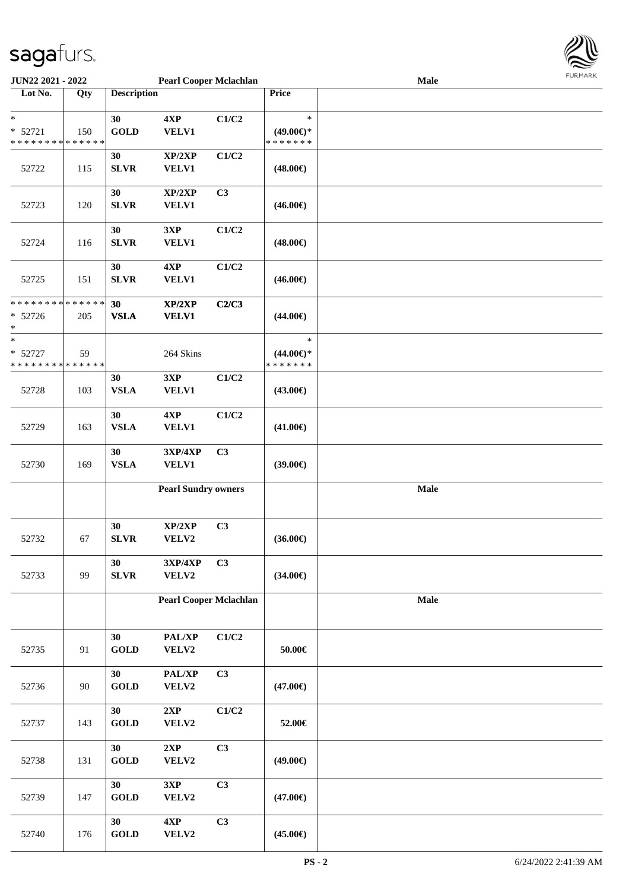**JUN22 2021 - 2022** **Pearl Cooper Mclachlan** **Male**

| Lot No. | Qty | Description | | | Price | |
|---|---|---|---|---|---|---|
| * <br> * 52721 <br> * * * * * * * * * * * * * * | 150 | 30 <br> GOLD | 4XP <br> VELV1 | C1/C2 | * <br> (49.00€)* <br> * * * * * * * | |
| 52722 | 115 | 30 <br> SLVR | XP/2XP <br> VELV1 | C1/C2 | (48.00€) | |
| 52723 | 120 | 30 <br> SLVR | XP/2XP <br> VELV1 | C3 | (46.00€) | |
| 52724 | 116 | 30 <br> SLVR | 3XP <br> VELV1 | C1/C2 | (48.00€) | |
| 52725 | 151 | 30 <br> SLVR | 4XP <br> VELV1 | C1/C2 | (46.00€) | |
| * * * * * * * * * * * * * * <br> * 52726 <br> * | 205 | 30 <br> VSLA | XP/2XP <br> VELV1 | C2/C3 | (44.00€) | |
| * <br> * 52727 <br> * * * * * * * * * * * * * * | 59 | | 264 Skins | | * <br> (44.00€)* <br> * * * * * * * | |
| 52728 | 103 | 30 <br> VSLA | 3XP <br> VELV1 | C1/C2 | (43.00€) | |
| 52729 | 163 | 30 <br> VSLA | 4XP <br> VELV1 | C1/C2 | (41.00€) | |
| 52730 | 169 | 30 <br> VSLA | 3XP/4XP <br> VELV1 | C3 | (39.00€) | |
| | | | **Pearl Sundry owners** | | | **Male** |
| 52732 | 67 | 30 <br> SLVR | XP/2XP <br> VELV2 | C3 | (36.00€) | |
| 52733 | 99 | 30 <br> SLVR | 3XP/4XP <br> VELV2 | C3 | (34.00€) | |
| | | | **Pearl Cooper Mclachlan** | | | **Male** |
| 52735 | 91 | 30 <br> GOLD | PAL/XP <br> VELV2 | C1/C2 | 50.00€ | |
| 52736 | 90 | 30 <br> GOLD | PAL/XP <br> VELV2 | C3 | (47.00€) | |
| 52737 | 143 | 30 <br> GOLD | 2XP <br> VELV2 | C1/C2 | 52.00€ | |
| 52738 | 131 | 30 <br> GOLD | 2XP <br> VELV2 | C3 | (49.00€) | |
| 52739 | 147 | 30 <br> GOLD | 3XP <br> VELV2 | C3 | (47.00€) | |
| 52740 | 176 | 30 <br> GOLD | 4XP <br> VELV2 | C3 | (45.00€) | |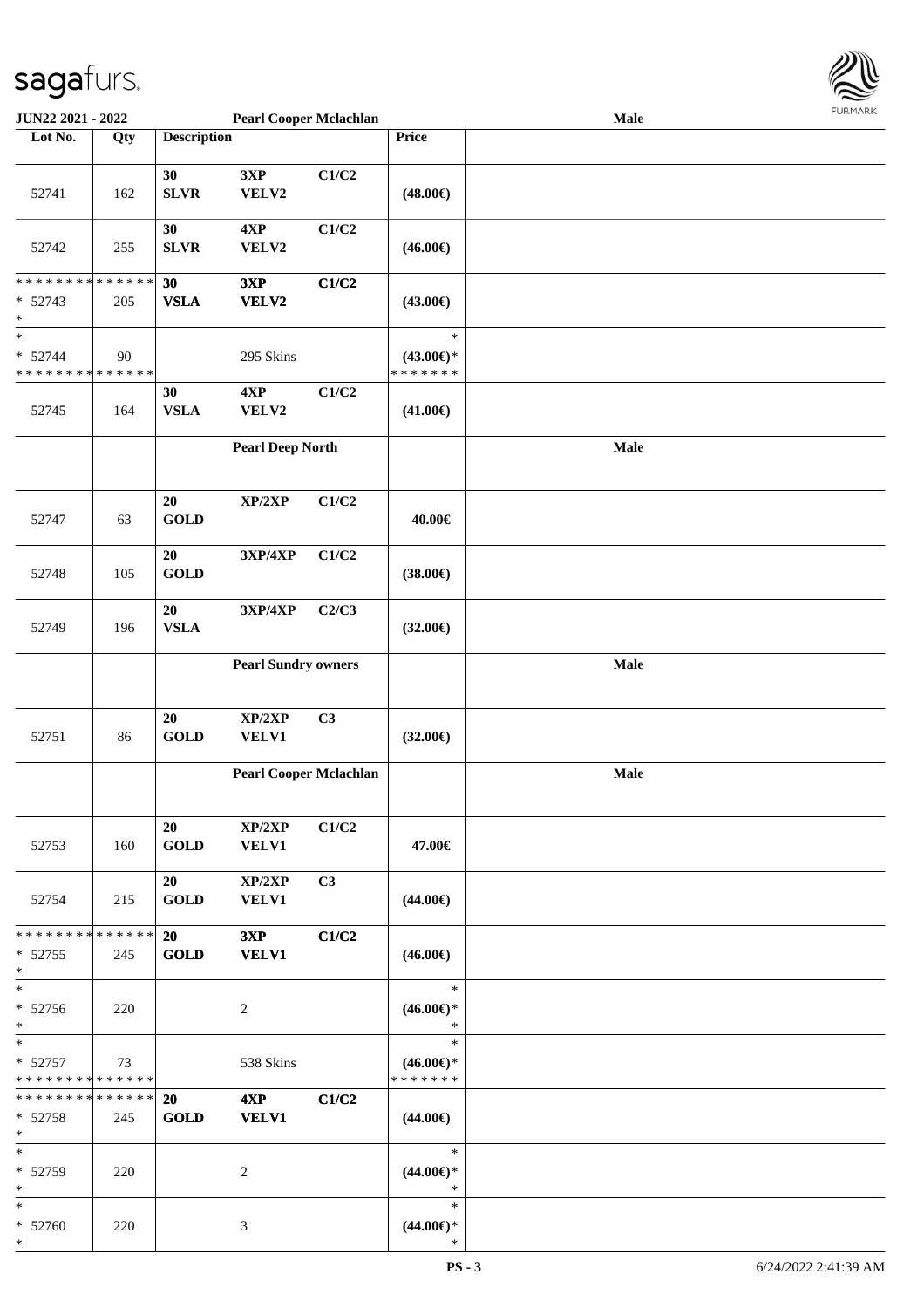**JUN22 2021 - 2022** — **Pearl Cooper Mclachlan** — **Male**

| Lot No. | Qty | Description | | | Price | |
|---|---|---|---|---|---|---|
| 52741 | 162 | 30 SLVR | 3XP VELV2 | C1/C2 | (48.00€) | |
| 52742 | 255 | 30 SLVR | 4XP VELV2 | C1/C2 | (46.00€) | |
| * * * * * * * * * * * * * * * 52743 * | 205 | 30 VSLA | 3XP VELV2 | C1/C2 | (43.00€) | |
| * * 52744 * * * * * * * * * * * * * * | 90 | | 295 Skins | | * (43.00€)* * * * * * * * | |
| 52745 | 164 | 30 VSLA | 4XP VELV2 | C1/C2 | (41.00€) | |
| | | | **Pearl Deep North** | | | **Male** |
| 52747 | 63 | 20 GOLD | XP/2XP | C1/C2 | 40.00€ | |
| 52748 | 105 | 20 GOLD | 3XP/4XP | C1/C2 | (38.00€) | |
| 52749 | 196 | 20 VSLA | 3XP/4XP | C2/C3 | (32.00€) | |
| | | | **Pearl Sundry owners** | | | **Male** |
| 52751 | 86 | 20 GOLD | XP/2XP VELV1 | C3 | (32.00€) | |
| | | | **Pearl Cooper Mclachlan** | | | **Male** |
| 52753 | 160 | 20 GOLD | XP/2XP VELV1 | C1/C2 | 47.00€ | |
| 52754 | 215 | 20 GOLD | XP/2XP VELV1 | C3 | (44.00€) | |
| * * * * * * * * * * * * * * * 52755 * | 245 | 20 GOLD | 3XP VELV1 | C1/C2 | (46.00€) | |
| * * 52756 * | 220 | | 2 | | * (46.00€)* * | |
| * * 52757 * * * * * * * * * * * * * * | 73 | | 538 Skins | | * (46.00€)* * * * * * * * | |
| * * * * * * * * * * * * * * * 52758 * | 245 | 20 GOLD | 4XP VELV1 | C1/C2 | (44.00€) | |
| * * 52759 * | 220 | | 2 | | * (44.00€)* * | |
| * * 52760 * | 220 | | 3 | | * (44.00€)* * | |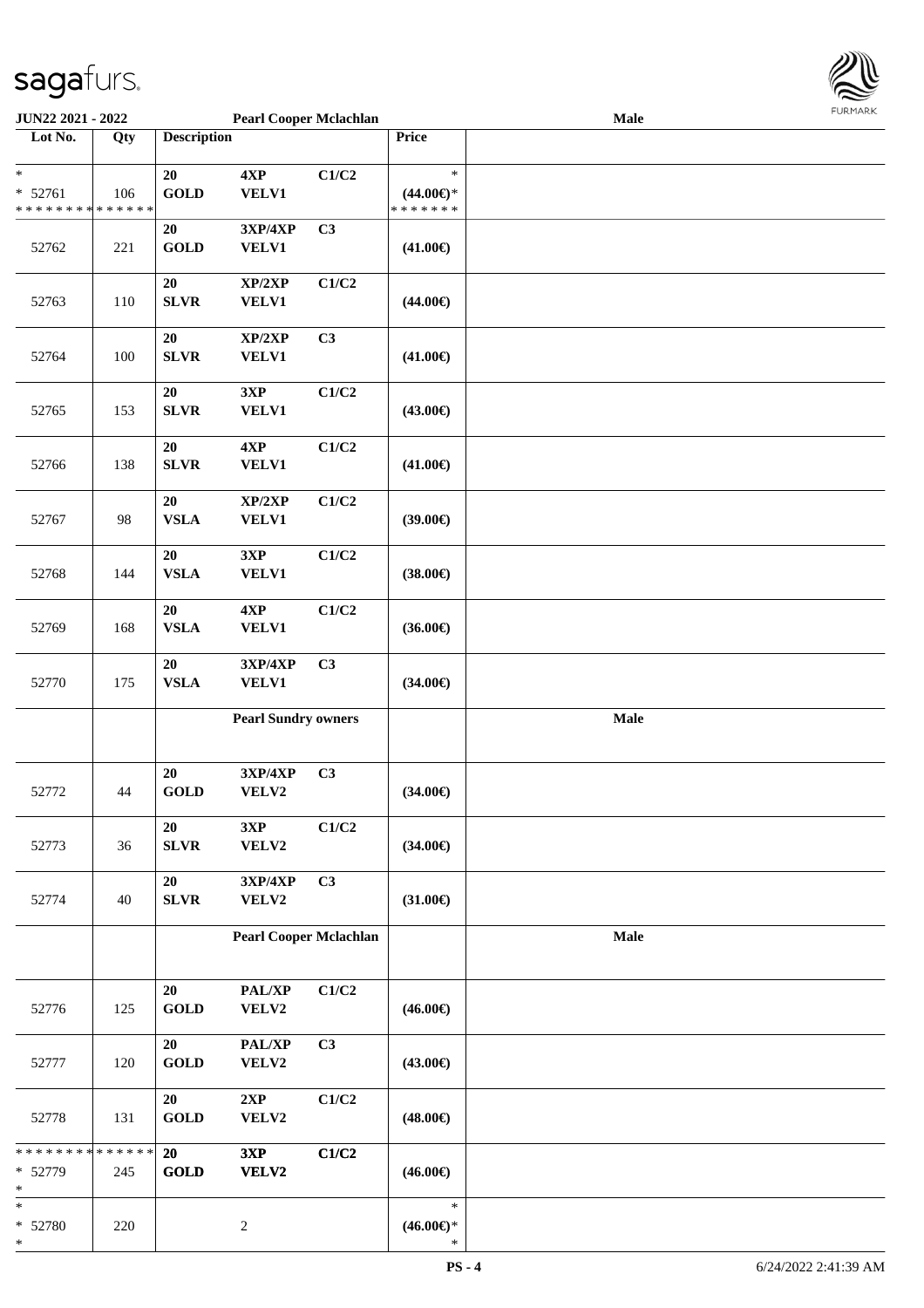| Lot No. | Qty | Description | | | Price | |
|---|---|---|---|---|---|---|
| * <br> * 52761 <br> * * * * * * * * * * * * * * | 106 | 20 GOLD | 4XP VELV1 | C1/C2 | * <br> (44.00€)* <br> * * * * * * * | |
| 52762 | 221 | 20 GOLD | 3XP/4XP VELV1 | C3 | (41.00€) | |
| 52763 | 110 | 20 SLVR | XP/2XP VELV1 | C1/C2 | (44.00€) | |
| 52764 | 100 | 20 SLVR | XP/2XP VELV1 | C3 | (41.00€) | |
| 52765 | 153 | 20 SLVR | 3XP VELV1 | C1/C2 | (43.00€) | |
| 52766 | 138 | 20 SLVR | 4XP VELV1 | C1/C2 | (41.00€) | |
| 52767 | 98 | 20 VSLA | XP/2XP VELV1 | C1/C2 | (39.00€) | |
| 52768 | 144 | 20 VSLA | 3XP VELV1 | C1/C2 | (38.00€) | |
| 52769 | 168 | 20 VSLA | 4XP VELV1 | C1/C2 | (36.00€) | |
| 52770 | 175 | 20 VSLA | 3XP/4XP VELV1 | C3 | (34.00€) | |
| | | **Pearl Sundry owners** | | | | **Male** |
| 52772 | 44 | 20 GOLD | 3XP/4XP VELV2 | C3 | (34.00€) | |
| 52773 | 36 | 20 SLVR | 3XP VELV2 | C1/C2 | (34.00€) | |
| 52774 | 40 | 20 SLVR | 3XP/4XP VELV2 | C3 | (31.00€) | |
| | | **Pearl Cooper Mclachlan** | | | | **Male** |
| 52776 | 125 | 20 GOLD | PAL/XP VELV2 | C1/C2 | (46.00€) | |
| 52777 | 120 | 20 GOLD | PAL/XP VELV2 | C3 | (43.00€) | |
| 52778 | 131 | 20 GOLD | 2XP VELV2 | C1/C2 | (48.00€) | |
| * * * * * * * * * * * * * * <br> * 52779 <br> * | 245 | 20 GOLD | 3XP VELV2 | C1/C2 | (46.00€) | |
| * <br> * 52780 <br> * | 220 | | 2 | | * <br> (46.00€)* <br> * | |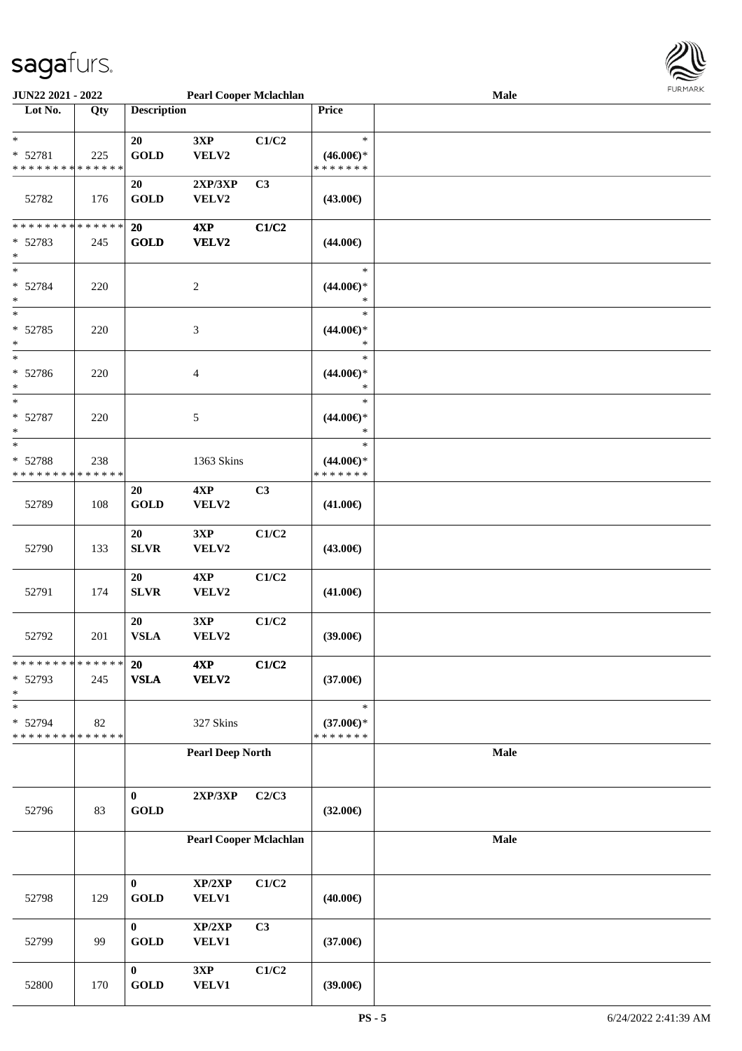| Lot No. | Qty | Description | | | Price | |
|---|---|---|---|---|---|---|
| * | | 20 | 3XP | C1/C2 | * | |
| * 52781 | 225 | GOLD | VELV2 | | (46.00€)* | |
| * * * * * * * * * * * * * * | | | | | * * * * * * * | |
| 52782 | 176 | 20 GOLD | 2XP/3XP VELV2 | C3 | (43.00€) | |
| * * * * * * * * * * * * * * | | **20** | **4XP** | **C1/C2** | | |
| * 52783 | 245 | **GOLD** | **VELV2** | | (44.00€) | |
| * | | | | | | |
| * 52784 | 220 | | 2 | | (44.00€)* | |
| * 52785 | 220 | | 3 | | (44.00€)* | |
| * 52786 | 220 | | 4 | | (44.00€)* | |
| * 52787 | 220 | | 5 | | (44.00€)* | |
| * 52788 | 238 | | 1363 Skins | | (44.00€)* | |
| * * * * * * * * * * * * * * | | | | | * * * * * * * | |
| 52789 | 108 | 20 GOLD | 4XP VELV2 | C3 | (41.00€) | |
| 52790 | 133 | 20 SLVR | 3XP VELV2 | C1/C2 | (43.00€) | |
| 52791 | 174 | 20 SLVR | 4XP VELV2 | C1/C2 | (41.00€) | |
| 52792 | 201 | 20 VSLA | 3XP VELV2 | C1/C2 | (39.00€) | |
| * * * * * * * * * * * * * * | | **20** | **4XP** | **C1/C2** | | |
| * 52793 | 245 | **VSLA** | **VELV2** | | (37.00€) | |
| * 52794 | 82 | | 327 Skins | | (37.00€)* | |
| * * * * * * * * * * * * * * | | | | | * * * * * * * | |
| | | **Pearl Deep North** | | | | **Male** |
| 52796 | 83 | 0 GOLD | 2XP/3XP | C2/C3 | (32.00€) | |
| | | **Pearl Cooper Mclachlan** | | | | **Male** |
| 52798 | 129 | 0 GOLD | XP/2XP VELV1 | C1/C2 | (40.00€) | |
| 52799 | 99 | 0 GOLD | XP/2XP VELV1 | C3 | (37.00€) | |
| 52800 | 170 | 0 GOLD | 3XP VELV1 | C1/C2 | (39.00€) | |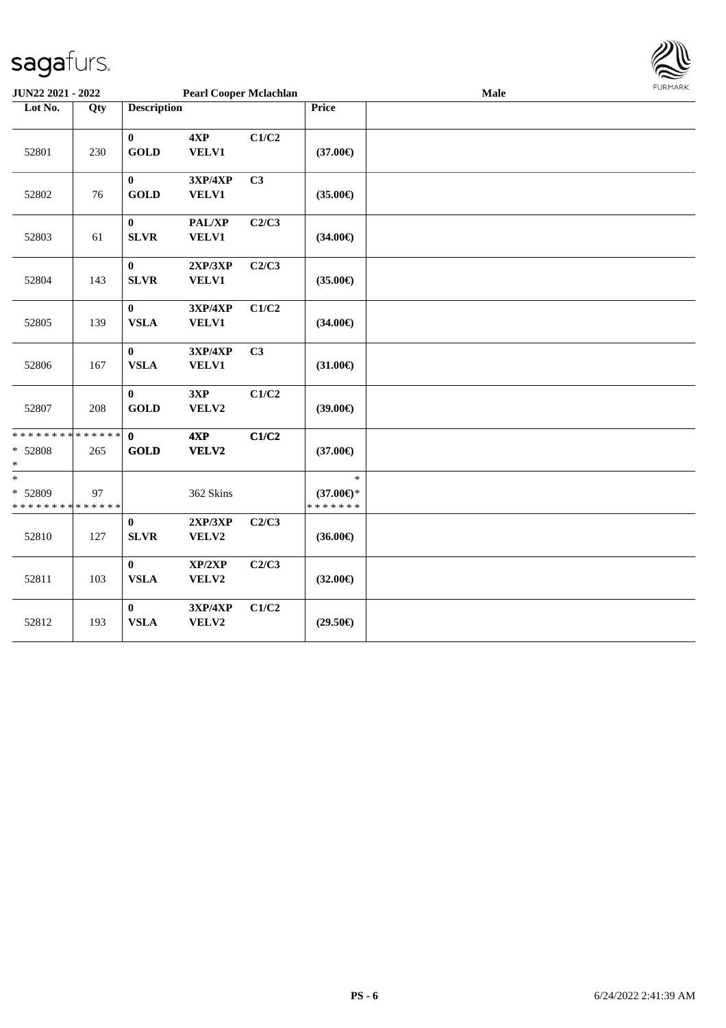JUN22 2021 - 2022 | Pearl Cooper Mclachlan | Male

| Lot No. | Qty | Description | | | Price | |
|---|---|---|---|---|---|---|
| 52801 | 230 | 0 GOLD | 4XP VELV1 | C1/C2 | (37.00€) | |
| 52802 | 76 | 0 GOLD | 3XP/4XP VELV1 | C3 | (35.00€) | |
| 52803 | 61 | 0 SLVR | PAL/XP VELV1 | C2/C3 | (34.00€) | |
| 52804 | 143 | 0 SLVR | 2XP/3XP VELV1 | C2/C3 | (35.00€) | |
| 52805 | 139 | 0 VSLA | 3XP/4XP VELV1 | C1/C2 | (34.00€) | |
| 52806 | 167 | 0 VSLA | 3XP/4XP VELV1 | C3 | (31.00€) | |
| 52807 | 208 | 0 GOLD | 3XP VELV2 | C1/C2 | (39.00€) | |
| * * * * * * * * * * * * * * <br>* 52808 <br>* | 265 | 0 GOLD | 4XP VELV2 | C1/C2 | (37.00€) | |
| * <br>* 52809 <br>* * * * * * * * * * * * * * | 97 | | 362 Skins | | * <br>(37.00€)* <br>* * * * * * * | |
| 52810 | 127 | 0 SLVR | 2XP/3XP VELV2 | C2/C3 | (36.00€) | |
| 52811 | 103 | 0 VSLA | XP/2XP VELV2 | C2/C3 | (32.00€) | |
| 52812 | 193 | 0 VSLA | 3XP/4XP VELV2 | C1/C2 | (29.50€) | |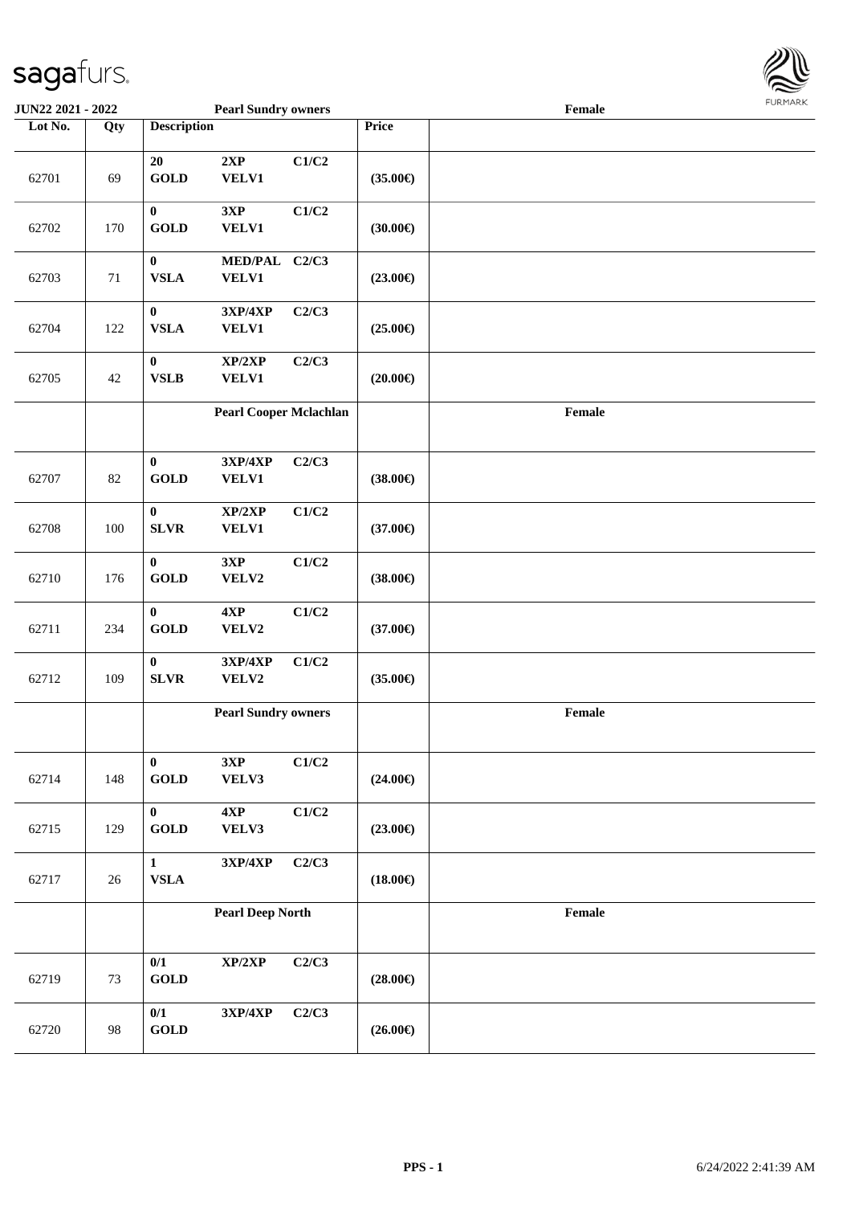JUN22 2021 - 2022 Pearl Sundry owners Female

| Lot No. | Qty | Description | | | Price | |
|---|---|---|---|---|---|---|
| 62701 | 69 | 20 GOLD | 2XP VELV1 | C1/C2 | (35.00€) | |
| 62702 | 170 | 0 GOLD | 3XP VELV1 | C1/C2 | (30.00€) | |
| 62703 | 71 | 0 VSLA | MED/PAL VELV1 | C2/C3 | (23.00€) | |
| 62704 | 122 | 0 VSLA | 3XP/4XP VELV1 | C2/C3 | (25.00€) | |
| 62705 | 42 | 0 VSLB | XP/2XP VELV1 | C2/C3 | (20.00€) | |
| | | Pearl Cooper Mclachlan | | | | Female |
| 62707 | 82 | 0 GOLD | 3XP/4XP VELV1 | C2/C3 | (38.00€) | |
| 62708 | 100 | 0 SLVR | XP/2XP VELV1 | C1/C2 | (37.00€) | |
| 62710 | 176 | 0 GOLD | 3XP VELV2 | C1/C2 | (38.00€) | |
| 62711 | 234 | 0 GOLD | 4XP VELV2 | C1/C2 | (37.00€) | |
| 62712 | 109 | 0 SLVR | 3XP/4XP VELV2 | C1/C2 | (35.00€) | |
| | | Pearl Sundry owners | | | | Female |
| 62714 | 148 | 0 GOLD | 3XP VELV3 | C1/C2 | (24.00€) | |
| 62715 | 129 | 0 GOLD | 4XP VELV3 | C1/C2 | (23.00€) | |
| 62717 | 26 | 1 VSLA | 3XP/4XP | C2/C3 | (18.00€) | |
| | | Pearl Deep North | | | | Female |
| 62719 | 73 | 0/1 GOLD | XP/2XP | C2/C3 | (28.00€) | |
| 62720 | 98 | 0/1 GOLD | 3XP/4XP | C2/C3 | (26.00€) | |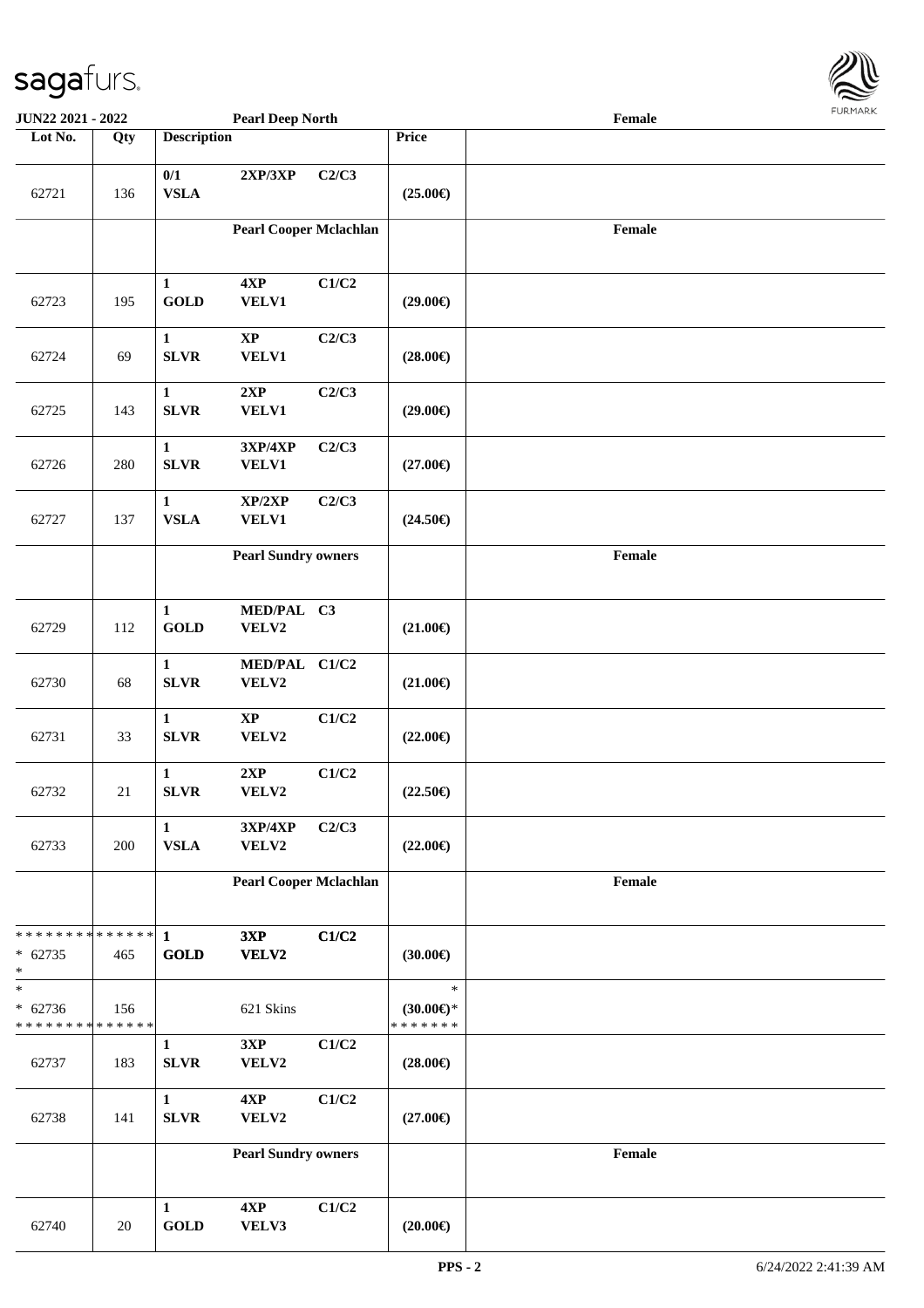JUN22 2021 - 2022 Pearl Deep North Female

| Lot No. | Qty | Description | | | Price | |
|---|---|---|---|---|---|---|
| 62721 | 136 | 0/1 VSLA | 2XP/3XP | C2/C3 | (25.00€) | |
| | | Pearl Cooper Mclachlan | | | | Female |
| 62723 | 195 | 1 GOLD | 4XP VELV1 | C1/C2 | (29.00€) | |
| 62724 | 69 | 1 SLVR | XP VELV1 | C2/C3 | (28.00€) | |
| 62725 | 143 | 1 SLVR | 2XP VELV1 | C2/C3 | (29.00€) | |
| 62726 | 280 | 1 SLVR | 3XP/4XP VELV1 | C2/C3 | (27.00€) | |
| 62727 | 137 | 1 VSLA | XP/2XP VELV1 | C2/C3 | (24.50€) | |
| | | Pearl Sundry owners | | | | Female |
| 62729 | 112 | 1 GOLD | MED/PAL VELV2 | C3 | (21.00€) | |
| 62730 | 68 | 1 SLVR | MED/PAL VELV2 | C1/C2 | (21.00€) | |
| 62731 | 33 | 1 SLVR | XP VELV2 | C1/C2 | (22.00€) | |
| 62732 | 21 | 1 SLVR | 2XP VELV2 | C1/C2 | (22.50€) | |
| 62733 | 200 | 1 VSLA | 3XP/4XP VELV2 | C2/C3 | (22.00€) | |
| | | Pearl Cooper Mclachlan | | | | Female |
| * * * * * * * * * * * * * * * 62735 * | 465 | 1 GOLD | 3XP VELV2 | C1/C2 | (30.00€) | |
| * * 62736 * * * * * * * * * * * * * * | 156 | | 621 Skins | | * (30.00€)* * * * * * * * | |
| 62737 | 183 | 1 SLVR | 3XP VELV2 | C1/C2 | (28.00€) | |
| 62738 | 141 | 1 SLVR | 4XP VELV2 | C1/C2 | (27.00€) | |
| | | Pearl Sundry owners | | | | Female |
| 62740 | 20 | 1 GOLD | 4XP VELV3 | C1/C2 | (20.00€) | |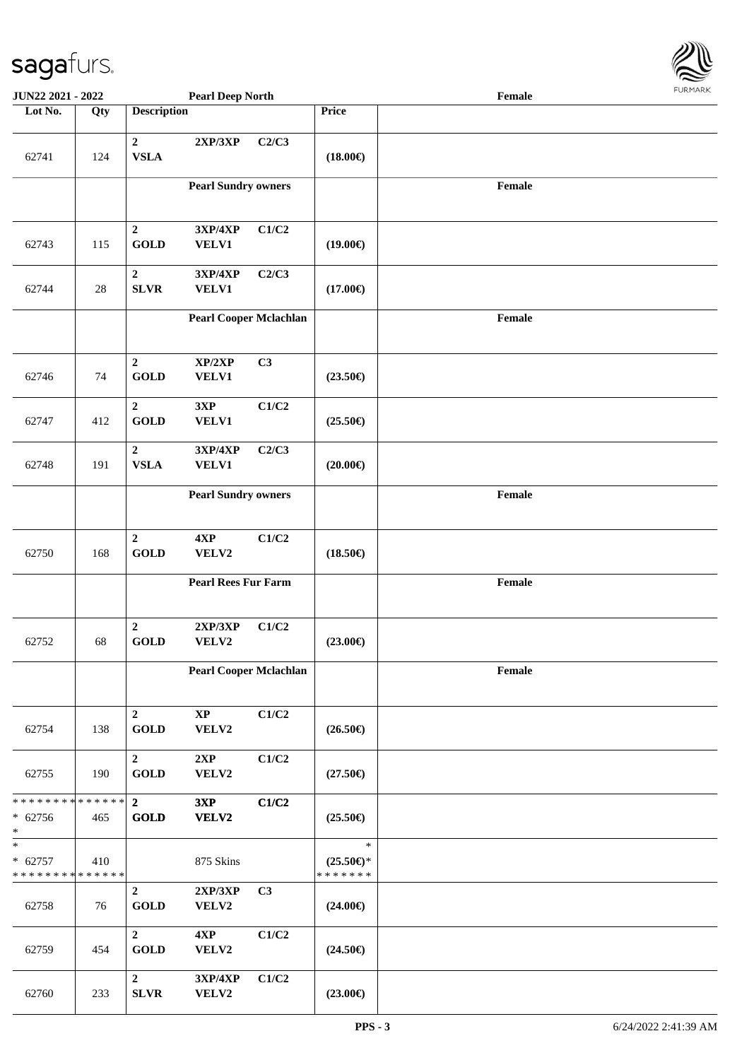| Lot No. | Qty | Description | | | Price | |
|---|---|---|---|---|---|---|
| | | **Pearl Deep North** | | | | **Female** |
| 62741 | 124 | **2** **VSLA** | **2XP/3XP** | **C2/C3** | **(18.00€)** | |
| | | **Pearl Sundry owners** | | | | **Female** |
| 62743 | 115 | **2** **GOLD** | **3XP/4XP** **VELV1** | **C1/C2** | **(19.00€)** | |
| 62744 | 28 | **2** **SLVR** | **3XP/4XP** **VELV1** | **C2/C3** | **(17.00€)** | |
| | | **Pearl Cooper Mclachlan** | | | | **Female** |
| 62746 | 74 | **2** **GOLD** | **XP/2XP** **VELV1** | **C3** | **(23.50€)** | |
| 62747 | 412 | **2** **GOLD** | **3XP** **VELV1** | **C1/C2** | **(25.50€)** | |
| 62748 | 191 | **2** **VSLA** | **3XP/4XP** **VELV1** | **C2/C3** | **(20.00€)** | |
| | | **Pearl Sundry owners** | | | | **Female** |
| 62750 | 168 | **2** **GOLD** | **4XP** **VELV2** | **C1/C2** | **(18.50€)** | |
| | | **Pearl Rees Fur Farm** | | | | **Female** |
| 62752 | 68 | **2** **GOLD** | **2XP/3XP** **VELV2** | **C1/C2** | **(23.00€)** | |
| | | **Pearl Cooper Mclachlan** | | | | **Female** |
| 62754 | 138 | **2** **GOLD** | **XP** **VELV2** | **C1/C2** | **(26.50€)** | |
| 62755 | 190 | **2** **GOLD** | **2XP** **VELV2** | **C1/C2** | **(27.50€)** | |
| * * * * * * * * * * * * * * * 62756 * | 465 | **2** **GOLD** | **3XP** **VELV2** | **C1/C2** | **(25.50€)** | |
| * * 62757 * * * * * * * * * * * * * * | 410 | | 875 Skins | | * **(25.50€)*** * * * * * * * | |
| 62758 | 76 | **2** **GOLD** | **2XP/3XP** **VELV2** | **C3** | **(24.00€)** | |
| 62759 | 454 | **2** **GOLD** | **4XP** **VELV2** | **C1/C2** | **(24.50€)** | |
| 62760 | 233 | **2** **SLVR** | **3XP/4XP** **VELV2** | **C1/C2** | **(23.00€)** | |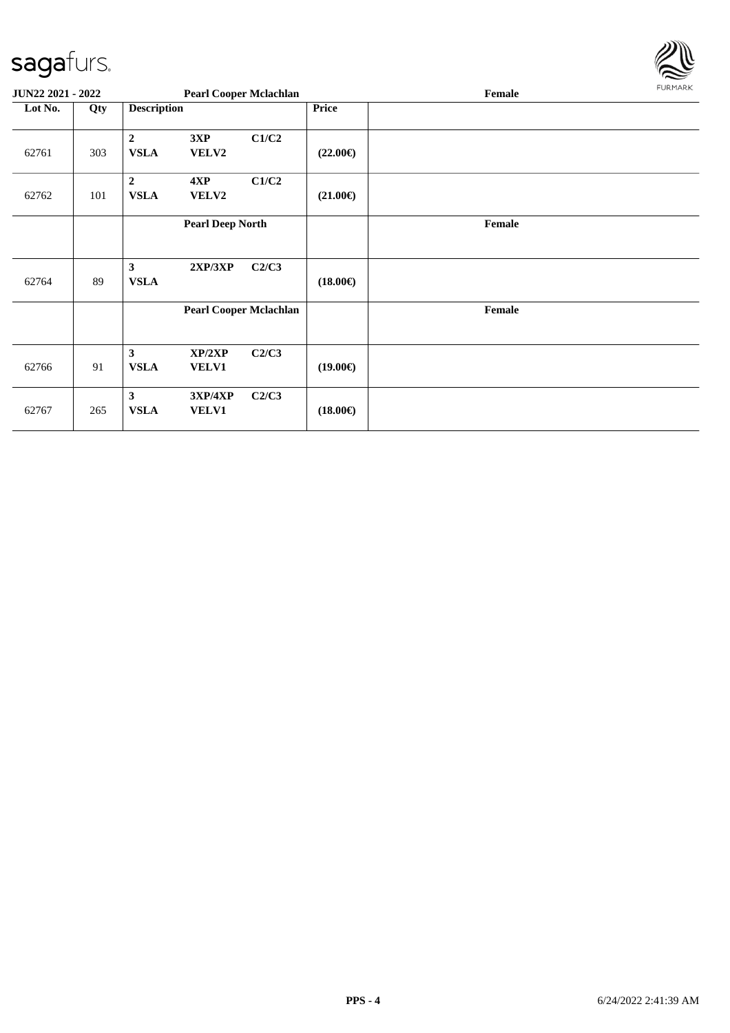| Lot No. | Qty | Description | | | Price | |
|---|---|---|---|---|---|---|
| | | **Pearl Cooper Mclachlan** | | | | **Female** |
| 62761 | 303 | **2** **VSLA** | **3XP** **VELV2** | **C1/C2** | **(22.00€)** | |
| 62762 | 101 | **2** **VSLA** | **4XP** **VELV2** | **C1/C2** | **(21.00€)** | |
| | | **Pearl Deep North** | | | | **Female** |
| 62764 | 89 | **3** **VSLA** | **2XP/3XP** | **C2/C3** | **(18.00€)** | |
| | | **Pearl Cooper Mclachlan** | | | | **Female** |
| 62766 | 91 | **3** **VSLA** | **XP/2XP** **VELV1** | **C2/C3** | **(19.00€)** | |
| 62767 | 265 | **3** **VSLA** | **3XP/4XP** **VELV1** | **C2/C3** | **(18.00€)** | |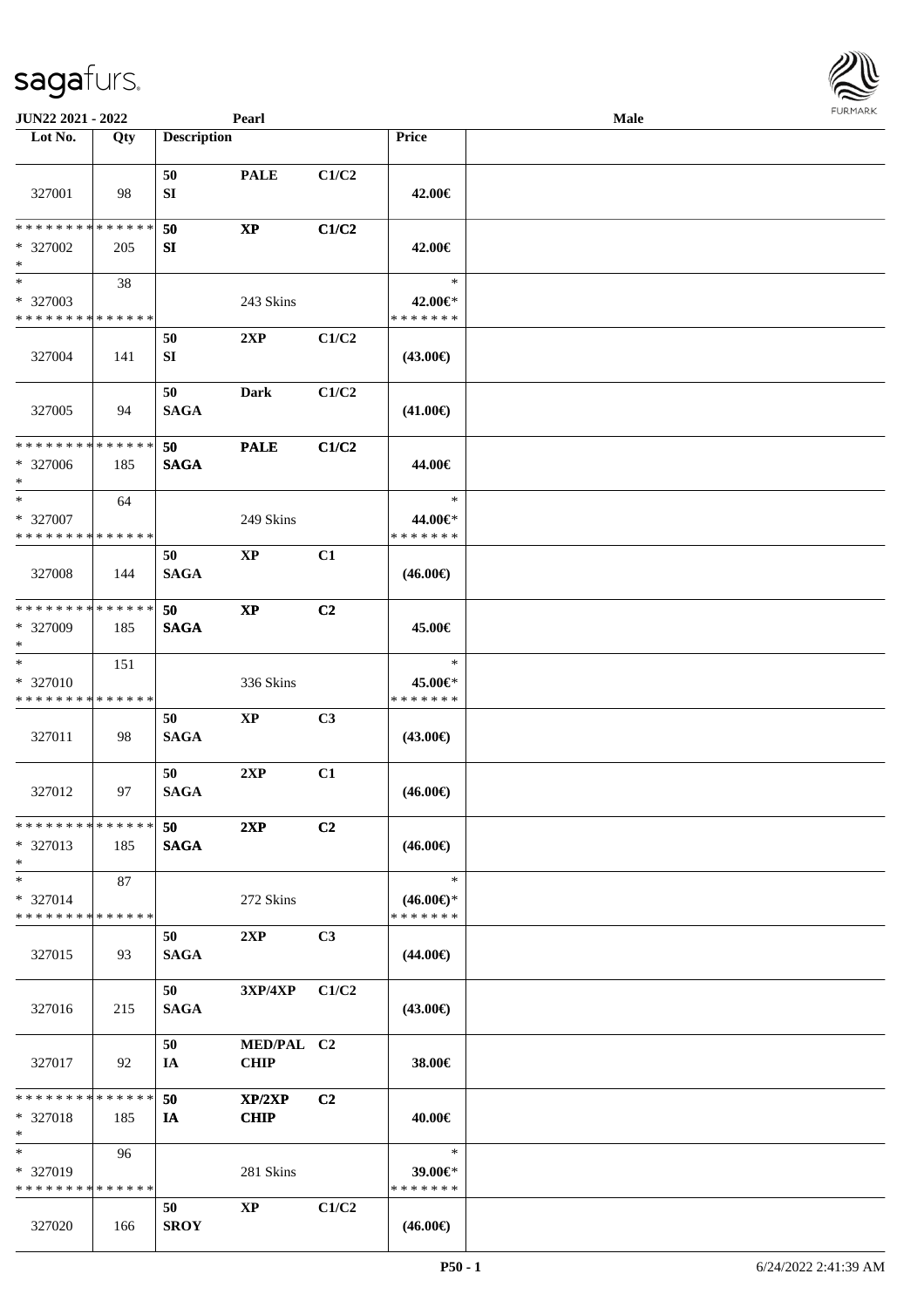| Lot No. | Qty | Description | | | Price | |
|---|---|---|---|---|---|---|
| 327001 | 98 | 50 SI | PALE | C1/C2 | 42.00€ | |
| * * * * * * * * * * * * * * * 327002 * | 205 | 50 SI | XP | C1/C2 | 42.00€ | |
| * * 327003 * * * * * * * * * * * * * * | 38 | | 243 Skins | | * 42.00€* * * * * * * * | |
| 327004 | 141 | 50 SI | 2XP | C1/C2 | (43.00€) | |
| 327005 | 94 | 50 SAGA | Dark | C1/C2 | (41.00€) | |
| * * * * * * * * * * * * * * * 327006 * | 185 | 50 SAGA | PALE | C1/C2 | 44.00€ | |
| * * 327007 * * * * * * * * * * * * * * | 64 | | 249 Skins | | * 44.00€* * * * * * * * | |
| 327008 | 144 | 50 SAGA | XP | C1 | (46.00€) | |
| * * * * * * * * * * * * * * * 327009 * | 185 | 50 SAGA | XP | C2 | 45.00€ | |
| * * 327010 * * * * * * * * * * * * * * | 151 | | 336 Skins | | * 45.00€* * * * * * * * | |
| 327011 | 98 | 50 SAGA | XP | C3 | (43.00€) | |
| 327012 | 97 | 50 SAGA | 2XP | C1 | (46.00€) | |
| * * * * * * * * * * * * * * * 327013 * | 185 | 50 SAGA | 2XP | C2 | (46.00€) | |
| * * 327014 * * * * * * * * * * * * * * | 87 | | 272 Skins | | * (46.00€)* * * * * * * * | |
| 327015 | 93 | 50 SAGA | 2XP | C3 | (44.00€) | |
| 327016 | 215 | 50 SAGA | 3XP/4XP | C1/C2 | (43.00€) | |
| 327017 | 92 | 50 IA | MED/PAL CHIP | C2 | 38.00€ | |
| * * * * * * * * * * * * * * * 327018 * | 185 | 50 IA | XP/2XP CHIP | C2 | 40.00€ | |
| * * 327019 * * * * * * * * * * * * * * | 96 | | 281 Skins | | * 39.00€* * * * * * * * | |
| 327020 | 166 | 50 SROY | XP | C1/C2 | (46.00€) | |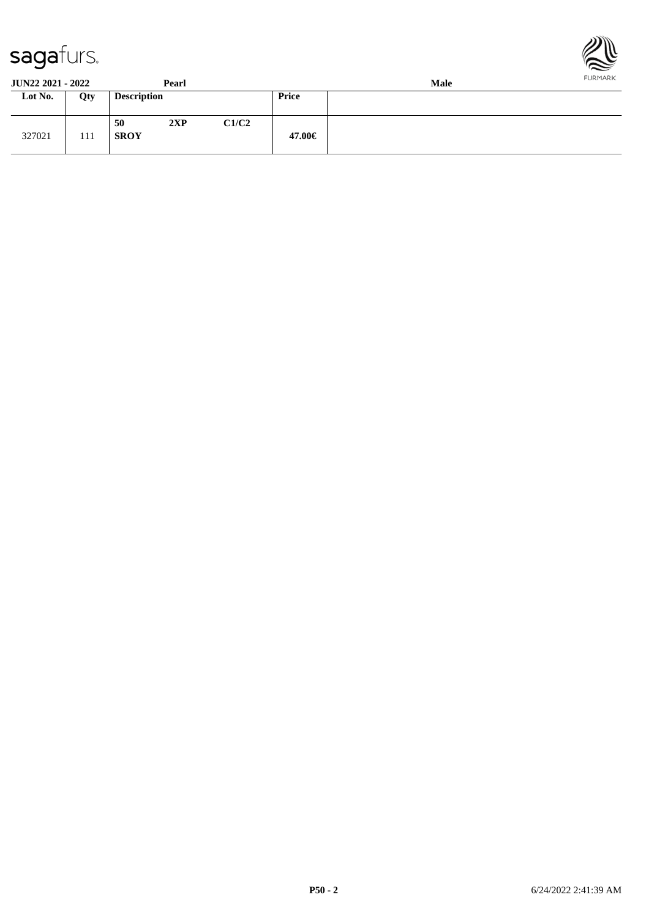**JUN22 2021 - 2022** **Pearl** **Male**

| Lot No. | Qty | Description | | | Price | |
|---|---|---|---|---|---|---|
| 327021 | 111 | **50** **SROY** | **2XP** | **C1/C2** | **47.00€** | |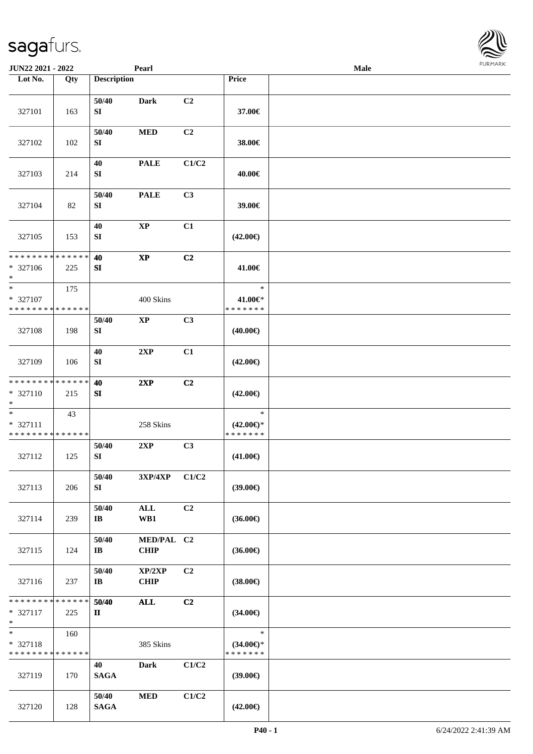JUN22 2021 - 2022 | Pearl | Male

| Lot No. | Qty | Description | | | Price | |
|---|---|---|---|---|---|---|
| 327101 | 163 | 50/40 SI | Dark | C2 | 37.00€ | |
| 327102 | 102 | 50/40 SI | MED | C2 | 38.00€ | |
| 327103 | 214 | 40 SI | PALE | C1/C2 | 40.00€ | |
| 327104 | 82 | 50/40 SI | PALE | C3 | 39.00€ | |
| 327105 | 153 | 40 SI | XP | C1 | (42.00€) | |
| * * * * * * * * * * * * * * * 327106 * | 225 | 40 SI | XP | C2 | 41.00€ | |
| * * 327107 * * * * * * * * * * * * * * | 175 | | 400 Skins | | * 41.00€* * * * * * * * | |
| 327108 | 198 | 50/40 SI | XP | C3 | (40.00€) | |
| 327109 | 106 | 40 SI | 2XP | C1 | (42.00€) | |
| * * * * * * * * * * * * * * * 327110 * | 215 | 40 SI | 2XP | C2 | (42.00€) | |
| * * 327111 * * * * * * * * * * * * * * | 43 | | 258 Skins | | * (42.00€)* * * * * * * * | |
| 327112 | 125 | 50/40 SI | 2XP | C3 | (41.00€) | |
| 327113 | 206 | 50/40 SI | 3XP/4XP | C1/C2 | (39.00€) | |
| 327114 | 239 | 50/40 IB | ALL WB1 | C2 | (36.00€) | |
| 327115 | 124 | 50/40 IB | MED/PAL CHIP | C2 | (36.00€) | |
| 327116 | 237 | 50/40 IB | XP/2XP CHIP | C2 | (38.00€) | |
| * * * * * * * * * * * * * * * 327117 * | 225 | 50/40 II | ALL | C2 | (34.00€) | |
| * * 327118 * * * * * * * * * * * * * * | 160 | | 385 Skins | | * (34.00€)* * * * * * * * | |
| 327119 | 170 | 40 SAGA | Dark | C1/C2 | (39.00€) | |
| 327120 | 128 | 50/40 SAGA | MED | C1/C2 | (42.00€) | |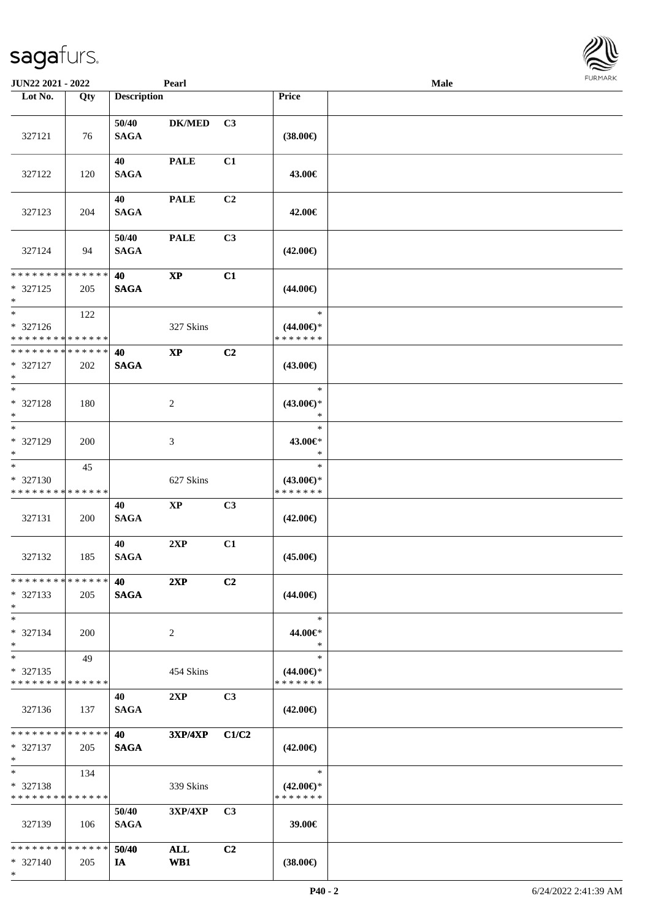**JUN22 2021 - 2022** | **Pearl** | **Male**

| Lot No. | Qty | Description | | | Price | |
|---|---|---|---|---|---|---|
| 327121 | 76 | 50/40 SAGA | DK/MED | C3 | (38.00€) | |
| 327122 | 120 | 40 SAGA | PALE | C1 | 43.00€ | |
| 327123 | 204 | 40 SAGA | PALE | C2 | 42.00€ | |
| 327124 | 94 | 50/40 SAGA | PALE | C3 | (42.00€) | |
| * * * * * * * * * * * * * * * 327125 * | 205 | 40 SAGA | XP | C1 | (44.00€) | |
| * * 327126 * * * * * * * * * * * * * * | 122 | | 327 Skins | | * (44.00€)* * * * * * * * | |
| * * * * * * * * * * * * * * * 327127 * | 202 | 40 SAGA | XP | C2 | (43.00€) | |
| * * 327128 * | 180 | | 2 | | * (43.00€)* * | |
| * * 327129 * | 200 | | 3 | | * 43.00€* * | |
| * * 327130 * * * * * * * * * * * * * * | 45 | | 627 Skins | | * (43.00€)* * * * * * * * | |
| 327131 | 200 | 40 SAGA | XP | C3 | (42.00€) | |
| 327132 | 185 | 40 SAGA | 2XP | C1 | (45.00€) | |
| * * * * * * * * * * * * * * * 327133 * | 205 | 40 SAGA | 2XP | C2 | (44.00€) | |
| * * 327134 * | 200 | | 2 | | * 44.00€* * | |
| * * 327135 * * * * * * * * * * * * * * | 49 | | 454 Skins | | * (44.00€)* * * * * * * * | |
| 327136 | 137 | 40 SAGA | 2XP | C3 | (42.00€) | |
| * * * * * * * * * * * * * * * 327137 * | 205 | 40 SAGA | 3XP/4XP | C1/C2 | (42.00€) | |
| * * 327138 * * * * * * * * * * * * * * | 134 | | 339 Skins | | * (42.00€)* * * * * * * * | |
| 327139 | 106 | 50/40 SAGA | 3XP/4XP | C3 | 39.00€ | |
| * * * * * * * * * * * * * * * 327140 * | 205 | 50/40 IA | ALL WB1 | C2 | (38.00€) | |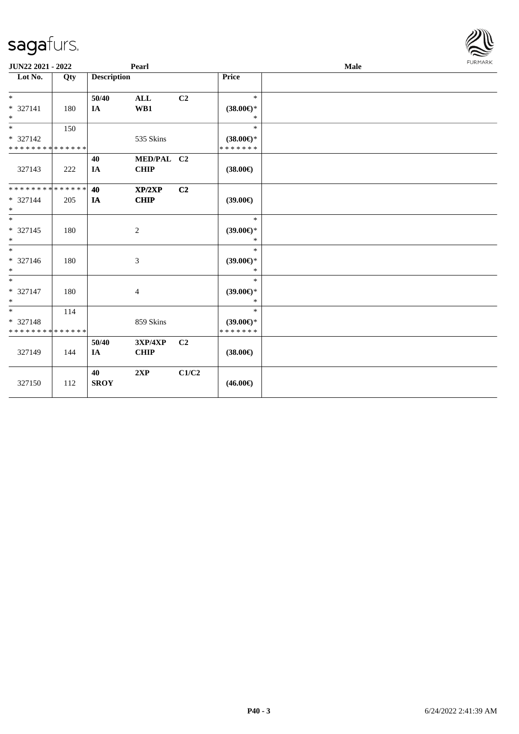JUN22 2021 - 2022 | Pearl | Male

| Lot No. | Qty | Description | | | Price | |
|---|---|---|---|---|---|---|
| * | | 50/40 | ALL | C2 | * | |
| * 327141 | 180 | IA | WB1 | | (38.00€)* | |
| * | | | | | * | |
| * | 150 | | | | * | |
| * 327142 | | | 535 Skins | | (38.00€)* | |
| * * * * * * * * * * * * * * | | | | | * * * * * * * | |
| | | 40 | MED/PAL | C2 | | |
| 327143 | 222 | IA | CHIP | | (38.00€) | |
| * * * * * * * * * * * * * * | | 40 | XP/2XP | C2 | | |
| * 327144 | 205 | IA | CHIP | | (39.00€) | |
| * | | | | | | |
| * | | | | | * | |
| * 327145 | 180 | | 2 | | (39.00€)* | |
| * | | | | | * | |
| * | | | | | * | |
| * 327146 | 180 | | 3 | | (39.00€)* | |
| * | | | | | * | |
| * | | | | | * | |
| * 327147 | 180 | | 4 | | (39.00€)* | |
| * | | | | | * | |
| * | 114 | | | | * | |
| * 327148 | | | 859 Skins | | (39.00€)* | |
| * * * * * * * * * * * * * * | | | | | * * * * * * * | |
| | | 50/40 | 3XP/4XP | C2 | | |
| 327149 | 144 | IA | CHIP | | (38.00€) | |
| | | 40 | 2XP | C1/C2 | | |
| 327150 | 112 | SROY | | | (46.00€) | |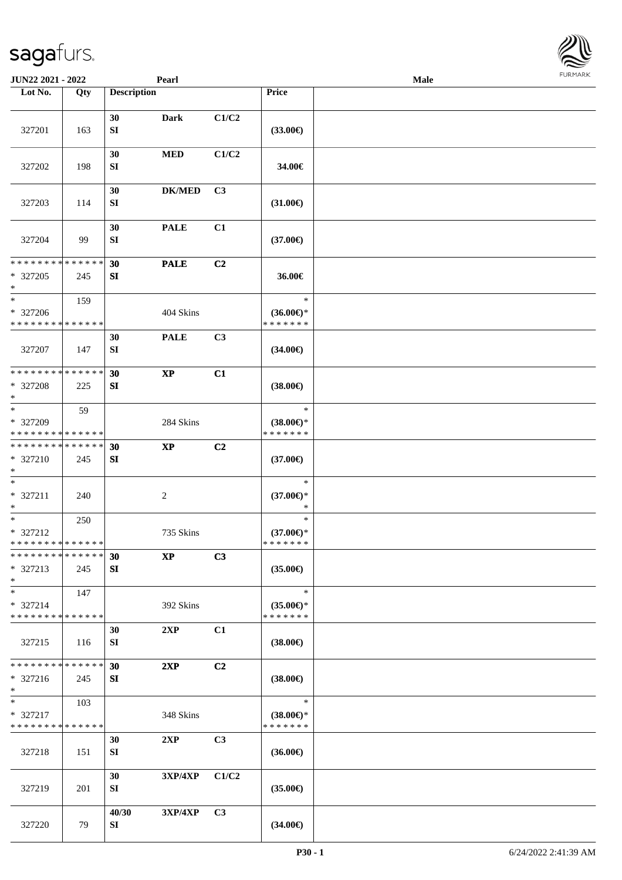JUN22 2021 - 2022 | Pearl | Male

| Lot No. | Qty | Description | | | Price | |
|---|---|---|---|---|---|---|
| 327201 | 163 | 30 SI | Dark | C1/C2 | (33.00€) | |
| 327202 | 198 | 30 SI | MED | C1/C2 | 34.00€ | |
| 327203 | 114 | 30 SI | DK/MED | C3 | (31.00€) | |
| 327204 | 99 | 30 SI | PALE | C1 | (37.00€) | |
| * * * * * * * * * * * * * * * 327205 * | 245 | 30 SI | PALE | C2 | 36.00€ | |
| * * 327206 * * * * * * * * * * * * * * | 159 | | 404 Skins | | * (36.00€)* * * * * * * * | |
| 327207 | 147 | 30 SI | PALE | C3 | (34.00€) | |
| * * * * * * * * * * * * * * * 327208 * | 225 | 30 SI | XP | C1 | (38.00€) | |
| * * 327209 * * * * * * * * * * * * * * | 59 | | 284 Skins | | * (38.00€)* * * * * * * * | |
| * * * * * * * * * * * * * * * 327210 * | 245 | 30 SI | XP | C2 | (37.00€) | |
| * * 327211 * | 240 | | 2 | | * (37.00€)* * | |
| * * 327212 * * * * * * * * * * * * * * | 250 | | 735 Skins | | * (37.00€)* * * * * * * * | |
| * * * * * * * * * * * * * * * 327213 * | 245 | 30 SI | XP | C3 | (35.00€) | |
| * * 327214 * * * * * * * * * * * * * * | 147 | | 392 Skins | | * (35.00€)* * * * * * * * | |
| 327215 | 116 | 30 SI | 2XP | C1 | (38.00€) | |
| * * * * * * * * * * * * * * * 327216 * | 245 | 30 SI | 2XP | C2 | (38.00€) | |
| * * 327217 * * * * * * * * * * * * * * | 103 | | 348 Skins | | * (38.00€)* * * * * * * * | |
| 327218 | 151 | 30 SI | 2XP | C3 | (36.00€) | |
| 327219 | 201 | 30 SI | 3XP/4XP | C1/C2 | (35.00€) | |
| 327220 | 79 | 40/30 SI | 3XP/4XP | C3 | (34.00€) | |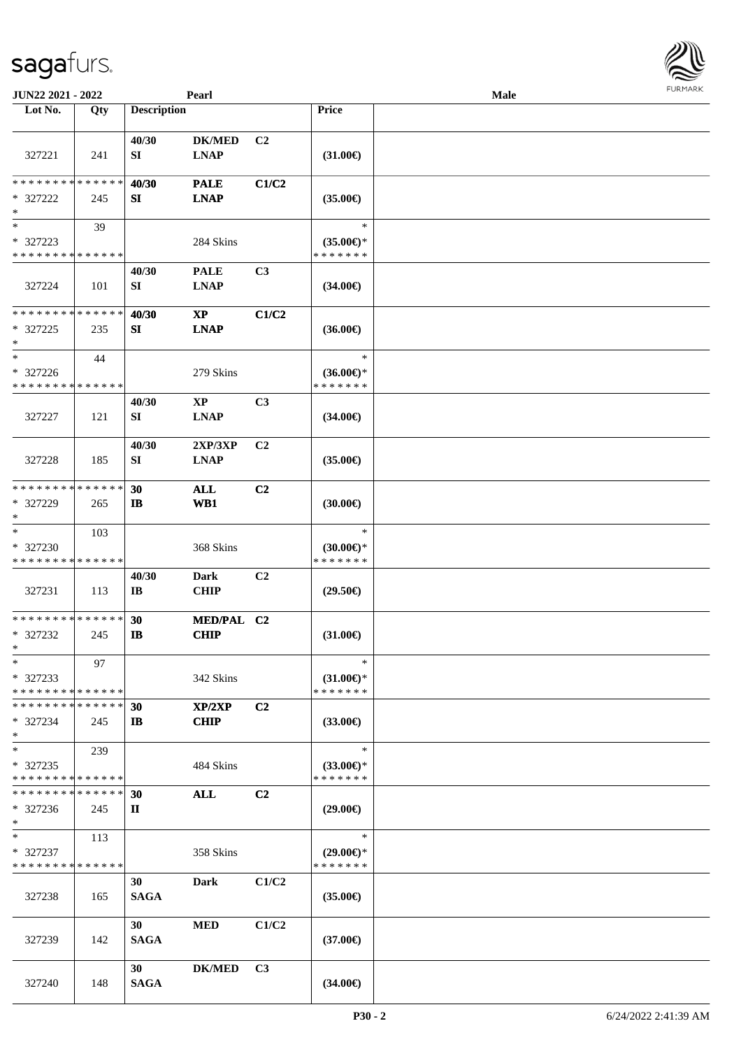| Lot No. | Qty | Description | | | Price | |
|---|---|---|---|---|---|---|
| 327221 | 241 | 40/30 SI | DK/MED LNAP | C2 | (31.00€) | |
| * * * * * * * * * * * * * * * 327222 * | 245 | 40/30 SI | PALE LNAP | C1/C2 | (35.00€) | |
| * * 327223 * * * * * * * * * * * * * * | 39 | | 284 Skins | | * (35.00€)* * * * * * * * | |
| 327224 | 101 | 40/30 SI | PALE LNAP | C3 | (34.00€) | |
| * * * * * * * * * * * * * * * 327225 * | 235 | 40/30 SI | XP LNAP | C1/C2 | (36.00€) | |
| * * 327226 * * * * * * * * * * * * * * | 44 | | 279 Skins | | * (36.00€)* * * * * * * * | |
| 327227 | 121 | 40/30 SI | XP LNAP | C3 | (34.00€) | |
| 327228 | 185 | 40/30 SI | 2XP/3XP LNAP | C2 | (35.00€) | |
| * * * * * * * * * * * * * * * 327229 * | 265 | 30 IB | ALL WB1 | C2 | (30.00€) | |
| * * 327230 * * * * * * * * * * * * * * | 103 | | 368 Skins | | * (30.00€)* * * * * * * * | |
| 327231 | 113 | 40/30 IB | Dark CHIP | C2 | (29.50€) | |
| * * * * * * * * * * * * * * * 327232 * | 245 | 30 IB | MED/PAL CHIP | C2 | (31.00€) | |
| * * 327233 * * * * * * * * * * * * * * | 97 | | 342 Skins | | * (31.00€)* * * * * * * * | |
| * * * * * * * * * * * * * * * 327234 * | 245 | 30 IB | XP/2XP CHIP | C2 | (33.00€) | |
| * * 327235 * * * * * * * * * * * * * * | 239 | | 484 Skins | | * (33.00€)* * * * * * * * | |
| * * * * * * * * * * * * * * * 327236 * | 245 | 30 II | ALL | C2 | (29.00€) | |
| * * 327237 * * * * * * * * * * * * * * | 113 | | 358 Skins | | * (29.00€)* * * * * * * * | |
| 327238 | 165 | 30 SAGA | Dark | C1/C2 | (35.00€) | |
| 327239 | 142 | 30 SAGA | MED | C1/C2 | (37.00€) | |
| 327240 | 148 | 30 SAGA | DK/MED | C3 | (34.00€) | |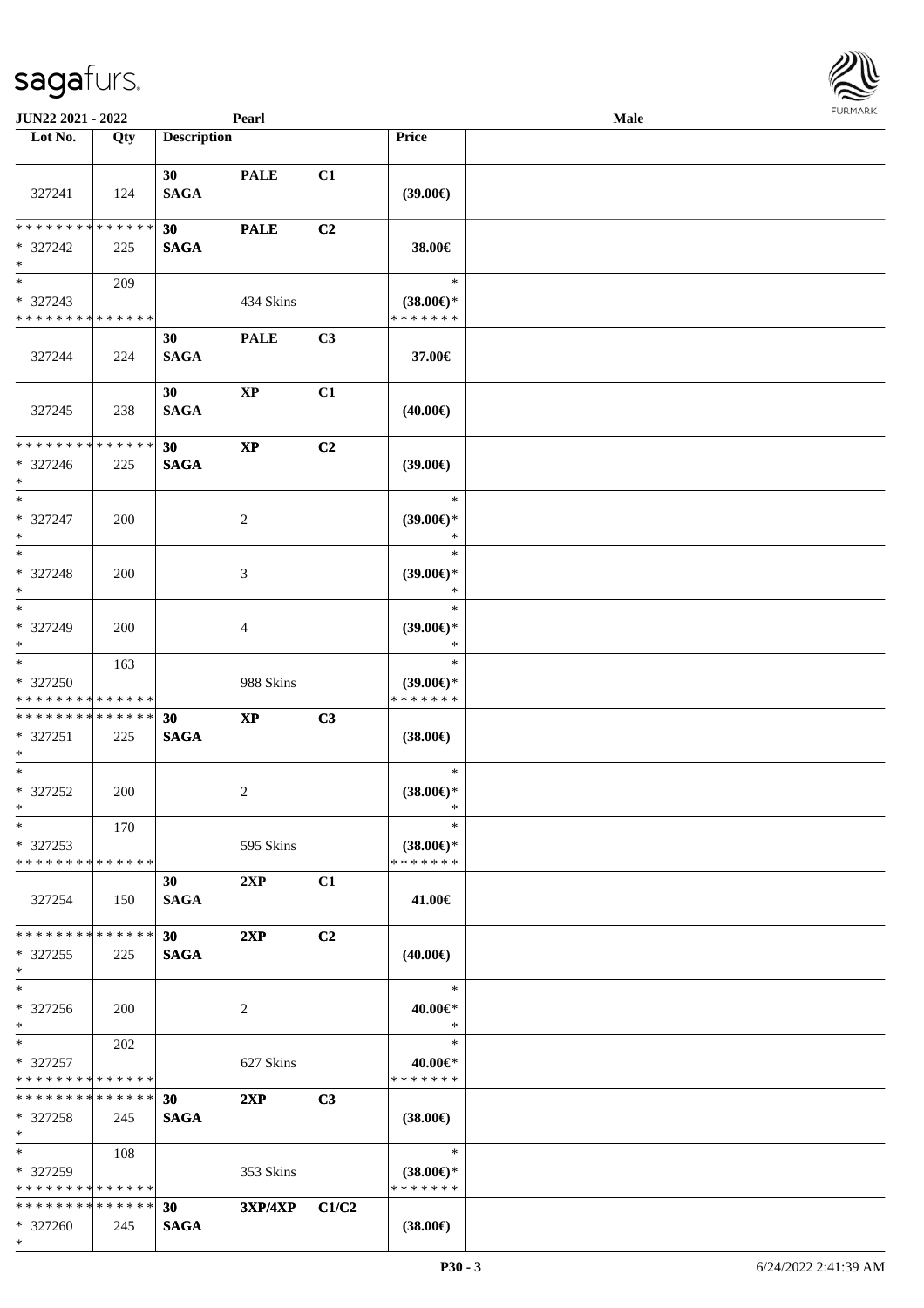| Lot No. | Qty | Description | | | Price | |
|---|---|---|---|---|---|---|
| 327241 | 124 | 30 SAGA | PALE | C1 | (39.00€) | |
| * * * * * * * * * * * * * * * 327242 * | 225 | 30 SAGA | PALE | C2 | 38.00€ | |
| * * 327243 * * * * * * * * * * * * * * | 209 | | 434 Skins | | * (38.00€)* * * * * * * * | |
| 327244 | 224 | 30 SAGA | PALE | C3 | 37.00€ | |
| 327245 | 238 | 30 SAGA | XP | C1 | (40.00€) | |
| * * * * * * * * * * * * * * * 327246 * | 225 | 30 SAGA | XP | C2 | (39.00€) | |
| * * 327247 * | 200 | | 2 | | * (39.00€)* * | |
| * * 327248 * | 200 | | 3 | | * (39.00€)* * | |
| * * 327249 * | 200 | | 4 | | * (39.00€)* * | |
| * * 327250 * * * * * * * * * * * * * * | 163 | | 988 Skins | | * (39.00€)* * * * * * * * | |
| * * * * * * * * * * * * * * * 327251 * | 225 | 30 SAGA | XP | C3 | (38.00€) | |
| * * 327252 * | 200 | | 2 | | * (38.00€)* * | |
| * * 327253 * * * * * * * * * * * * * * | 170 | | 595 Skins | | * (38.00€)* * * * * * * * | |
| 327254 | 150 | 30 SAGA | 2XP | C1 | 41.00€ | |
| * * * * * * * * * * * * * * * 327255 * | 225 | 30 SAGA | 2XP | C2 | (40.00€) | |
| * * 327256 * | 200 | | 2 | | * 40.00€* * | |
| * * 327257 * * * * * * * * * * * * * * | 202 | | 627 Skins | | * 40.00€* * * * * * * * | |
| * * * * * * * * * * * * * * * 327258 * | 245 | 30 SAGA | 2XP | C3 | (38.00€) | |
| * * 327259 * * * * * * * * * * * * * * | 108 | | 353 Skins | | * (38.00€)* * * * * * * * | |
| * * * * * * * * * * * * * * * 327260 * | 245 | 30 SAGA | 3XP/4XP | C1/C2 | (38.00€) | |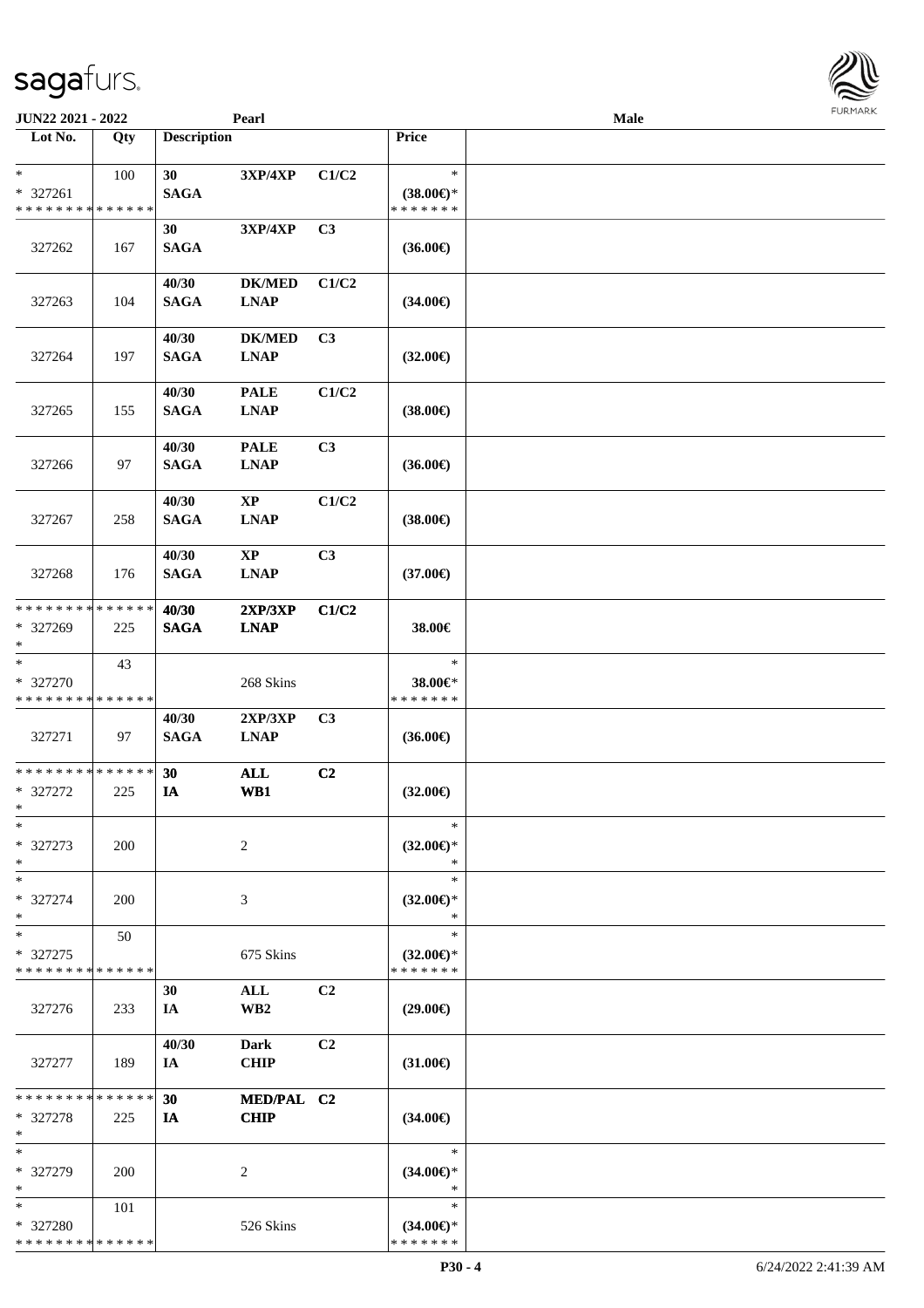**JUN22 2021 - 2022** **Pearl** **Male**

| Lot No. | Qty | Description | | | Price | |
|---|---|---|---|---|---|---|
| * | 100 | 30 | 3XP/4XP | C1/C2 | * | |
| * 327261 | | SAGA | | | (38.00€)* | |
| * * * * * * * * * * * * * * | | | | | * * * * * * * | |
| 327262 | 167 | 30<br>SAGA | 3XP/4XP | C3 | (36.00€) | |
| 327263 | 104 | 40/30<br>SAGA | DK/MED<br>LNAP | C1/C2 | (34.00€) | |
| 327264 | 197 | 40/30<br>SAGA | DK/MED<br>LNAP | C3 | (32.00€) | |
| 327265 | 155 | 40/30<br>SAGA | PALE<br>LNAP | C1/C2 | (38.00€) | |
| 327266 | 97 | 40/30<br>SAGA | PALE<br>LNAP | C3 | (36.00€) | |
| 327267 | 258 | 40/30<br>SAGA | XP<br>LNAP | C1/C2 | (38.00€) | |
| 327268 | 176 | 40/30<br>SAGA | XP<br>LNAP | C3 | (37.00€) | |
| * * * * * * * * * * * * * * | | 40/30 | 2XP/3XP | C1/C2 | | |
| * 327269 | 225 | SAGA | LNAP | | 38.00€ | |
| * | | | | | | |
| * | 43 | | | | * | |
| * 327270 | | | 268 Skins | | 38.00€* | |
| * * * * * * * * * * * * * * | | | | | * * * * * * * | |
| 327271 | 97 | 40/30<br>SAGA | 2XP/3XP<br>LNAP | C3 | (36.00€) | |
| * * * * * * * * * * * * * * | | 30 | ALL | C2 | | |
| * 327272 | 225 | IA | WB1 | | (32.00€) | |
| * | | | | | | |
| * | | | | | * | |
| * 327273 | 200 | | 2 | | (32.00€)* | |
| * | | | | | * | |
| * | | | | | * | |
| * 327274 | 200 | | 3 | | (32.00€)* | |
| * | | | | | * | |
| * | 50 | | | | * | |
| * 327275 | | | 675 Skins | | (32.00€)* | |
| * * * * * * * * * * * * * * | | | | | * * * * * * * | |
| 327276 | 233 | 30<br>IA | ALL<br>WB2 | C2 | (29.00€) | |
| 327277 | 189 | 40/30<br>IA | Dark<br>CHIP | C2 | (31.00€) | |
| * * * * * * * * * * * * * * | | 30 | MED/PAL | C2 | | |
| * 327278 | 225 | IA | CHIP | | (34.00€) | |
| * | | | | | | |
| * | | | | | * | |
| * 327279 | 200 | | 2 | | (34.00€)* | |
| * | | | | | * | |
| * | 101 | | | | * | |
| * 327280 | | | 526 Skins | | (34.00€)* | |
| * * * * * * * * * * * * * * | | | | | * * * * * * * | |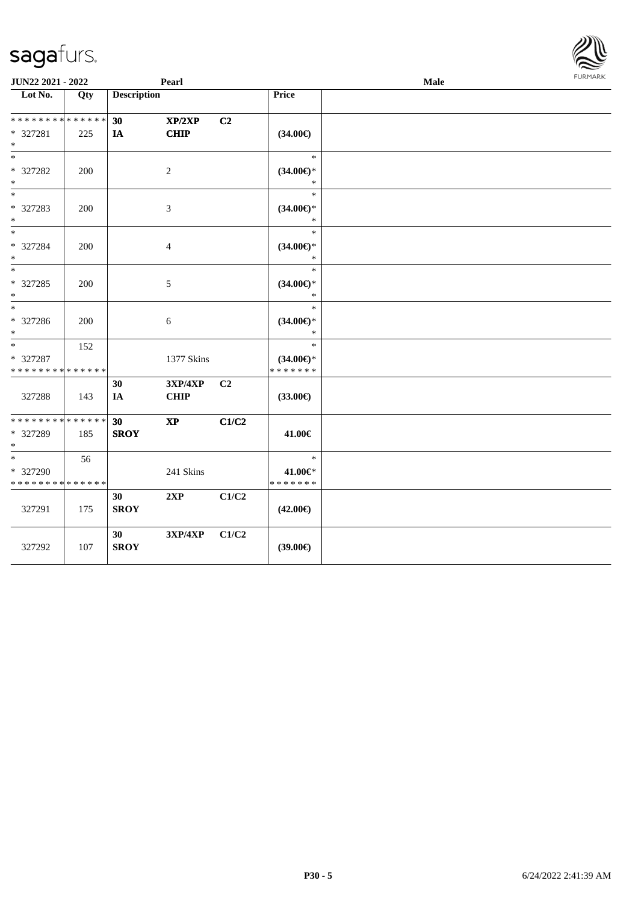| Lot No. | Qty | Description | | | Price | |
|---|---|---|---|---|---|---|
| ************** | | 30 | XP/2XP | C2 | | |
| * 327281 | 225 | IA | CHIP | | (34.00€) | |
| * | | | | | | |
| * | | | | | * | |
| * 327282 | 200 | | 2 | | (34.00€)* | |
| * | | | | | * | |
| * | | | | | * | |
| * 327283 | 200 | | 3 | | (34.00€)* | |
| * | | | | | * | |
| * | | | | | * | |
| * 327284 | 200 | | 4 | | (34.00€)* | |
| * | | | | | * | |
| * | | | | | * | |
| * 327285 | 200 | | 5 | | (34.00€)* | |
| * | | | | | * | |
| * | | | | | * | |
| * 327286 | 200 | | 6 | | (34.00€)* | |
| * | | | | | * | |
| * | 152 | | | | * | |
| * 327287 | | | 1377 Skins | | (34.00€)* | |
| ************** | | | | | ******* | |
| | | 30 | 3XP/4XP | C2 | | |
| 327288 | 143 | IA | CHIP | | (33.00€) | |
| ************** | | 30 | XP | C1/C2 | | |
| * 327289 | 185 | SROY | | | 41.00€ | |
| * | | | | | | |
| * | 56 | | | | * | |
| * 327290 | | | 241 Skins | | 41.00€* | |
| ************** | | | | | ******* | |
| | | 30 | 2XP | C1/C2 | | |
| 327291 | 175 | SROY | | | (42.00€) | |
| | | 30 | 3XP/4XP | C1/C2 | | |
| 327292 | 107 | SROY | | | (39.00€) | |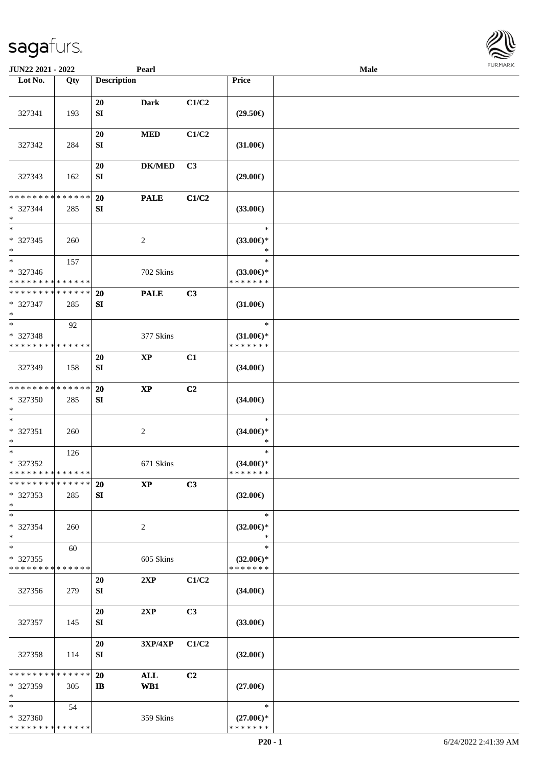JUN22 2021 - 2022 Pearl Male

| Lot No. | Qty | Description | | | Price | |
|---|---|---|---|---|---|---|
| 327341 | 193 | 20 SI | Dark | C1/C2 | (29.50€) | |
| 327342 | 284 | 20 SI | MED | C1/C2 | (31.00€) | |
| 327343 | 162 | 20 SI | DK/MED | C3 | (29.00€) | |
| * * * * * * * * * * * * * * * 327344 * | 285 | 20 SI | PALE | C1/C2 | (33.00€) | |
| * * 327345 * | 260 | | 2 | | * (33.00€)* * | |
| * * 327346 * * * * * * * * * * * * * * | 157 | | 702 Skins | | * (33.00€)* * * * * * * * | |
| * * * * * * * * * * * * * * * 327347 * | 285 | 20 SI | PALE | C3 | (31.00€) | |
| * * 327348 * * * * * * * * * * * * * * | 92 | | 377 Skins | | * (31.00€)* * * * * * * * | |
| 327349 | 158 | 20 SI | XP | C1 | (34.00€) | |
| * * * * * * * * * * * * * * * 327350 * | 285 | 20 SI | XP | C2 | (34.00€) | |
| * * 327351 * | 260 | | 2 | | * (34.00€)* * | |
| * * 327352 * * * * * * * * * * * * * * | 126 | | 671 Skins | | * (34.00€)* * * * * * * * | |
| * * * * * * * * * * * * * * * 327353 * | 285 | 20 SI | XP | C3 | (32.00€) | |
| * * 327354 * | 260 | | 2 | | * (32.00€)* * | |
| * * 327355 * * * * * * * * * * * * * * | 60 | | 605 Skins | | * (32.00€)* * * * * * * * | |
| 327356 | 279 | 20 SI | 2XP | C1/C2 | (34.00€) | |
| 327357 | 145 | 20 SI | 2XP | C3 | (33.00€) | |
| 327358 | 114 | 20 SI | 3XP/4XP | C1/C2 | (32.00€) | |
| * * * * * * * * * * * * * * * 327359 * | 305 | 20 IB | ALL WB1 | C2 | (27.00€) | |
| * * 327360 * * * * * * * * * * * * * * | 54 | | 359 Skins | | * (27.00€)* * * * * * * * | |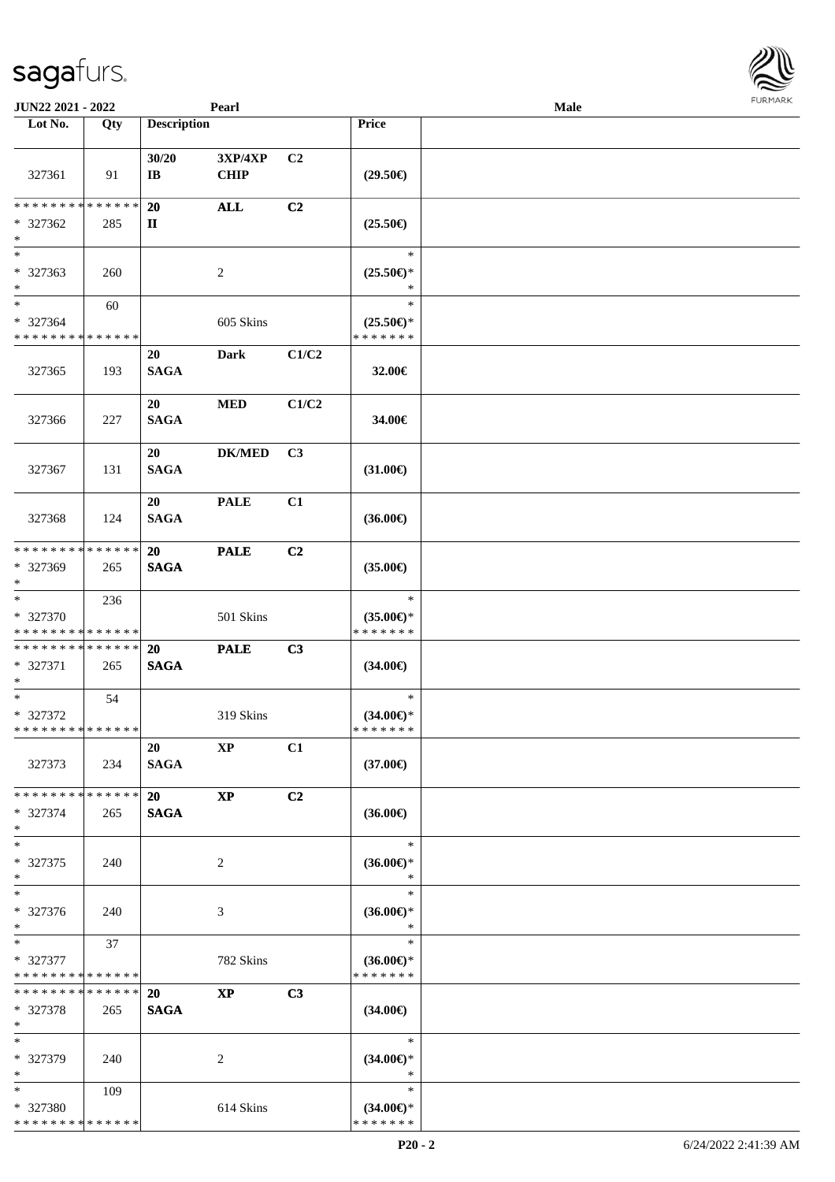JUN22 2021 - 2022 | Pearl | Male

| Lot No. | Qty | Description | | | Price | |
|---|---|---|---|---|---|---|
| 327361 | 91 | 30/20 IB | 3XP/4XP CHIP | C2 | (29.50€) | |
| * * * * * * * * * * * * * * * 327362 * | 285 | 20 II | ALL | C2 | (25.50€) | |
| * * 327363 * | 260 | | 2 | | * (25.50€)* * | |
| * * 327364 * * * * * * * * * * * * * * | 60 | | 605 Skins | | * (25.50€)* * * * * * * * | |
| 327365 | 193 | 20 SAGA | Dark | C1/C2 | 32.00€ | |
| 327366 | 227 | 20 SAGA | MED | C1/C2 | 34.00€ | |
| 327367 | 131 | 20 SAGA | DK/MED | C3 | (31.00€) | |
| 327368 | 124 | 20 SAGA | PALE | C1 | (36.00€) | |
| * * * * * * * * * * * * * * * 327369 * | 265 | 20 SAGA | PALE | C2 | (35.00€) | |
| * * 327370 * * * * * * * * * * * * * * | 236 | | 501 Skins | | * (35.00€)* * * * * * * * | |
| * * * * * * * * * * * * * * * 327371 * | 265 | 20 SAGA | PALE | C3 | (34.00€) | |
| * * 327372 * * * * * * * * * * * * * * | 54 | | 319 Skins | | * (34.00€)* * * * * * * * | |
| 327373 | 234 | 20 SAGA | XP | C1 | (37.00€) | |
| * * * * * * * * * * * * * * * 327374 * | 265 | 20 SAGA | XP | C2 | (36.00€) | |
| * * 327375 * | 240 | | 2 | | * (36.00€)* * | |
| * * 327376 * | 240 | | 3 | | * (36.00€)* * | |
| * * 327377 * * * * * * * * * * * * * * | 37 | | 782 Skins | | * (36.00€)* * * * * * * * | |
| * * * * * * * * * * * * * * * 327378 * | 265 | 20 SAGA | XP | C3 | (34.00€) | |
| * * 327379 * | 240 | | 2 | | * (34.00€)* * | |
| * * 327380 * * * * * * * * * * * * * * | 109 | | 614 Skins | | * (34.00€)* * * * * * * * | |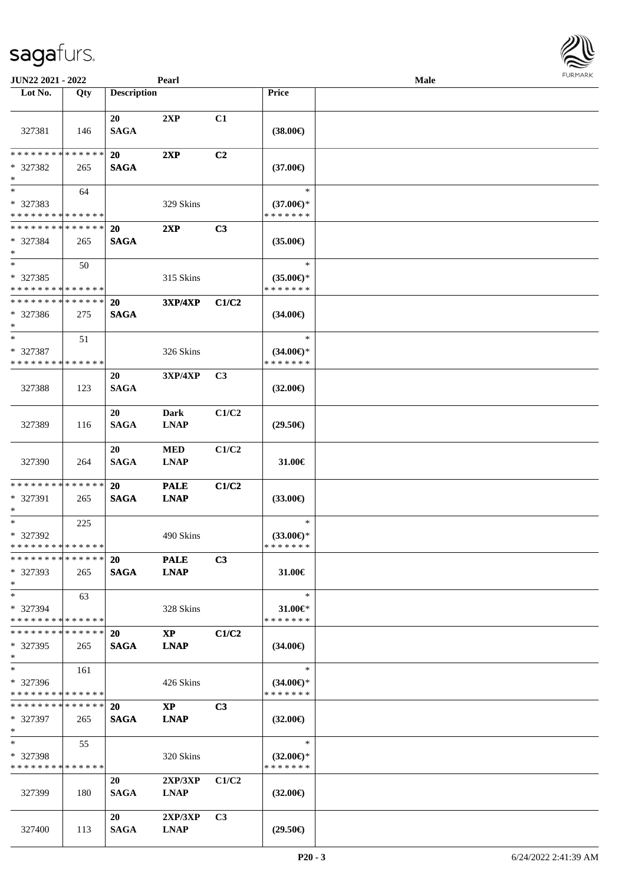JUN22 2021 - 2022 | Pearl | Male

| Lot No. | Qty | Description | | | Price | |
|---|---|---|---|---|---|---|
| 327381 | 146 | 20 SAGA | 2XP | C1 | (38.00€) | |
| * * * * * * * * * * * * * * * 327382 * | 265 | 20 SAGA | 2XP | C2 | (37.00€) | |
| * * 327383 * * * * * * * * * * * * * * | 64 | | 329 Skins | | * (37.00€)* * * * * * * * | |
| * * * * * * * * * * * * * * * 327384 * | 265 | 20 SAGA | 2XP | C3 | (35.00€) | |
| * * 327385 * * * * * * * * * * * * * * | 50 | | 315 Skins | | * (35.00€)* * * * * * * * | |
| * * * * * * * * * * * * * * * 327386 * | 275 | 20 SAGA | 3XP/4XP | C1/C2 | (34.00€) | |
| * * 327387 * * * * * * * * * * * * * * | 51 | | 326 Skins | | * (34.00€)* * * * * * * * | |
| 327388 | 123 | 20 SAGA | 3XP/4XP | C3 | (32.00€) | |
| 327389 | 116 | 20 SAGA | Dark LNAP | C1/C2 | (29.50€) | |
| 327390 | 264 | 20 SAGA | MED LNAP | C1/C2 | 31.00€ | |
| * * * * * * * * * * * * * * * 327391 * | 265 | 20 SAGA | PALE LNAP | C1/C2 | (33.00€) | |
| * * 327392 * * * * * * * * * * * * * * | 225 | | 490 Skins | | * (33.00€)* * * * * * * * | |
| * * * * * * * * * * * * * * * 327393 * | 265 | 20 SAGA | PALE LNAP | C3 | 31.00€ | |
| * * 327394 * * * * * * * * * * * * * * | 63 | | 328 Skins | | * 31.00€* * * * * * * * | |
| * * * * * * * * * * * * * * * 327395 * | 265 | 20 SAGA | XP LNAP | C1/C2 | (34.00€) | |
| * * 327396 * * * * * * * * * * * * * * | 161 | | 426 Skins | | * (34.00€)* * * * * * * * | |
| * * * * * * * * * * * * * * * 327397 * | 265 | 20 SAGA | XP LNAP | C3 | (32.00€) | |
| * * 327398 * * * * * * * * * * * * * * | 55 | | 320 Skins | | * (32.00€)* * * * * * * * | |
| 327399 | 180 | 20 SAGA | 2XP/3XP LNAP | C1/C2 | (32.00€) | |
| 327400 | 113 | 20 SAGA | 2XP/3XP LNAP | C3 | (29.50€) | |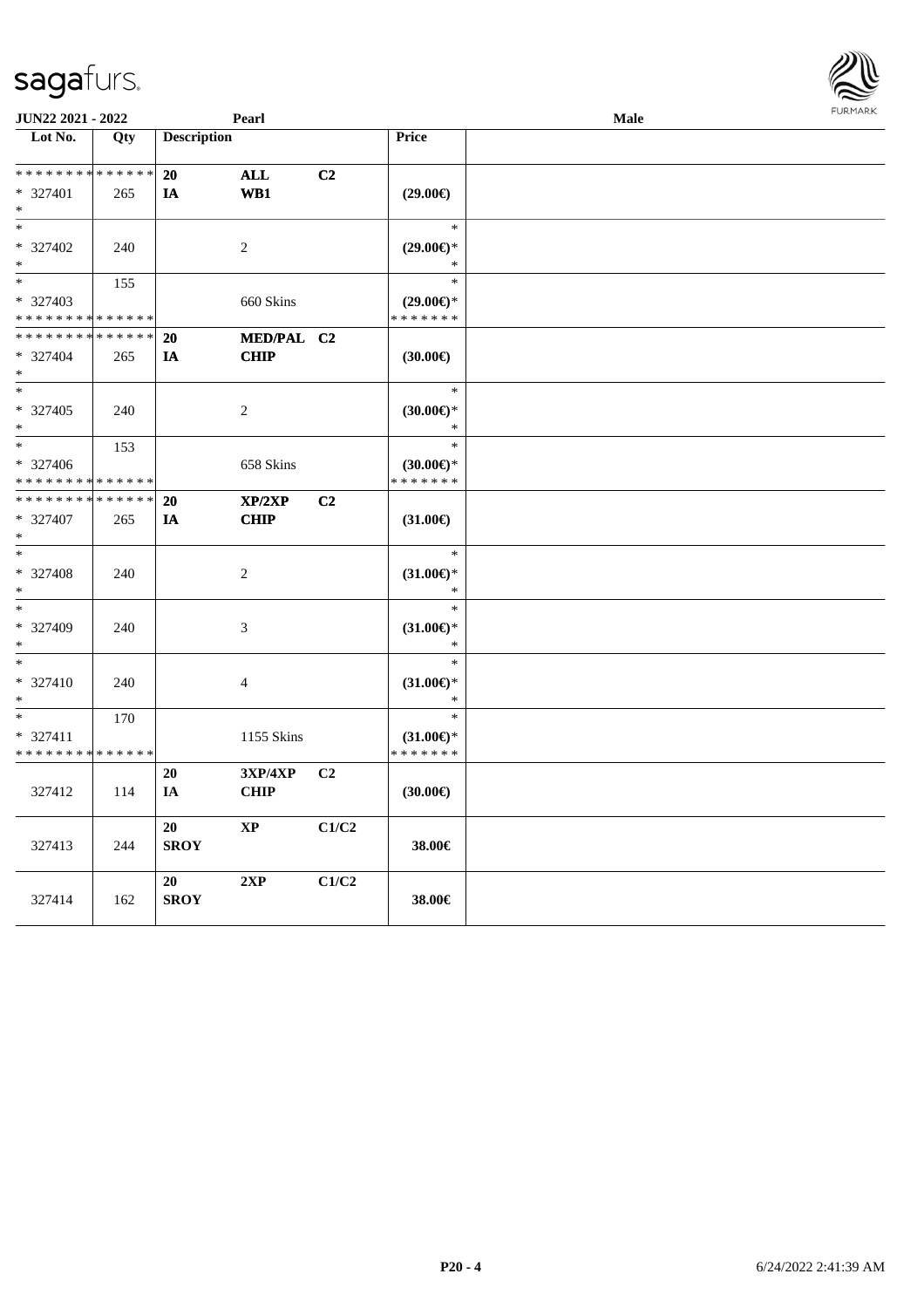JUN22 2021 - 2022 Pearl Male

| Lot No. | Qty | Description | | | Price | |
|---|---|---|---|---|---|---|
| * * * * * * * * * * * * * * | | 20 | ALL | C2 | | |
| * 327401 | 265 | IA | WB1 | | (29.00€) | |
| * | | | | | | |
| * | | | | | * | |
| * 327402 | 240 | | 2 | | (29.00€)* | |
| * | | | | | * | |
| * | 155 | | | | * | |
| * 327403 | | | 660 Skins | | (29.00€)* | |
| * * * * * * * * * * * * * * | | | | | * * * * * * * | |
| * * * * * * * * * * * * * * | | 20 | MED/PAL | C2 | | |
| * 327404 | 265 | IA | CHIP | | (30.00€) | |
| * | | | | | | |
| * | | | | | * | |
| * 327405 | 240 | | 2 | | (30.00€)* | |
| * | | | | | * | |
| * | 153 | | | | * | |
| * 327406 | | | 658 Skins | | (30.00€)* | |
| * * * * * * * * * * * * * * | | | | | * * * * * * * | |
| * * * * * * * * * * * * * * | | 20 | XP/2XP | C2 | | |
| * 327407 | 265 | IA | CHIP | | (31.00€) | |
| * | | | | | | |
| * | | | | | * | |
| * 327408 | 240 | | 2 | | (31.00€)* | |
| * | | | | | * | |
| * | | | | | * | |
| * 327409 | 240 | | 3 | | (31.00€)* | |
| * | | | | | * | |
| * | | | | | * | |
| * 327410 | 240 | | 4 | | (31.00€)* | |
| * | | | | | * | |
| * | 170 | | | | * | |
| * 327411 | | | 1155 Skins | | (31.00€)* | |
| * * * * * * * * * * * * * * | | | | | * * * * * * * | |
| | | 20 | 3XP/4XP | C2 | | |
| 327412 | 114 | IA | CHIP | | (30.00€) | |
| | | 20 | XP | C1/C2 | | |
| 327413 | 244 | SROY | | | 38.00€ | |
| | | 20 | 2XP | C1/C2 | | |
| 327414 | 162 | SROY | | | 38.00€ | |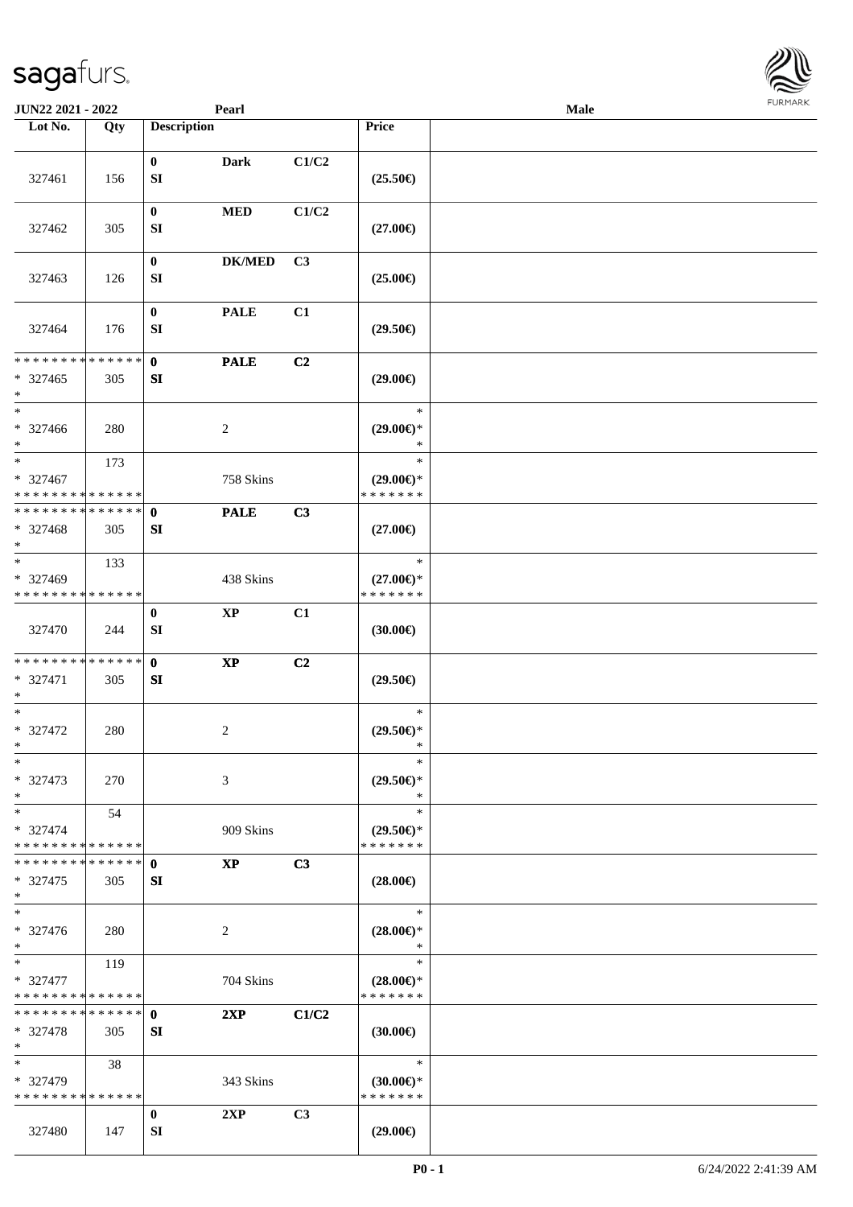JUN22 2021 - 2022 | Pearl | Male

| Lot No. | Qty | Description | | | Price | |
|---|---|---|---|---|---|---|
| 327461 | 156 | 0 SI | Dark | C1/C2 | (25.50€) | |
| 327462 | 305 | 0 SI | MED | C1/C2 | (27.00€) | |
| 327463 | 126 | 0 SI | DK/MED | C3 | (25.00€) | |
| 327464 | 176 | 0 SI | PALE | C1 | (29.50€) | |
| * * * * * * * * * * * * * * * 327465 * | 305 | 0 SI | PALE | C2 | (29.00€) | |
| * 327466 * | 280 | | 2 | | * (29.00€)* * | |
| * 327467 * * * * * * * * * * * * * * | 173 | | 758 Skins | | * (29.00€)* * * * * * * * | |
| * * * * * * * * * * * * * * * 327468 * | 305 | 0 SI | PALE | C3 | (27.00€) | |
| * 327469 * * * * * * * * * * * * * * | 133 | | 438 Skins | | * (27.00€)* * * * * * * * | |
| 327470 | 244 | 0 SI | XP | C1 | (30.00€) | |
| * * * * * * * * * * * * * * * 327471 * | 305 | 0 SI | XP | C2 | (29.50€) | |
| * 327472 * | 280 | | 2 | | * (29.50€)* * | |
| * 327473 * | 270 | | 3 | | * (29.50€)* * | |
| * 327474 * * * * * * * * * * * * * * | 54 | | 909 Skins | | * (29.50€)* * * * * * * * | |
| * * * * * * * * * * * * * * * 327475 * | 305 | 0 SI | XP | C3 | (28.00€) | |
| * 327476 * | 280 | | 2 | | * (28.00€)* * | |
| * 327477 * * * * * * * * * * * * * * | 119 | | 704 Skins | | * (28.00€)* * * * * * * * | |
| * * * * * * * * * * * * * * * 327478 * | 305 | 0 SI | 2XP | C1/C2 | (30.00€) | |
| * 327479 * * * * * * * * * * * * * * | 38 | | 343 Skins | | * (30.00€)* * * * * * * * | |
| 327480 | 147 | 0 SI | 2XP | C3 | (29.00€) | |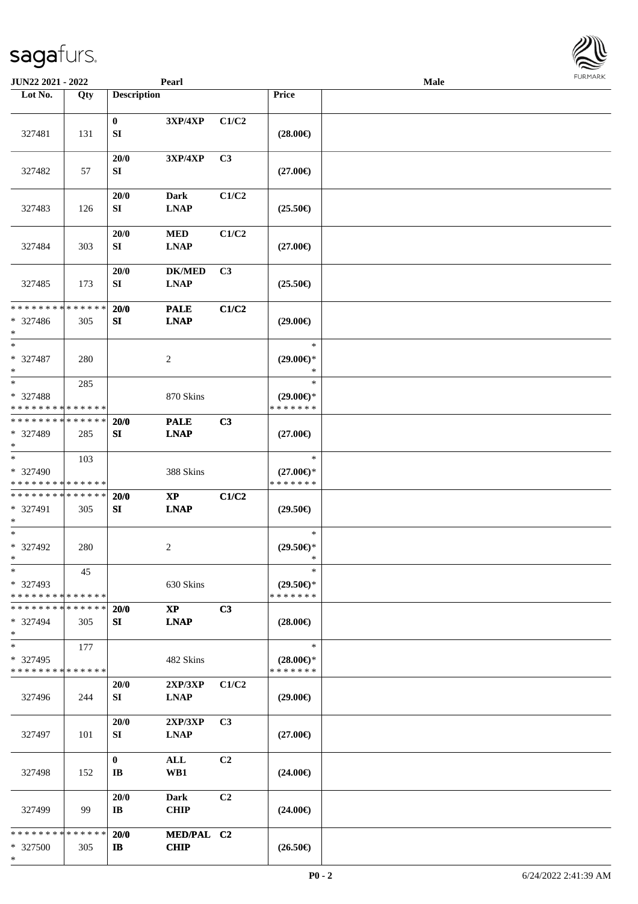| Lot No. | Qty | Description | | | Price | |
|---|---|---|---|---|---|---|
| 327481 | 131 | 0<br>SI | 3XP/4XP | C1/C2 | (28.00€) | |
| 327482 | 57 | 20/0<br>SI | 3XP/4XP | C3 | (27.00€) | |
| 327483 | 126 | 20/0<br>SI | Dark<br>LNAP | C1/C2 | (25.50€) | |
| 327484 | 303 | 20/0<br>SI | MED<br>LNAP | C1/C2 | (27.00€) | |
| 327485 | 173 | 20/0<br>SI | DK/MED<br>LNAP | C3 | (25.50€) | |
| * * * * * * * * * * * * * *<br>* 327486<br>* | 305 | 20/0<br>SI | PALE<br>LNAP | C1/C2 | (29.00€) | |
| *<br>* 327487<br>* | 280 | | 2 | | *<br>(29.00€)*<br>* | |
| *<br>* 327488<br>* * * * * * * * * * * * * * | 285 | | 870 Skins | | *<br>(29.00€)*<br>* * * * * * * | |
| * * * * * * * * * * * * * *<br>* 327489<br>* | 285 | 20/0<br>SI | PALE<br>LNAP | C3 | (27.00€) | |
| *<br>* 327490<br>* * * * * * * * * * * * * * | 103 | | 388 Skins | | *<br>(27.00€)*<br>* * * * * * * | |
| * * * * * * * * * * * * * *<br>* 327491<br>* | 305 | 20/0<br>SI | XP<br>LNAP | C1/C2 | (29.50€) | |
| *<br>* 327492<br>* | 280 | | 2 | | *<br>(29.50€)*<br>* | |
| *<br>* 327493<br>* * * * * * * * * * * * * * | 45 | | 630 Skins | | *<br>(29.50€)*<br>* * * * * * * | |
| * * * * * * * * * * * * * *<br>* 327494<br>* | 305 | 20/0<br>SI | XP<br>LNAP | C3 | (28.00€) | |
| *<br>* 327495<br>* * * * * * * * * * * * * * | 177 | | 482 Skins | | *<br>(28.00€)*<br>* * * * * * * | |
| 327496 | 244 | 20/0<br>SI | 2XP/3XP<br>LNAP | C1/C2 | (29.00€) | |
| 327497 | 101 | 20/0<br>SI | 2XP/3XP<br>LNAP | C3 | (27.00€) | |
| 327498 | 152 | 0<br>IB | ALL<br>WB1 | C2 | (24.00€) | |
| 327499 | 99 | 20/0<br>IB | Dark<br>CHIP | C2 | (24.00€) | |
| * * * * * * * * * * * * * *<br>* 327500<br>* | 305 | 20/0<br>IB | MED/PAL<br>CHIP | C2 | (26.50€) | |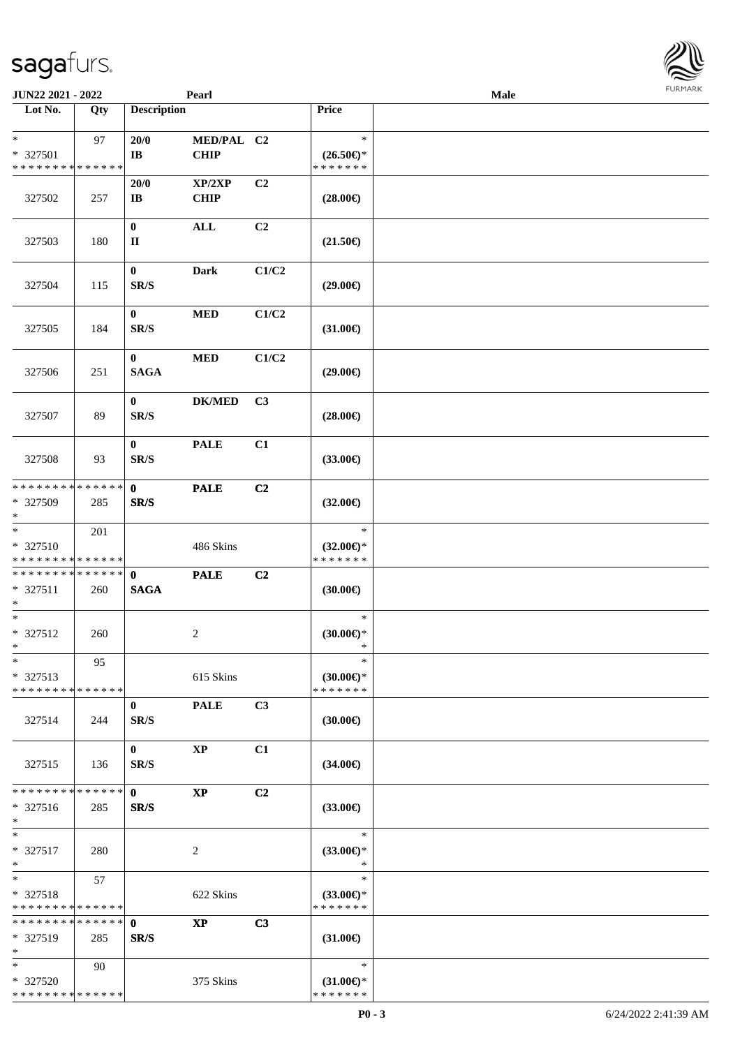| Lot No. | Qty | Description | | | Price |
|---|---|---|---|---|---|
| * <br> * 327501 <br> * * * * * * * * * * * * * * | 97 | 20/0 <br> IB | MED/PAL <br> CHIP | C2 | * <br> (26.50€)* <br> * * * * * * * |
| 327502 | 257 | 20/0 <br> IB | XP/2XP <br> CHIP | C2 | (28.00€) |
| 327503 | 180 | 0 <br> II | ALL | C2 | (21.50€) |
| 327504 | 115 | 0 <br> SR/S | Dark | C1/C2 | (29.00€) |
| 327505 | 184 | 0 <br> SR/S | MED | C1/C2 | (31.00€) |
| 327506 | 251 | 0 <br> SAGA | MED | C1/C2 | (29.00€) |
| 327507 | 89 | 0 <br> SR/S | DK/MED | C3 | (28.00€) |
| 327508 | 93 | 0 <br> SR/S | PALE | C1 | (33.00€) |
| * * * * * * * * * * * * * * <br> * 327509 <br> * | 285 | 0 <br> SR/S | PALE | C2 | (32.00€) |
| * <br> * 327510 <br> * * * * * * * * * * * * * * | 201 | | 486 Skins | | * <br> (32.00€)* <br> * * * * * * * |
| * * * * * * * * * * * * * * <br> * 327511 <br> * | 260 | 0 <br> SAGA | PALE | C2 | (30.00€) |
| * <br> * 327512 <br> * | 260 | | 2 | | * <br> (30.00€)* <br> * |
| * <br> * 327513 <br> * * * * * * * * * * * * * * | 95 | | 615 Skins | | * <br> (30.00€)* <br> * * * * * * * |
| 327514 | 244 | 0 <br> SR/S | PALE | C3 | (30.00€) |
| 327515 | 136 | 0 <br> SR/S | XP | C1 | (34.00€) |
| * * * * * * * * * * * * * * <br> * 327516 <br> * | 285 | 0 <br> SR/S | XP | C2 | (33.00€) |
| * <br> * 327517 <br> * | 280 | | 2 | | * <br> (33.00€)* <br> * |
| * <br> * 327518 <br> * * * * * * * * * * * * * * | 57 | | 622 Skins | | * <br> (33.00€)* <br> * * * * * * * |
| * * * * * * * * * * * * * * <br> * 327519 <br> * | 285 | 0 <br> SR/S | XP | C3 | (31.00€) |
| * <br> * 327520 <br> * * * * * * * * * * * * * * | 90 | | 375 Skins | | * <br> (31.00€)* <br> * * * * * * * |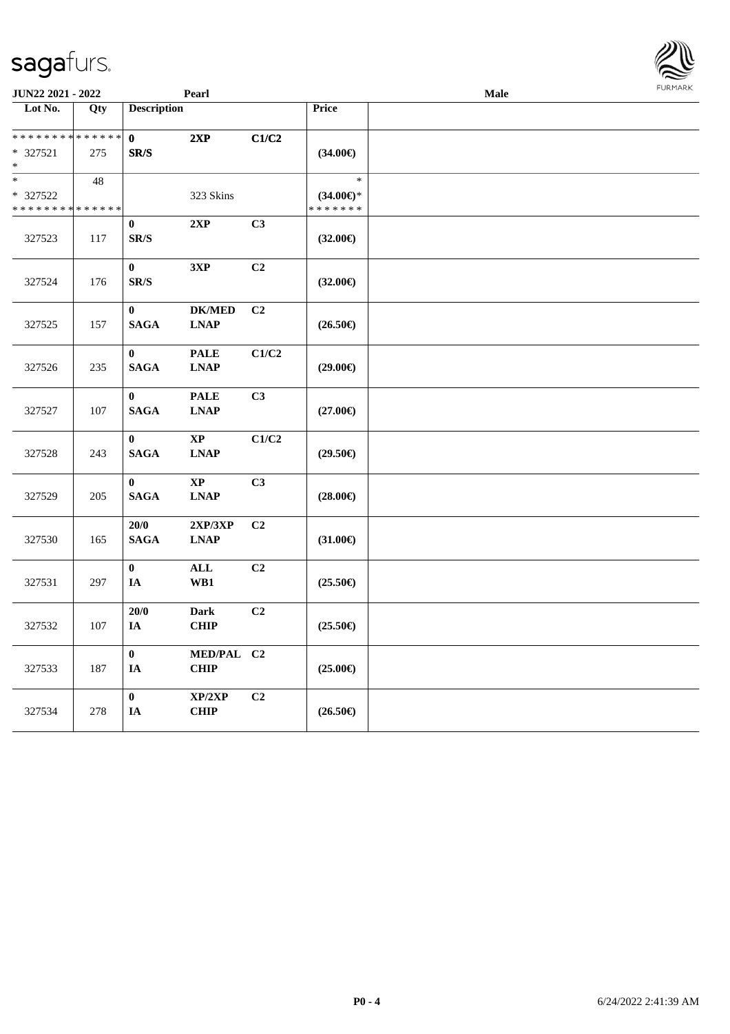| Lot No. | Qty | Description | | | Price | |
|---|---|---|---|---|---|---|
| ************** | | 0 | 2XP | C1/C2 | | |
| * 327521 | 275 | SR/S | | | (34.00€) | |
| * | | | | | | |
| * | 48 | | | | * | |
| * 327522 | | | 323 Skins | | (34.00€)* | |
| ************** | | | | | ******* | |
| 327523 | 117 | 0<br>SR/S | 2XP | C3 | (32.00€) | |
| 327524 | 176 | 0<br>SR/S | 3XP | C2 | (32.00€) | |
| 327525 | 157 | 0<br>SAGA | DK/MED<br>LNAP | C2 | (26.50€) | |
| 327526 | 235 | 0<br>SAGA | PALE<br>LNAP | C1/C2 | (29.00€) | |
| 327527 | 107 | 0<br>SAGA | PALE<br>LNAP | C3 | (27.00€) | |
| 327528 | 243 | 0<br>SAGA | XP<br>LNAP | C1/C2 | (29.50€) | |
| 327529 | 205 | 0<br>SAGA | XP<br>LNAP | C3 | (28.00€) | |
| 327530 | 165 | 20/0<br>SAGA | 2XP/3XP<br>LNAP | C2 | (31.00€) | |
| 327531 | 297 | 0<br>IA | ALL<br>WB1 | C2 | (25.50€) | |
| 327532 | 107 | 20/0<br>IA | Dark<br>CHIP | C2 | (25.50€) | |
| 327533 | 187 | 0<br>IA | MED/PAL<br>CHIP | C2 | (25.00€) | |
| 327534 | 278 | 0<br>IA | XP/2XP<br>CHIP | C2 | (26.50€) | |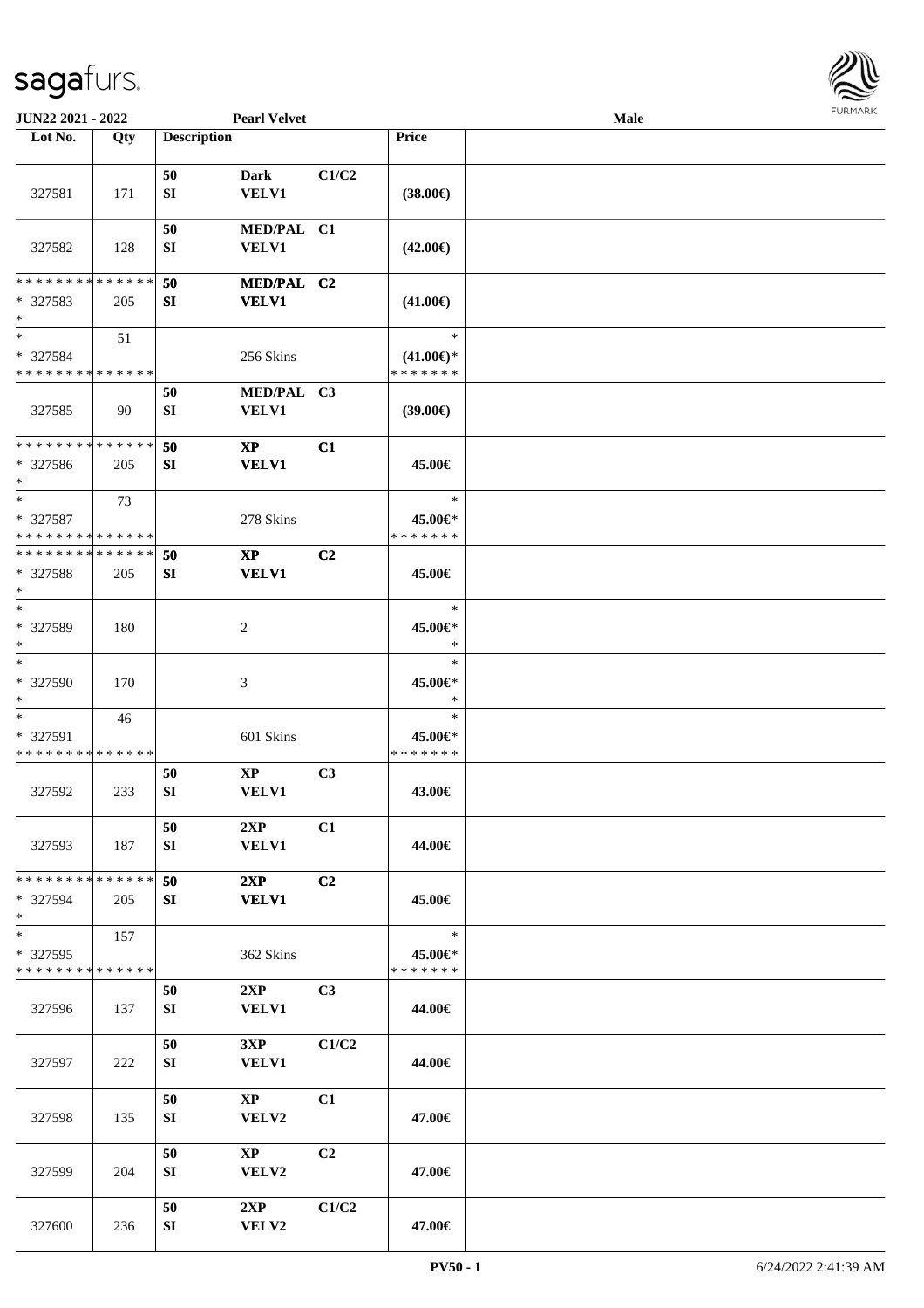**JUN22 2021 - 2022** **Pearl Velvet** **Male**

| Lot No. | Qty | Description | | | Price | |
|---|---|---|---|---|---|---|
| 327581 | 171 | 50 SI | Dark VELV1 | C1/C2 | (38.00€) | |
| 327582 | 128 | 50 SI | MED/PAL VELV1 | C1 | (42.00€) | |
| * * * * * * * * * * * * * * * 327583 * | 205 | 50 SI | MED/PAL VELV1 | C2 | (41.00€) | |
| * * 327584 * * * * * * * * * * * * * * | 51 | | 256 Skins | | * (41.00€)* * * * * * * * | |
| 327585 | 90 | 50 SI | MED/PAL VELV1 | C3 | (39.00€) | |
| * * * * * * * * * * * * * * * 327586 * | 205 | 50 SI | XP VELV1 | C1 | 45.00€ | |
| * * 327587 * * * * * * * * * * * * * * | 73 | | 278 Skins | | * 45.00€* * * * * * * * | |
| * * * * * * * * * * * * * * * 327588 * | 205 | 50 SI | XP VELV1 | C2 | 45.00€ | |
| * * 327589 * | 180 | | 2 | | * 45.00€* * | |
| * * 327590 * | 170 | | 3 | | * 45.00€* * | |
| * * 327591 * * * * * * * * * * * * * * | 46 | | 601 Skins | | * 45.00€* * * * * * * * | |
| 327592 | 233 | 50 SI | XP VELV1 | C3 | 43.00€ | |
| 327593 | 187 | 50 SI | 2XP VELV1 | C1 | 44.00€ | |
| * * * * * * * * * * * * * * * 327594 * | 205 | 50 SI | 2XP VELV1 | C2 | 45.00€ | |
| * * 327595 * * * * * * * * * * * * * * | 157 | | 362 Skins | | * 45.00€* * * * * * * * | |
| 327596 | 137 | 50 SI | 2XP VELV1 | C3 | 44.00€ | |
| 327597 | 222 | 50 SI | 3XP VELV1 | C1/C2 | 44.00€ | |
| 327598 | 135 | 50 SI | XP VELV2 | C1 | 47.00€ | |
| 327599 | 204 | 50 SI | XP VELV2 | C2 | 47.00€ | |
| 327600 | 236 | 50 SI | 2XP VELV2 | C1/C2 | 47.00€ | |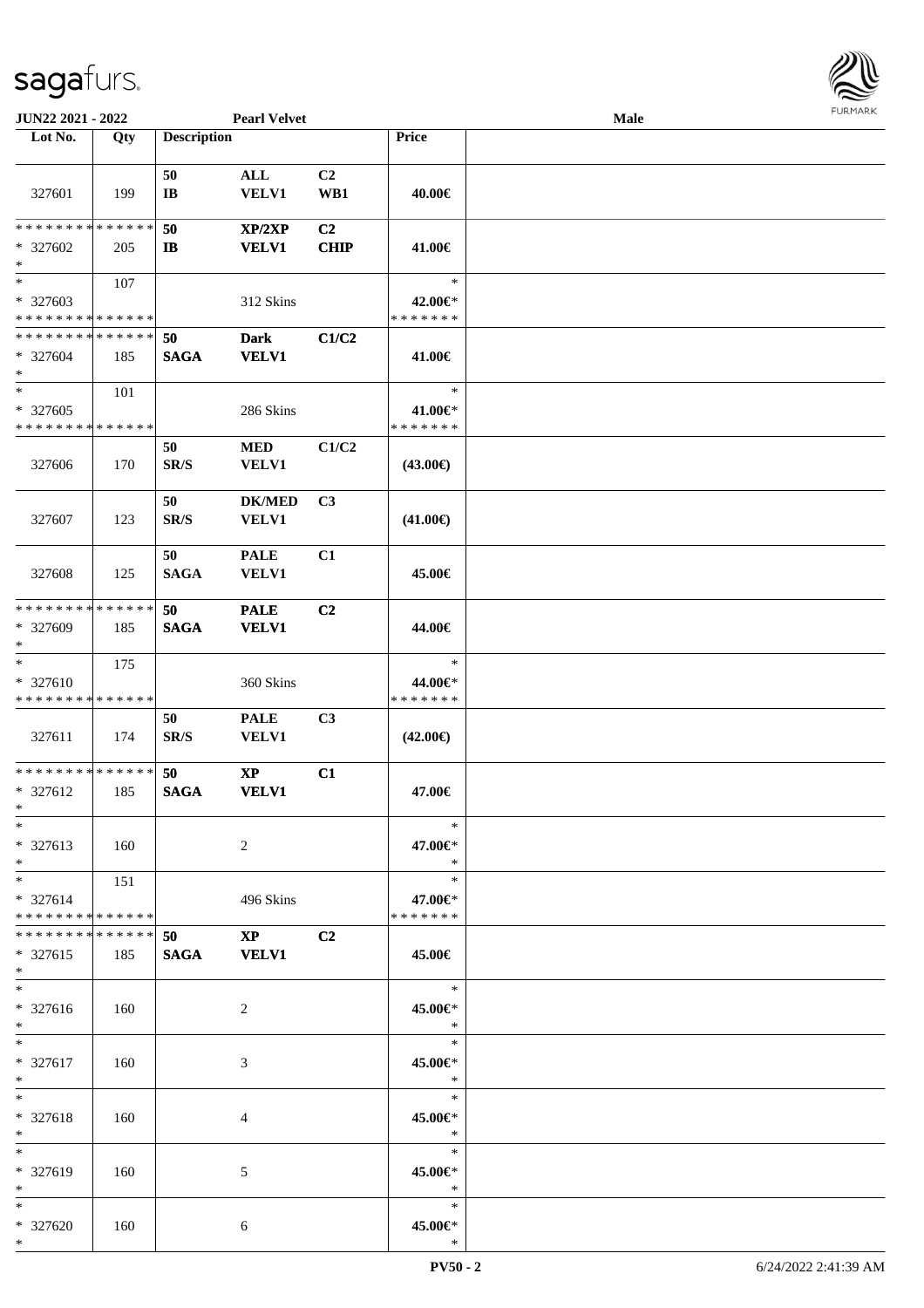**JUN22 2021 - 2022** **Pearl Velvet** **Male**

| Lot No. | Qty | Description | | | Price | |
|---|---|---|---|---|---|---|
| 327601 | 199 | 50 IB | ALL VELV1 | C2 WB1 | 40.00€ | |
| * * * * * * * * * * * * * * * 327602 * | 205 | 50 IB | XP/2XP VELV1 | C2 CHIP | 41.00€ | |
| * * 327603 * * * * * * * * * * * * * * | 107 | | 312 Skins | | * 42.00€* * * * * * * * | |
| * * * * * * * * * * * * * * * 327604 * | 185 | 50 SAGA | Dark VELV1 | C1/C2 | 41.00€ | |
| * * 327605 * * * * * * * * * * * * * * | 101 | | 286 Skins | | * 41.00€* * * * * * * * | |
| 327606 | 170 | 50 SR/S | MED VELV1 | C1/C2 | (43.00€) | |
| 327607 | 123 | 50 SR/S | DK/MED VELV1 | C3 | (41.00€) | |
| 327608 | 125 | 50 SAGA | PALE VELV1 | C1 | 45.00€ | |
| * * * * * * * * * * * * * * * 327609 * | 185 | 50 SAGA | PALE VELV1 | C2 | 44.00€ | |
| * * 327610 * * * * * * * * * * * * * * | 175 | | 360 Skins | | * 44.00€* * * * * * * * | |
| 327611 | 174 | 50 SR/S | PALE VELV1 | C3 | (42.00€) | |
| * * * * * * * * * * * * * * * 327612 * | 185 | 50 SAGA | XP VELV1 | C1 | 47.00€ | |
| * * 327613 * | 160 | | 2 | | * 47.00€* * | |
| * * 327614 * * * * * * * * * * * * * * | 151 | | 496 Skins | | * 47.00€* * * * * * * * | |
| * * * * * * * * * * * * * * * 327615 * | 185 | 50 SAGA | XP VELV1 | C2 | 45.00€ | |
| * * 327616 * | 160 | | 2 | | * 45.00€* * | |
| * * 327617 * | 160 | | 3 | | * 45.00€* * | |
| * * 327618 * | 160 | | 4 | | * 45.00€* * | |
| * * 327619 * | 160 | | 5 | | * 45.00€* * | |
| * * 327620 * | 160 | | 6 | | * 45.00€* * | |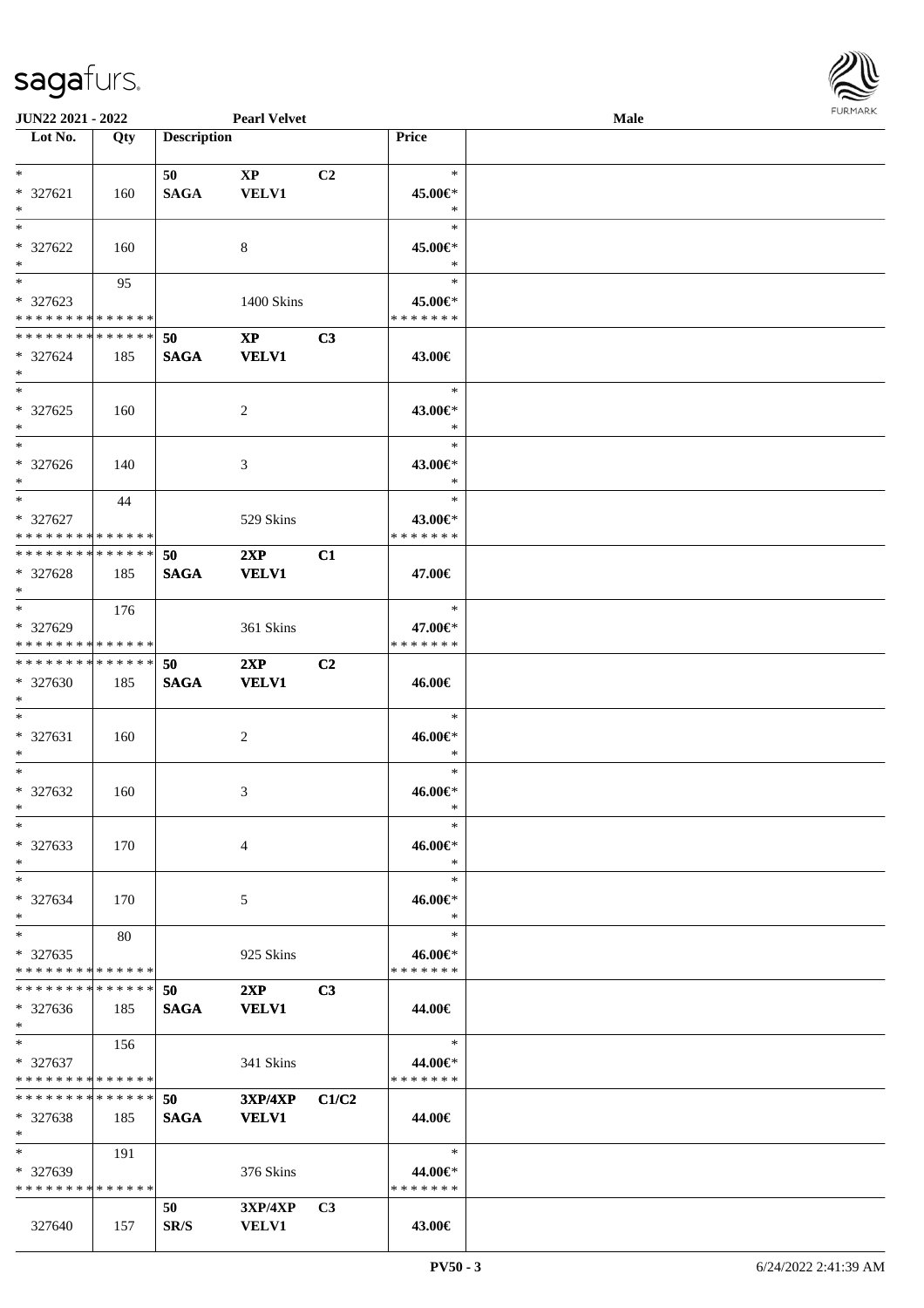| Lot No. | Qty | Description | | | Price | |
|---|---|---|---|---|---|---|
| * | | 50 | XP | C2 | * | |
| * 327621 | 160 | SAGA | VELV1 | | 45.00€* | |
| * | | | | | * | |
| * | | | | | * | |
| * 327622 | 160 | | 8 | | 45.00€* | |
| * | | | | | * | |
| * | 95 | | | | * | |
| * 327623 | | | 1400 Skins | | 45.00€* | |
| * * * * * * * * * * * * * * | | | | | * * * * * * * | |
| * * * * * * * * * * * * * * | | 50 | XP | C3 | | |
| * 327624 | 185 | SAGA | VELV1 | | 43.00€ | |
| * | | | | | | |
| * | | | | | * | |
| * 327625 | 160 | | 2 | | 43.00€* | |
| * | | | | | * | |
| * | | | | | * | |
| * 327626 | 140 | | 3 | | 43.00€* | |
| * | | | | | * | |
| * | 44 | | | | * | |
| * 327627 | | | 529 Skins | | 43.00€* | |
| * * * * * * * * * * * * * * | | | | | * * * * * * * | |
| * * * * * * * * * * * * * * | | 50 | 2XP | C1 | | |
| * 327628 | 185 | SAGA | VELV1 | | 47.00€ | |
| * | | | | | | |
| * | 176 | | | | * | |
| * 327629 | | | 361 Skins | | 47.00€* | |
| * * * * * * * * * * * * * * | | | | | * * * * * * * | |
| * * * * * * * * * * * * * * | | 50 | 2XP | C2 | | |
| * 327630 | 185 | SAGA | VELV1 | | 46.00€ | |
| * | | | | | | |
| * | | | | | * | |
| * 327631 | 160 | | 2 | | 46.00€* | |
| * | | | | | * | |
| * | | | | | * | |
| * 327632 | 160 | | 3 | | 46.00€* | |
| * | | | | | * | |
| * | | | | | * | |
| * 327633 | 170 | | 4 | | 46.00€* | |
| * | | | | | * | |
| * | | | | | * | |
| * 327634 | 170 | | 5 | | 46.00€* | |
| * | | | | | * | |
| * | 80 | | | | * | |
| * 327635 | | | 925 Skins | | 46.00€* | |
| * * * * * * * * * * * * * * | | | | | * * * * * * * | |
| * * * * * * * * * * * * * * | | 50 | 2XP | C3 | | |
| * 327636 | 185 | SAGA | VELV1 | | 44.00€ | |
| * | | | | | | |
| * | 156 | | | | * | |
| * 327637 | | | 341 Skins | | 44.00€* | |
| * * * * * * * * * * * * * * | | | | | * * * * * * * | |
| * * * * * * * * * * * * * * | | 50 | 3XP/4XP | C1/C2 | | |
| * 327638 | 185 | SAGA | VELV1 | | 44.00€ | |
| * | | | | | | |
| * | 191 | | | | * | |
| * 327639 | | | 376 Skins | | 44.00€* | |
| * * * * * * * * * * * * * * | | | | | * * * * * * * | |
| | | 50 | 3XP/4XP | C3 | | |
| 327640 | 157 | SR/S | VELV1 | | 43.00€ | |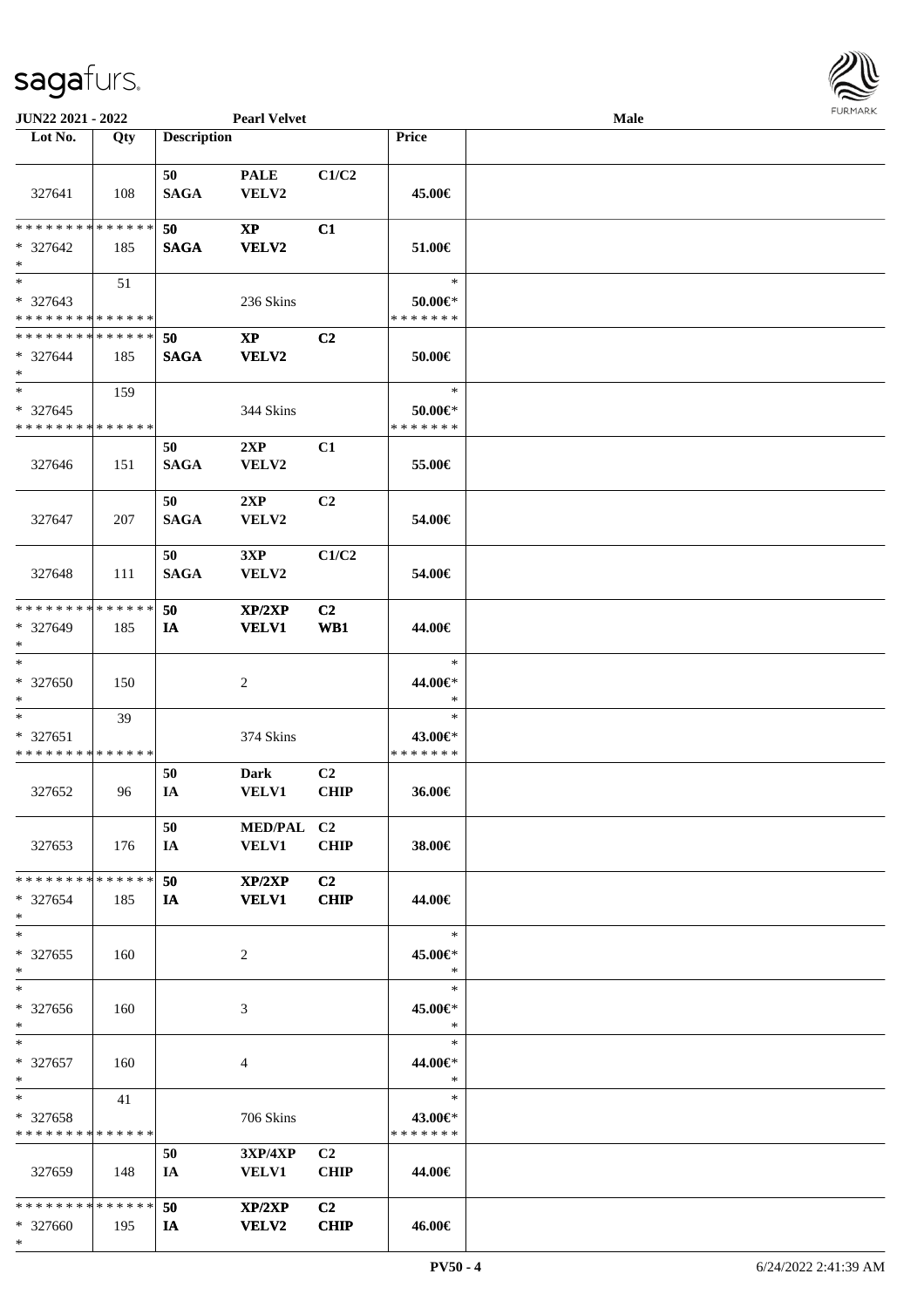| Lot No. | Qty | Description | | | Price | |
|---|---|---|---|---|---|---|
| 327641 | 108 | 50 SAGA | PALE VELV2 | C1/C2 | 45.00€ | |
| * * * * * * * * * * * * * * <br>* 327642<br>* | 185 | 50 SAGA | XP VELV2 | C1 | 51.00€ | |
| * <br>* 327643<br>* * * * * * * * * * * * * * | 51 | | 236 Skins | | * <br>50.00€*<br>* * * * * * * | |
| * * * * * * * * * * * * * * <br>* 327644<br>* | 185 | 50 SAGA | XP VELV2 | C2 | 50.00€ | |
| * <br>* 327645<br>* * * * * * * * * * * * * * | 159 | | 344 Skins | | * <br>50.00€*<br>* * * * * * * | |
| 327646 | 151 | 50 SAGA | 2XP VELV2 | C1 | 55.00€ | |
| 327647 | 207 | 50 SAGA | 2XP VELV2 | C2 | 54.00€ | |
| 327648 | 111 | 50 SAGA | 3XP VELV2 | C1/C2 | 54.00€ | |
| * * * * * * * * * * * * * * <br>* 327649<br>* | 185 | 50 IA | XP/2XP VELV1 | C2 WB1 | 44.00€ | |
| * <br>* 327650<br>* | 150 | | 2 | | * <br>44.00€*<br>* | |
| * <br>* 327651<br>* * * * * * * * * * * * * * | 39 | | 374 Skins | | * <br>43.00€*<br>* * * * * * * | |
| 327652 | 96 | 50 IA | Dark VELV1 | C2 CHIP | 36.00€ | |
| 327653 | 176 | 50 IA | MED/PAL VELV1 | C2 CHIP | 38.00€ | |
| * * * * * * * * * * * * * * <br>* 327654<br>* | 185 | 50 IA | XP/2XP VELV1 | C2 CHIP | 44.00€ | |
| * <br>* 327655<br>* | 160 | | 2 | | * <br>45.00€*<br>* | |
| * <br>* 327656<br>* | 160 | | 3 | | * <br>45.00€*<br>* | |
| * <br>* 327657<br>* | 160 | | 4 | | * <br>44.00€*<br>* | |
| * <br>* 327658<br>* * * * * * * * * * * * * * | 41 | | 706 Skins | | * <br>43.00€*<br>* * * * * * * | |
| 327659 | 148 | 50 IA | 3XP/4XP VELV1 | C2 CHIP | 44.00€ | |
| * * * * * * * * * * * * * * <br>* 327660<br>* | 195 | 50 IA | XP/2XP VELV2 | C2 CHIP | 46.00€ | |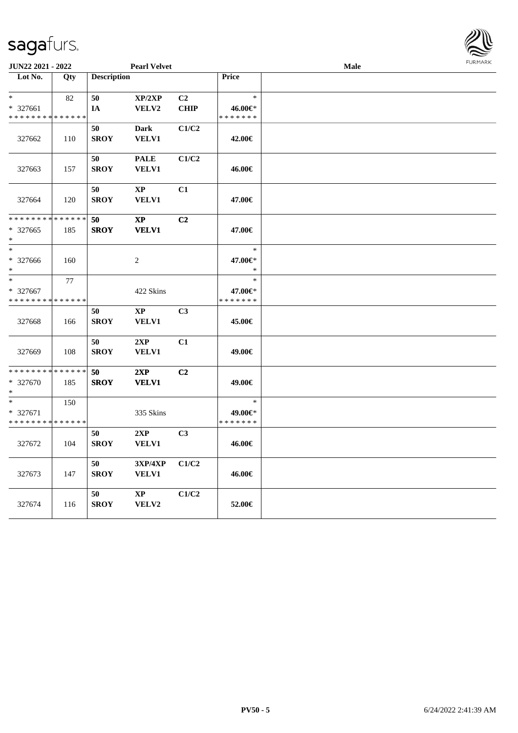**JUN22 2021 - 2022** | **Pearl Velvet** | **Male**

| Lot No. | Qty | Description | | | Price | |
|---|---|---|---|---|---|---|
| * | 82 | 50 | XP/2XP | C2 | * | |
| * 327661 | | IA | VELV2 | CHIP | 46.00€* | |
| * * * * * * * * * * * * * * | | | | | * * * * * * * | |
| 327662 | 110 | 50<br>SROY | Dark<br>VELV1 | C1/C2 | 42.00€ | |
| 327663 | 157 | 50<br>SROY | PALE<br>VELV1 | C1/C2 | 46.00€ | |
| 327664 | 120 | 50<br>SROY | XP<br>VELV1 | C1 | 47.00€ | |
| * * * * * * * * * * * * * * | | 50 | XP | C2 | | |
| * 327665 | 185 | SROY | VELV1 | | 47.00€ | |
| * | | | | | | |
| * | | | | | * | |
| * 327666 | 160 | | 2 | | 47.00€* | |
| * | | | | | * | |
| * | 77 | | | | * | |
| * 327667 | | | 422 Skins | | 47.00€* | |
| * * * * * * * * * * * * * * | | | | | * * * * * * * | |
| 327668 | 166 | 50<br>SROY | XP<br>VELV1 | C3 | 45.00€ | |
| 327669 | 108 | 50<br>SROY | 2XP<br>VELV1 | C1 | 49.00€ | |
| * * * * * * * * * * * * * * | | 50 | 2XP | C2 | | |
| * 327670 | 185 | SROY | VELV1 | | 49.00€ | |
| * | | | | | | |
| * | 150 | | | | * | |
| * 327671 | | | 335 Skins | | 49.00€* | |
| * * * * * * * * * * * * * * | | | | | * * * * * * * | |
| 327672 | 104 | 50<br>SROY | 2XP<br>VELV1 | C3 | 46.00€ | |
| 327673 | 147 | 50<br>SROY | 3XP/4XP<br>VELV1 | C1/C2 | 46.00€ | |
| 327674 | 116 | 50<br>SROY | XP<br>VELV2 | C1/C2 | 52.00€ | |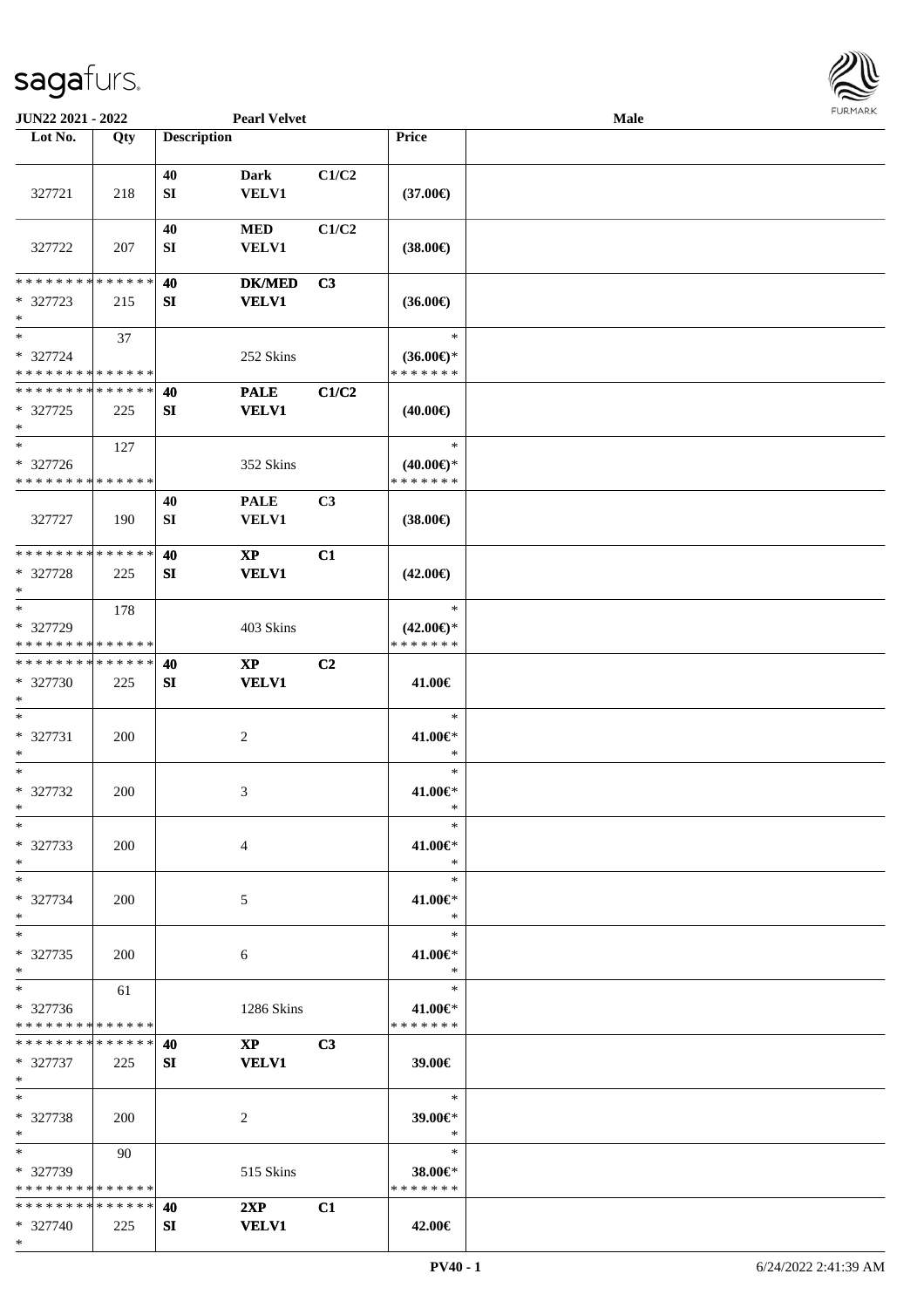**JUN22 2021 - 2022** **Pearl Velvet** **Male**

| Lot No. | Qty | Description | | | Price | |
|---|---|---|---|---|---|---|
| 327721 | 218 | 40 SI | Dark VELV1 | C1/C2 | (37.00€) | |
| 327722 | 207 | 40 SI | MED VELV1 | C1/C2 | (38.00€) | |
| * * * * * * * * * * * * * * * 327723 * | 215 | 40 SI | DK/MED VELV1 | C3 | (36.00€) | |
| * * 327724 * * * * * * * * * * * * * * | 37 | | 252 Skins | | * (36.00€)* * * * * * * * | |
| * * * * * * * * * * * * * * * 327725 * | 225 | 40 SI | PALE VELV1 | C1/C2 | (40.00€) | |
| * * 327726 * * * * * * * * * * * * * * | 127 | | 352 Skins | | * (40.00€)* * * * * * * * | |
| 327727 | 190 | 40 SI | PALE VELV1 | C3 | (38.00€) | |
| * * * * * * * * * * * * * * * 327728 * | 225 | 40 SI | XP VELV1 | C1 | (42.00€) | |
| * * 327729 * * * * * * * * * * * * * * | 178 | | 403 Skins | | * (42.00€)* * * * * * * * | |
| * * * * * * * * * * * * * * * 327730 * | 225 | 40 SI | XP VELV1 | C2 | 41.00€ | |
| * * 327731 * | 200 | | 2 | | * 41.00€* * | |
| * * 327732 * | 200 | | 3 | | * 41.00€* * | |
| * * 327733 * | 200 | | 4 | | * 41.00€* * | |
| * * 327734 * | 200 | | 5 | | * 41.00€* * | |
| * * 327735 * | 200 | | 6 | | * 41.00€* * | |
| * * 327736 * * * * * * * * * * * * * * | 61 | | 1286 Skins | | * 41.00€* * * * * * * * | |
| * * * * * * * * * * * * * * * 327737 * | 225 | 40 SI | XP VELV1 | C3 | 39.00€ | |
| * * 327738 * | 200 | | 2 | | * 39.00€* * | |
| * * 327739 * * * * * * * * * * * * * * | 90 | | 515 Skins | | * 38.00€* * * * * * * * | |
| * * * * * * * * * * * * * * * 327740 * | 225 | 40 SI | 2XP VELV1 | C1 | 42.00€ | |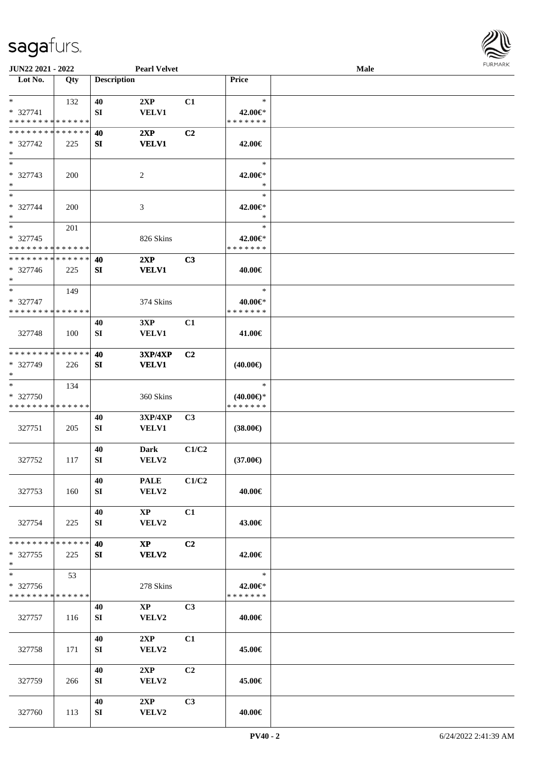JUN22 2021 - 2022 | Pearl Velvet | Male

| Lot No. | Qty | Description | | | Price | |
|---|---|---|---|---|---|---|
| * | 132 | 40 | 2XP | C1 | * | |
| * 327741 | | SI | VELV1 | | 42.00€* | |
| * * * * * * * * * * * * * * | | | | | * * * * * * * | |
| * * * * * * * * * * * * * * | | 40 | 2XP | C2 | | |
| * 327742 | 225 | SI | VELV1 | | 42.00€ | |
| * | | | | | | |
| * | | | | | * | |
| * 327743 | 200 | | 2 | | 42.00€* | |
| * | | | | | * | |
| * | | | | | * | |
| * 327744 | 200 | | 3 | | 42.00€* | |
| * | | | | | * | |
| * | 201 | | | | * | |
| * 327745 | | | 826 Skins | | 42.00€* | |
| * * * * * * * * * * * * * * | | | | | * * * * * * * | |
| * * * * * * * * * * * * * * | | 40 | 2XP | C3 | | |
| * 327746 | 225 | SI | VELV1 | | 40.00€ | |
| * | | | | | | |
| * | 149 | | | | * | |
| * 327747 | | | 374 Skins | | 40.00€* | |
| * * * * * * * * * * * * * * | | | | | * * * * * * * | |
| | | 40 | 3XP | C1 | | |
| 327748 | 100 | SI | VELV1 | | 41.00€ | |
| * * * * * * * * * * * * * * | | 40 | 3XP/4XP | C2 | | |
| * 327749 | 226 | SI | VELV1 | | (40.00€) | |
| * | | | | | | |
| * | 134 | | | | * | |
| * 327750 | | | 360 Skins | | (40.00€)* | |
| * * * * * * * * * * * * * * | | | | | * * * * * * * | |
| | | 40 | 3XP/4XP | C3 | | |
| 327751 | 205 | SI | VELV1 | | (38.00€) | |
| | | 40 | Dark | C1/C2 | | |
| 327752 | 117 | SI | VELV2 | | (37.00€) | |
| | | 40 | PALE | C1/C2 | | |
| 327753 | 160 | SI | VELV2 | | 40.00€ | |
| | | 40 | XP | C1 | | |
| 327754 | 225 | SI | VELV2 | | 43.00€ | |
| * * * * * * * * * * * * * * | | 40 | XP | C2 | | |
| * 327755 | 225 | SI | VELV2 | | 42.00€ | |
| * | | | | | | |
| * | 53 | | | | * | |
| * 327756 | | | 278 Skins | | 42.00€* | |
| * * * * * * * * * * * * * * | | | | | * * * * * * * | |
| | | 40 | XP | C3 | | |
| 327757 | 116 | SI | VELV2 | | 40.00€ | |
| | | 40 | 2XP | C1 | | |
| 327758 | 171 | SI | VELV2 | | 45.00€ | |
| | | 40 | 2XP | C2 | | |
| 327759 | 266 | SI | VELV2 | | 45.00€ | |
| | | 40 | 2XP | C3 | | |
| 327760 | 113 | SI | VELV2 | | 40.00€ | |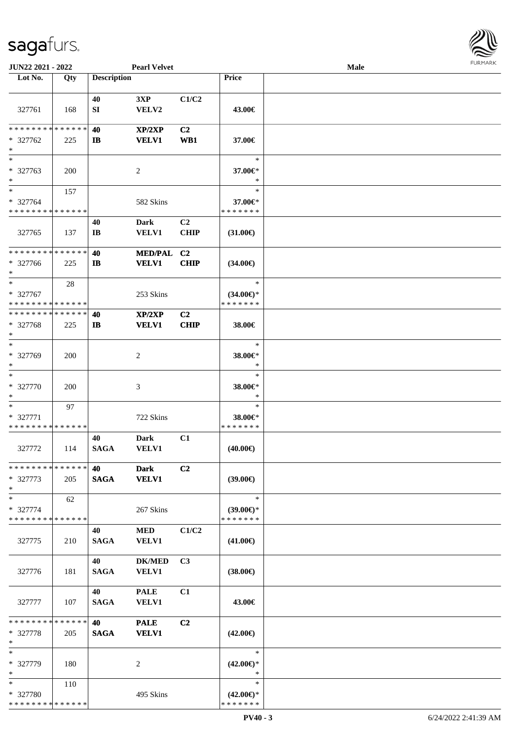| Lot No. | Qty | Description | | | Price | |
|---|---|---|---|---|---|---|
| 327761 | 168 | 40 SI | 3XP VELV2 | C1/C2 | 43.00€ | |
| * * * * * * * * * * * * * * * 327762 * | 225 | 40 IB | XP/2XP VELV1 | C2 WB1 | 37.00€ | |
| * * 327763 * | 200 | | 2 | | * 37.00€* * | |
| * * 327764 * * * * * * * * * * * * * * | 157 | | 582 Skins | | * 37.00€* * * * * * * * | |
| 327765 | 137 | 40 IB | Dark VELV1 | C2 CHIP | (31.00€) | |
| * * * * * * * * * * * * * * * 327766 * | 225 | 40 IB | MED/PAL VELV1 | C2 CHIP | (34.00€) | |
| * * 327767 * * * * * * * * * * * * * * | 28 | | 253 Skins | | * (34.00€)* * * * * * * * | |
| * * * * * * * * * * * * * * * 327768 * | 225 | 40 IB | XP/2XP VELV1 | C2 CHIP | 38.00€ | |
| * * 327769 * | 200 | | 2 | | * 38.00€* * | |
| * * 327770 * | 200 | | 3 | | * 38.00€* * | |
| * * 327771 * * * * * * * * * * * * * * | 97 | | 722 Skins | | * 38.00€* * * * * * * * | |
| 327772 | 114 | 40 SAGA | Dark VELV1 | C1 | (40.00€) | |
| * * * * * * * * * * * * * * * 327773 * | 205 | 40 SAGA | Dark VELV1 | C2 | (39.00€) | |
| * * 327774 * * * * * * * * * * * * * * | 62 | | 267 Skins | | * (39.00€)* * * * * * * * | |
| 327775 | 210 | 40 SAGA | MED VELV1 | C1/C2 | (41.00€) | |
| 327776 | 181 | 40 SAGA | DK/MED VELV1 | C3 | (38.00€) | |
| 327777 | 107 | 40 SAGA | PALE VELV1 | C1 | 43.00€ | |
| * * * * * * * * * * * * * * * 327778 * | 205 | 40 SAGA | PALE VELV1 | C2 | (42.00€) | |
| * * 327779 * | 180 | | 2 | | * (42.00€)* * | |
| * * 327780 * * * * * * * * * * * * * * | 110 | | 495 Skins | | * (42.00€)* * * * * * * * | |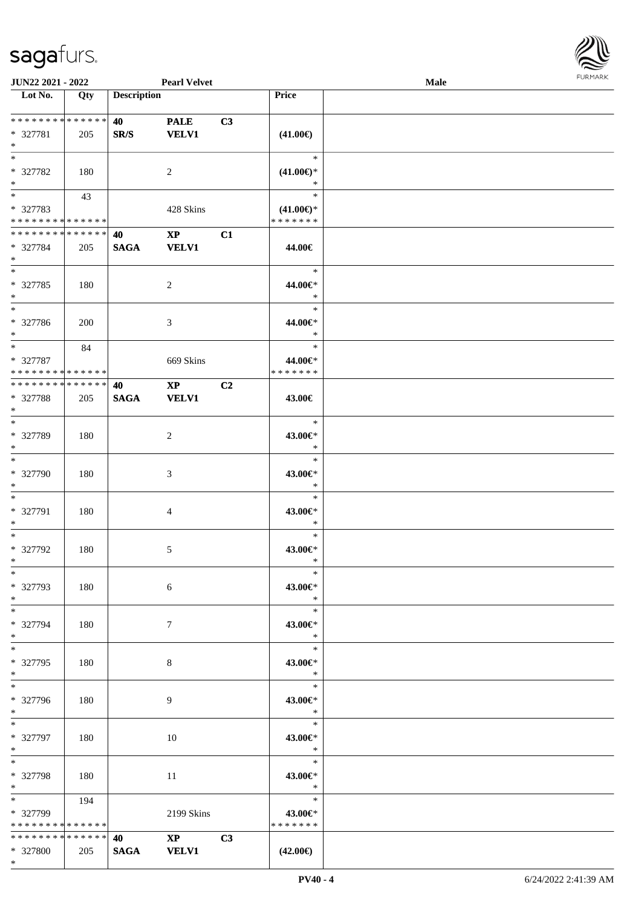| Lot No. | Qty | Description | | | Price | |
|---|---|---|---|---|---|---|
| * * * * * * * * * * * * * * | | 40 | PALE | C3 | | |
| * 327781 | 205 | SR/S | VELV1 | | (41.00€) | |
| * | | | | | | |
| * | | | | | * | |
| * 327782 | 180 | | 2 | | (41.00€)* | |
| * | | | | | * | |
| * | 43 | | | | * | |
| * 327783 | | | 428 Skins | | (41.00€)* | |
| * * * * * * * * * * * * * * | | | | | * * * * * * * | |
| * * * * * * * * * * * * * * | | 40 | XP | C1 | | |
| * 327784 | 205 | SAGA | VELV1 | | 44.00€ | |
| * | | | | | | |
| * | | | | | * | |
| * 327785 | 180 | | 2 | | 44.00€* | |
| * | | | | | * | |
| * | | | | | * | |
| * 327786 | 200 | | 3 | | 44.00€* | |
| * | | | | | * | |
| * | 84 | | | | * | |
| * 327787 | | | 669 Skins | | 44.00€* | |
| * * * * * * * * * * * * * * | | | | | * * * * * * * | |
| * * * * * * * * * * * * * * | | 40 | XP | C2 | | |
| * 327788 | 205 | SAGA | VELV1 | | 43.00€ | |
| * | | | | | | |
| * | | | | | * | |
| * 327789 | 180 | | 2 | | 43.00€* | |
| * | | | | | * | |
| * | | | | | * | |
| * 327790 | 180 | | 3 | | 43.00€* | |
| * | | | | | * | |
| * | | | | | * | |
| * 327791 | 180 | | 4 | | 43.00€* | |
| * | | | | | * | |
| * | | | | | * | |
| * 327792 | 180 | | 5 | | 43.00€* | |
| * | | | | | * | |
| * | | | | | * | |
| * 327793 | 180 | | 6 | | 43.00€* | |
| * | | | | | * | |
| * | | | | | * | |
| * 327794 | 180 | | 7 | | 43.00€* | |
| * | | | | | * | |
| * | | | | | * | |
| * 327795 | 180 | | 8 | | 43.00€* | |
| * | | | | | * | |
| * | | | | | * | |
| * 327796 | 180 | | 9 | | 43.00€* | |
| * | | | | | * | |
| * | | | | | * | |
| * 327797 | 180 | | 10 | | 43.00€* | |
| * | | | | | * | |
| * | | | | | * | |
| * 327798 | 180 | | 11 | | 43.00€* | |
| * | | | | | * | |
| * | 194 | | | | * | |
| * 327799 | | | 2199 Skins | | 43.00€* | |
| * * * * * * * * * * * * * * | | | | | * * * * * * * | |
| * * * * * * * * * * * * * * | | 40 | XP | C3 | | |
| * 327800 | 205 | SAGA | VELV1 | | (42.00€) | |
| * | | | | | | |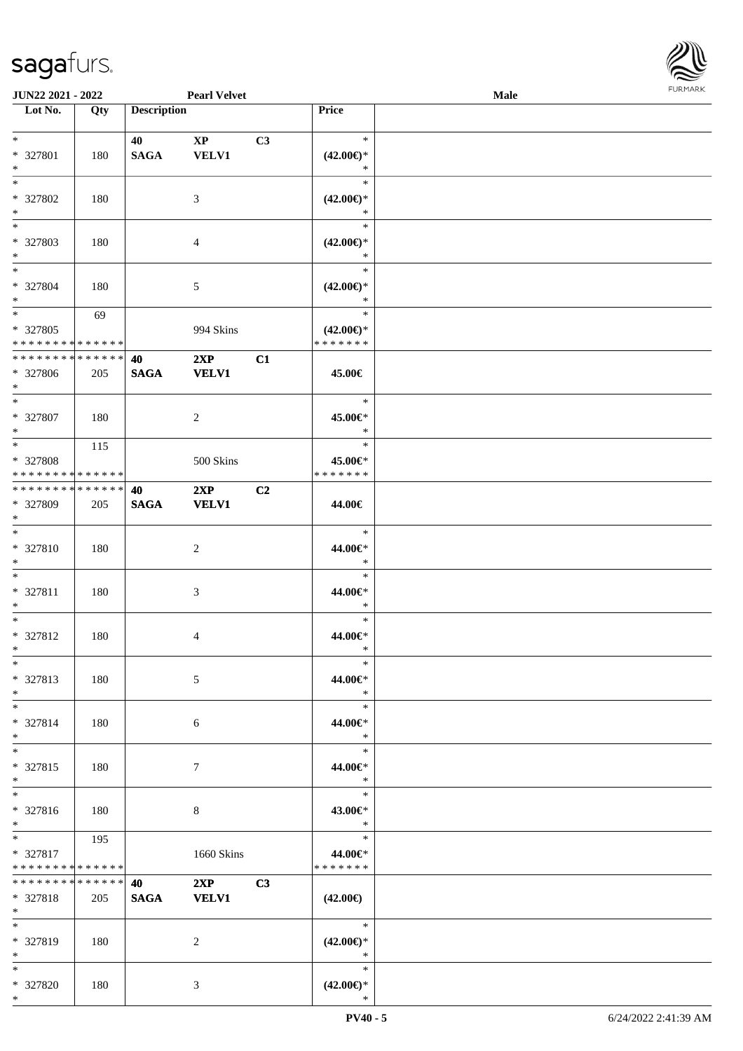| Lot No. | Qty | Description | | | Price | |
|---|---|---|---|---|---|---|
| * <br> * 327801 <br> * | 180 | 40 <br> **SAGA** | **XP** <br> **VELV1** | C3 | * <br> **(42.00€)*** <br> * | |
| * <br> * 327802 <br> * | 180 | | 3 | | * <br> **(42.00€)*** <br> * | |
| * <br> * 327803 <br> * | 180 | | 4 | | * <br> **(42.00€)*** <br> * | |
| * <br> * 327804 <br> * | 180 | | 5 | | * <br> **(42.00€)*** <br> * | |
| * <br> * 327805 <br> * * * * * * * * * * * * * * | 69 | | 994 Skins | | * <br> **(42.00€)*** <br> * * * * * * * | |
| * * * * * * * * * * * * * * <br> * 327806 <br> * | 205 | **40** <br> **SAGA** | **2XP** <br> **VELV1** | **C1** | **45.00€** | |
| * <br> * 327807 <br> * | 180 | | 2 | | * <br> **45.00€*** <br> * | |
| * <br> * 327808 <br> * * * * * * * * * * * * * * | 115 | | 500 Skins | | * <br> **45.00€*** <br> * * * * * * * | |
| * * * * * * * * * * * * * * <br> * 327809 <br> * | 205 | **40** <br> **SAGA** | **2XP** <br> **VELV1** | **C2** | **44.00€** | |
| * <br> * 327810 <br> * | 180 | | 2 | | * <br> **44.00€*** <br> * | |
| * <br> * 327811 <br> * | 180 | | 3 | | * <br> **44.00€*** <br> * | |
| * <br> * 327812 <br> * | 180 | | 4 | | * <br> **44.00€*** <br> * | |
| * <br> * 327813 <br> * | 180 | | 5 | | * <br> **44.00€*** <br> * | |
| * <br> * 327814 <br> * | 180 | | 6 | | * <br> **44.00€*** <br> * | |
| * <br> * 327815 <br> * | 180 | | 7 | | * <br> **44.00€*** <br> * | |
| * <br> * 327816 <br> * | 180 | | 8 | | * <br> **43.00€*** <br> * | |
| * <br> * 327817 <br> * * * * * * * * * * * * * * | 195 | | 1660 Skins | | * <br> **44.00€*** <br> * * * * * * * | |
| * * * * * * * * * * * * * * <br> * 327818 <br> * | 205 | **40** <br> **SAGA** | **2XP** <br> **VELV1** | **C3** | **(42.00€)** | |
| * <br> * 327819 <br> * | 180 | | 2 | | * <br> **(42.00€)*** <br> * | |
| * <br> * 327820 <br> * | 180 | | 3 | | * <br> **(42.00€)*** <br> * | |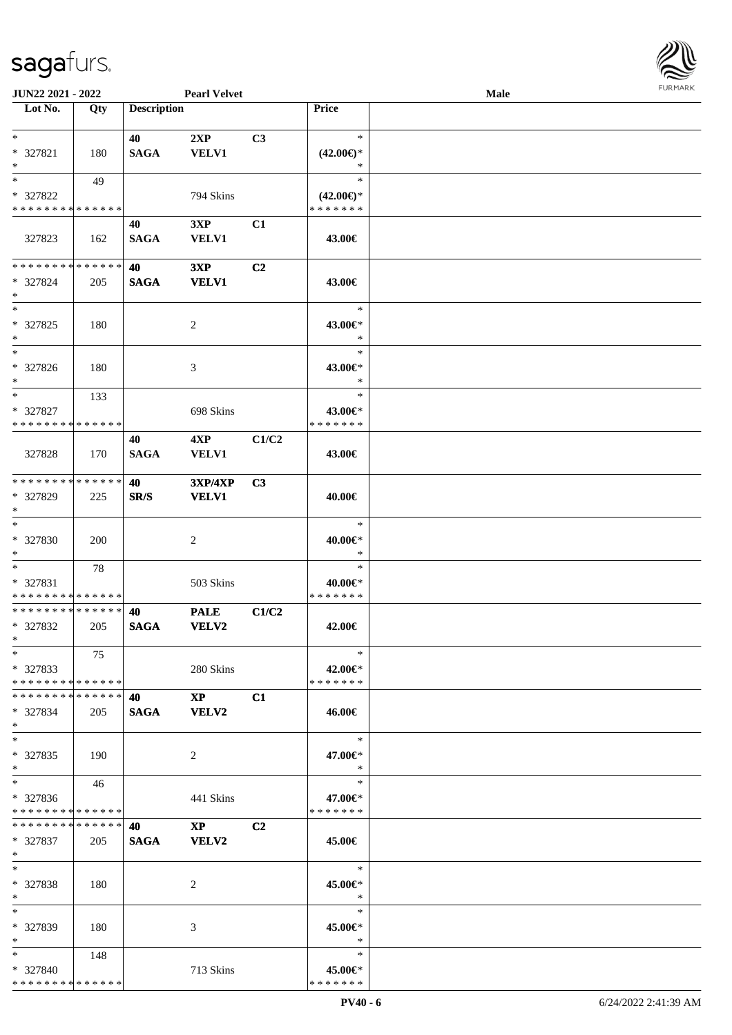**JUN22 2021 - 2022** **Pearl Velvet** **Male**

| Lot No. | Qty | Description | | | Price | |
|---|---|---|---|---|---|---|
| * | | 40 | 2XP | C3 | * | |
| * 327821 | 180 | SAGA | VELV1 | | (42.00€)* | |
| * | | | | | * | |
| * | 49 | | | | * | |
| * 327822 | | | 794 Skins | | (42.00€)* | |
| * * * * * * * * * * * * * * | | | | | * * * * * * * | |
| | | 40 | 3XP | C1 | | |
| 327823 | 162 | SAGA | VELV1 | | 43.00€ | |
| * * * * * * * * * * * * * * | | 40 | 3XP | C2 | | |
| * 327824 | 205 | SAGA | VELV1 | | 43.00€ | |
| * | | | | | | |
| * | | | | | * | |
| * 327825 | 180 | | 2 | | 43.00€* | |
| * | | | | | * | |
| * | | | | | * | |
| * 327826 | 180 | | 3 | | 43.00€* | |
| * | | | | | * | |
| * | 133 | | | | * | |
| * 327827 | | | 698 Skins | | 43.00€* | |
| * * * * * * * * * * * * * * | | | | | * * * * * * * | |
| | | 40 | 4XP | C1/C2 | | |
| 327828 | 170 | SAGA | VELV1 | | 43.00€ | |
| * * * * * * * * * * * * * * | | 40 | 3XP/4XP | C3 | | |
| * 327829 | 225 | SR/S | VELV1 | | 40.00€ | |
| * | | | | | | |
| * | | | | | * | |
| * 327830 | 200 | | 2 | | 40.00€* | |
| * | | | | | * | |
| * | 78 | | | | * | |
| * 327831 | | | 503 Skins | | 40.00€* | |
| * * * * * * * * * * * * * * | | | | | * * * * * * * | |
| * * * * * * * * * * * * * * | | 40 | PALE | C1/C2 | | |
| * 327832 | 205 | SAGA | VELV2 | | 42.00€ | |
| * | | | | | | |
| * | 75 | | | | * | |
| * 327833 | | | 280 Skins | | 42.00€* | |
| * * * * * * * * * * * * * * | | | | | * * * * * * * | |
| * * * * * * * * * * * * * * | | 40 | XP | C1 | | |
| * 327834 | 205 | SAGA | VELV2 | | 46.00€ | |
| * | | | | | | |
| * | | | | | * | |
| * 327835 | 190 | | 2 | | 47.00€* | |
| * | | | | | * | |
| * | 46 | | | | * | |
| * 327836 | | | 441 Skins | | 47.00€* | |
| * * * * * * * * * * * * * * | | | | | * * * * * * * | |
| * * * * * * * * * * * * * * | | 40 | XP | C2 | | |
| * 327837 | 205 | SAGA | VELV2 | | 45.00€ | |
| * | | | | | | |
| * | | | | | * | |
| * 327838 | 180 | | 2 | | 45.00€* | |
| * | | | | | * | |
| * | | | | | * | |
| * 327839 | 180 | | 3 | | 45.00€* | |
| * | | | | | * | |
| * | 148 | | | | * | |
| * 327840 | | | 713 Skins | | 45.00€* | |
| * * * * * * * * * * * * * * | | | | | * * * * * * * | |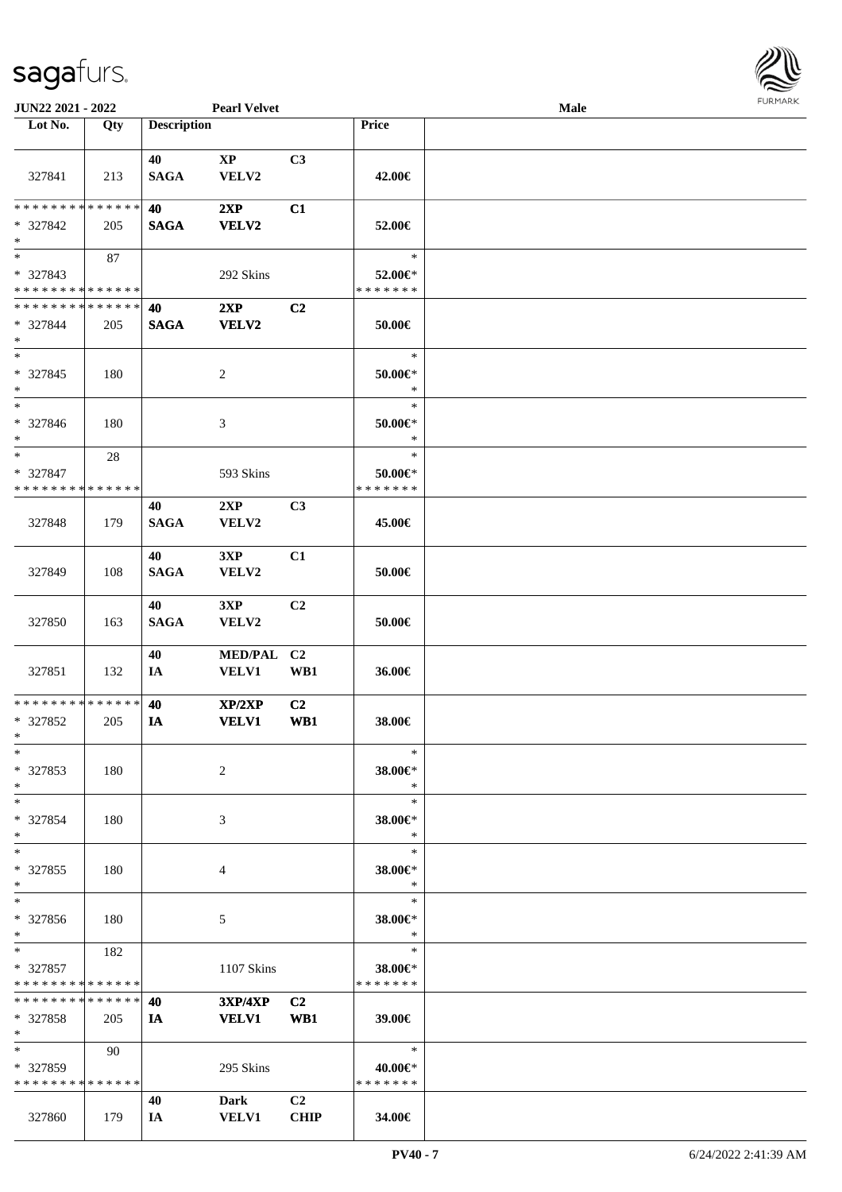JUN22 2021 - 2022 | Pearl Velvet | Male

| Lot No. | Qty | Description | | | Price | |
|---|---|---|---|---|---|---|
| 327841 | 213 | 40 SAGA | XP VELV2 | C3 | 42.00€ | |
| * * * * * * * * * * * * * * * 327842 * | 205 | 40 SAGA | 2XP VELV2 | C1 | 52.00€ | |
| * * 327843 * * * * * * * * * * * * * * | 87 | | 292 Skins | | * 52.00€* * * * * * * * | |
| * * * * * * * * * * * * * * * 327844 * | 205 | 40 SAGA | 2XP VELV2 | C2 | 50.00€ | |
| * * 327845 * | 180 | | 2 | | * 50.00€* * | |
| * * 327846 * | 180 | | 3 | | * 50.00€* * | |
| * * 327847 * * * * * * * * * * * * * * | 28 | | 593 Skins | | * 50.00€* * * * * * * * | |
| 327848 | 179 | 40 SAGA | 2XP VELV2 | C3 | 45.00€ | |
| 327849 | 108 | 40 SAGA | 3XP VELV2 | C1 | 50.00€ | |
| 327850 | 163 | 40 SAGA | 3XP VELV2 | C2 | 50.00€ | |
| 327851 | 132 | 40 IA | MED/PAL VELV1 | C2 WB1 | 36.00€ | |
| * * * * * * * * * * * * * * * 327852 * | 205 | 40 IA | XP/2XP VELV1 | C2 WB1 | 38.00€ | |
| * * 327853 * | 180 | | 2 | | * 38.00€* * | |
| * * 327854 * | 180 | | 3 | | * 38.00€* * | |
| * * 327855 * | 180 | | 4 | | * 38.00€* * | |
| * * 327856 * | 180 | | 5 | | * 38.00€* * | |
| * * 327857 * * * * * * * * * * * * * * | 182 | | 1107 Skins | | * 38.00€* * * * * * * * | |
| * * * * * * * * * * * * * * * 327858 * | 205 | 40 IA | 3XP/4XP VELV1 | C2 WB1 | 39.00€ | |
| * * 327859 * * * * * * * * * * * * * * | 90 | | 295 Skins | | * 40.00€* * * * * * * * | |
| 327860 | 179 | 40 IA | Dark VELV1 | C2 CHIP | 34.00€ | |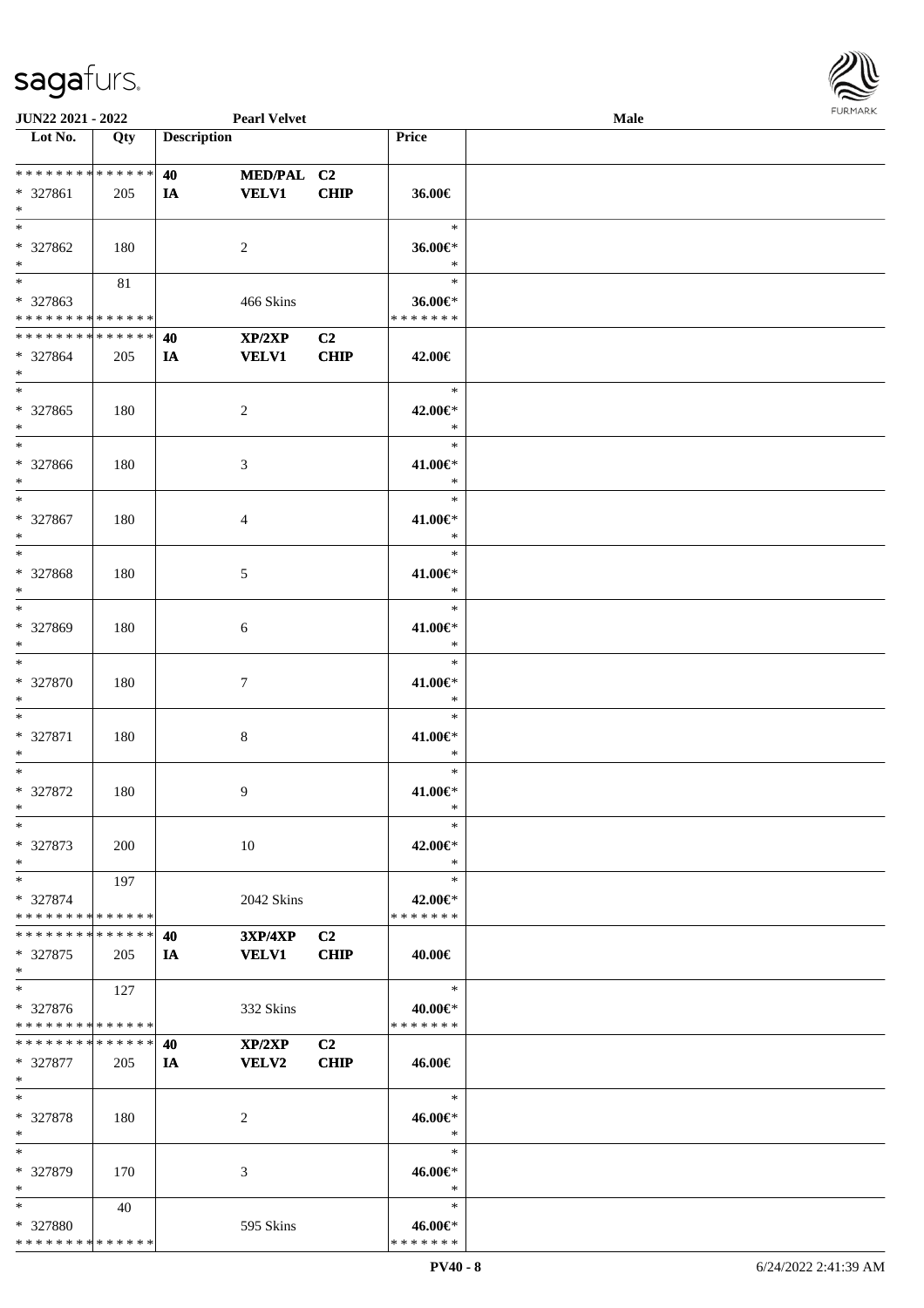JUN22 2021 - 2022 | Pearl Velvet | Male

| Lot No. | Qty | Description | | | Price | |
|---|---|---|---|---|---|---|
| * * * * * * * * * * * * * * | | 40 | MED/PAL | C2 | | |
| * 327861 | 205 | IA | VELV1 | CHIP | 36.00€ | |
| * | | | | | | |
| * | | | | | * | |
| * 327862 | 180 | | 2 | | 36.00€* | |
| * | | | | | * | |
| * | 81 | | | | * | |
| * 327863 | | | 466 Skins | | 36.00€* | |
| * * * * * * * * * * * * * * | | | | | * * * * * * * | |
| * * * * * * * * * * * * * * | | 40 | XP/2XP | C2 | | |
| * 327864 | 205 | IA | VELV1 | CHIP | 42.00€ | |
| * | | | | | | |
| * | | | | | * | |
| * 327865 | 180 | | 2 | | 42.00€* | |
| * | | | | | * | |
| * | | | | | * | |
| * 327866 | 180 | | 3 | | 41.00€* | |
| * | | | | | * | |
| * | | | | | * | |
| * 327867 | 180 | | 4 | | 41.00€* | |
| * | | | | | * | |
| * | | | | | * | |
| * 327868 | 180 | | 5 | | 41.00€* | |
| * | | | | | * | |
| * | | | | | * | |
| * 327869 | 180 | | 6 | | 41.00€* | |
| * | | | | | * | |
| * | | | | | * | |
| * 327870 | 180 | | 7 | | 41.00€* | |
| * | | | | | * | |
| * | | | | | * | |
| * 327871 | 180 | | 8 | | 41.00€* | |
| * | | | | | * | |
| * | | | | | * | |
| * 327872 | 180 | | 9 | | 41.00€* | |
| * | | | | | * | |
| * | | | | | * | |
| * 327873 | 200 | | 10 | | 42.00€* | |
| * | | | | | * | |
| * | 197 | | | | * | |
| * 327874 | | | 2042 Skins | | 42.00€* | |
| * * * * * * * * * * * * * * | | | | | * * * * * * * | |
| * * * * * * * * * * * * * * | | 40 | 3XP/4XP | C2 | | |
| * 327875 | 205 | IA | VELV1 | CHIP | 40.00€ | |
| * | | | | | | |
| * | 127 | | | | * | |
| * 327876 | | | 332 Skins | | 40.00€* | |
| * * * * * * * * * * * * * * | | | | | * * * * * * * | |
| * * * * * * * * * * * * * * | | 40 | XP/2XP | C2 | | |
| * 327877 | 205 | IA | VELV2 | CHIP | 46.00€ | |
| * | | | | | | |
| * | | | | | * | |
| * 327878 | 180 | | 2 | | 46.00€* | |
| * | | | | | * | |
| * | | | | | * | |
| * 327879 | 170 | | 3 | | 46.00€* | |
| * | | | | | * | |
| * | 40 | | | | * | |
| * 327880 | | | 595 Skins | | 46.00€* | |
| * * * * * * * * * * * * * * | | | | | * * * * * * * | |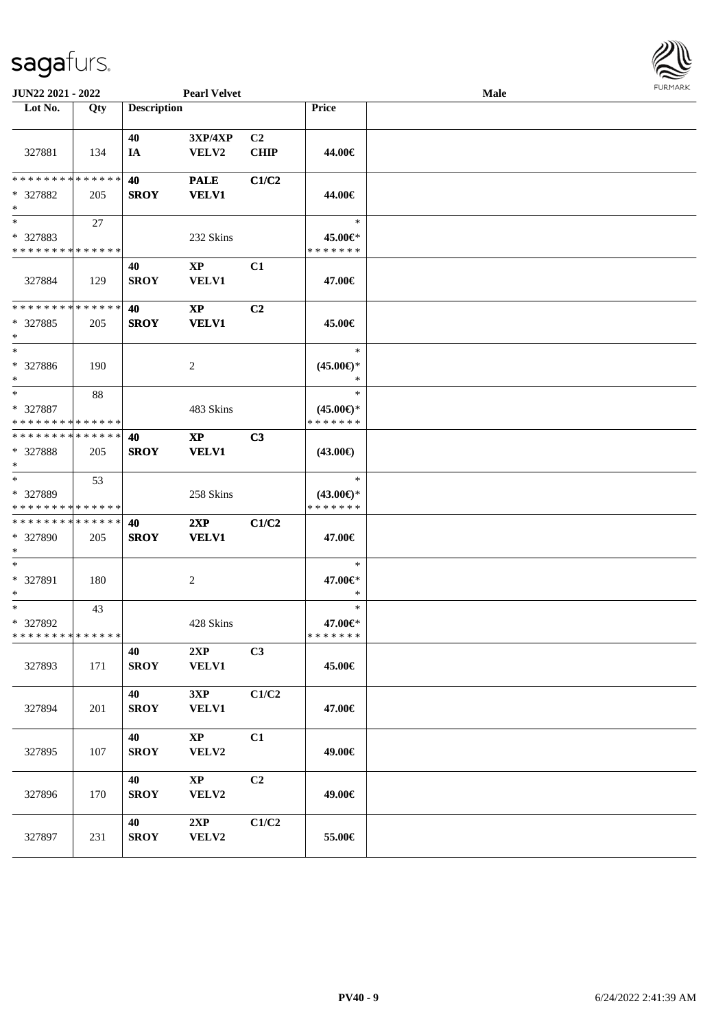JUN22 2021 - 2022 — Pearl Velvet — Male

| Lot No. | Qty | Description | | | Price | |
|---|---|---|---|---|---|---|
| 327881 | 134 | 40 IA | 3XP/4XP VELV2 | C2 CHIP | 44.00€ | |
| * * * * * * * * * * * * * * * 327882 * | 205 | 40 SROY | PALE VELV1 | C1/C2 | 44.00€ | |
| * * 327883 * * * * * * * * * * * * * * | 27 | | 232 Skins | | * 45.00€* * * * * * * * | |
| 327884 | 129 | 40 SROY | XP VELV1 | C1 | 47.00€ | |
| * * * * * * * * * * * * * * * 327885 * | 205 | 40 SROY | XP VELV1 | C2 | 45.00€ | |
| * * 327886 * | 190 | | 2 | | * (45.00€)* * | |
| * * 327887 * * * * * * * * * * * * * * | 88 | | 483 Skins | | * (45.00€)* * * * * * * * | |
| * * * * * * * * * * * * * * * 327888 * | 205 | 40 SROY | XP VELV1 | C3 | (43.00€) | |
| * * 327889 * * * * * * * * * * * * * * | 53 | | 258 Skins | | * (43.00€)* * * * * * * * | |
| * * * * * * * * * * * * * * * 327890 * | 205 | 40 SROY | 2XP VELV1 | C1/C2 | 47.00€ | |
| * * 327891 * | 180 | | 2 | | * 47.00€* * | |
| * * 327892 * * * * * * * * * * * * * * | 43 | | 428 Skins | | * 47.00€* * * * * * * * | |
| 327893 | 171 | 40 SROY | 2XP VELV1 | C3 | 45.00€ | |
| 327894 | 201 | 40 SROY | 3XP VELV1 | C1/C2 | 47.00€ | |
| 327895 | 107 | 40 SROY | XP VELV2 | C1 | 49.00€ | |
| 327896 | 170 | 40 SROY | XP VELV2 | C2 | 49.00€ | |
| 327897 | 231 | 40 SROY | 2XP VELV2 | C1/C2 | 55.00€ | |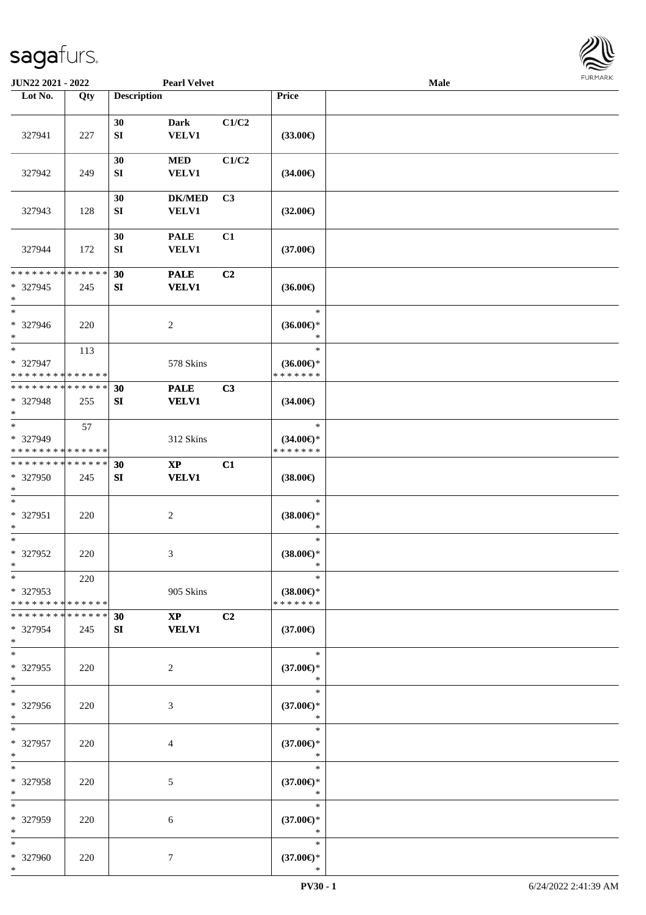**JUN22 2021 - 2022 Pearl Velvet Male**

| Lot No. | Qty | Description | | | Price | |
|---|---|---|---|---|---|---|
| 327941 | 227 | 30 SI | Dark VELV1 | C1/C2 | (33.00€) | |
| 327942 | 249 | 30 SI | MED VELV1 | C1/C2 | (34.00€) | |
| 327943 | 128 | 30 SI | DK/MED VELV1 | C3 | (32.00€) | |
| 327944 | 172 | 30 SI | PALE VELV1 | C1 | (37.00€) | |
| * * * * * * * * * * * * * * * 327945 * | 245 | 30 SI | PALE VELV1 | C2 | (36.00€) | |
| * * 327946 * | 220 | | 2 | | * (36.00€)* * | |
| * * 327947 * * * * * * * * * * * * * * | 113 | | 578 Skins | | * (36.00€)* * * * * * * * | |
| * * * * * * * * * * * * * * * 327948 * | 255 | 30 SI | PALE VELV1 | C3 | (34.00€) | |
| * * 327949 * * * * * * * * * * * * * * | 57 | | 312 Skins | | * (34.00€)* * * * * * * * | |
| * * * * * * * * * * * * * * * 327950 * | 245 | 30 SI | XP VELV1 | C1 | (38.00€) | |
| * * 327951 * | 220 | | 2 | | * (38.00€)* * | |
| * * 327952 * | 220 | | 3 | | * (38.00€)* * | |
| * * 327953 * * * * * * * * * * * * * * | 220 | | 905 Skins | | * (38.00€)* * * * * * * * | |
| * * * * * * * * * * * * * * * 327954 * | 245 | 30 SI | XP VELV1 | C2 | (37.00€) | |
| * * 327955 * | 220 | | 2 | | * (37.00€)* * | |
| * * 327956 * | 220 | | 3 | | * (37.00€)* * | |
| * * 327957 * | 220 | | 4 | | * (37.00€)* * | |
| * * 327958 * | 220 | | 5 | | * (37.00€)* * | |
| * * 327959 * | 220 | | 6 | | * (37.00€)* * | |
| * * 327960 * | 220 | | 7 | | * (37.00€)* * | |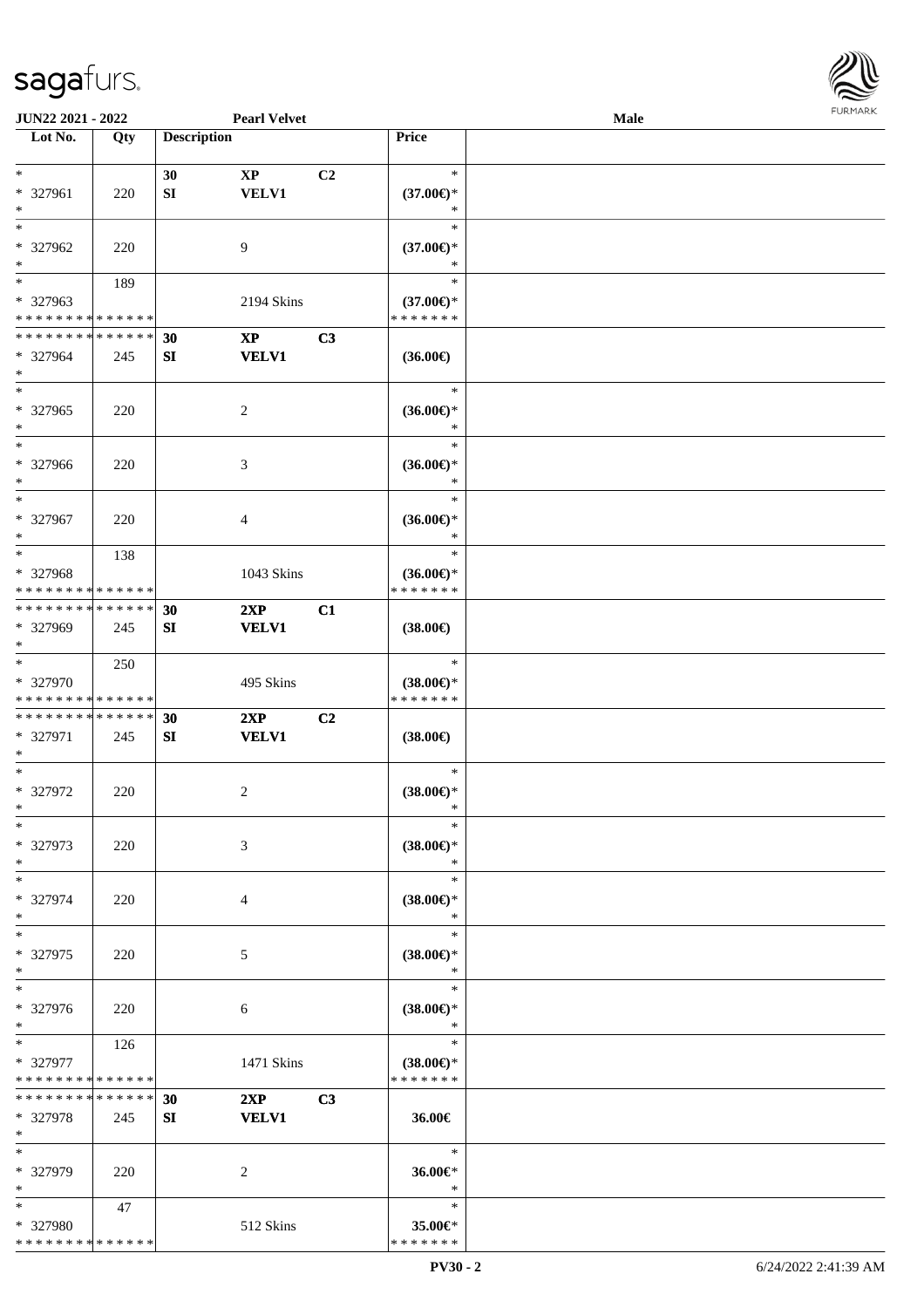JUN22 2021 - 2022 | Pearl Velvet | Male

| Lot No. | Qty | Description | | | Price | |
|---|---|---|---|---|---|---|
| * | | 30 | XP | C2 | * | |
| * 327961 | 220 | SI | VELV1 | | (37.00€)* | |
| * | | | | | * | |
| * | | | | | * | |
| * 327962 | 220 | | 9 | | (37.00€)* | |
| * | | | | | * | |
| * | 189 | | | | * | |
| * 327963 | | | 2194 Skins | | (37.00€)* | |
| * * * * * * * * * * * * * * | | | | | * * * * * * * | |
| * * * * * * * * * * * * * * | | 30 | XP | C3 | | |
| * 327964 | 245 | SI | VELV1 | | (36.00€) | |
| * | | | | | | |
| * | | | | | * | |
| * 327965 | 220 | | 2 | | (36.00€)* | |
| * | | | | | * | |
| * | | | | | * | |
| * 327966 | 220 | | 3 | | (36.00€)* | |
| * | | | | | * | |
| * | | | | | * | |
| * 327967 | 220 | | 4 | | (36.00€)* | |
| * | | | | | * | |
| * | 138 | | | | * | |
| * 327968 | | | 1043 Skins | | (36.00€)* | |
| * * * * * * * * * * * * * * | | | | | * * * * * * * | |
| * * * * * * * * * * * * * * | | 30 | 2XP | C1 | | |
| * 327969 | 245 | SI | VELV1 | | (38.00€) | |
| * | | | | | | |
| * | 250 | | | | * | |
| * 327970 | | | 495 Skins | | (38.00€)* | |
| * * * * * * * * * * * * * * | | | | | * * * * * * * | |
| * * * * * * * * * * * * * * | | 30 | 2XP | C2 | | |
| * 327971 | 245 | SI | VELV1 | | (38.00€) | |
| * | | | | | | |
| * | | | | | * | |
| * 327972 | 220 | | 2 | | (38.00€)* | |
| * | | | | | * | |
| * | | | | | * | |
| * 327973 | 220 | | 3 | | (38.00€)* | |
| * | | | | | * | |
| * | | | | | * | |
| * 327974 | 220 | | 4 | | (38.00€)* | |
| * | | | | | * | |
| * | | | | | * | |
| * 327975 | 220 | | 5 | | (38.00€)* | |
| * | | | | | * | |
| * | | | | | * | |
| * 327976 | 220 | | 6 | | (38.00€)* | |
| * | | | | | * | |
| * | 126 | | | | * | |
| * 327977 | | | 1471 Skins | | (38.00€)* | |
| * * * * * * * * * * * * * * | | | | | * * * * * * * | |
| * * * * * * * * * * * * * * | | 30 | 2XP | C3 | | |
| * 327978 | 245 | SI | VELV1 | | 36.00€ | |
| * | | | | | | |
| * | | | | | * | |
| * 327979 | 220 | | 2 | | 36.00€* | |
| * | | | | | * | |
| * | 47 | | | | * | |
| * 327980 | | | 512 Skins | | 35.00€* | |
| * * * * * * * * * * * * * * | | | | | * * * * * * * | |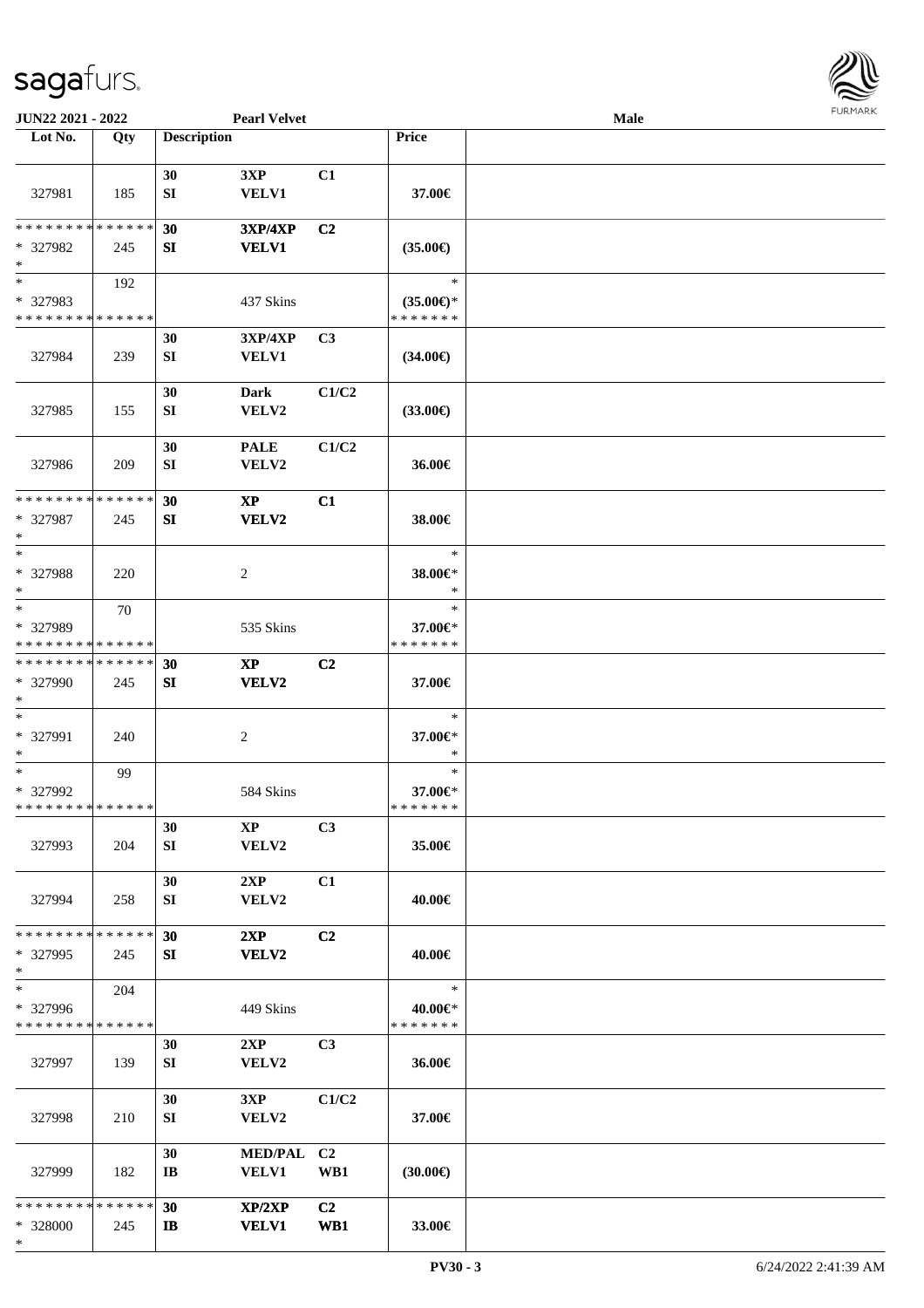**JUN22 2021 - 2022** **Pearl Velvet** **Male**

| Lot No. | Qty | Description | | | Price | |
|---|---|---|---|---|---|---|
| 327981 | 185 | 30 SI | 3XP VELV1 | C1 | 37.00€ | |
| * * * * * * * * * * * * * * * 327982 * | 245 | 30 SI | 3XP/4XP VELV1 | C2 | (35.00€) | |
| * * 327983 * * * * * * * * * * * * * * | 192 | | 437 Skins | | * (35.00€)* * * * * * * * | |
| 327984 | 239 | 30 SI | 3XP/4XP VELV1 | C3 | (34.00€) | |
| 327985 | 155 | 30 SI | Dark VELV2 | C1/C2 | (33.00€) | |
| 327986 | 209 | 30 SI | PALE VELV2 | C1/C2 | 36.00€ | |
| * * * * * * * * * * * * * * * 327987 * | 245 | 30 SI | XP VELV2 | C1 | 38.00€ | |
| * * 327988 * | 220 | | 2 | | * 38.00€* * | |
| * * 327989 * * * * * * * * * * * * * * | 70 | | 535 Skins | | * 37.00€* * * * * * * * | |
| * * * * * * * * * * * * * * * 327990 * | 245 | 30 SI | XP VELV2 | C2 | 37.00€ | |
| * * 327991 * | 240 | | 2 | | * 37.00€* * | |
| * * 327992 * * * * * * * * * * * * * * | 99 | | 584 Skins | | * 37.00€* * * * * * * * | |
| 327993 | 204 | 30 SI | XP VELV2 | C3 | 35.00€ | |
| 327994 | 258 | 30 SI | 2XP VELV2 | C1 | 40.00€ | |
| * * * * * * * * * * * * * * * 327995 * | 245 | 30 SI | 2XP VELV2 | C2 | 40.00€ | |
| * * 327996 * * * * * * * * * * * * * * | 204 | | 449 Skins | | * 40.00€* * * * * * * * | |
| 327997 | 139 | 30 SI | 2XP VELV2 | C3 | 36.00€ | |
| 327998 | 210 | 30 SI | 3XP VELV2 | C1/C2 | 37.00€ | |
| 327999 | 182 | 30 IB | MED/PAL VELV1 | C2 WB1 | (30.00€) | |
| * * * * * * * * * * * * * * * 328000 * | 245 | 30 IB | XP/2XP VELV1 | C2 WB1 | 33.00€ | |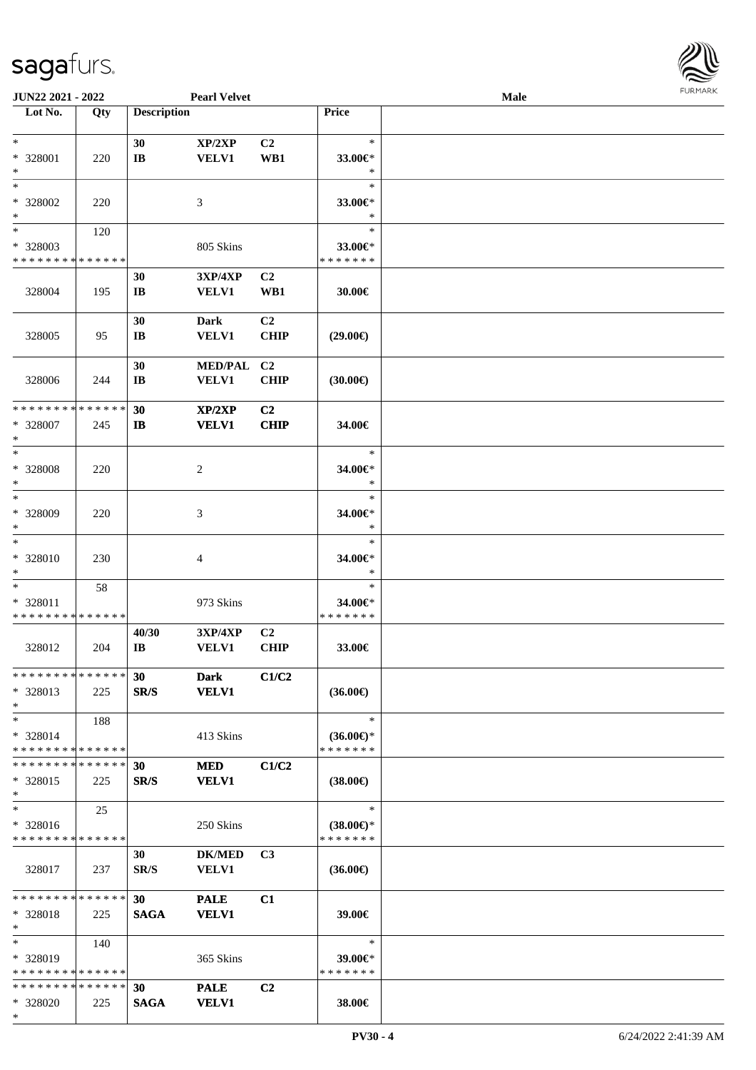**JUN22 2021 - 2022** **Pearl Velvet** **Male**

| Lot No. | Qty | Description | | | Price | |
|---|---|---|---|---|---|---|
| * | | 30 | XP/2XP | C2 | * | |
| * 328001 | 220 | IB | VELV1 | WB1 | 33.00€* | |
| * | | | | | * | |
| * | | | | | * | |
| * 328002 | 220 | | 3 | | 33.00€* | |
| * | | | | | * | |
| * | 120 | | | | * | |
| * 328003 | | | 805 Skins | | 33.00€* | |
| * * * * * * * * * * * * * * | | | | | * * * * * * * | |
| | | 30 | 3XP/4XP | C2 | | |
| 328004 | 195 | IB | VELV1 | WB1 | 30.00€ | |
| | | 30 | Dark | C2 | | |
| 328005 | 95 | IB | VELV1 | CHIP | (29.00€) | |
| | | 30 | MED/PAL | C2 | | |
| 328006 | 244 | IB | VELV1 | CHIP | (30.00€) | |
| * * * * * * * * * * * * * * | | 30 | XP/2XP | C2 | | |
| * 328007 | 245 | IB | VELV1 | CHIP | 34.00€ | |
| * | | | | | | |
| * | | | | | * | |
| * 328008 | 220 | | 2 | | 34.00€* | |
| * | | | | | * | |
| * | | | | | * | |
| * 328009 | 220 | | 3 | | 34.00€* | |
| * | | | | | * | |
| * | | | | | * | |
| * 328010 | 230 | | 4 | | 34.00€* | |
| * | | | | | * | |
| * | 58 | | | | * | |
| * 328011 | | | 973 Skins | | 34.00€* | |
| * * * * * * * * * * * * * * | | | | | * * * * * * * | |
| | | 40/30 | 3XP/4XP | C2 | | |
| 328012 | 204 | IB | VELV1 | CHIP | 33.00€ | |
| * * * * * * * * * * * * * * | | 30 | Dark | C1/C2 | | |
| * 328013 | 225 | SR/S | VELV1 | | (36.00€) | |
| * | | | | | | |
| * | 188 | | | | * | |
| * 328014 | | | 413 Skins | | (36.00€)* | |
| * * * * * * * * * * * * * * | | | | | * * * * * * * | |
| * * * * * * * * * * * * * * | | 30 | MED | C1/C2 | | |
| * 328015 | 225 | SR/S | VELV1 | | (38.00€) | |
| * | | | | | | |
| * | 25 | | | | * | |
| * 328016 | | | 250 Skins | | (38.00€)* | |
| * * * * * * * * * * * * * * | | | | | * * * * * * * | |
| | | 30 | DK/MED | C3 | | |
| 328017 | 237 | SR/S | VELV1 | | (36.00€) | |
| * * * * * * * * * * * * * * | | 30 | PALE | C1 | | |
| * 328018 | 225 | SAGA | VELV1 | | 39.00€ | |
| * | | | | | | |
| * | 140 | | | | * | |
| * 328019 | | | 365 Skins | | 39.00€* | |
| * * * * * * * * * * * * * * | | | | | * * * * * * * | |
| * * * * * * * * * * * * * * | | 30 | PALE | C2 | | |
| * 328020 | 225 | SAGA | VELV1 | | 38.00€ | |
| * | | | | | | |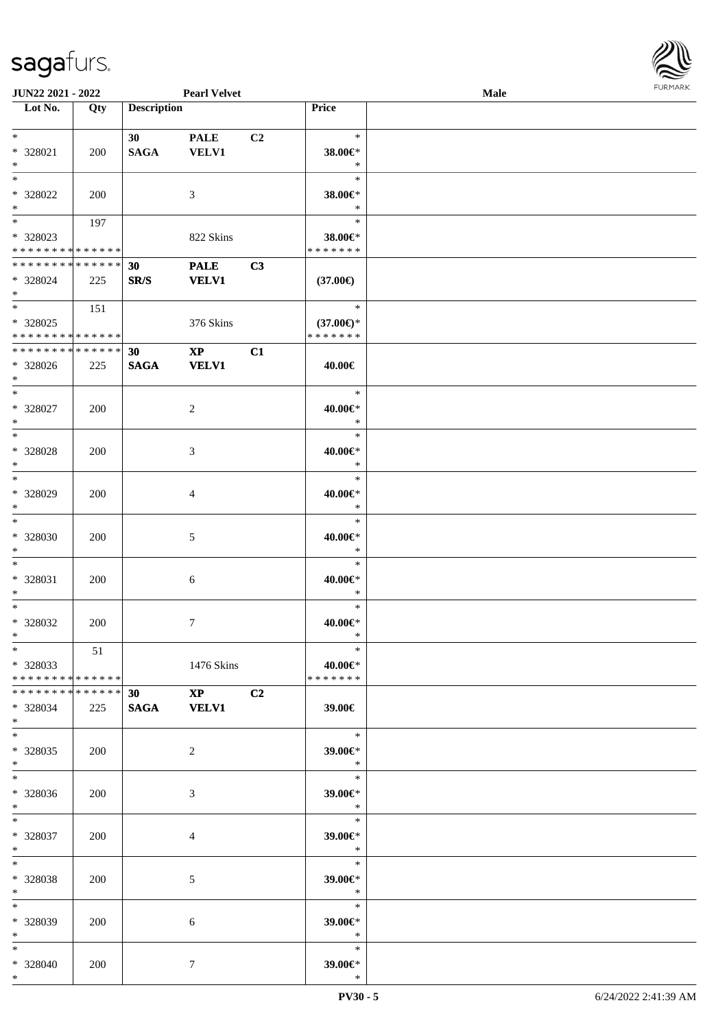| Lot No. | Qty | Description | | | Price | |
|---|---|---|---|---|---|---|
| * | | 30 | PALE | C2 | * | |
| * 328021 | 200 | SAGA | VELV1 | | 38.00€* | |
| * | | | | | * | |
| * | | | | | * | |
| * 328022 | 200 | | 3 | | 38.00€* | |
| * | | | | | * | |
| * | 197 | | | | * | |
| * 328023 | | | 822 Skins | | 38.00€* | |
| * * * * * * * * * * * * * * | | | | | * * * * * * * | |
| * * * * * * * * * * * * * * | | 30 | PALE | C3 | | |
| * 328024 | 225 | SR/S | VELV1 | | (37.00€) | |
| * | | | | | | |
| * | 151 | | | | * | |
| * 328025 | | | 376 Skins | | (37.00€)* | |
| * * * * * * * * * * * * * * | | | | | * * * * * * * | |
| * * * * * * * * * * * * * * | | 30 | XP | C1 | | |
| * 328026 | 225 | SAGA | VELV1 | | 40.00€ | |
| * | | | | | | |
| * | | | | | * | |
| * 328027 | 200 | | 2 | | 40.00€* | |
| * | | | | | * | |
| * | | | | | * | |
| * 328028 | 200 | | 3 | | 40.00€* | |
| * | | | | | * | |
| * | | | | | * | |
| * 328029 | 200 | | 4 | | 40.00€* | |
| * | | | | | * | |
| * | | | | | * | |
| * 328030 | 200 | | 5 | | 40.00€* | |
| * | | | | | * | |
| * | | | | | * | |
| * 328031 | 200 | | 6 | | 40.00€* | |
| * | | | | | * | |
| * | | | | | * | |
| * 328032 | 200 | | 7 | | 40.00€* | |
| * | | | | | * | |
| * | 51 | | | | * | |
| * 328033 | | | 1476 Skins | | 40.00€* | |
| * * * * * * * * * * * * * * | | | | | * * * * * * * | |
| * * * * * * * * * * * * * * | | 30 | XP | C2 | | |
| * 328034 | 225 | SAGA | VELV1 | | 39.00€ | |
| * | | | | | | |
| * | | | | | * | |
| * 328035 | 200 | | 2 | | 39.00€* | |
| * | | | | | * | |
| * | | | | | * | |
| * 328036 | 200 | | 3 | | 39.00€* | |
| * | | | | | * | |
| * | | | | | * | |
| * 328037 | 200 | | 4 | | 39.00€* | |
| * | | | | | * | |
| * | | | | | * | |
| * 328038 | 200 | | 5 | | 39.00€* | |
| * | | | | | * | |
| * | | | | | * | |
| * 328039 | 200 | | 6 | | 39.00€* | |
| * | | | | | * | |
| * | | | | | * | |
| * 328040 | 200 | | 7 | | 39.00€* | |
| * | | | | | * | |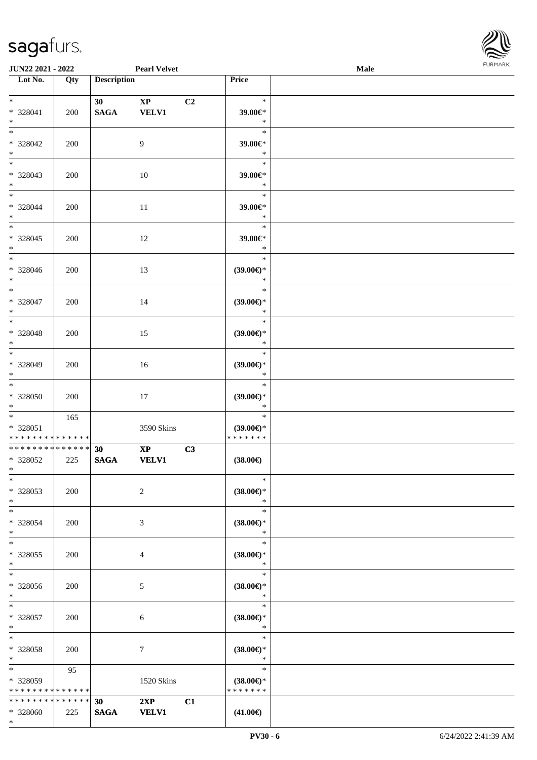| Lot No. | Qty | Description | | | Price |
|---|---|---|---|---|---|
| * | | 30 | XP | C2 | * |
| * 328041 | 200 | SAGA | VELV1 | | 39.00€* |
| * | | | | | * |
| * | | | | | * |
| * 328042 | 200 | | 9 | | 39.00€* |
| * | | | | | * |
| * | | | | | * |
| * 328043 | 200 | | 10 | | 39.00€* |
| * | | | | | * |
| * | | | | | * |
| * 328044 | 200 | | 11 | | 39.00€* |
| * | | | | | * |
| * | | | | | * |
| * 328045 | 200 | | 12 | | 39.00€* |
| * | | | | | * |
| * | | | | | * |
| * 328046 | 200 | | 13 | | (39.00€)* |
| * | | | | | * |
| * | | | | | * |
| * 328047 | 200 | | 14 | | (39.00€)* |
| * | | | | | * |
| * | | | | | * |
| * 328048 | 200 | | 15 | | (39.00€)* |
| * | | | | | * |
| * | | | | | * |
| * 328049 | 200 | | 16 | | (39.00€)* |
| * | | | | | * |
| * | | | | | * |
| * 328050 | 200 | | 17 | | (39.00€)* |
| * | | | | | * |
| * | 165 | | | | * |
| * 328051 | | | 3590 Skins | | (39.00€)* |
| * * * * * * * * * * * * * * | | | | | * * * * * * * |
| * * * * * * * * * * * * * * | | 30 | XP | C3 | |
| * 328052 | 225 | SAGA | VELV1 | | (38.00€) |
| * | | | | | |
| * | | | | | * |
| * 328053 | 200 | | 2 | | (38.00€)* |
| * | | | | | * |
| * | | | | | * |
| * 328054 | 200 | | 3 | | (38.00€)* |
| * | | | | | * |
| * | | | | | * |
| * 328055 | 200 | | 4 | | (38.00€)* |
| * | | | | | * |
| * | | | | | * |
| * 328056 | 200 | | 5 | | (38.00€)* |
| * | | | | | * |
| * | | | | | * |
| * 328057 | 200 | | 6 | | (38.00€)* |
| * | | | | | * |
| * | | | | | * |
| * 328058 | 200 | | 7 | | (38.00€)* |
| * | | | | | * |
| * | 95 | | | | * |
| * 328059 | | | 1520 Skins | | (38.00€)* |
| * * * * * * * * * * * * * * | | | | | * * * * * * * |
| * * * * * * * * * * * * * * | | 30 | 2XP | C1 | |
| * 328060 | 225 | SAGA | VELV1 | | (41.00€) |
| * | | | | | |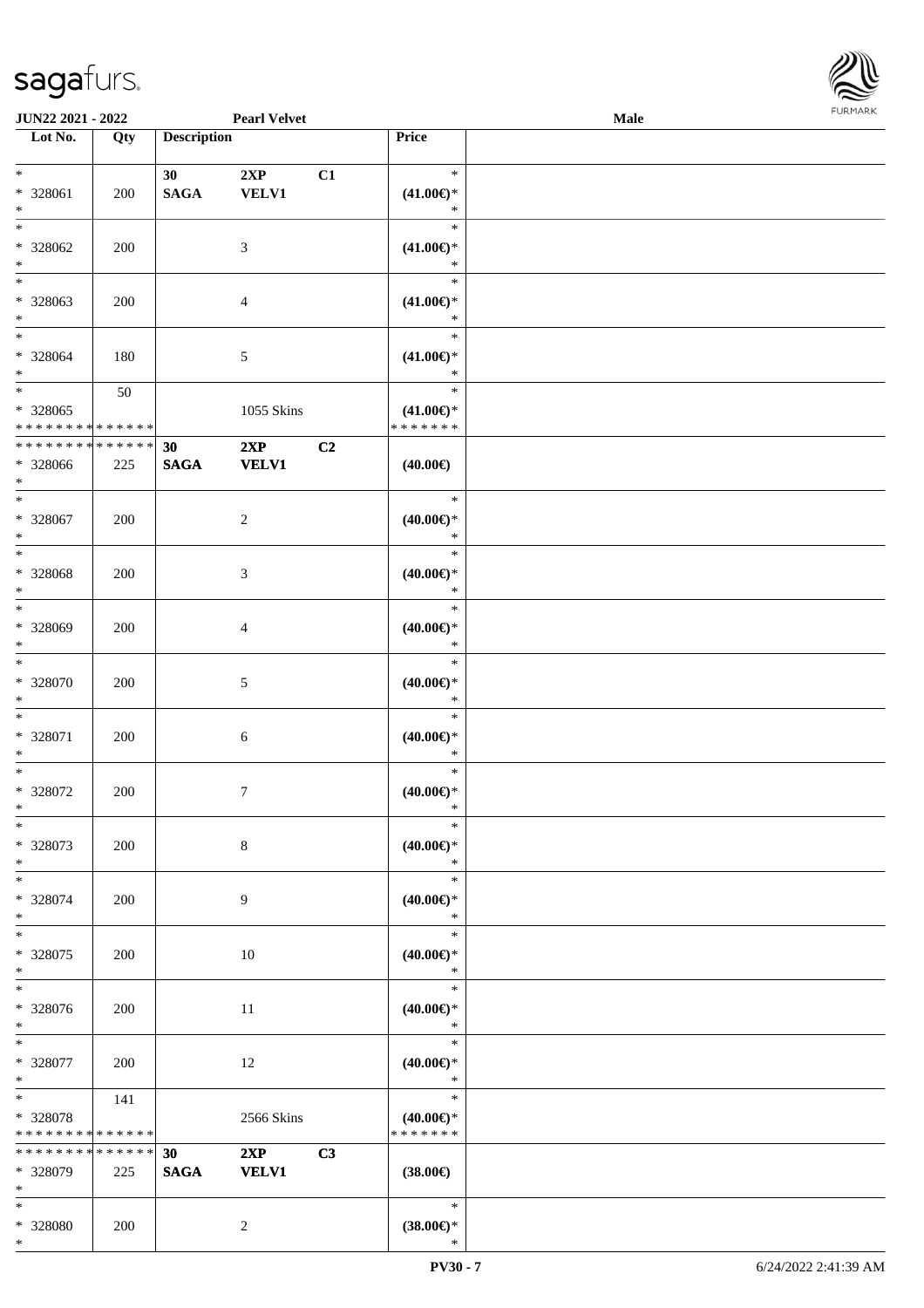| Lot No. | Qty | Description | | | Price |
|---|---|---|---|---|---|
| * 328061 * | 200 | 30 SAGA | 2XP VELV1 | C1 | * (41.00€)* * |
| * 328062 * | 200 | | 3 | | * (41.00€)* * |
| * 328063 * | 200 | | 4 | | * (41.00€)* * |
| * 328064 * | 180 | | 5 | | * (41.00€)* * |
| * 328065 * * * * * * * * * * * * * * | 50 | | 1055 Skins | | * (41.00€)* * * * * * * * |
| * * * * * * * * * * * * * * 328066 * | 225 | 30 SAGA | 2XP VELV1 | C2 | (40.00€) |
| * 328067 * | 200 | | 2 | | * (40.00€)* * |
| * 328068 * | 200 | | 3 | | * (40.00€)* * |
| * 328069 * | 200 | | 4 | | * (40.00€)* * |
| * 328070 * | 200 | | 5 | | * (40.00€)* * |
| * 328071 * | 200 | | 6 | | * (40.00€)* * |
| * 328072 * | 200 | | 7 | | * (40.00€)* * |
| * 328073 * | 200 | | 8 | | * (40.00€)* * |
| * 328074 * | 200 | | 9 | | * (40.00€)* * |
| * 328075 * | 200 | | 10 | | * (40.00€)* * |
| * 328076 * | 200 | | 11 | | * (40.00€)* * |
| * 328077 * | 200 | | 12 | | * (40.00€)* * |
| * 328078 * * * * * * * * * * * * * * | 141 | | 2566 Skins | | * (40.00€)* * * * * * * * |
| * * * * * * * * * * * * * * 328079 * | 225 | 30 SAGA | 2XP VELV1 | C3 | (38.00€) |
| * 328080 * | 200 | | 2 | | * (38.00€)* * |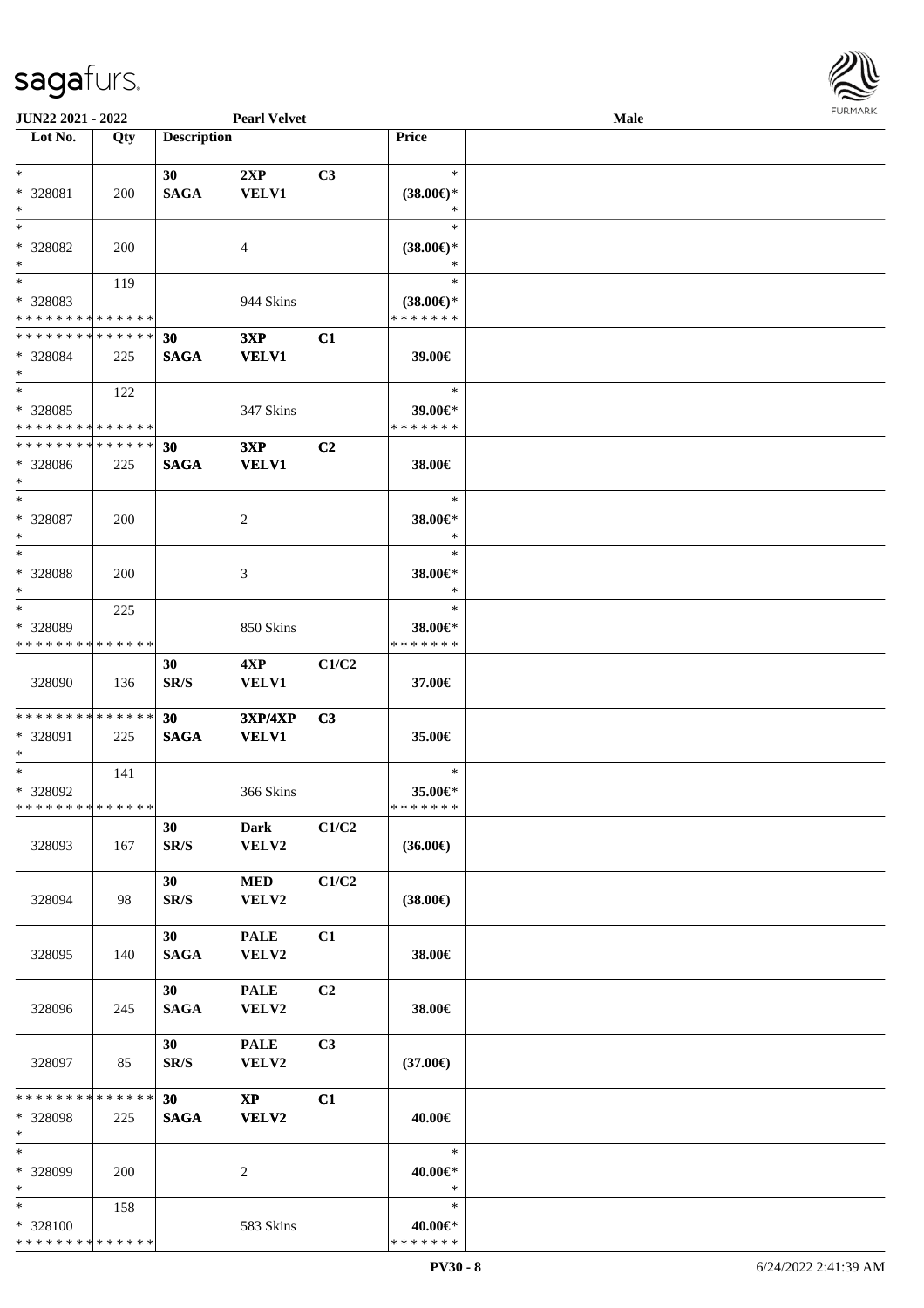JUN22 2021 - 2022 | Pearl Velvet | Male

| Lot No. | Qty | Description | | | Price | |
|---|---|---|---|---|---|---|
| * | | 30 | 2XP | C3 | * | |
| * 328081 | 200 | SAGA | VELV1 | | (38.00€)* | |
| * | | | | | * | |
| * | | | | | * | |
| * 328082 | 200 | | 4 | | (38.00€)* | |
| * | | | | | * | |
| * | 119 | | | | * | |
| * 328083 | | | 944 Skins | | (38.00€)* | |
| * * * * * * * * * * * * * * | | | | | * * * * * * * | |
| * * * * * * * * * * * * * * | | 30 | 3XP | C1 | | |
| * 328084 | 225 | SAGA | VELV1 | | 39.00€ | |
| * | | | | | | |
| * | 122 | | | | * | |
| * 328085 | | | 347 Skins | | 39.00€* | |
| * * * * * * * * * * * * * * | | | | | * * * * * * * | |
| * * * * * * * * * * * * * * | | 30 | 3XP | C2 | | |
| * 328086 | 225 | SAGA | VELV1 | | 38.00€ | |
| * | | | | | | |
| * | | | | | * | |
| * 328087 | 200 | | 2 | | 38.00€* | |
| * | | | | | * | |
| * | | | | | * | |
| * 328088 | 200 | | 3 | | 38.00€* | |
| * | | | | | * | |
| * | 225 | | | | * | |
| * 328089 | | | 850 Skins | | 38.00€* | |
| * * * * * * * * * * * * * * | | | | | * * * * * * * | |
| | | 30 | 4XP | C1/C2 | | |
| 328090 | 136 | SR/S | VELV1 | | 37.00€ | |
| * * * * * * * * * * * * * * | | 30 | 3XP/4XP | C3 | | |
| * 328091 | 225 | SAGA | VELV1 | | 35.00€ | |
| * | | | | | | |
| * | 141 | | | | * | |
| * 328092 | | | 366 Skins | | 35.00€* | |
| * * * * * * * * * * * * * * | | | | | * * * * * * * | |
| | | 30 | Dark | C1/C2 | | |
| 328093 | 167 | SR/S | VELV2 | | (36.00€) | |
| | | 30 | MED | C1/C2 | | |
| 328094 | 98 | SR/S | VELV2 | | (38.00€) | |
| | | 30 | PALE | C1 | | |
| 328095 | 140 | SAGA | VELV2 | | 38.00€ | |
| | | 30 | PALE | C2 | | |
| 328096 | 245 | SAGA | VELV2 | | 38.00€ | |
| | | 30 | PALE | C3 | | |
| 328097 | 85 | SR/S | VELV2 | | (37.00€) | |
| * * * * * * * * * * * * * * | | 30 | XP | C1 | | |
| * 328098 | 225 | SAGA | VELV2 | | 40.00€ | |
| * | | | | | | |
| * | | | | | * | |
| * 328099 | 200 | | 2 | | 40.00€* | |
| * | | | | | * | |
| * | 158 | | | | * | |
| * 328100 | | | 583 Skins | | 40.00€* | |
| * * * * * * * * * * * * * * | | | | | * * * * * * * | |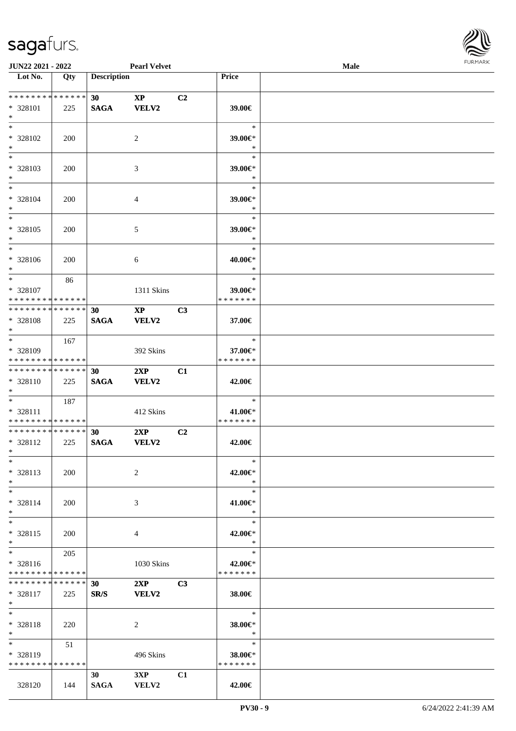**JUN22 2021 - 2022** **Pearl Velvet** **Male**

| Lot No. | Qty | Description | | | Price | |
|---|---|---|---|---|---|---|
| * * * * * * * * * * * * * * | | 30 | XP | C2 | | |
| * 328101 | 225 | SAGA | VELV2 | | 39.00€ | |
| * | | | | | | |
| * | | | | | * | |
| * 328102 | 200 | | 2 | | 39.00€* | |
| * | | | | | * | |
| * | | | | | * | |
| * 328103 | 200 | | 3 | | 39.00€* | |
| * | | | | | * | |
| * | | | | | * | |
| * 328104 | 200 | | 4 | | 39.00€* | |
| * | | | | | * | |
| * | | | | | * | |
| * 328105 | 200 | | 5 | | 39.00€* | |
| * | | | | | * | |
| * | | | | | * | |
| * 328106 | 200 | | 6 | | 40.00€* | |
| * | | | | | * | |
| * | 86 | | | | * | |
| * 328107 | | | 1311 Skins | | 39.00€* | |
| * * * * * * * * * * * * * * | | | | | * * * * * * * | |
| * * * * * * * * * * * * * * | | 30 | XP | C3 | | |
| * 328108 | 225 | SAGA | VELV2 | | 37.00€ | |
| * | | | | | | |
| * | 167 | | | | * | |
| * 328109 | | | 392 Skins | | 37.00€* | |
| * * * * * * * * * * * * * * | | | | | * * * * * * * | |
| * * * * * * * * * * * * * * | | 30 | 2XP | C1 | | |
| * 328110 | 225 | SAGA | VELV2 | | 42.00€ | |
| * | | | | | | |
| * | 187 | | | | * | |
| * 328111 | | | 412 Skins | | 41.00€* | |
| * * * * * * * * * * * * * * | | | | | * * * * * * * | |
| * * * * * * * * * * * * * * | | 30 | 2XP | C2 | | |
| * 328112 | 225 | SAGA | VELV2 | | 42.00€ | |
| * | | | | | | |
| * | | | | | * | |
| * 328113 | 200 | | 2 | | 42.00€* | |
| * | | | | | * | |
| * | | | | | * | |
| * 328114 | 200 | | 3 | | 41.00€* | |
| * | | | | | * | |
| * | | | | | * | |
| * 328115 | 200 | | 4 | | 42.00€* | |
| * | | | | | * | |
| * | 205 | | | | * | |
| * 328116 | | | 1030 Skins | | 42.00€* | |
| * * * * * * * * * * * * * * | | | | | * * * * * * * | |
| * * * * * * * * * * * * * * | | 30 | 2XP | C3 | | |
| * 328117 | 225 | SR/S | VELV2 | | 38.00€ | |
| * | | | | | | |
| * | | | | | * | |
| * 328118 | 220 | | 2 | | 38.00€* | |
| * | | | | | * | |
| * | 51 | | | | * | |
| * 328119 | | | 496 Skins | | 38.00€* | |
| * * * * * * * * * * * * * * | | | | | * * * * * * * | |
| | | 30 | 3XP | C1 | | |
| 328120 | 144 | SAGA | VELV2 | | 42.00€ | |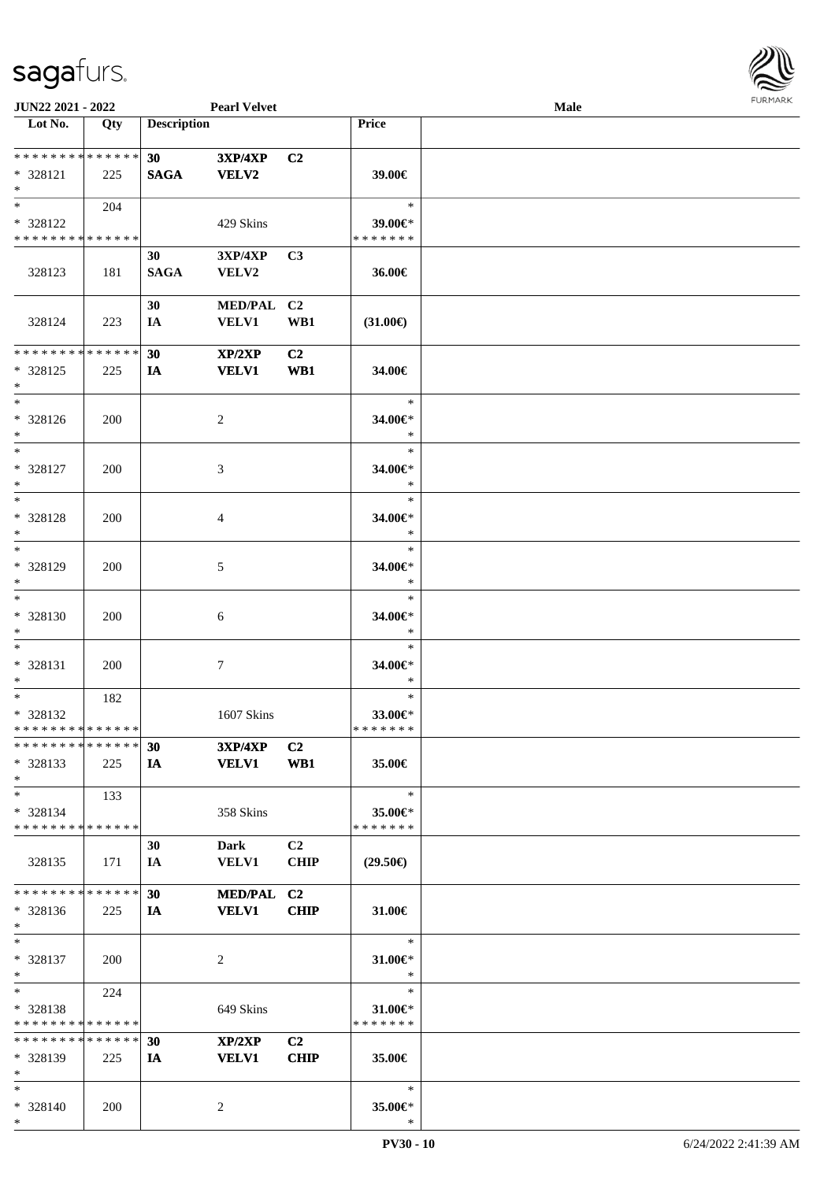**JUN22 2021 - 2022** **Pearl Velvet** **Male**

| Lot No. | Qty | Description | | | Price | |
|---|---|---|---|---|---|---|
| * * * * * * * * * * * * * * | | **30** | **3XP/4XP** | **C2** | | |
| * 328121 | 225 | **SAGA** | **VELV2** | | **39.00€** | |
| * | | | | | | |
| * | 204 | | | | * | |
| * 328122 | | | 429 Skins | | **39.00€*** | |
| * * * * * * * * * * * * * * | | | | | * * * * * * * | |
| | | 30 | 3XP/4XP | C3 | | |
| 328123 | 181 | **SAGA** | VELV2 | | **36.00€** | |
| | | 30 | MED/PAL | C2 | | |
| 328124 | 223 | IA | VELV1 | WB1 | **(31.00€)** | |
| * * * * * * * * * * * * * * | | **30** | **XP/2XP** | **C2** | | |
| * 328125 | 225 | **IA** | **VELV1** | **WB1** | **34.00€** | |
| * | | | | | | |
| * | | | | | * | |
| * 328126 | 200 | | 2 | | **34.00€*** | |
| * | | | | | * | |
| * | | | | | * | |
| * 328127 | 200 | | 3 | | **34.00€*** | |
| * | | | | | * | |
| * | | | | | * | |
| * 328128 | 200 | | 4 | | **34.00€*** | |
| * | | | | | * | |
| * | | | | | * | |
| * 328129 | 200 | | 5 | | **34.00€*** | |
| * | | | | | * | |
| * | | | | | * | |
| * 328130 | 200 | | 6 | | **34.00€*** | |
| * | | | | | * | |
| * | | | | | * | |
| * 328131 | 200 | | 7 | | **34.00€*** | |
| * | | | | | * | |
| * | 182 | | | | * | |
| * 328132 | | | 1607 Skins | | **33.00€*** | |
| * * * * * * * * * * * * * * | | | | | * * * * * * * | |
| * * * * * * * * * * * * * * | | **30** | **3XP/4XP** | **C2** | | |
| * 328133 | 225 | **IA** | **VELV1** | **WB1** | **35.00€** | |
| * | | | | | | |
| * | 133 | | | | * | |
| * 328134 | | | 358 Skins | | **35.00€*** | |
| * * * * * * * * * * * * * * | | | | | * * * * * * * | |
| | | 30 | Dark | C2 | | |
| 328135 | 171 | IA | VELV1 | CHIP | **(29.50€)** | |
| * * * * * * * * * * * * * * | | **30** | **MED/PAL** | **C2** | | |
| * 328136 | 225 | **IA** | **VELV1** | **CHIP** | **31.00€** | |
| * | | | | | | |
| * | | | | | * | |
| * 328137 | 200 | | 2 | | **31.00€*** | |
| * | | | | | * | |
| * | 224 | | | | * | |
| * 328138 | | | 649 Skins | | **31.00€*** | |
| * * * * * * * * * * * * * * | | | | | * * * * * * * | |
| * * * * * * * * * * * * * * | | **30** | **XP/2XP** | **C2** | | |
| * 328139 | 225 | **IA** | **VELV1** | **CHIP** | **35.00€** | |
| * | | | | | | |
| * | | | | | * | |
| * 328140 | 200 | | 2 | | **35.00€*** | |
| * | | | | | * | |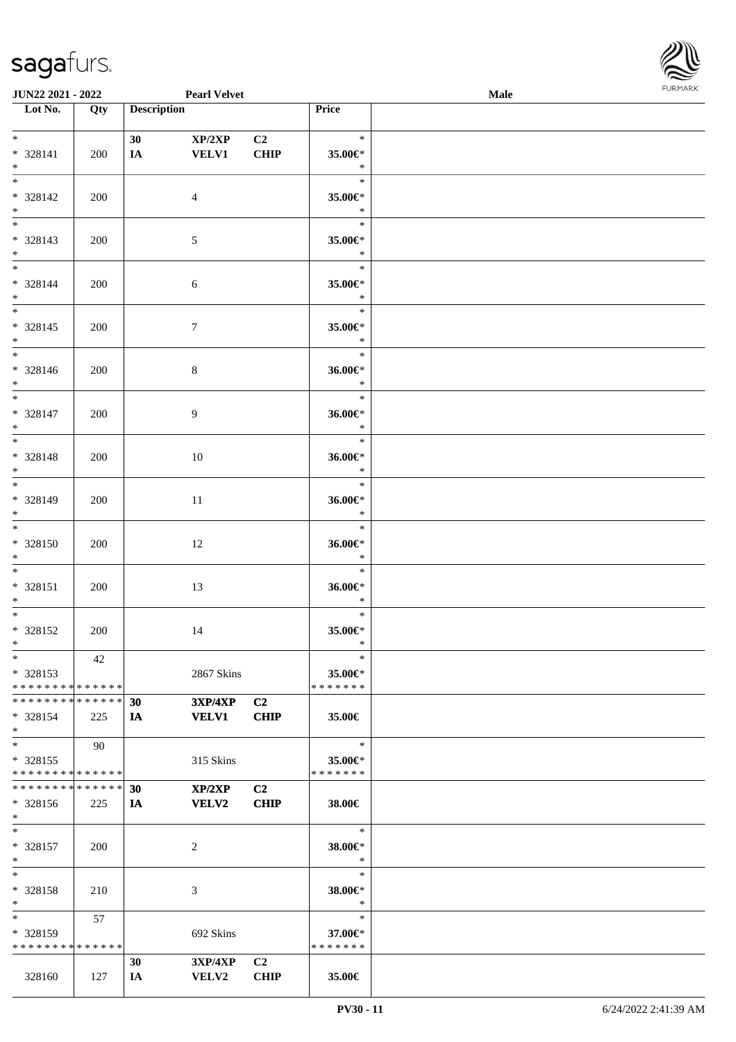| Lot No. | Qty | Description | | | Price | |
|---|---|---|---|---|---|---|
| * | | 30 | XP/2XP | C2 | * | |
| * 328141 | 200 | IA | VELV1 | CHIP | 35.00€* | |
| * | | | | | * | |
| * | | | | | * | |
| * 328142 | 200 | | 4 | | 35.00€* | |
| * | | | | | * | |
| * | | | | | * | |
| * 328143 | 200 | | 5 | | 35.00€* | |
| * | | | | | * | |
| * | | | | | * | |
| * 328144 | 200 | | 6 | | 35.00€* | |
| * | | | | | * | |
| * | | | | | * | |
| * 328145 | 200 | | 7 | | 35.00€* | |
| * | | | | | * | |
| * | | | | | * | |
| * 328146 | 200 | | 8 | | 36.00€* | |
| * | | | | | * | |
| * | | | | | * | |
| * 328147 | 200 | | 9 | | 36.00€* | |
| * | | | | | * | |
| * | | | | | * | |
| * 328148 | 200 | | 10 | | 36.00€* | |
| * | | | | | * | |
| * | | | | | * | |
| * 328149 | 200 | | 11 | | 36.00€* | |
| * | | | | | * | |
| * | | | | | * | |
| * 328150 | 200 | | 12 | | 36.00€* | |
| * | | | | | * | |
| * | | | | | * | |
| * 328151 | 200 | | 13 | | 36.00€* | |
| * | | | | | * | |
| * | | | | | * | |
| * 328152 | 200 | | 14 | | 35.00€* | |
| * | | | | | * | |
| * | 42 | | | | * | |
| * 328153 | | | 2867 Skins | | 35.00€* | |
| * * * * * * * * * * * * * * | | | | | * * * * * * * | |
| * * * * * * * * * * * * * * | | 30 | 3XP/4XP | C2 | | |
| * 328154 | 225 | IA | VELV1 | CHIP | 35.00€ | |
| * | | | | | | |
| * | 90 | | | | * | |
| * 328155 | | | 315 Skins | | 35.00€* | |
| * * * * * * * * * * * * * * | | | | | * * * * * * * | |
| * * * * * * * * * * * * * * | | 30 | XP/2XP | C2 | | |
| * 328156 | 225 | IA | VELV2 | CHIP | 38.00€ | |
| * | | | | | | |
| * | | | | | * | |
| * 328157 | 200 | | 2 | | 38.00€* | |
| * | | | | | * | |
| * | | | | | * | |
| * 328158 | 210 | | 3 | | 38.00€* | |
| * | | | | | * | |
| * | 57 | | | | * | |
| * 328159 | | | 692 Skins | | 37.00€* | |
| * * * * * * * * * * * * * * | | | | | * * * * * * * | |
| | | 30 | 3XP/4XP | C2 | | |
| 328160 | 127 | IA | VELV2 | CHIP | 35.00€ | |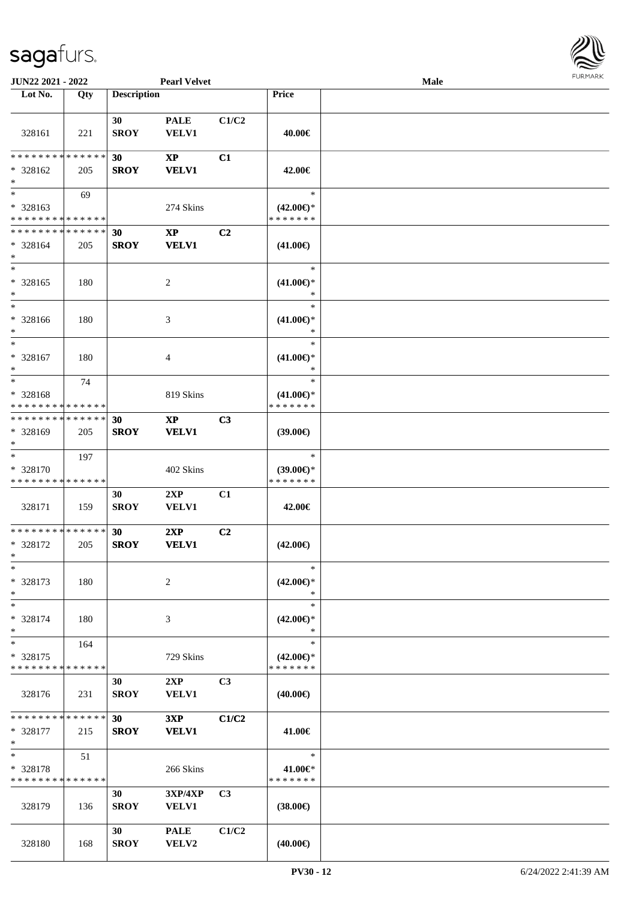| Lot No. | Qty | Description | | | Price | |
|---|---|---|---|---|---|---|
| 328161 | 221 | 30 SROY | PALE VELV1 | C1/C2 | 40.00€ | |
| * * * * * * * * * * * * * * * 328162 * | 205 | 30 SROY | XP VELV1 | C1 | 42.00€ | |
| * * 328163 * * * * * * * * * * * * * * | 69 | | 274 Skins | | * (42.00€)* * * * * * * * | |
| * * * * * * * * * * * * * * * 328164 * | 205 | 30 SROY | XP VELV1 | C2 | (41.00€) | |
| * * 328165 * | 180 | | 2 | | * (41.00€)* * | |
| * * 328166 * | 180 | | 3 | | * (41.00€)* * | |
| * * 328167 * | 180 | | 4 | | * (41.00€)* * | |
| * * 328168 * * * * * * * * * * * * * * | 74 | | 819 Skins | | * (41.00€)* * * * * * * * | |
| * * * * * * * * * * * * * * * 328169 * | 205 | 30 SROY | XP VELV1 | C3 | (39.00€) | |
| * * 328170 * * * * * * * * * * * * * * | 197 | | 402 Skins | | * (39.00€)* * * * * * * * | |
| 328171 | 159 | 30 SROY | 2XP VELV1 | C1 | 42.00€ | |
| * * * * * * * * * * * * * * * 328172 * | 205 | 30 SROY | 2XP VELV1 | C2 | (42.00€) | |
| * * 328173 * | 180 | | 2 | | * (42.00€)* * | |
| * * 328174 * | 180 | | 3 | | * (42.00€)* * | |
| * * 328175 * * * * * * * * * * * * * * | 164 | | 729 Skins | | * (42.00€)* * * * * * * * | |
| 328176 | 231 | 30 SROY | 2XP VELV1 | C3 | (40.00€) | |
| * * * * * * * * * * * * * * * 328177 * | 215 | 30 SROY | 3XP VELV1 | C1/C2 | 41.00€ | |
| * * 328178 * * * * * * * * * * * * * * | 51 | | 266 Skins | | * 41.00€* * * * * * * * | |
| 328179 | 136 | 30 SROY | 3XP/4XP VELV1 | C3 | (38.00€) | |
| 328180 | 168 | 30 SROY | PALE VELV2 | C1/C2 | (40.00€) | |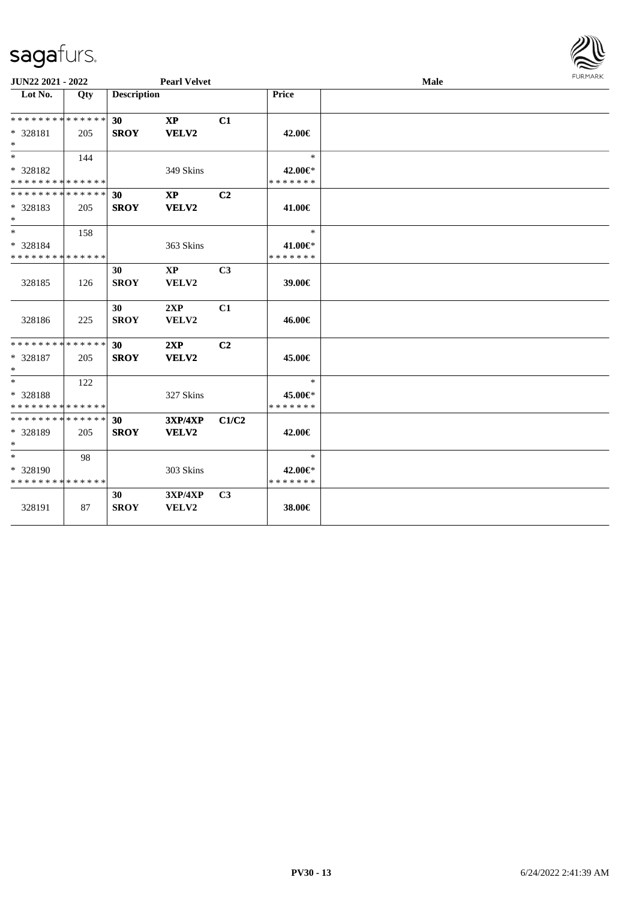JUN22 2021 - 2022 — Pearl Velvet — Male

| Lot No. | Qty | Description | | | Price | |
|---|---|---|---|---|---|---|
| * * * * * * * * * * * * * * | | 30 | XP | C1 | | |
| * 328181 | 205 | SROY | VELV2 | | 42.00€ | |
| * | | | | | | |
| * | 144 | | | | * | |
| * 328182 | | | 349 Skins | | 42.00€* | |
| * * * * * * * * * * * * * * | | | | | * * * * * * * | |
| * * * * * * * * * * * * * * | | 30 | XP | C2 | | |
| * 328183 | 205 | SROY | VELV2 | | 41.00€ | |
| * | | | | | | |
| * | 158 | | | | * | |
| * 328184 | | | 363 Skins | | 41.00€* | |
| * * * * * * * * * * * * * * | | | | | * * * * * * * | |
| | | 30 | XP | C3 | | |
| 328185 | 126 | SROY | VELV2 | | 39.00€ | |
| | | 30 | 2XP | C1 | | |
| 328186 | 225 | SROY | VELV2 | | 46.00€ | |
| * * * * * * * * * * * * * * | | 30 | 2XP | C2 | | |
| * 328187 | 205 | SROY | VELV2 | | 45.00€ | |
| * | | | | | | |
| * | 122 | | | | * | |
| * 328188 | | | 327 Skins | | 45.00€* | |
| * * * * * * * * * * * * * * | | | | | * * * * * * * | |
| * * * * * * * * * * * * * * | | 30 | 3XP/4XP | C1/C2 | | |
| * 328189 | 205 | SROY | VELV2 | | 42.00€ | |
| * | | | | | | |
| * | 98 | | | | * | |
| * 328190 | | | 303 Skins | | 42.00€* | |
| * * * * * * * * * * * * * * | | | | | * * * * * * * | |
| | | 30 | 3XP/4XP | C3 | | |
| 328191 | 87 | SROY | VELV2 | | 38.00€ | |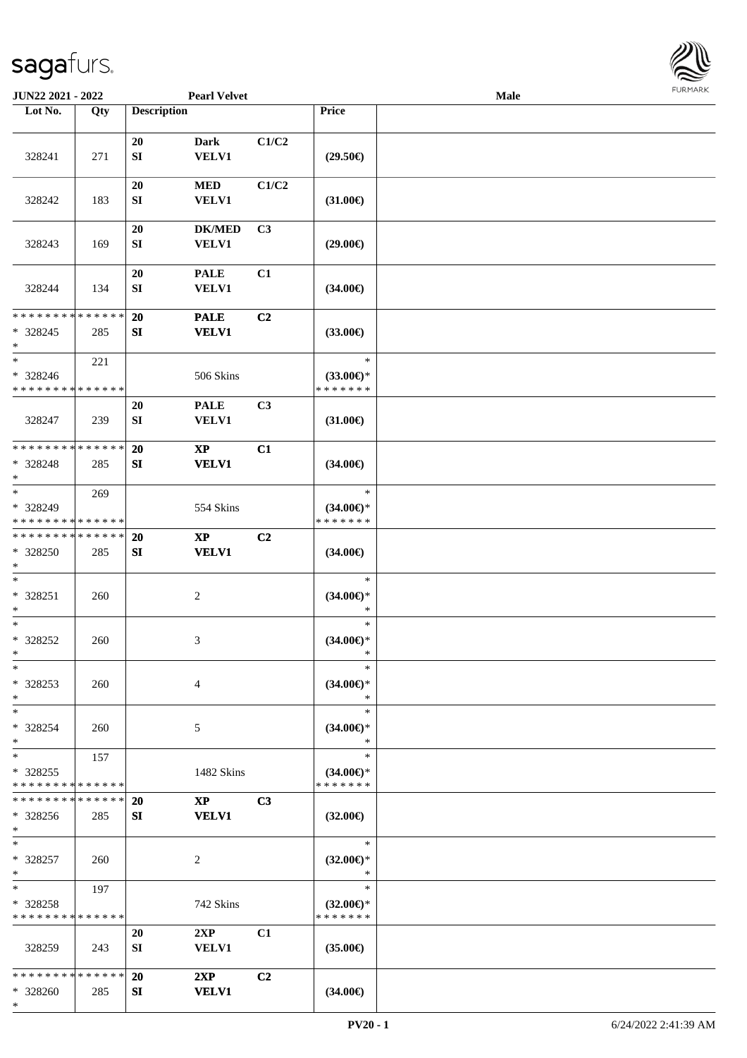JUN22 2021 - 2022 | Pearl Velvet | Male

| Lot No. | Qty | Description | | | Price | |
|---|---|---|---|---|---|---|
| 328241 | 271 | 20 SI | Dark VELV1 | C1/C2 | (29.50€) | |
| 328242 | 183 | 20 SI | MED VELV1 | C1/C2 | (31.00€) | |
| 328243 | 169 | 20 SI | DK/MED VELV1 | C3 | (29.00€) | |
| 328244 | 134 | 20 SI | PALE VELV1 | C1 | (34.00€) | |
| * * * * * * * * * * * * * * * 328245 * | 285 | 20 SI | PALE VELV1 | C2 | (33.00€) | |
| * * 328246 * * * * * * * * * * * * * * | 221 | | 506 Skins | | * (33.00€)* * * * * * * * | |
| 328247 | 239 | 20 SI | PALE VELV1 | C3 | (31.00€) | |
| * * * * * * * * * * * * * * * 328248 * | 285 | 20 SI | XP VELV1 | C1 | (34.00€) | |
| * * 328249 * * * * * * * * * * * * * * | 269 | | 554 Skins | | * (34.00€)* * * * * * * * | |
| * * * * * * * * * * * * * * * 328250 * | 285 | 20 SI | XP VELV1 | C2 | (34.00€) | |
| * * 328251 * | 260 | | 2 | | * (34.00€)* * | |
| * * 328252 * | 260 | | 3 | | * (34.00€)* * | |
| * * 328253 * | 260 | | 4 | | * (34.00€)* * | |
| * * 328254 * | 260 | | 5 | | * (34.00€)* * | |
| * * 328255 * * * * * * * * * * * * * * | 157 | | 1482 Skins | | * (34.00€)* * * * * * * * | |
| * * * * * * * * * * * * * * * 328256 * | 285 | 20 SI | XP VELV1 | C3 | (32.00€) | |
| * * 328257 * | 260 | | 2 | | * (32.00€)* * | |
| * * 328258 * * * * * * * * * * * * * * | 197 | | 742 Skins | | * (32.00€)* * * * * * * * | |
| 328259 | 243 | 20 SI | 2XP VELV1 | C1 | (35.00€) | |
| * * * * * * * * * * * * * * * 328260 * | 285 | 20 SI | 2XP VELV1 | C2 | (34.00€) | |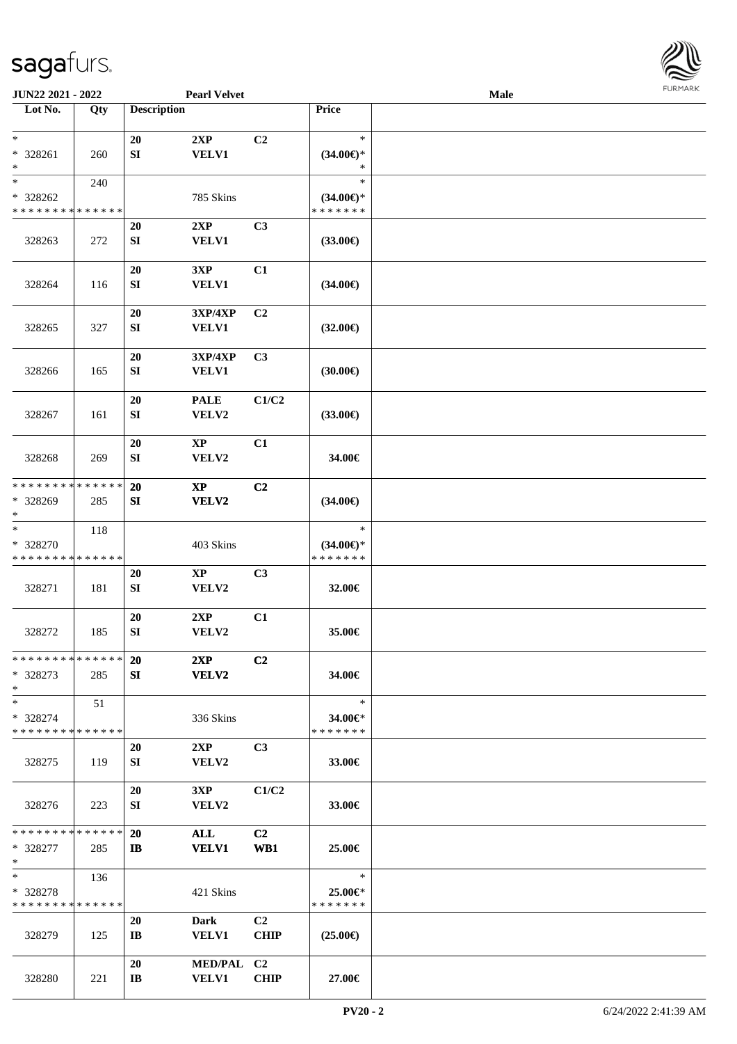| Lot No. | Qty | Description | | | Price | |
|---|---|---|---|---|---|---|
| * | | 20 | 2XP | C2 | * | |
| * 328261 | 260 | SI | VELV1 | | (34.00€)* | |
| * | | | | | * | |
| * | 240 | | | | * | |
| * 328262 | | | 785 Skins | | (34.00€)* | |
| * * * * * * * * * * * * * * | | | | | * * * * * * * | |
| 328263 | 272 | 20 SI | 2XP VELV1 | C3 | (33.00€) | |
| 328264 | 116 | 20 SI | 3XP VELV1 | C1 | (34.00€) | |
| 328265 | 327 | 20 SI | 3XP/4XP VELV1 | C2 | (32.00€) | |
| 328266 | 165 | 20 SI | 3XP/4XP VELV1 | C3 | (30.00€) | |
| 328267 | 161 | 20 SI | PALE VELV2 | C1/C2 | (33.00€) | |
| 328268 | 269 | 20 SI | XP VELV2 | C1 | 34.00€ | |
| * * * * * * * * * * * * * * | | 20 | XP | C2 | | |
| * 328269 | 285 | SI | VELV2 | | (34.00€) | |
| * | | | | | | |
| * | 118 | | | | * | |
| * 328270 | | | 403 Skins | | (34.00€)* | |
| * * * * * * * * * * * * * * | | | | | * * * * * * * | |
| 328271 | 181 | 20 SI | XP VELV2 | C3 | 32.00€ | |
| 328272 | 185 | 20 SI | 2XP VELV2 | C1 | 35.00€ | |
| * * * * * * * * * * * * * * | | 20 | 2XP | C2 | | |
| * 328273 | 285 | SI | VELV2 | | 34.00€ | |
| * | | | | | | |
| * | 51 | | | | * | |
| * 328274 | | | 336 Skins | | 34.00€* | |
| * * * * * * * * * * * * * * | | | | | * * * * * * * | |
| 328275 | 119 | 20 SI | 2XP VELV2 | C3 | 33.00€ | |
| 328276 | 223 | 20 SI | 3XP VELV2 | C1/C2 | 33.00€ | |
| * * * * * * * * * * * * * * | | 20 | ALL | C2 | | |
| * 328277 | 285 | IB | VELV1 | WB1 | 25.00€ | |
| * | | | | | | |
| * | 136 | | | | * | |
| * 328278 | | | 421 Skins | | 25.00€* | |
| * * * * * * * * * * * * * * | | | | | * * * * * * * | |
| 328279 | 125 | 20 IB | Dark VELV1 | C2 CHIP | (25.00€) | |
| 328280 | 221 | 20 IB | MED/PAL VELV1 | C2 CHIP | 27.00€ | |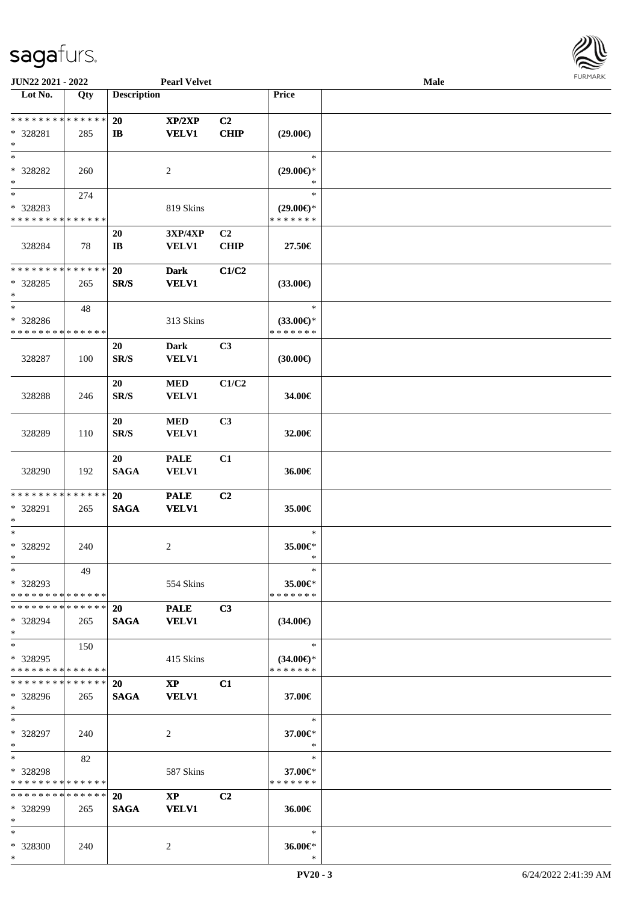| Lot No. | Qty | Description | | | Price | |
|---|---|---|---|---|---|---|
| * * * * * * * * * * * * * * | | 20 | XP/2XP | C2 | | |
| * 328281 | 285 | IB | VELV1 | CHIP | (29.00€) | |
| * | | | | | | |
| * | | | | | * | |
| * 328282 | 260 | | 2 | | (29.00€)* | |
| * | | | | | * | |
| * | 274 | | | | * | |
| * 328283 | | | 819 Skins | | (29.00€)* | |
| * * * * * * * * * * * * * * | | | | | * * * * * * * | |
| | | 20 | 3XP/4XP | C2 | | |
| 328284 | 78 | IB | VELV1 | CHIP | 27.50€ | |
| * * * * * * * * * * * * * * | | 20 | Dark | C1/C2 | | |
| * 328285 | 265 | SR/S | VELV1 | | (33.00€) | |
| * | | | | | | |
| * | 48 | | | | * | |
| * 328286 | | | 313 Skins | | (33.00€)* | |
| * * * * * * * * * * * * * * | | | | | * * * * * * * | |
| | | 20 | Dark | C3 | | |
| 328287 | 100 | SR/S | VELV1 | | (30.00€) | |
| | | 20 | MED | C1/C2 | | |
| 328288 | 246 | SR/S | VELV1 | | 34.00€ | |
| | | 20 | MED | C3 | | |
| 328289 | 110 | SR/S | VELV1 | | 32.00€ | |
| | | 20 | PALE | C1 | | |
| 328290 | 192 | SAGA | VELV1 | | 36.00€ | |
| * * * * * * * * * * * * * * | | 20 | PALE | C2 | | |
| * 328291 | 265 | SAGA | VELV1 | | 35.00€ | |
| * | | | | | | |
| * | | | | | * | |
| * 328292 | 240 | | 2 | | 35.00€* | |
| * | | | | | * | |
| * | 49 | | | | * | |
| * 328293 | | | 554 Skins | | 35.00€* | |
| * * * * * * * * * * * * * * | | | | | * * * * * * * | |
| * * * * * * * * * * * * * * | | 20 | PALE | C3 | | |
| * 328294 | 265 | SAGA | VELV1 | | (34.00€) | |
| * | | | | | | |
| * | 150 | | | | * | |
| * 328295 | | | 415 Skins | | (34.00€)* | |
| * * * * * * * * * * * * * * | | | | | * * * * * * * | |
| * * * * * * * * * * * * * * | | 20 | XP | C1 | | |
| * 328296 | 265 | SAGA | VELV1 | | 37.00€ | |
| * | | | | | | |
| * | | | | | * | |
| * 328297 | 240 | | 2 | | 37.00€* | |
| * | | | | | * | |
| * | 82 | | | | * | |
| * 328298 | | | 587 Skins | | 37.00€* | |
| * * * * * * * * * * * * * * | | | | | * * * * * * * | |
| * * * * * * * * * * * * * * | | 20 | XP | C2 | | |
| * 328299 | 265 | SAGA | VELV1 | | 36.00€ | |
| * | | | | | | |
| * | | | | | * | |
| * 328300 | 240 | | 2 | | 36.00€* | |
| * | | | | | * | |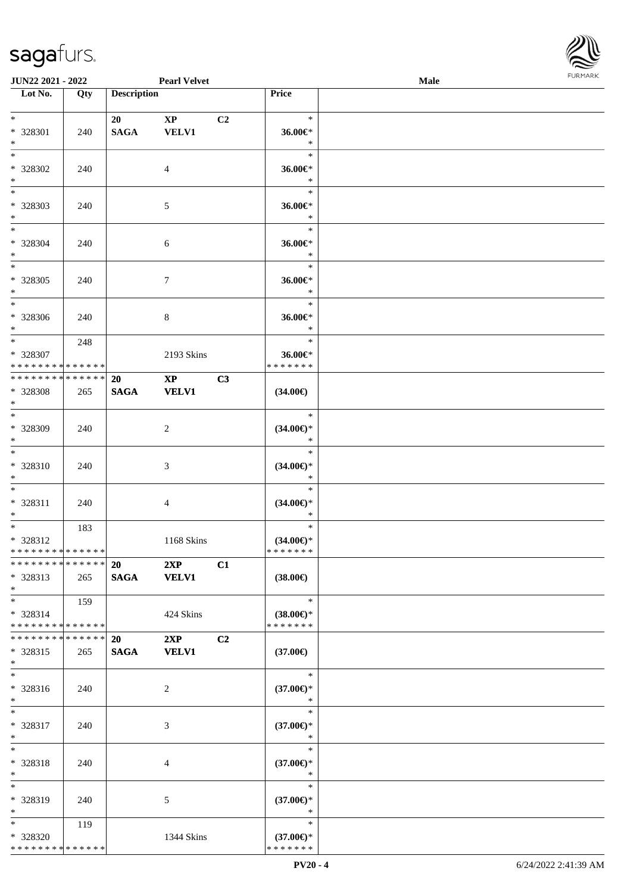| Lot No. | Qty | Description | | | Price |
|---|---|---|---|---|---|
| * <br> * 328301 <br> * | 240 | 20 <br> SAGA | XP <br> VELV1 | C2 | * <br> 36.00€* <br> * |
| * <br> * 328302 <br> * | 240 | | 4 | | * <br> 36.00€* <br> * |
| * <br> * 328303 <br> * | 240 | | 5 | | * <br> 36.00€* <br> * |
| * <br> * 328304 <br> * | 240 | | 6 | | * <br> 36.00€* <br> * |
| * <br> * 328305 <br> * | 240 | | 7 | | * <br> 36.00€* <br> * |
| * <br> * 328306 <br> * | 240 | | 8 | | * <br> 36.00€* <br> * |
| * <br> * 328307 <br> * * * * * * * * * * * * * * | 248 | | 2193 Skins | | * <br> 36.00€* <br> * * * * * * * |
| * * * * * * * * * * * * * * <br> * 328308 <br> * | 265 | 20 <br> SAGA | XP <br> VELV1 | C3 | (34.00€) |
| * <br> * 328309 <br> * | 240 | | 2 | | * <br> (34.00€)* <br> * |
| * <br> * 328310 <br> * | 240 | | 3 | | * <br> (34.00€)* <br> * |
| * <br> * 328311 <br> * | 240 | | 4 | | * <br> (34.00€)* <br> * |
| * <br> * 328312 <br> * * * * * * * * * * * * * * | 183 | | 1168 Skins | | * <br> (34.00€)* <br> * * * * * * * |
| * * * * * * * * * * * * * * <br> * 328313 <br> * | 265 | 20 <br> SAGA | 2XP <br> VELV1 | C1 | (38.00€) |
| * <br> * 328314 <br> * * * * * * * * * * * * * * | 159 | | 424 Skins | | * <br> (38.00€)* <br> * * * * * * * |
| * * * * * * * * * * * * * * <br> * 328315 <br> * | 265 | 20 <br> SAGA | 2XP <br> VELV1 | C2 | (37.00€) |
| * <br> * 328316 <br> * | 240 | | 2 | | * <br> (37.00€)* <br> * |
| * <br> * 328317 <br> * | 240 | | 3 | | * <br> (37.00€)* <br> * |
| * <br> * 328318 <br> * | 240 | | 4 | | * <br> (37.00€)* <br> * |
| * <br> * 328319 <br> * | 240 | | 5 | | * <br> (37.00€)* <br> * |
| * <br> * 328320 <br> * * * * * * * * * * * * * * | 119 | | 1344 Skins | | * <br> (37.00€)* <br> * * * * * * * |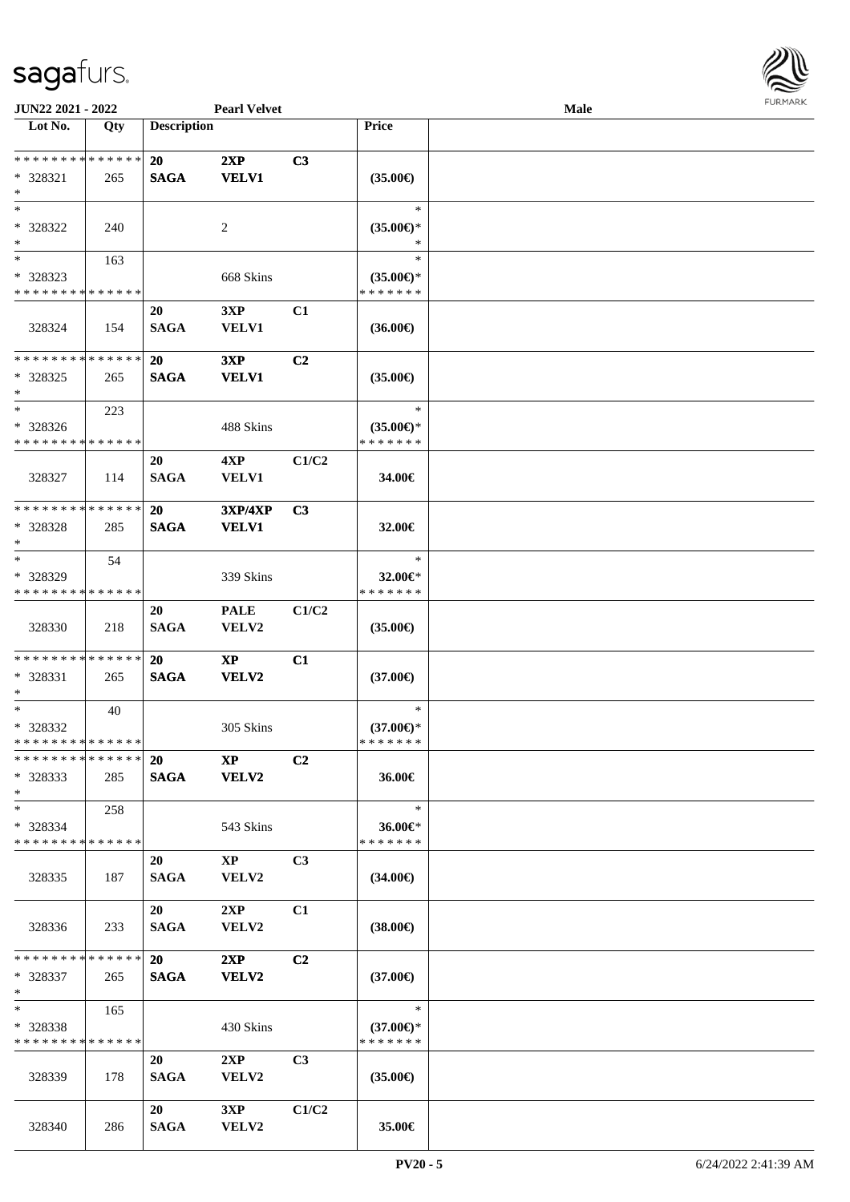**JUN22 2021 - 2022** **Pearl Velvet** **Male**

| Lot No. | Qty | Description | | | Price | |
|---|---|---|---|---|---|---|
| * * * * * * * * * * * * * * | | **20** | **2XP** | **C3** | | |
| * 328321 | 265 | **SAGA** | **VELV1** | | **(35.00€)** | |
| * | | | | | | |
| * | | | | | * | |
| * 328322 | 240 | | 2 | | **(35.00€)*** | |
| * | | | | | * | |
| * | 163 | | | | * | |
| * 328323 | | | 668 Skins | | **(35.00€)*** | |
| * * * * * * * * * * * * * * | | | | | * * * * * * * | |
| 328324 | 154 | **20** **SAGA** | **3XP** **VELV1** | **C1** | **(36.00€)** | |
| * * * * * * * * * * * * * * | | **20** | **3XP** | **C2** | | |
| * 328325 | 265 | **SAGA** | **VELV1** | | **(35.00€)** | |
| * | | | | | | |
| * | 223 | | | | * | |
| * 328326 | | | 488 Skins | | **(35.00€)*** | |
| * * * * * * * * * * * * * * | | | | | * * * * * * * | |
| 328327 | 114 | **20** **SAGA** | **4XP** **VELV1** | **C1/C2** | **34.00€** | |
| * * * * * * * * * * * * * * | | **20** | **3XP/4XP** | **C3** | | |
| * 328328 | 285 | **SAGA** | **VELV1** | | **32.00€** | |
| * | | | | | | |
| * | 54 | | | | * | |
| * 328329 | | | 339 Skins | | **32.00€*** | |
| * * * * * * * * * * * * * * | | | | | * * * * * * * | |
| 328330 | 218 | **20** **SAGA** | **PALE** **VELV2** | **C1/C2** | **(35.00€)** | |
| * * * * * * * * * * * * * * | | **20** | **XP** | **C1** | | |
| * 328331 | 265 | **SAGA** | **VELV2** | | **(37.00€)** | |
| * | | | | | | |
| * | 40 | | | | * | |
| * 328332 | | | 305 Skins | | **(37.00€)*** | |
| * * * * * * * * * * * * * * | | | | | * * * * * * * | |
| * * * * * * * * * * * * * * | | **20** | **XP** | **C2** | | |
| * 328333 | 285 | **SAGA** | **VELV2** | | **36.00€** | |
| * | | | | | | |
| * | 258 | | | | * | |
| * 328334 | | | 543 Skins | | **36.00€*** | |
| * * * * * * * * * * * * * * | | | | | * * * * * * * | |
| 328335 | 187 | **20** **SAGA** | **XP** **VELV2** | **C3** | **(34.00€)** | |
| 328336 | 233 | **20** **SAGA** | **2XP** **VELV2** | **C1** | **(38.00€)** | |
| * * * * * * * * * * * * * * | | **20** | **2XP** | **C2** | | |
| * 328337 | 265 | **SAGA** | **VELV2** | | **(37.00€)** | |
| * | | | | | | |
| * | 165 | | | | * | |
| * 328338 | | | 430 Skins | | **(37.00€)*** | |
| * * * * * * * * * * * * * * | | | | | * * * * * * * | |
| 328339 | 178 | **20** **SAGA** | **2XP** **VELV2** | **C3** | **(35.00€)** | |
| 328340 | 286 | **20** **SAGA** | **3XP** **VELV2** | **C1/C2** | **35.00€** | |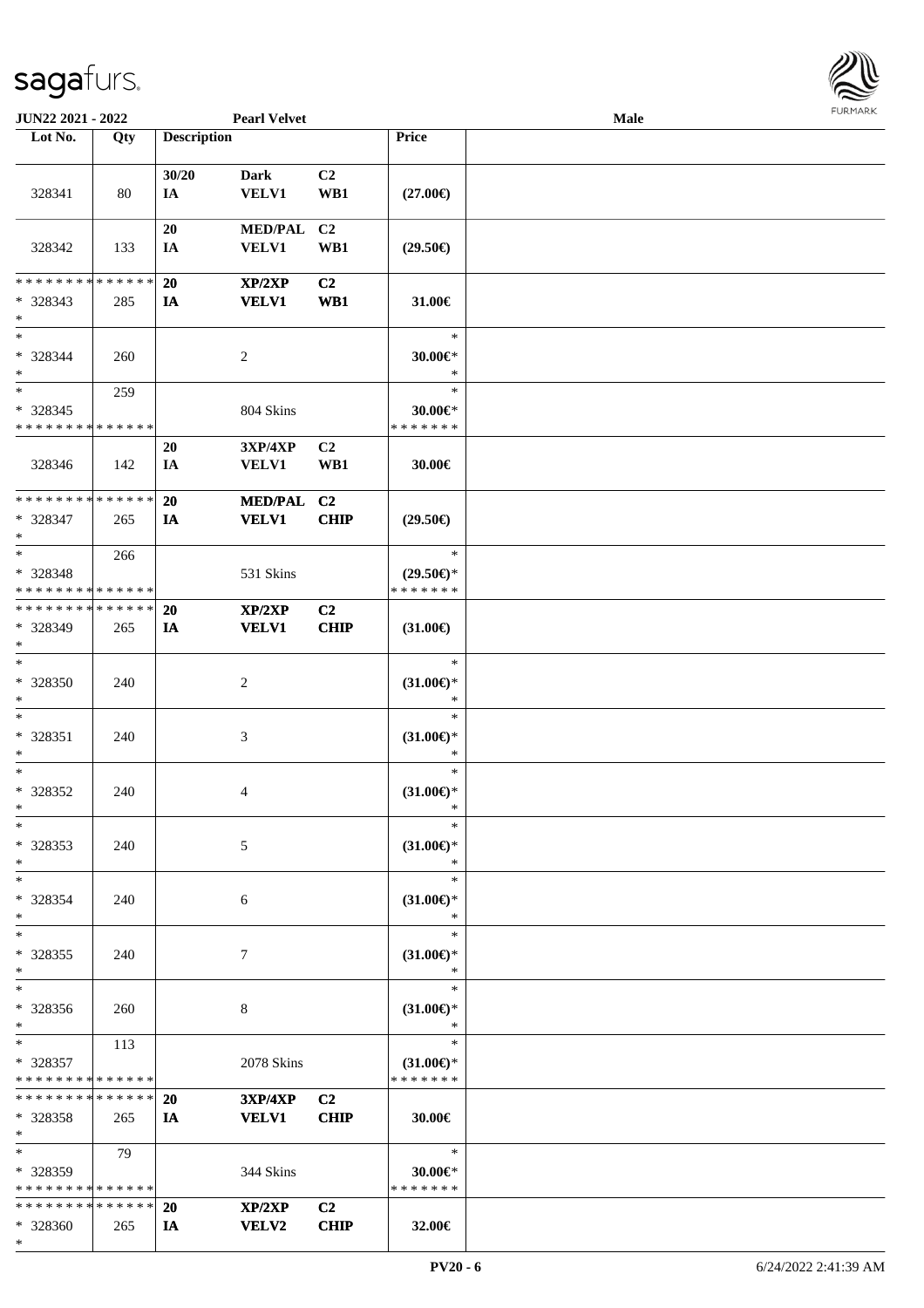| Lot No. | Qty | Description | | | Price | |
|---|---|---|---|---|---|---|
| 328341 | 80 | 30/20 IA | Dark VELV1 | C2 WB1 | (27.00€) | |
| 328342 | 133 | 20 IA | MED/PAL VELV1 | C2 WB1 | (29.50€) | |
| * * * * * * * * * * * * * * * 328343 * | 285 | 20 IA | XP/2XP VELV1 | C2 WB1 | 31.00€ | |
| * * 328344 * | 260 | | 2 | | * 30.00€* * | |
| * * 328345 * * * * * * * * * * * * * * | 259 | | 804 Skins | | * 30.00€* * * * * * * * | |
| 328346 | 142 | 20 IA | 3XP/4XP VELV1 | C2 WB1 | 30.00€ | |
| * * * * * * * * * * * * * * * 328347 * | 265 | 20 IA | MED/PAL VELV1 | C2 CHIP | (29.50€) | |
| * * 328348 * * * * * * * * * * * * * * | 266 | | 531 Skins | | * (29.50€)* * * * * * * * | |
| * * * * * * * * * * * * * * * 328349 * | 265 | 20 IA | XP/2XP VELV1 | C2 CHIP | (31.00€) | |
| * * 328350 * | 240 | | 2 | | * (31.00€)* * | |
| * * 328351 * | 240 | | 3 | | * (31.00€)* * | |
| * * 328352 * | 240 | | 4 | | * (31.00€)* * | |
| * * 328353 * | 240 | | 5 | | * (31.00€)* * | |
| * * 328354 * | 240 | | 6 | | * (31.00€)* * | |
| * * 328355 * | 240 | | 7 | | * (31.00€)* * | |
| * * 328356 * | 260 | | 8 | | * (31.00€)* * | |
| * * 328357 * * * * * * * * * * * * * * | 113 | | 2078 Skins | | * (31.00€)* * * * * * * * | |
| * * * * * * * * * * * * * * * 328358 * | 265 | 20 IA | 3XP/4XP VELV1 | C2 CHIP | 30.00€ | |
| * * 328359 * * * * * * * * * * * * * * | 79 | | 344 Skins | | * 30.00€* * * * * * * * | |
| * * * * * * * * * * * * * * * 328360 * | 265 | 20 IA | XP/2XP VELV2 | C2 CHIP | 32.00€ | |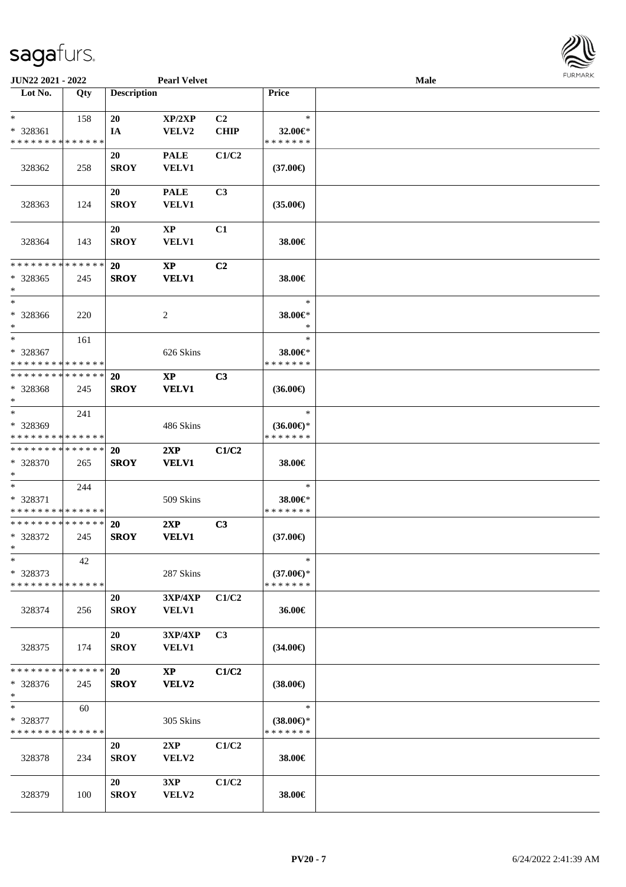**JUN22 2021 - 2022** | **Pearl Velvet** | **Male**

| Lot No. | Qty | Description | | | Price | |
|---|---|---|---|---|---|---|
| * | 158 | 20 | XP/2XP | C2 | * | |
| * 328361 | | IA | VELV2 | CHIP | 32.00€* | |
| * * * * * * * * * * * * * * | | | | | * * * * * * * | |
| 328362 | 258 | 20 SROY | PALE VELV1 | C1/C2 | (37.00€) | |
| 328363 | 124 | 20 SROY | PALE VELV1 | C3 | (35.00€) | |
| 328364 | 143 | 20 SROY | XP VELV1 | C1 | 38.00€ | |
| * * * * * * * * * * * * * * | | 20 | XP | C2 | | |
| * 328365 | 245 | SROY | VELV1 | | 38.00€ | |
| * | | | | | | |
| * | | | | | * | |
| * 328366 | 220 | | 2 | | 38.00€* | |
| * | | | | | * | |
| * | 161 | | | | * | |
| * 328367 | | | 626 Skins | | 38.00€* | |
| * * * * * * * * * * * * * * | | | | | * * * * * * * | |
| * * * * * * * * * * * * * * | | 20 | XP | C3 | | |
| * 328368 | 245 | SROY | VELV1 | | (36.00€) | |
| * | | | | | | |
| * | 241 | | | | * | |
| * 328369 | | | 486 Skins | | (36.00€)* | |
| * * * * * * * * * * * * * * | | | | | * * * * * * * | |
| * * * * * * * * * * * * * * | | 20 | 2XP | C1/C2 | | |
| * 328370 | 265 | SROY | VELV1 | | 38.00€ | |
| * | | | | | | |
| * | 244 | | | | * | |
| * 328371 | | | 509 Skins | | 38.00€* | |
| * * * * * * * * * * * * * * | | | | | * * * * * * * | |
| * * * * * * * * * * * * * * | | 20 | 2XP | C3 | | |
| * 328372 | 245 | SROY | VELV1 | | (37.00€) | |
| * | | | | | | |
| * | 42 | | | | * | |
| * 328373 | | | 287 Skins | | (37.00€)* | |
| * * * * * * * * * * * * * * | | | | | * * * * * * * | |
| 328374 | 256 | 20 SROY | 3XP/4XP VELV1 | C1/C2 | 36.00€ | |
| 328375 | 174 | 20 SROY | 3XP/4XP VELV1 | C3 | (34.00€) | |
| * * * * * * * * * * * * * * | | 20 | XP | C1/C2 | | |
| * 328376 | 245 | SROY | VELV2 | | (38.00€) | |
| * | | | | | | |
| * | 60 | | | | * | |
| * 328377 | | | 305 Skins | | (38.00€)* | |
| * * * * * * * * * * * * * * | | | | | * * * * * * * | |
| 328378 | 234 | 20 SROY | 2XP VELV2 | C1/C2 | 38.00€ | |
| 328379 | 100 | 20 SROY | 3XP VELV2 | C1/C2 | 38.00€ | |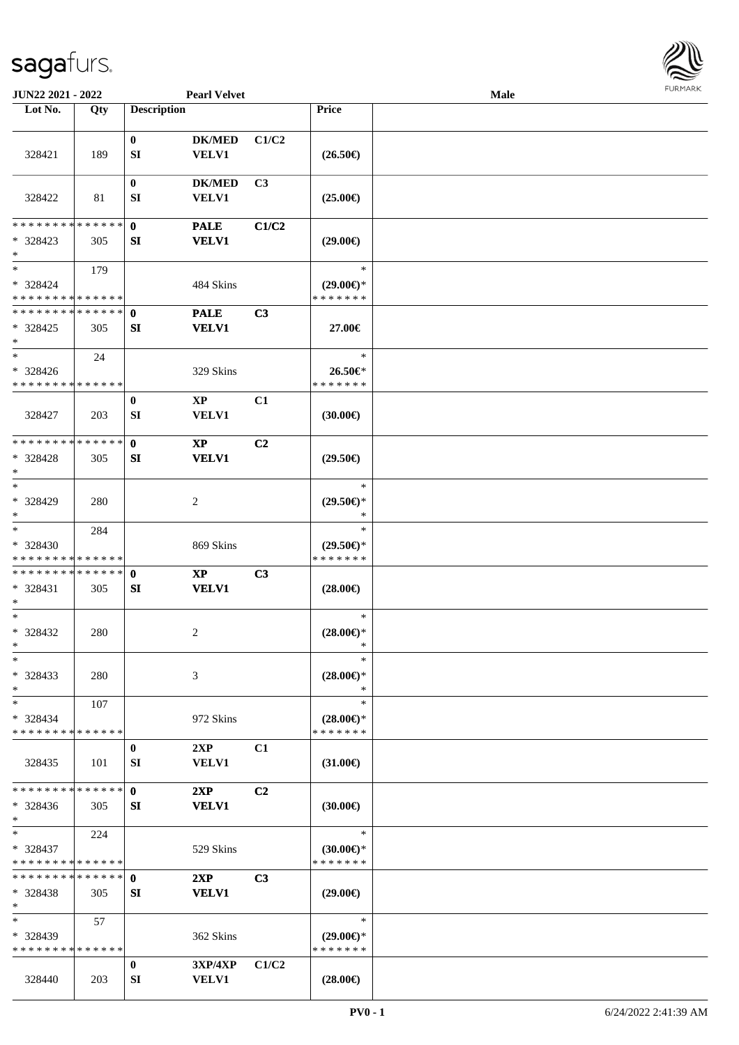JUN22 2021 - 2022 **Pearl Velvet** **Male**

| Lot No. | Qty | Description | | | Price | |
|---|---|---|---|---|---|---|
| 328421 | 189 | 0<br>SI | DK/MED<br>VELV1 | C1/C2 | (26.50€) | |
| 328422 | 81 | 0<br>SI | DK/MED<br>VELV1 | C3 | (25.00€) | |
| * * * * * * * * * * * * * *<br>* 328423<br>* | 305 | 0<br>SI | PALE<br>VELV1 | C1/C2 | (29.00€) | |
| *<br>* 328424<br>* * * * * * * * * * * * * * | 179 | | 484 Skins | | *<br>(29.00€)*<br>* * * * * * * | |
| * * * * * * * * * * * * * *<br>* 328425<br>* | 305 | 0<br>SI | PALE<br>VELV1 | C3 | 27.00€ | |
| *<br>* 328426<br>* * * * * * * * * * * * * * | 24 | | 329 Skins | | *<br>26.50€*<br>* * * * * * * | |
| 328427 | 203 | 0<br>SI | XP<br>VELV1 | C1 | (30.00€) | |
| * * * * * * * * * * * * * *<br>* 328428<br>* | 305 | 0<br>SI | XP<br>VELV1 | C2 | (29.50€) | |
| *<br>* 328429<br>* | 280 | | 2 | | *<br>(29.50€)*<br>* | |
| *<br>* 328430<br>* * * * * * * * * * * * * * | 284 | | 869 Skins | | *<br>(29.50€)*<br>* * * * * * * | |
| * * * * * * * * * * * * * *<br>* 328431<br>* | 305 | 0<br>SI | XP<br>VELV1 | C3 | (28.00€) | |
| *<br>* 328432<br>* | 280 | | 2 | | *<br>(28.00€)*<br>* | |
| *<br>* 328433<br>* | 280 | | 3 | | *<br>(28.00€)*<br>* | |
| *<br>* 328434<br>* * * * * * * * * * * * * * | 107 | | 972 Skins | | *<br>(28.00€)*<br>* * * * * * * | |
| 328435 | 101 | 0<br>SI | 2XP<br>VELV1 | C1 | (31.00€) | |
| * * * * * * * * * * * * * *<br>* 328436<br>* | 305 | 0<br>SI | 2XP<br>VELV1 | C2 | (30.00€) | |
| *<br>* 328437<br>* * * * * * * * * * * * * * | 224 | | 529 Skins | | *<br>(30.00€)*<br>* * * * * * * | |
| * * * * * * * * * * * * * *<br>* 328438<br>* | 305 | 0<br>SI | 2XP<br>VELV1 | C3 | (29.00€) | |
| *<br>* 328439<br>* * * * * * * * * * * * * * | 57 | | 362 Skins | | *<br>(29.00€)*<br>* * * * * * * | |
| 328440 | 203 | 0<br>SI | 3XP/4XP<br>VELV1 | C1/C2 | (28.00€) | |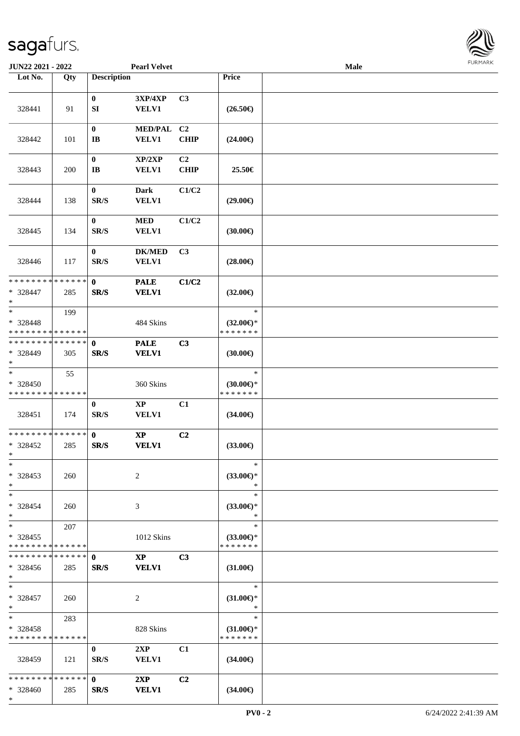**JUN22 2021 - 2022** **Pearl Velvet** **Male**

| Lot No. | Qty | Description | | | Price | |
|---|---|---|---|---|---|---|
| 328441 | 91 | 0<br>SI | 3XP/4XP<br>VELV1 | C3 | (26.50€) | |
| 328442 | 101 | 0<br>IB | MED/PAL<br>VELV1 | C2<br>CHIP | (24.00€) | |
| 328443 | 200 | 0<br>IB | XP/2XP<br>VELV1 | C2<br>CHIP | 25.50€ | |
| 328444 | 138 | 0<br>SR/S | Dark<br>VELV1 | C1/C2 | (29.00€) | |
| 328445 | 134 | 0<br>SR/S | MED<br>VELV1 | C1/C2 | (30.00€) | |
| 328446 | 117 | 0<br>SR/S | DK/MED<br>VELV1 | C3 | (28.00€) | |
| * * * * * * * * * * * * * *<br>* 328447<br>* | 285 | **0**<br>**SR/S** | **PALE**<br>**VELV1** | **C1/C2** | (32.00€) | |
| *<br>* 328448<br>* * * * * * * * * * * * * * | 199 | | 484 Skins | | *<br>(32.00€)*<br>* * * * * * * | |
| * * * * * * * * * * * * * *<br>* 328449<br>* | 305 | **0**<br>**SR/S** | **PALE**<br>**VELV1** | **C3** | (30.00€) | |
| *<br>* 328450<br>* * * * * * * * * * * * * * | 55 | | 360 Skins | | *<br>(30.00€)*<br>* * * * * * * | |
| 328451 | 174 | 0<br>SR/S | XP<br>VELV1 | C1 | (34.00€) | |
| * * * * * * * * * * * * * *<br>* 328452<br>* | 285 | **0**<br>**SR/S** | **XP**<br>**VELV1** | **C2** | (33.00€) | |
| *<br>* 328453<br>* | 260 | | 2 | | *<br>(33.00€)*<br>* | |
| *<br>* 328454<br>* | 260 | | 3 | | *<br>(33.00€)*<br>* | |
| *<br>* 328455<br>* * * * * * * * * * * * * * | 207 | | 1012 Skins | | *<br>(33.00€)*<br>* * * * * * * | |
| * * * * * * * * * * * * * *<br>* 328456<br>* | 285 | **0**<br>**SR/S** | **XP**<br>**VELV1** | **C3** | (31.00€) | |
| *<br>* 328457<br>* | 260 | | 2 | | *<br>(31.00€)*<br>* | |
| *<br>* 328458<br>* * * * * * * * * * * * * * | 283 | | 828 Skins | | *<br>(31.00€)*<br>* * * * * * * | |
| 328459 | 121 | 0<br>SR/S | 2XP<br>VELV1 | C1 | (34.00€) | |
| * * * * * * * * * * * * * *<br>* 328460<br>* | 285 | **0**<br>**SR/S** | **2XP**<br>**VELV1** | **C2** | (34.00€) | |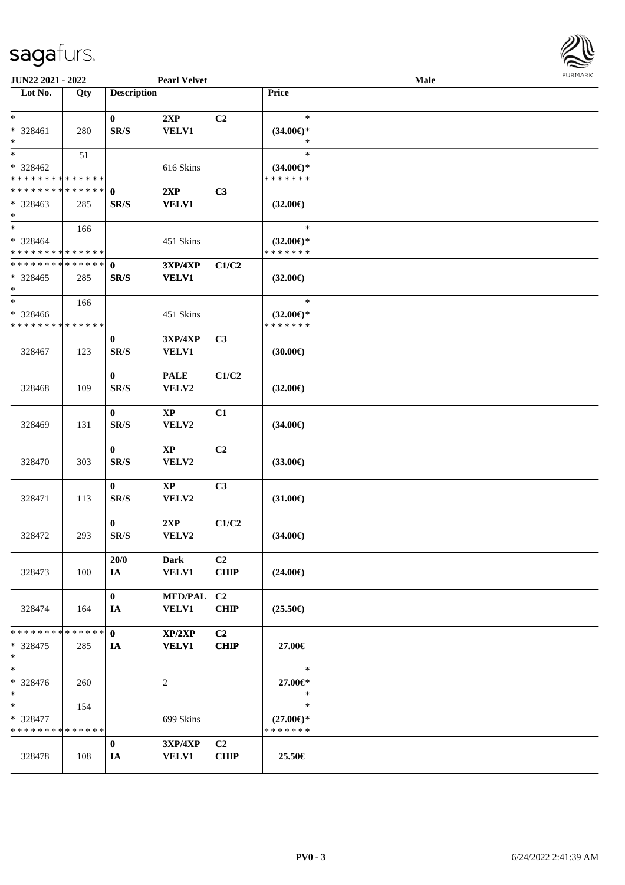JUN22 2021 - 2022 | Pearl Velvet | Male

| Lot No. | Qty | Description | | | Price | |
|---|---|---|---|---|---|---|
| * <br> * 328461 <br> * | 280 | 0 <br> SR/S | 2XP <br> VELV1 | C2 | * <br> (34.00€)* <br> * | |
| * <br> * 328462 <br> * * * * * * * * * * * * * * | 51 | | 616 Skins | | * <br> (34.00€)* <br> * * * * * * * | |
| * * * * * * * * * * * * * * <br> * 328463 <br> * | 285 | 0 <br> SR/S | 2XP <br> VELV1 | C3 | (32.00€) | |
| * <br> * 328464 <br> * * * * * * * * * * * * * * | 166 | | 451 Skins | | * <br> (32.00€)* <br> * * * * * * * | |
| * * * * * * * * * * * * * * <br> * 328465 <br> * | 285 | 0 <br> SR/S | 3XP/4XP <br> VELV1 | C1/C2 | (32.00€) | |
| * <br> * 328466 <br> * * * * * * * * * * * * * * | 166 | | 451 Skins | | * <br> (32.00€)* <br> * * * * * * * | |
| 328467 | 123 | 0 <br> SR/S | 3XP/4XP <br> VELV1 | C3 | (30.00€) | |
| 328468 | 109 | 0 <br> SR/S | PALE <br> VELV2 | C1/C2 | (32.00€) | |
| 328469 | 131 | 0 <br> SR/S | XP <br> VELV2 | C1 | (34.00€) | |
| 328470 | 303 | 0 <br> SR/S | XP <br> VELV2 | C2 | (33.00€) | |
| 328471 | 113 | 0 <br> SR/S | XP <br> VELV2 | C3 | (31.00€) | |
| 328472 | 293 | 0 <br> SR/S | 2XP <br> VELV2 | C1/C2 | (34.00€) | |
| 328473 | 100 | 20/0 <br> IA | Dark <br> VELV1 | C2 <br> CHIP | (24.00€) | |
| 328474 | 164 | 0 <br> IA | MED/PAL <br> VELV1 | C2 <br> CHIP | (25.50€) | |
| * * * * * * * * * * * * * * <br> * 328475 <br> * | 285 | 0 <br> IA | XP/2XP <br> VELV1 | C2 <br> CHIP | 27.00€ | |
| * <br> * 328476 <br> * | 260 | | 2 | | * <br> 27.00€* <br> * | |
| * <br> * 328477 <br> * * * * * * * * * * * * * * | 154 | | 699 Skins | | * <br> (27.00€)* <br> * * * * * * * | |
| 328478 | 108 | 0 <br> IA | 3XP/4XP <br> VELV1 | C2 <br> CHIP | 25.50€ | |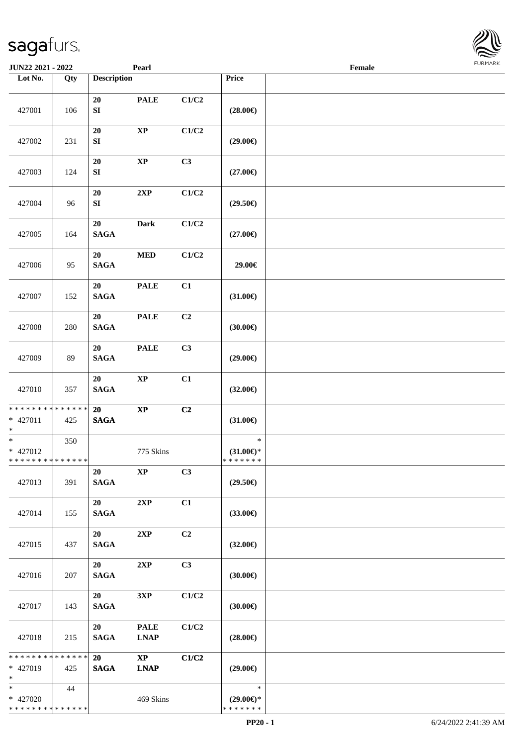| JUN22 2021 - 2022 |  | Pearl |  |  |  | Female |
|---|---|---|---|---|---|---|
| Lot No. | Qty | Description |  |  | Price |  |
| 427001 | 106 | 20<br>SI | PALE | C1/C2 | (28.00€) |  |
| 427002 | 231 | 20<br>SI | XP | C1/C2 | (29.00€) |  |
| 427003 | 124 | 20<br>SI | XP | C3 | (27.00€) |  |
| 427004 | 96 | 20<br>SI | 2XP | C1/C2 | (29.50€) |  |
| 427005 | 164 | 20<br>SAGA | Dark | C1/C2 | (27.00€) |  |
| 427006 | 95 | 20<br>SAGA | MED | C1/C2 | 29.00€ |  |
| 427007 | 152 | 20<br>SAGA | PALE | C1 | (31.00€) |  |
| 427008 | 280 | 20<br>SAGA | PALE | C2 | (30.00€) |  |
| 427009 | 89 | 20<br>SAGA | PALE | C3 | (29.00€) |  |
| 427010 | 357 | 20<br>SAGA | XP | C1 | (32.00€) |  |
| * * * * * * * * * * * * * *<br>* 427011<br>* | 425 | 20<br>SAGA | XP | C2 | (31.00€) |  |
| *<br>* 427012<br>* * * * * * * * * * * * * * | 350 |  | 775 Skins |  | *<br>(31.00€)*<br>* * * * * * * |  |
| 427013 | 391 | 20<br>SAGA | XP | C3 | (29.50€) |  |
| 427014 | 155 | 20<br>SAGA | 2XP | C1 | (33.00€) |  |
| 427015 | 437 | 20<br>SAGA | 2XP | C2 | (32.00€) |  |
| 427016 | 207 | 20<br>SAGA | 2XP | C3 | (30.00€) |  |
| 427017 | 143 | 20<br>SAGA | 3XP | C1/C2 | (30.00€) |  |
| 427018 | 215 | 20<br>SAGA | PALE<br>LNAP | C1/C2 | (28.00€) |  |
| * * * * * * * * * * * * * *<br>* 427019<br>* | 425 | 20<br>SAGA | XP<br>LNAP | C1/C2 | (29.00€) |  |
| *<br>* 427020<br>* * * * * * * * * * * * * * | 44 |  | 469 Skins |  | *<br>(29.00€)*<br>* * * * * * * |  |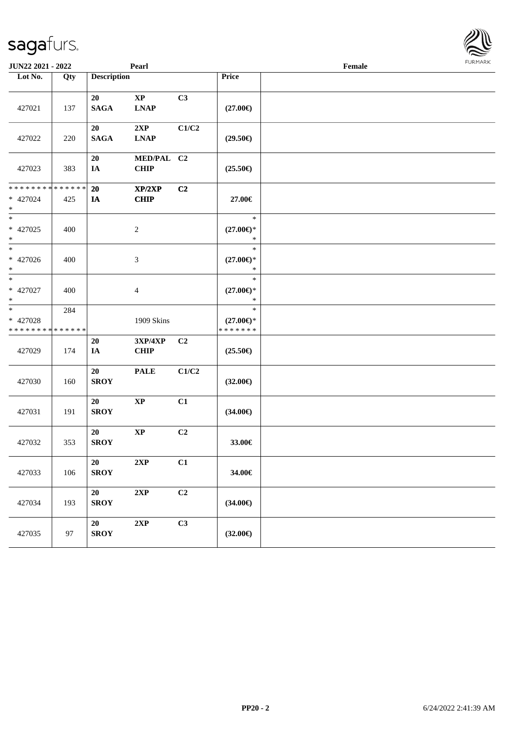JUN22 2021 - 2022 | Pearl | Female

| Lot No. | Qty | Description | | | Price | |
|---|---|---|---|---|---|---|
| 427021 | 137 | 20 SAGA | XP LNAP | C3 | (27.00€) | |
| 427022 | 220 | 20 SAGA | 2XP LNAP | C1/C2 | (29.50€) | |
| 427023 | 383 | 20 IA | MED/PAL CHIP | C2 | (25.50€) | |
| * * * * * * * * * * * * * * * 427024 * | 425 | 20 IA | XP/2XP CHIP | C2 | 27.00€ | |
| * * 427025 * | 400 | | 2 | | * (27.00€)* * | |
| * * 427026 * | 400 | | 3 | | * (27.00€)* * | |
| * * 427027 * | 400 | | 4 | | * (27.00€)* * | |
| * * 427028 * * * * * * * * * * * * * * | 284 | | 1909 Skins | | * (27.00€)* * * * * * * * | |
| 427029 | 174 | 20 IA | 3XP/4XP CHIP | C2 | (25.50€) | |
| 427030 | 160 | 20 SROY | PALE | C1/C2 | (32.00€) | |
| 427031 | 191 | 20 SROY | XP | C1 | (34.00€) | |
| 427032 | 353 | 20 SROY | XP | C2 | 33.00€ | |
| 427033 | 106 | 20 SROY | 2XP | C1 | 34.00€ | |
| 427034 | 193 | 20 SROY | 2XP | C2 | (34.00€) | |
| 427035 | 97 | 20 SROY | 2XP | C3 | (32.00€) | |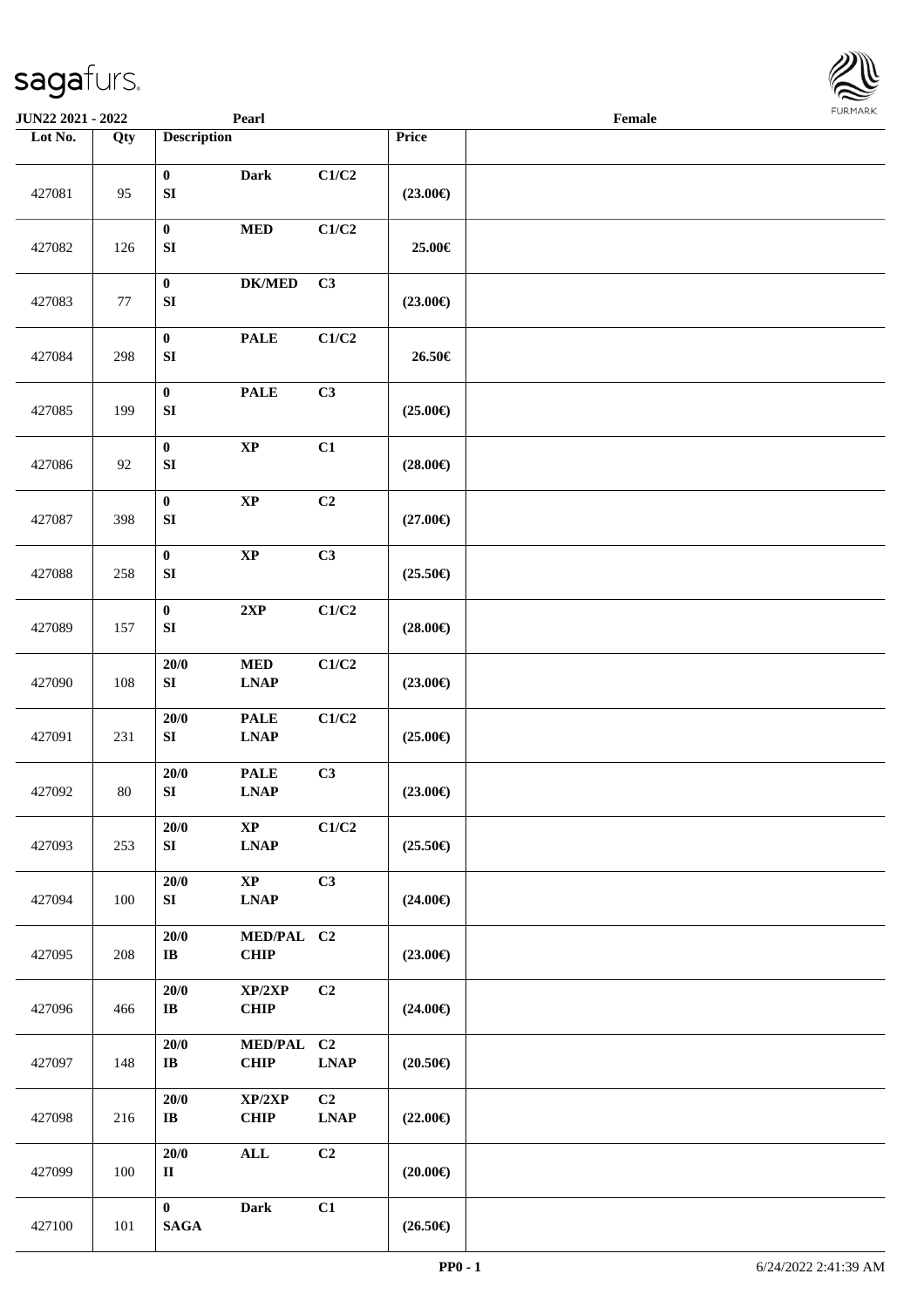| Lot No. | Qty | Description | | | Price | |
|---|---|---|---|---|---|---|
| 427081 | 95 | 0<br>SI | Dark | C1/C2 | (23.00€) | |
| 427082 | 126 | 0<br>SI | MED | C1/C2 | 25.00€ | |
| 427083 | 77 | 0<br>SI | DK/MED | C3 | (23.00€) | |
| 427084 | 298 | 0<br>SI | PALE | C1/C2 | 26.50€ | |
| 427085 | 199 | 0<br>SI | PALE | C3 | (25.00€) | |
| 427086 | 92 | 0<br>SI | XP | C1 | (28.00€) | |
| 427087 | 398 | 0<br>SI | XP | C2 | (27.00€) | |
| 427088 | 258 | 0<br>SI | XP | C3 | (25.50€) | |
| 427089 | 157 | 0<br>SI | 2XP | C1/C2 | (28.00€) | |
| 427090 | 108 | 20/0<br>SI | MED<br>LNAP | C1/C2 | (23.00€) | |
| 427091 | 231 | 20/0<br>SI | PALE<br>LNAP | C1/C2 | (25.00€) | |
| 427092 | 80 | 20/0<br>SI | PALE<br>LNAP | C3 | (23.00€) | |
| 427093 | 253 | 20/0<br>SI | XP<br>LNAP | C1/C2 | (25.50€) | |
| 427094 | 100 | 20/0<br>SI | XP<br>LNAP | C3 | (24.00€) | |
| 427095 | 208 | 20/0<br>IB | MED/PAL<br>CHIP | C2 | (23.00€) | |
| 427096 | 466 | 20/0<br>IB | XP/2XP<br>CHIP | C2 | (24.00€) | |
| 427097 | 148 | 20/0<br>IB | MED/PAL<br>CHIP | C2<br>LNAP | (20.50€) | |
| 427098 | 216 | 20/0<br>IB | XP/2XP<br>CHIP | C2<br>LNAP | (22.00€) | |
| 427099 | 100 | 20/0<br>II | ALL | C2 | (20.00€) | |
| 427100 | 101 | 0<br>SAGA | Dark | C1 | (26.50€) | |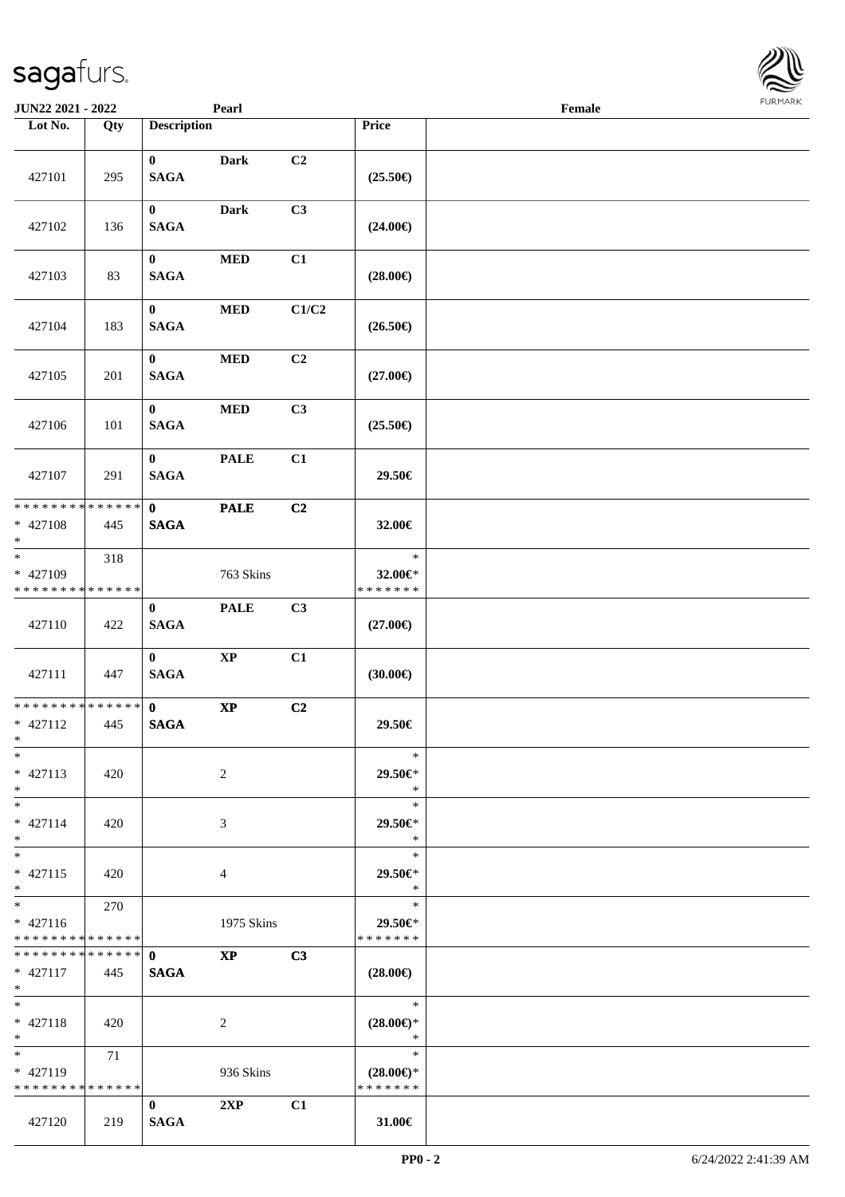JUN22 2021 - 2022 | Pearl | Female

| Lot No. | Qty | Description | | | Price | |
|---|---|---|---|---|---|---|
| 427101 | 295 | 0 SAGA | Dark | C2 | (25.50€) | |
| 427102 | 136 | 0 SAGA | Dark | C3 | (24.00€) | |
| 427103 | 83 | 0 SAGA | MED | C1 | (28.00€) | |
| 427104 | 183 | 0 SAGA | MED | C1/C2 | (26.50€) | |
| 427105 | 201 | 0 SAGA | MED | C2 | (27.00€) | |
| 427106 | 101 | 0 SAGA | MED | C3 | (25.50€) | |
| 427107 | 291 | 0 SAGA | PALE | C1 | 29.50€ | |
| * * * * * * * * * * * * * * * 427108 * | 445 | 0 SAGA | PALE | C2 | 32.00€ | |
| * 427109 * * * * * * * * * * * * * * | 318 | | 763 Skins | | * 32.00€* * * * * * * * | |
| 427110 | 422 | 0 SAGA | PALE | C3 | (27.00€) | |
| 427111 | 447 | 0 SAGA | XP | C1 | (30.00€) | |
| * * * * * * * * * * * * * * * 427112 * | 445 | 0 SAGA | XP | C2 | 29.50€ | |
| * * 427113 * | 420 | | 2 | | * 29.50€* * | |
| * * 427114 * | 420 | | 3 | | * 29.50€* * | |
| * * 427115 * | 420 | | 4 | | * 29.50€* * | |
| * * 427116 * * * * * * * * * * * * * * | 270 | | 1975 Skins | | * 29.50€* * * * * * * * | |
| * * * * * * * * * * * * * * * 427117 * | 445 | 0 SAGA | XP | C3 | (28.00€) | |
| * * 427118 * | 420 | | 2 | | * (28.00€)* * | |
| * * 427119 * * * * * * * * * * * * * * | 71 | | 936 Skins | | * (28.00€)* * * * * * * * | |
| 427120 | 219 | 0 SAGA | 2XP | C1 | 31.00€ | |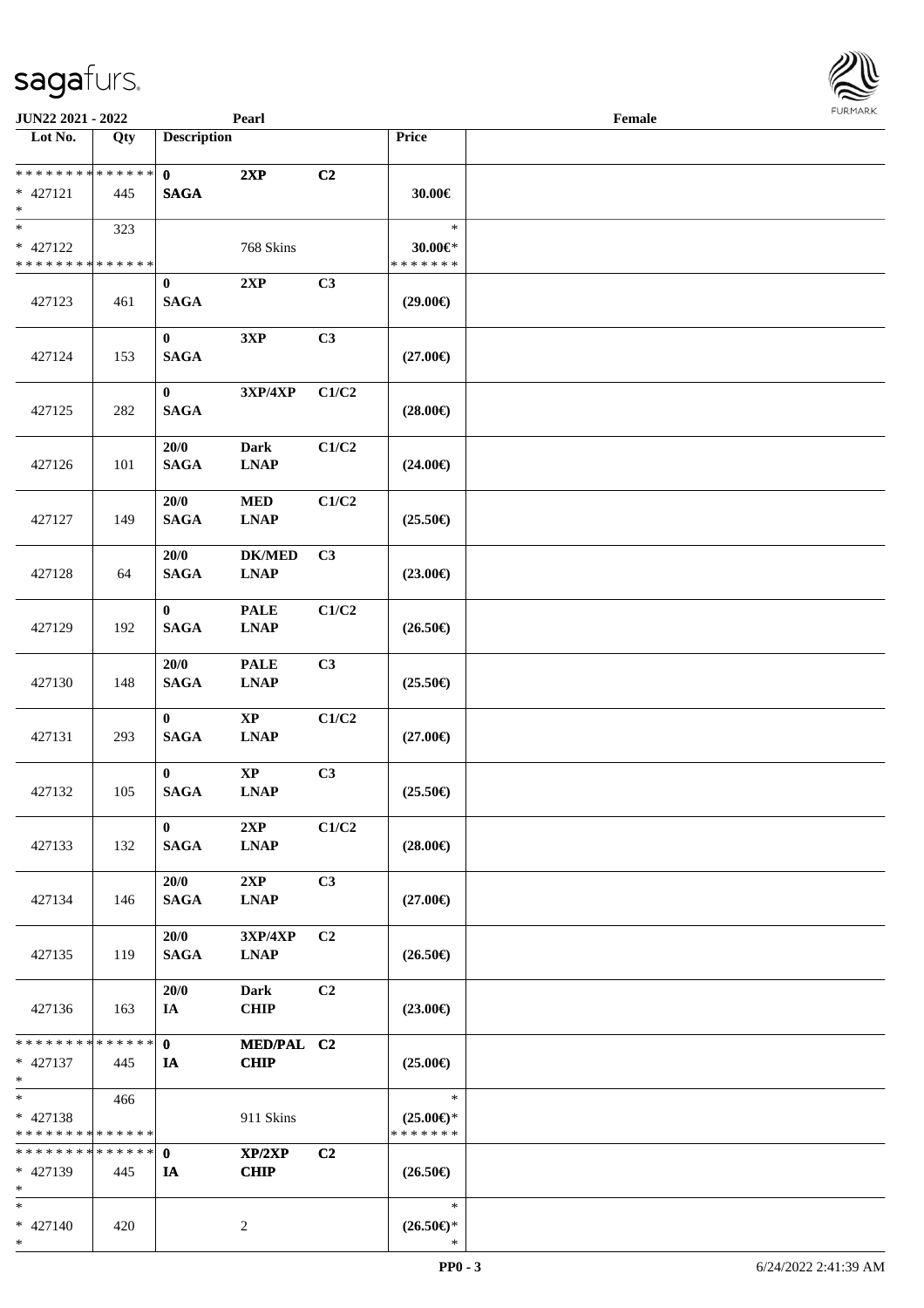JUN22 2021 - 2022 | Pearl | Female

| Lot No. | Qty | Description | | | Price | |
|---|---|---|---|---|---|---|
| * * * * * * * * * * * * * * <br> * 427121 <br> * | 445 | 0 <br> SAGA | 2XP | C2 | 30.00€ | |
| * <br> * 427122 <br> * * * * * * * * * * * * * * | 323 | | 768 Skins | | * <br> 30.00€* <br> * * * * * * * | |
| 427123 | 461 | 0 <br> SAGA | 2XP | C3 | (29.00€) | |
| 427124 | 153 | 0 <br> SAGA | 3XP | C3 | (27.00€) | |
| 427125 | 282 | 0 <br> SAGA | 3XP/4XP | C1/C2 | (28.00€) | |
| 427126 | 101 | 20/0 <br> SAGA | Dark <br> LNAP | C1/C2 | (24.00€) | |
| 427127 | 149 | 20/0 <br> SAGA | MED <br> LNAP | C1/C2 | (25.50€) | |
| 427128 | 64 | 20/0 <br> SAGA | DK/MED <br> LNAP | C3 | (23.00€) | |
| 427129 | 192 | 0 <br> SAGA | PALE <br> LNAP | C1/C2 | (26.50€) | |
| 427130 | 148 | 20/0 <br> SAGA | PALE <br> LNAP | C3 | (25.50€) | |
| 427131 | 293 | 0 <br> SAGA | XP <br> LNAP | C1/C2 | (27.00€) | |
| 427132 | 105 | 0 <br> SAGA | XP <br> LNAP | C3 | (25.50€) | |
| 427133 | 132 | 0 <br> SAGA | 2XP <br> LNAP | C1/C2 | (28.00€) | |
| 427134 | 146 | 20/0 <br> SAGA | 2XP <br> LNAP | C3 | (27.00€) | |
| 427135 | 119 | 20/0 <br> SAGA | 3XP/4XP <br> LNAP | C2 | (26.50€) | |
| 427136 | 163 | 20/0 <br> IA | Dark <br> CHIP | C2 | (23.00€) | |
| * * * * * * * * * * * * * * <br> * 427137 <br> * | 445 | 0 <br> IA | MED/PAL <br> CHIP | C2 | (25.00€) | |
| * <br> * 427138 <br> * * * * * * * * * * * * * * | 466 | | 911 Skins | | * <br> (25.00€)* <br> * * * * * * * | |
| * * * * * * * * * * * * * * <br> * 427139 <br> * | 445 | 0 <br> IA | XP/2XP <br> CHIP | C2 | (26.50€) | |
| * <br> * 427140 <br> * | 420 | | 2 | | * <br> (26.50€)* <br> * | |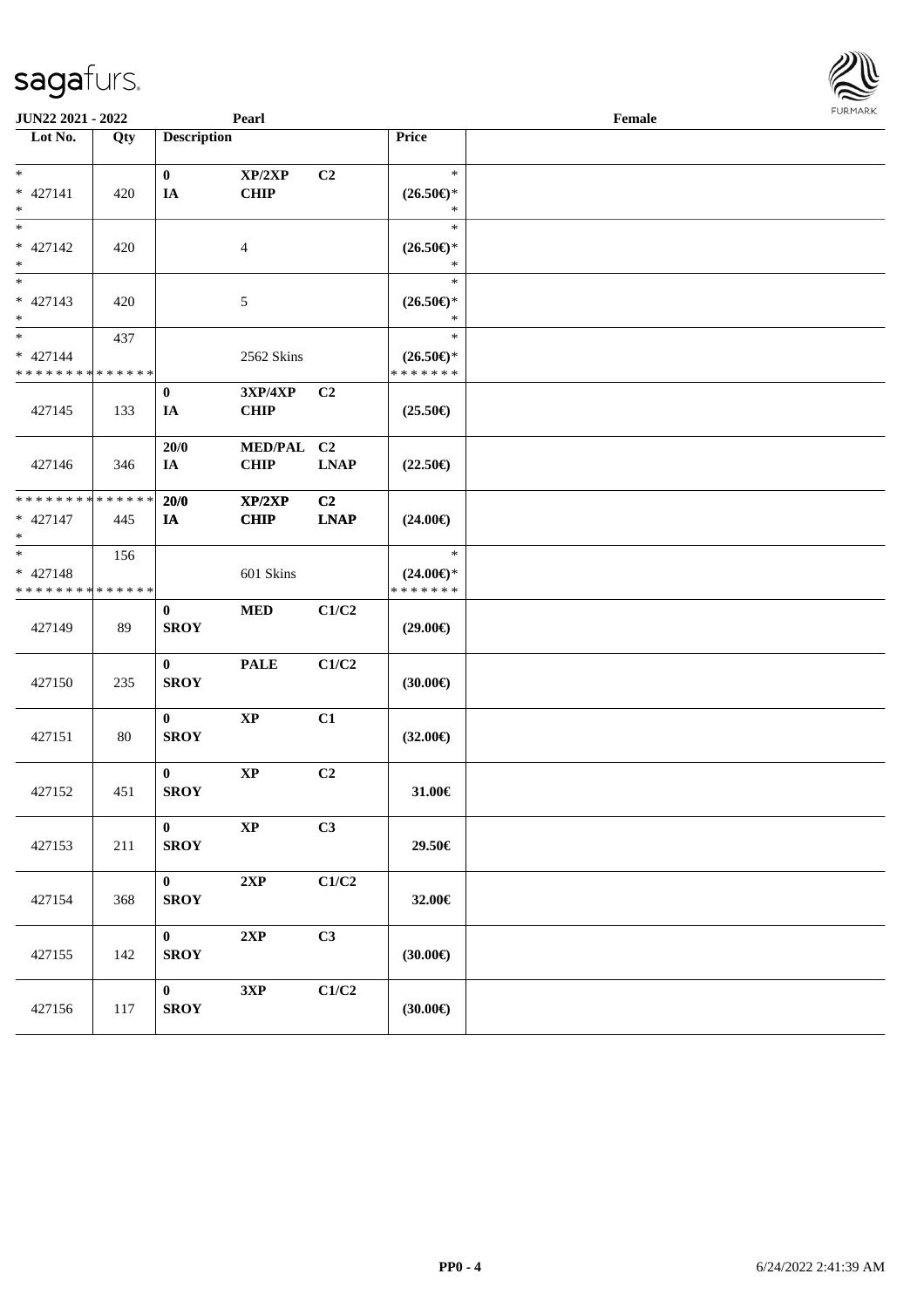**JUN22 2021 - 2022** | **Pearl** | **Female**

| Lot No. | Qty | Description | | | Price | |
|---|---|---|---|---|---|---|
| * <br> * 427141 <br> * | 420 | 0 <br> IA | XP/2XP <br> CHIP | C2 | * <br> (26.50€)* <br> * | |
| * <br> * 427142 <br> * | 420 | | 4 | | * <br> (26.50€)* <br> * | |
| * <br> * 427143 <br> * | 420 | | 5 | | * <br> (26.50€)* <br> * | |
| * <br> * 427144 <br> * * * * * * * * * * * * * * | 437 | | 2562 Skins | | * <br> (26.50€)* <br> * * * * * * * | |
| 427145 | 133 | 0 <br> IA | 3XP/4XP <br> CHIP | C2 | (25.50€) | |
| 427146 | 346 | 20/0 <br> IA | MED/PAL <br> CHIP | C2 <br> LNAP | (22.50€) | |
| * * * * * * * * * * * * * * <br> * 427147 <br> * | 445 | 20/0 <br> IA | XP/2XP <br> CHIP | C2 <br> LNAP | (24.00€) | |
| * <br> * 427148 <br> * * * * * * * * * * * * * * | 156 | | 601 Skins | | * <br> (24.00€)* <br> * * * * * * * | |
| 427149 | 89 | 0 <br> SROY | MED | C1/C2 | (29.00€) | |
| 427150 | 235 | 0 <br> SROY | PALE | C1/C2 | (30.00€) | |
| 427151 | 80 | 0 <br> SROY | XP | C1 | (32.00€) | |
| 427152 | 451 | 0 <br> SROY | XP | C2 | 31.00€ | |
| 427153 | 211 | 0 <br> SROY | XP | C3 | 29.50€ | |
| 427154 | 368 | 0 <br> SROY | 2XP | C1/C2 | 32.00€ | |
| 427155 | 142 | 0 <br> SROY | 2XP | C3 | (30.00€) | |
| 427156 | 117 | 0 <br> SROY | 3XP | C1/C2 | (30.00€) | |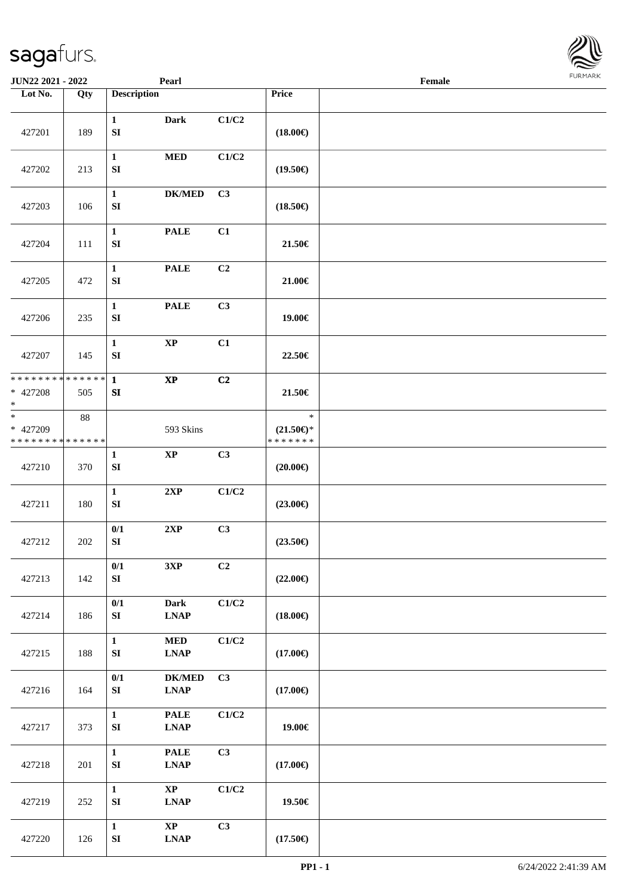JUN22 2021 - 2022 | Pearl | Female

| Lot No. | Qty | Description | | | Price | |
|---|---|---|---|---|---|---|
| 427201 | 189 | 1 SI | Dark | C1/C2 | (18.00€) | |
| 427202 | 213 | 1 SI | MED | C1/C2 | (19.50€) | |
| 427203 | 106 | 1 SI | DK/MED | C3 | (18.50€) | |
| 427204 | 111 | 1 SI | PALE | C1 | 21.50€ | |
| 427205 | 472 | 1 SI | PALE | C2 | 21.00€ | |
| 427206 | 235 | 1 SI | PALE | C3 | 19.00€ | |
| 427207 | 145 | 1 SI | XP | C1 | 22.50€ | |
| * * * * * * * * * * * * * * * 427208 * | 505 | 1 SI | XP | C2 | 21.50€ | |
| * * 427209 * * * * * * * * * * * * * * | 88 | | 593 Skins | | * (21.50€)* * * * * * * * | |
| 427210 | 370 | 1 SI | XP | C3 | (20.00€) | |
| 427211 | 180 | 1 SI | 2XP | C1/C2 | (23.00€) | |
| 427212 | 202 | 0/1 SI | 2XP | C3 | (23.50€) | |
| 427213 | 142 | 0/1 SI | 3XP | C2 | (22.00€) | |
| 427214 | 186 | 0/1 SI | Dark LNAP | C1/C2 | (18.00€) | |
| 427215 | 188 | 1 SI | MED LNAP | C1/C2 | (17.00€) | |
| 427216 | 164 | 0/1 SI | DK/MED LNAP | C3 | (17.00€) | |
| 427217 | 373 | 1 SI | PALE LNAP | C1/C2 | 19.00€ | |
| 427218 | 201 | 1 SI | PALE LNAP | C3 | (17.00€) | |
| 427219 | 252 | 1 SI | XP LNAP | C1/C2 | 19.50€ | |
| 427220 | 126 | 1 SI | XP LNAP | C3 | (17.50€) | |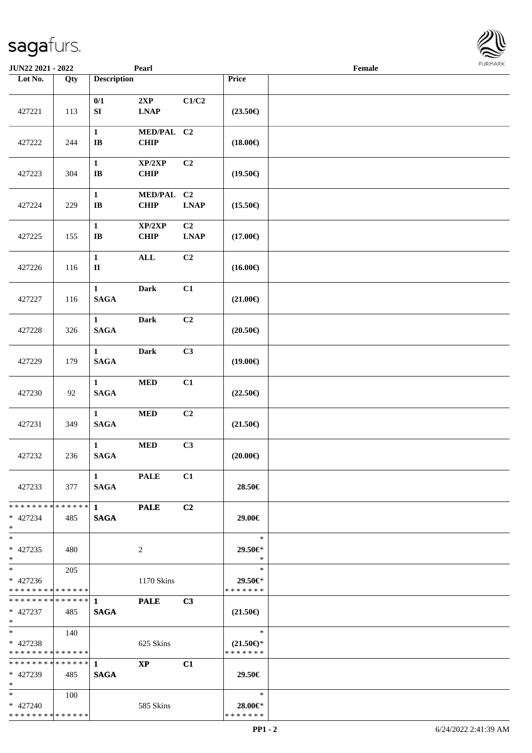JUN22 2021 - 2022 Pearl Female

| Lot No. | Qty | Description | | | Price | |
|---|---|---|---|---|---|---|
| 427221 | 113 | 0/1 SI | 2XP LNAP | C1/C2 | (23.50€) | |
| 427222 | 244 | 1 IB | MED/PAL CHIP | C2 | (18.00€) | |
| 427223 | 304 | 1 IB | XP/2XP CHIP | C2 | (19.50€) | |
| 427224 | 229 | 1 IB | MED/PAL CHIP | C2 LNAP | (15.50€) | |
| 427225 | 155 | 1 IB | XP/2XP CHIP | C2 LNAP | (17.00€) | |
| 427226 | 116 | 1 II | ALL | C2 | (16.00€) | |
| 427227 | 116 | 1 SAGA | Dark | C1 | (21.00€) | |
| 427228 | 326 | 1 SAGA | Dark | C2 | (20.50€) | |
| 427229 | 179 | 1 SAGA | Dark | C3 | (19.00€) | |
| 427230 | 92 | 1 SAGA | MED | C1 | (22.50€) | |
| 427231 | 349 | 1 SAGA | MED | C2 | (21.50€) | |
| 427232 | 236 | 1 SAGA | MED | C3 | (20.00€) | |
| 427233 | 377 | 1 SAGA | PALE | C1 | 28.50€ | |
| * 427234 | 485 | 1 SAGA | PALE | C2 | 29.00€ | |
| * 427235 | 480 | | 2 | | 29.50€* | |
| * 427236 | 205 | | 1170 Skins | | 29.50€* | |
| * 427237 | 485 | 1 SAGA | PALE | C3 | (21.50€) | |
| * 427238 | 140 | | 625 Skins | | (21.50€)* | |
| * 427239 | 485 | 1 SAGA | XP | C1 | 29.50€ | |
| * 427240 | 100 | | 585 Skins | | 28.00€* | |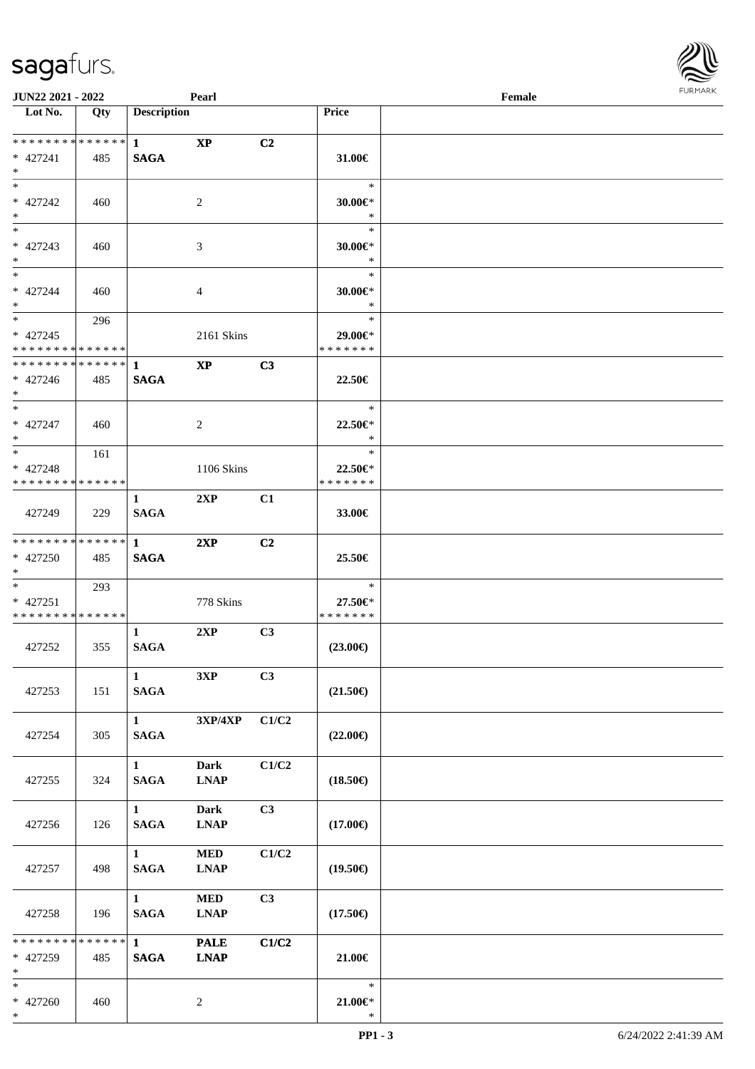**JUN22 2021 - 2022** **Pearl** **Female**

| Lot No. | Qty | Description | | | Price | |
|---|---|---|---|---|---|---|
| * * * * * * * * * * * * * * | | 1 | XP | C2 | | |
| * 427241 | 485 | SAGA | | | 31.00€ | |
| * | | | | | | |
| * | | | | | * | |
| * 427242 | 460 | | 2 | | 30.00€* | |
| * | | | | | * | |
| * | | | | | * | |
| * 427243 | 460 | | 3 | | 30.00€* | |
| * | | | | | * | |
| * | | | | | * | |
| * 427244 | 460 | | 4 | | 30.00€* | |
| * | | | | | * | |
| * | 296 | | | | * | |
| * 427245 | | | 2161 Skins | | 29.00€* | |
| * * * * * * * * * * * * * * | | | | | * * * * * * * | |
| * * * * * * * * * * * * * * | | 1 | XP | C3 | | |
| * 427246 | 485 | SAGA | | | 22.50€ | |
| * | | | | | | |
| * | | | | | * | |
| * 427247 | 460 | | 2 | | 22.50€* | |
| * | | | | | * | |
| * | 161 | | | | * | |
| * 427248 | | | 1106 Skins | | 22.50€* | |
| * * * * * * * * * * * * * * | | | | | * * * * * * * | |
| | | 1 | 2XP | C1 | | |
| 427249 | 229 | SAGA | | | 33.00€ | |
| * * * * * * * * * * * * * * | | 1 | 2XP | C2 | | |
| * 427250 | 485 | SAGA | | | 25.50€ | |
| * | | | | | | |
| * | 293 | | | | * | |
| * 427251 | | | 778 Skins | | 27.50€* | |
| * * * * * * * * * * * * * * | | | | | * * * * * * * | |
| | | 1 | 2XP | C3 | | |
| 427252 | 355 | SAGA | | | (23.00€) | |
| | | 1 | 3XP | C3 | | |
| 427253 | 151 | SAGA | | | (21.50€) | |
| | | 1 | 3XP/4XP | C1/C2 | | |
| 427254 | 305 | SAGA | | | (22.00€) | |
| | | 1 | Dark | C1/C2 | | |
| 427255 | 324 | SAGA | LNAP | | (18.50€) | |
| | | 1 | Dark | C3 | | |
| 427256 | 126 | SAGA | LNAP | | (17.00€) | |
| | | 1 | MED | C1/C2 | | |
| 427257 | 498 | SAGA | LNAP | | (19.50€) | |
| | | 1 | MED | C3 | | |
| 427258 | 196 | SAGA | LNAP | | (17.50€) | |
| * * * * * * * * * * * * * * | | 1 | PALE | C1/C2 | | |
| * 427259 | 485 | SAGA | LNAP | | 21.00€ | |
| * | | | | | | |
| * | | | | | * | |
| * 427260 | 460 | | 2 | | 21.00€* | |
| * | | | | | * | |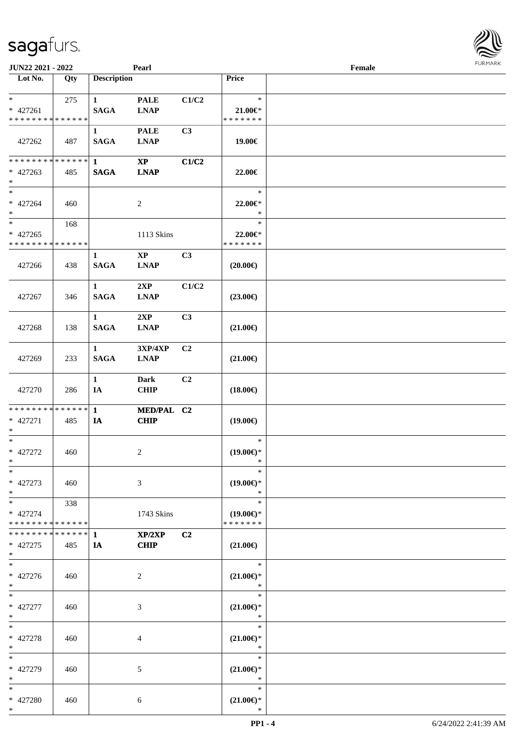| Lot No. | Qty | Description | | | Price |
|---|---|---|---|---|---|
| * <br> * 427261 <br> * * * * * * * * * * * * * * | 275 | 1 <br> SAGA | PALE <br> LNAP | C1/C2 | * <br> 21.00€* <br> * * * * * * * |
| 427262 | 487 | 1 <br> SAGA | PALE <br> LNAP | C3 | 19.00€ |
| * * * * * * * * * * * * * * <br> * 427263 <br> * | 485 | 1 <br> SAGA | XP <br> LNAP | C1/C2 | 22.00€ |
| * <br> * 427264 <br> * | 460 | | 2 | | * <br> 22.00€* <br> * |
| * <br> * 427265 <br> * * * * * * * * * * * * * * | 168 | | 1113 Skins | | * <br> 22.00€* <br> * * * * * * * |
| 427266 | 438 | 1 <br> SAGA | XP <br> LNAP | C3 | (20.00€) |
| 427267 | 346 | 1 <br> SAGA | 2XP <br> LNAP | C1/C2 | (23.00€) |
| 427268 | 138 | 1 <br> SAGA | 2XP <br> LNAP | C3 | (21.00€) |
| 427269 | 233 | 1 <br> SAGA | 3XP/4XP <br> LNAP | C2 | (21.00€) |
| 427270 | 286 | 1 <br> IA | Dark <br> CHIP | C2 | (18.00€) |
| * * * * * * * * * * * * * * <br> * 427271 <br> * | 485 | 1 <br> IA | MED/PAL <br> CHIP | C2 | (19.00€) |
| * <br> * 427272 <br> * | 460 | | 2 | | * <br> (19.00€)* <br> * |
| * <br> * 427273 <br> * | 460 | | 3 | | * <br> (19.00€)* <br> * |
| * <br> * 427274 <br> * * * * * * * * * * * * * * | 338 | | 1743 Skins | | * <br> (19.00€)* <br> * * * * * * * |
| * * * * * * * * * * * * * * <br> * 427275 <br> * | 485 | 1 <br> IA | XP/2XP <br> CHIP | C2 | (21.00€) |
| * <br> * 427276 <br> * | 460 | | 2 | | * <br> (21.00€)* <br> * |
| * <br> * 427277 <br> * | 460 | | 3 | | * <br> (21.00€)* <br> * |
| * <br> * 427278 <br> * | 460 | | 4 | | * <br> (21.00€)* <br> * |
| * <br> * 427279 <br> * | 460 | | 5 | | * <br> (21.00€)* <br> * |
| * <br> * 427280 <br> * | 460 | | 6 | | * <br> (21.00€)* <br> * |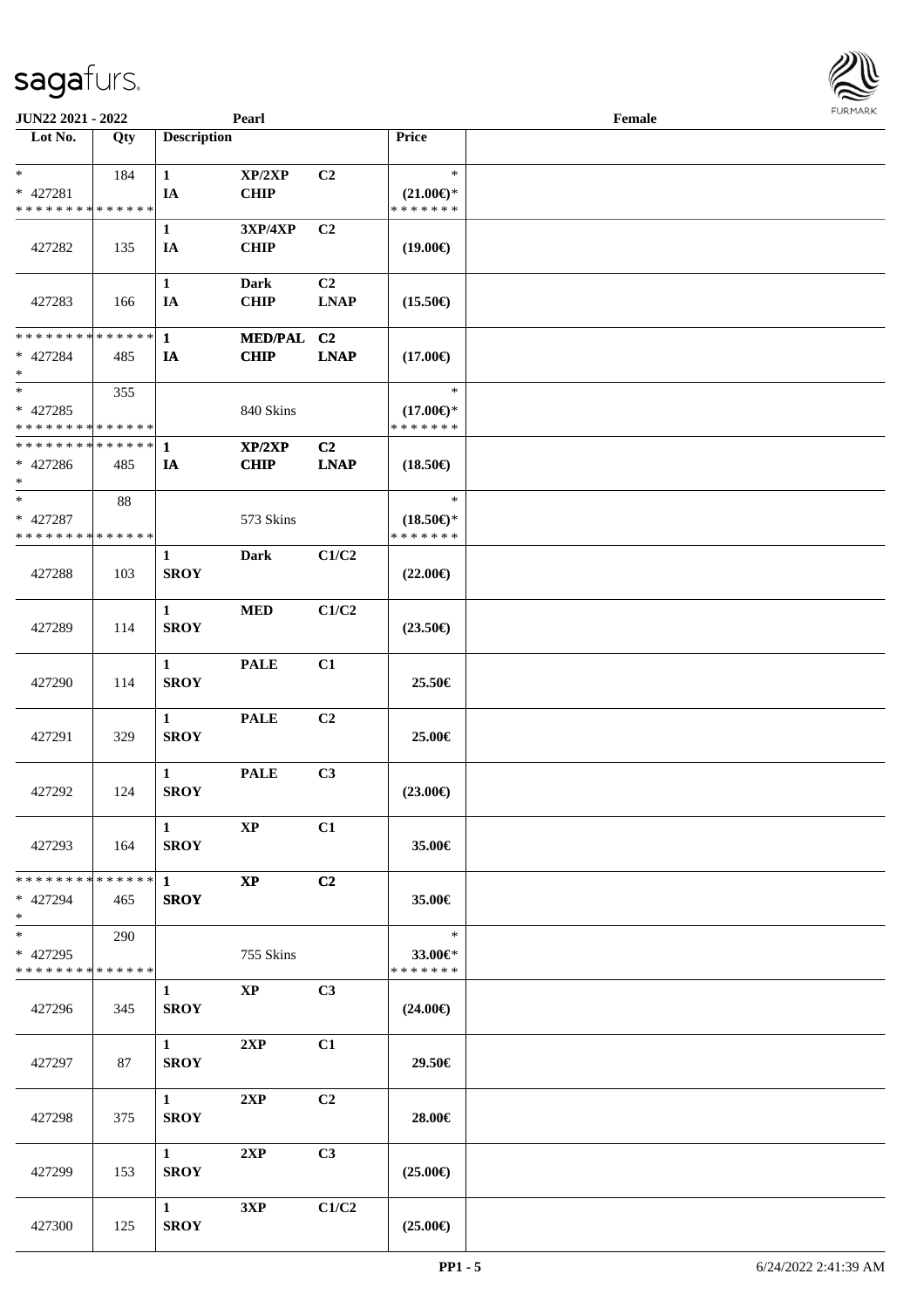| Lot No. | Qty | Description | | | Price | |
|---|---|---|---|---|---|---|
| * <br> * 427281 <br> * * * * * * * * * * * * * * | 184 | 1 <br> IA | XP/2XP <br> CHIP | C2 | * <br> (21.00€)* <br> * * * * * * * | |
| 427282 | 135 | 1 <br> IA | 3XP/4XP <br> CHIP | C2 | (19.00€) | |
| 427283 | 166 | 1 <br> IA | Dark <br> CHIP | C2 <br> LNAP | (15.50€) | |
| * * * * * * * * * * * * * * <br> * 427284 <br> * | 485 | 1 <br> IA | MED/PAL <br> CHIP | C2 <br> LNAP | (17.00€) | |
| * <br> * 427285 <br> * * * * * * * * * * * * * * | 355 | | 840 Skins | | * <br> (17.00€)* <br> * * * * * * * | |
| * * * * * * * * * * * * * * <br> * 427286 <br> * | 485 | 1 <br> IA | XP/2XP <br> CHIP | C2 <br> LNAP | (18.50€) | |
| * <br> * 427287 <br> * * * * * * * * * * * * * * | 88 | | 573 Skins | | * <br> (18.50€)* <br> * * * * * * * | |
| 427288 | 103 | 1 <br> SROY | Dark | C1/C2 | (22.00€) | |
| 427289 | 114 | 1 <br> SROY | MED | C1/C2 | (23.50€) | |
| 427290 | 114 | 1 <br> SROY | PALE | C1 | 25.50€ | |
| 427291 | 329 | 1 <br> SROY | PALE | C2 | 25.00€ | |
| 427292 | 124 | 1 <br> SROY | PALE | C3 | (23.00€) | |
| 427293 | 164 | 1 <br> SROY | XP | C1 | 35.00€ | |
| * * * * * * * * * * * * * * <br> * 427294 <br> * | 465 | 1 <br> SROY | XP | C2 | 35.00€ | |
| * <br> * 427295 <br> * * * * * * * * * * * * * * | 290 | | 755 Skins | | * <br> 33.00€* <br> * * * * * * * | |
| 427296 | 345 | 1 <br> SROY | XP | C3 | (24.00€) | |
| 427297 | 87 | 1 <br> SROY | 2XP | C1 | 29.50€ | |
| 427298 | 375 | 1 <br> SROY | 2XP | C2 | 28.00€ | |
| 427299 | 153 | 1 <br> SROY | 2XP | C3 | (25.00€) | |
| 427300 | 125 | 1 <br> SROY | 3XP | C1/C2 | (25.00€) | |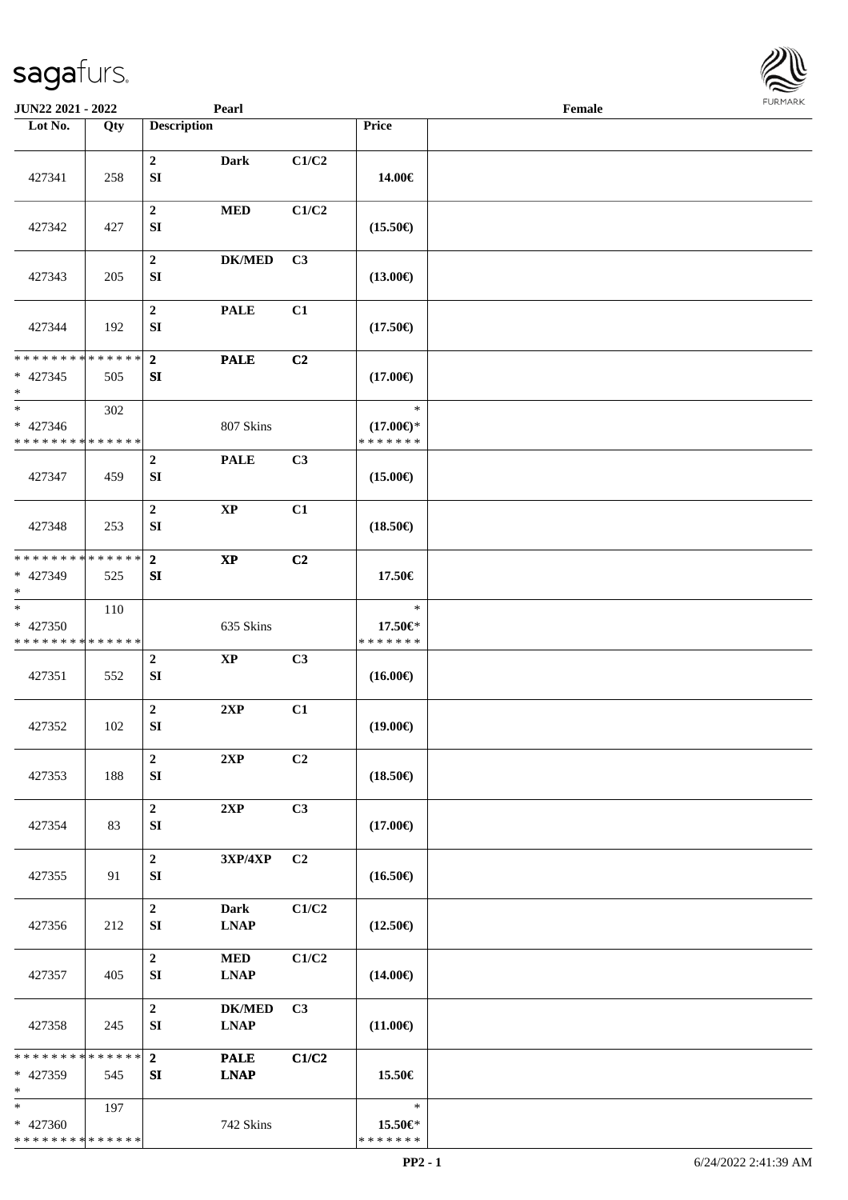| Lot No. | Qty | Description | | | Price | |
|---|---|---|---|---|---|---|
| 427341 | 258 | 2<br>SI | Dark | C1/C2 | 14.00€ | |
| 427342 | 427 | 2<br>SI | MED | C1/C2 | (15.50€) | |
| 427343 | 205 | 2<br>SI | DK/MED | C3 | (13.00€) | |
| 427344 | 192 | 2<br>SI | PALE | C1 | (17.50€) | |
| * * * * * * * * * * * * * *<br>* 427345<br>* | 505 | 2<br>SI | PALE | C2 | (17.00€) | |
| *<br>* 427346<br>* * * * * * * * * * * * * * | 302 | | 807 Skins | | *<br>(17.00€)*<br>* * * * * * * | |
| 427347 | 459 | 2<br>SI | PALE | C3 | (15.00€) | |
| 427348 | 253 | 2<br>SI | XP | C1 | (18.50€) | |
| * * * * * * * * * * * * * *<br>* 427349<br>* | 525 | 2<br>SI | XP | C2 | 17.50€ | |
| *<br>* 427350<br>* * * * * * * * * * * * * * | 110 | | 635 Skins | | *<br>17.50€*<br>* * * * * * * | |
| 427351 | 552 | 2<br>SI | XP | C3 | (16.00€) | |
| 427352 | 102 | 2<br>SI | 2XP | C1 | (19.00€) | |
| 427353 | 188 | 2<br>SI | 2XP | C2 | (18.50€) | |
| 427354 | 83 | 2<br>SI | 2XP | C3 | (17.00€) | |
| 427355 | 91 | 2<br>SI | 3XP/4XP | C2 | (16.50€) | |
| 427356 | 212 | 2<br>SI | Dark<br>LNAP | C1/C2 | (12.50€) | |
| 427357 | 405 | 2<br>SI | MED<br>LNAP | C1/C2 | (14.00€) | |
| 427358 | 245 | 2<br>SI | DK/MED<br>LNAP | C3 | (11.00€) | |
| * * * * * * * * * * * * * *<br>* 427359<br>* | 545 | 2<br>SI | PALE<br>LNAP | C1/C2 | 15.50€ | |
| *<br>* 427360<br>* * * * * * * * * * * * * * | 197 | | 742 Skins | | *<br>15.50€*<br>* * * * * * * | |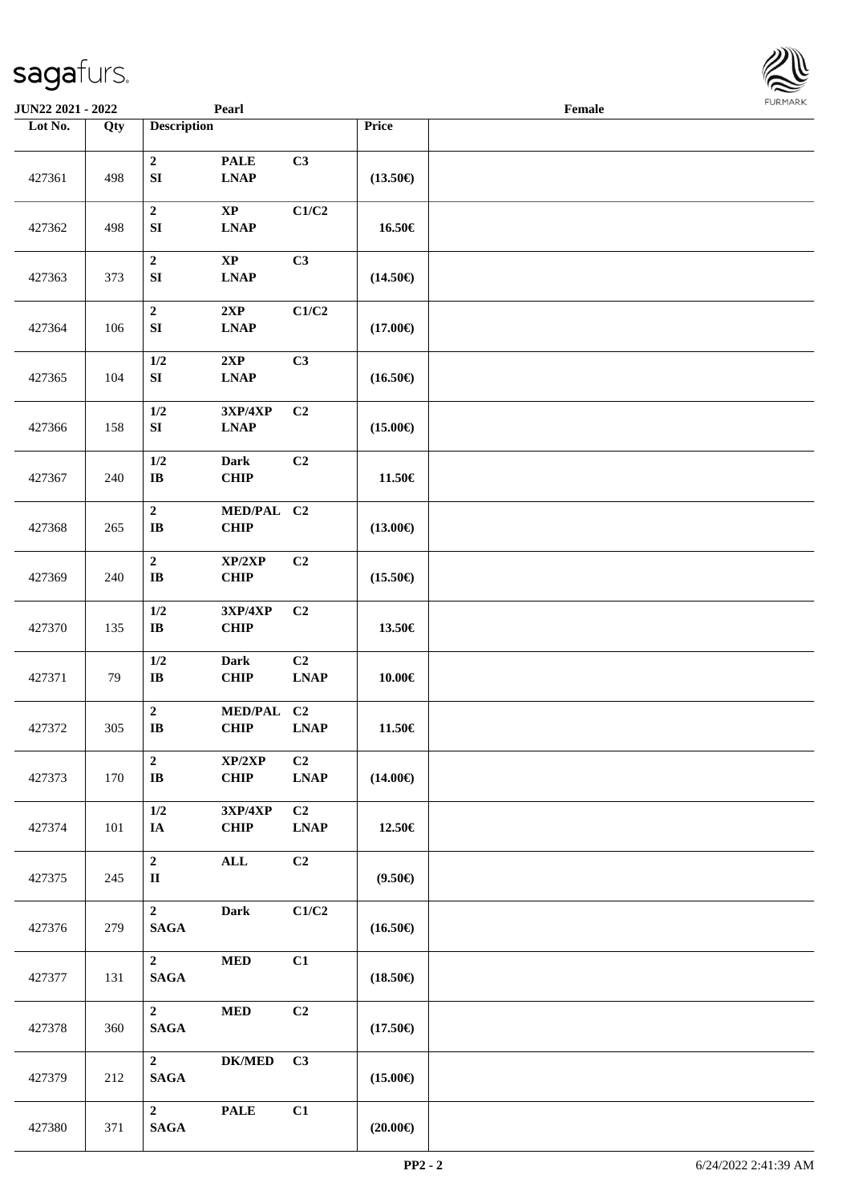JUN22 2021 - 2022 | Pearl | Female

| Lot No. | Qty | Description | | | Price | |
|---|---|---|---|---|---|---|
| 427361 | 498 | 2<br>SI | PALE<br>LNAP | C3 | (13.50€) | |
| 427362 | 498 | 2<br>SI | XP<br>LNAP | C1/C2 | 16.50€ | |
| 427363 | 373 | 2<br>SI | XP<br>LNAP | C3 | (14.50€) | |
| 427364 | 106 | 2<br>SI | 2XP<br>LNAP | C1/C2 | (17.00€) | |
| 427365 | 104 | 1/2<br>SI | 2XP<br>LNAP | C3 | (16.50€) | |
| 427366 | 158 | 1/2<br>SI | 3XP/4XP<br>LNAP | C2 | (15.00€) | |
| 427367 | 240 | 1/2<br>IB | Dark<br>CHIP | C2 | 11.50€ | |
| 427368 | 265 | 2<br>IB | MED/PAL<br>CHIP | C2 | (13.00€) | |
| 427369 | 240 | 2<br>IB | XP/2XP<br>CHIP | C2 | (15.50€) | |
| 427370 | 135 | 1/2<br>IB | 3XP/4XP<br>CHIP | C2 | 13.50€ | |
| 427371 | 79 | 1/2<br>IB | Dark<br>CHIP | C2<br>LNAP | 10.00€ | |
| 427372 | 305 | 2<br>IB | MED/PAL<br>CHIP | C2<br>LNAP | 11.50€ | |
| 427373 | 170 | 2<br>IB | XP/2XP<br>CHIP | C2<br>LNAP | (14.00€) | |
| 427374 | 101 | 1/2<br>IA | 3XP/4XP<br>CHIP | C2<br>LNAP | 12.50€ | |
| 427375 | 245 | 2<br>II | ALL | C2 | (9.50€) | |
| 427376 | 279 | 2<br>SAGA | Dark | C1/C2 | (16.50€) | |
| 427377 | 131 | 2<br>SAGA | MED | C1 | (18.50€) | |
| 427378 | 360 | 2<br>SAGA | MED | C2 | (17.50€) | |
| 427379 | 212 | 2<br>SAGA | DK/MED | C3 | (15.00€) | |
| 427380 | 371 | 2<br>SAGA | PALE | C1 | (20.00€) | |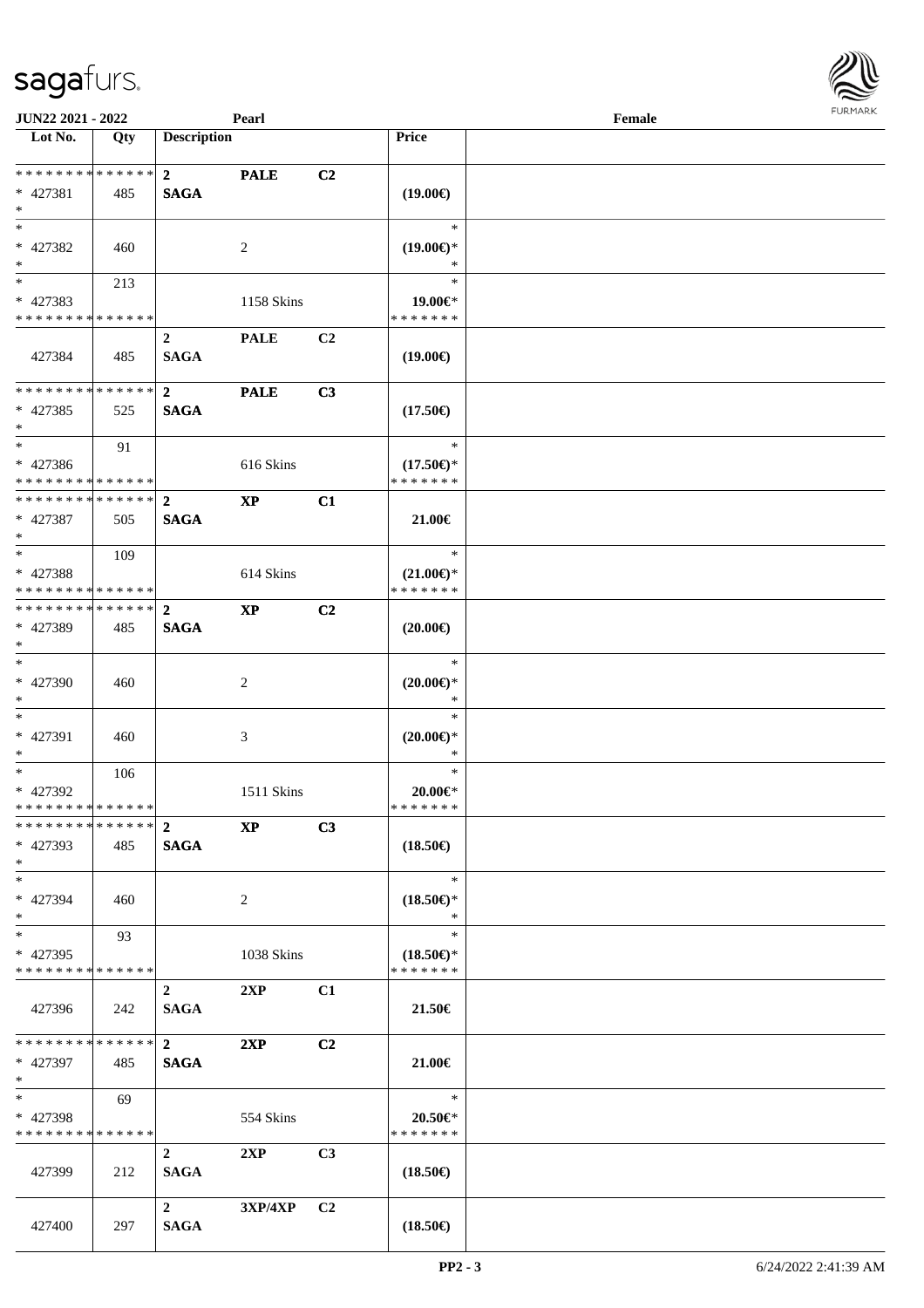| Lot No. | Qty | Description | | | Price | |
|---|---|---|---|---|---|---|
| * * * * * * * * * * * * * * | | 2 | PALE | C2 | | |
| * 427381 | 485 | SAGA | | | (19.00€) | |
| * | | | | | | |
| * | | | | | * | |
| * 427382 | 460 | | 2 | | (19.00€)* | |
| * | | | | | * | |
| * | 213 | | | | * | |
| * 427383 | | | 1158 Skins | | 19.00€* | |
| * * * * * * * * * * * * * * | | | | | * * * * * * * | |
| | | 2 | PALE | C2 | | |
| 427384 | 485 | SAGA | | | (19.00€) | |
| * * * * * * * * * * * * * * | | 2 | PALE | C3 | | |
| * 427385 | 525 | SAGA | | | (17.50€) | |
| * | | | | | | |
| * | 91 | | | | * | |
| * 427386 | | | 616 Skins | | (17.50€)* | |
| * * * * * * * * * * * * * * | | | | | * * * * * * * | |
| * * * * * * * * * * * * * * | | 2 | XP | C1 | | |
| * 427387 | 505 | SAGA | | | 21.00€ | |
| * | | | | | | |
| * | 109 | | | | * | |
| * 427388 | | | 614 Skins | | (21.00€)* | |
| * * * * * * * * * * * * * * | | | | | * * * * * * * | |
| * * * * * * * * * * * * * * | | 2 | XP | C2 | | |
| * 427389 | 485 | SAGA | | | (20.00€) | |
| * | | | | | | |
| * | | | | | * | |
| * 427390 | 460 | | 2 | | (20.00€)* | |
| * | | | | | * | |
| * | | | | | * | |
| * 427391 | 460 | | 3 | | (20.00€)* | |
| * | | | | | * | |
| * | 106 | | | | * | |
| * 427392 | | | 1511 Skins | | 20.00€* | |
| * * * * * * * * * * * * * * | | | | | * * * * * * * | |
| * * * * * * * * * * * * * * | | 2 | XP | C3 | | |
| * 427393 | 485 | SAGA | | | (18.50€) | |
| * | | | | | | |
| * | | | | | * | |
| * 427394 | 460 | | 2 | | (18.50€)* | |
| * | | | | | * | |
| * | 93 | | | | * | |
| * 427395 | | | 1038 Skins | | (18.50€)* | |
| * * * * * * * * * * * * * * | | | | | * * * * * * * | |
| | | 2 | 2XP | C1 | | |
| 427396 | 242 | SAGA | | | 21.50€ | |
| * * * * * * * * * * * * * * | | 2 | 2XP | C2 | | |
| * 427397 | 485 | SAGA | | | 21.00€ | |
| * | | | | | | |
| * | 69 | | | | * | |
| * 427398 | | | 554 Skins | | 20.50€* | |
| * * * * * * * * * * * * * * | | | | | * * * * * * * | |
| | | 2 | 2XP | C3 | | |
| 427399 | 212 | SAGA | | | (18.50€) | |
| | | 2 | 3XP/4XP | C2 | | |
| 427400 | 297 | SAGA | | | (18.50€) | |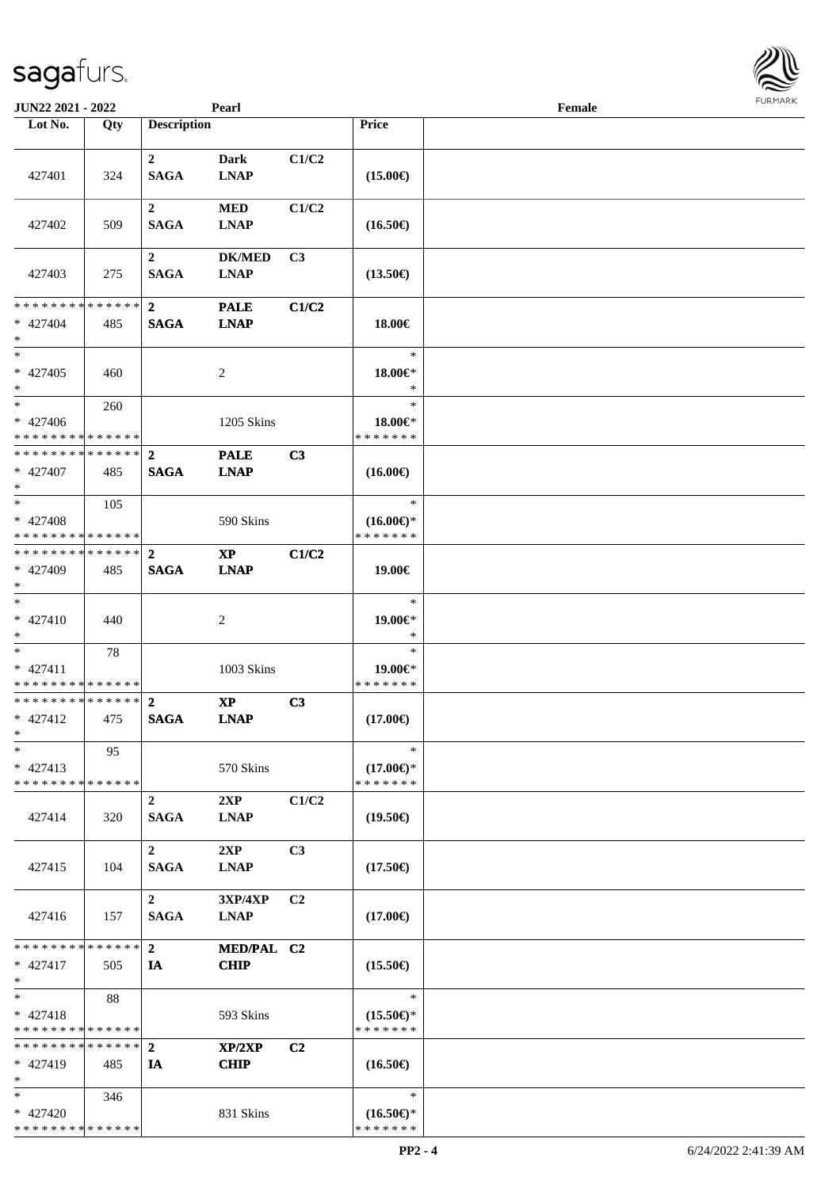**JUN22 2021 - 2022** | **Pearl** | **Female**

| Lot No. | Qty | Description | | | Price | |
|---|---|---|---|---|---|---|
| 427401 | 324 | 2 SAGA | Dark LNAP | C1/C2 | (15.00€) | |
| 427402 | 509 | 2 SAGA | MED LNAP | C1/C2 | (16.50€) | |
| 427403 | 275 | 2 SAGA | DK/MED LNAP | C3 | (13.50€) | |
| * * * * * * * * * * * * * * * 427404 * | 485 | 2 SAGA | PALE LNAP | C1/C2 | 18.00€ | |
| * * 427405 * | 460 | | 2 | | * 18.00€* * | |
| * * 427406 * * * * * * * * * * * * * * | 260 | | 1205 Skins | | * 18.00€* * * * * * * * | |
| * * * * * * * * * * * * * * * 427407 * | 485 | 2 SAGA | PALE LNAP | C3 | (16.00€) | |
| * * 427408 * * * * * * * * * * * * * * | 105 | | 590 Skins | | * (16.00€)* * * * * * * * | |
| * * * * * * * * * * * * * * * 427409 * | 485 | 2 SAGA | XP LNAP | C1/C2 | 19.00€ | |
| * * 427410 * | 440 | | 2 | | * 19.00€* * | |
| * * 427411 * * * * * * * * * * * * * * | 78 | | 1003 Skins | | * 19.00€* * * * * * * * | |
| * * * * * * * * * * * * * * * 427412 * | 475 | 2 SAGA | XP LNAP | C3 | (17.00€) | |
| * * 427413 * * * * * * * * * * * * * * | 95 | | 570 Skins | | * (17.00€)* * * * * * * * | |
| 427414 | 320 | 2 SAGA | 2XP LNAP | C1/C2 | (19.50€) | |
| 427415 | 104 | 2 SAGA | 2XP LNAP | C3 | (17.50€) | |
| 427416 | 157 | 2 SAGA | 3XP/4XP LNAP | C2 | (17.00€) | |
| * * * * * * * * * * * * * * * 427417 * | 505 | 2 IA | MED/PAL CHIP | C2 | (15.50€) | |
| * * 427418 * * * * * * * * * * * * * * | 88 | | 593 Skins | | * (15.50€)* * * * * * * * | |
| * * * * * * * * * * * * * * * 427419 * | 485 | 2 IA | XP/2XP CHIP | C2 | (16.50€) | |
| * * 427420 * * * * * * * * * * * * * * | 346 | | 831 Skins | | * (16.50€)* * * * * * * * | |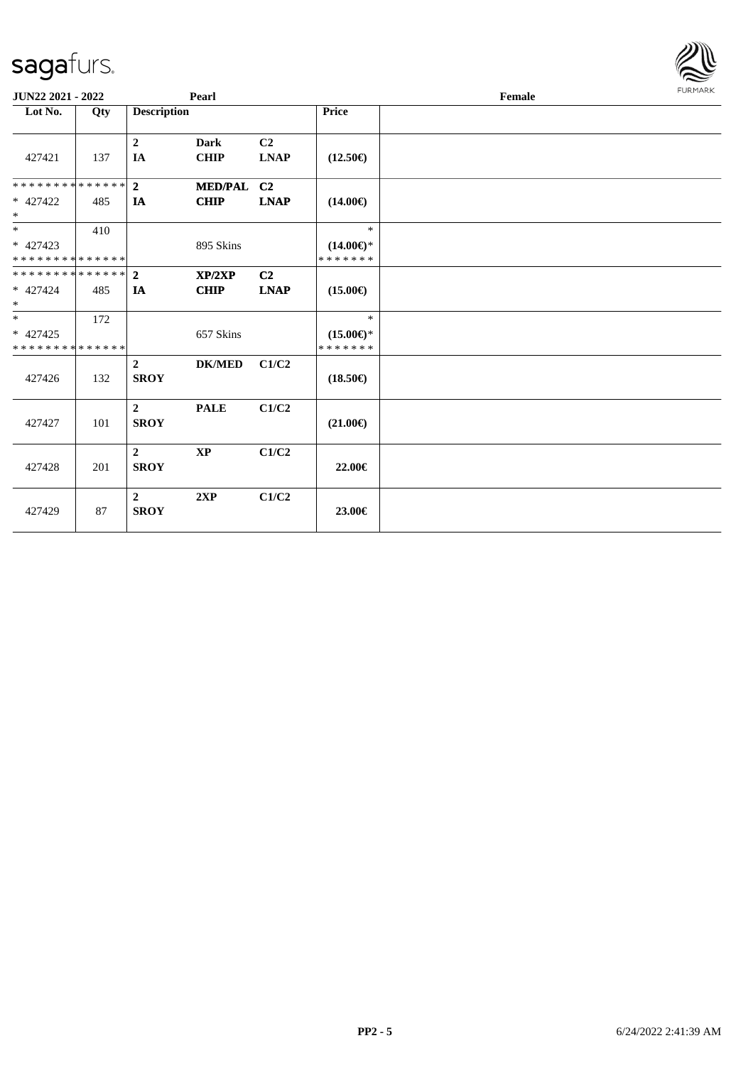JUN22 2021 - 2022 | Pearl | Female

| Lot No. | Qty | Description | | | Price | |
|---|---|---|---|---|---|---|
| 427421 | 137 | **2** **IA** | **Dark** **CHIP** | **C2** **LNAP** | **(12.50€)** | |
| ************** * 427422 * | 485 | **2** **IA** | **MED/PAL** **CHIP** | **C2** **LNAP** | **(14.00€)** | |
| * * 427423 ************** | 410 | | 895 Skins | | * **(14.00€)*** ******* | |
| ************** * 427424 * | 485 | **2** **IA** | **XP/2XP** **CHIP** | **C2** **LNAP** | **(15.00€)** | |
| * * 427425 ************** | 172 | | 657 Skins | | * **(15.00€)*** ******* | |
| 427426 | 132 | **2** **SROY** | **DK/MED** | **C1/C2** | **(18.50€)** | |
| 427427 | 101 | **2** **SROY** | **PALE** | **C1/C2** | **(21.00€)** | |
| 427428 | 201 | **2** **SROY** | **XP** | **C1/C2** | **22.00€** | |
| 427429 | 87 | **2** **SROY** | **2XP** | **C1/C2** | **23.00€** | |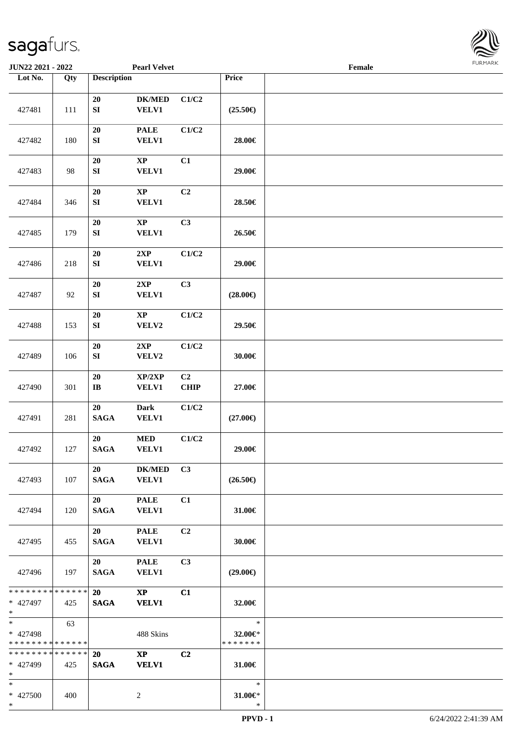**JUN22 2021 - 2022** | **Pearl Velvet** | **Female**

| Lot No. | Qty | Description | | | Price | |
|---|---|---|---|---|---|---|
| 427481 | 111 | 20<br>SI | DK/MED<br>VELV1 | C1/C2 | (25.50€) | |
| 427482 | 180 | 20<br>SI | PALE<br>VELV1 | C1/C2 | 28.00€ | |
| 427483 | 98 | 20<br>SI | XP<br>VELV1 | C1 | 29.00€ | |
| 427484 | 346 | 20<br>SI | XP<br>VELV1 | C2 | 28.50€ | |
| 427485 | 179 | 20<br>SI | XP<br>VELV1 | C3 | 26.50€ | |
| 427486 | 218 | 20<br>SI | 2XP<br>VELV1 | C1/C2 | 29.00€ | |
| 427487 | 92 | 20<br>SI | 2XP<br>VELV1 | C3 | (28.00€) | |
| 427488 | 153 | 20<br>SI | XP<br>VELV2 | C1/C2 | 29.50€ | |
| 427489 | 106 | 20<br>SI | 2XP<br>VELV2 | C1/C2 | 30.00€ | |
| 427490 | 301 | 20<br>IB | XP/2XP<br>VELV1 | C2<br>CHIP | 27.00€ | |
| 427491 | 281 | 20<br>SAGA | Dark<br>VELV1 | C1/C2 | (27.00€) | |
| 427492 | 127 | 20<br>SAGA | MED<br>VELV1 | C1/C2 | 29.00€ | |
| 427493 | 107 | 20<br>SAGA | DK/MED<br>VELV1 | C3 | (26.50€) | |
| 427494 | 120 | 20<br>SAGA | PALE<br>VELV1 | C1 | 31.00€ | |
| 427495 | 455 | 20<br>SAGA | PALE<br>VELV1 | C2 | 30.00€ | |
| 427496 | 197 | 20<br>SAGA | PALE<br>VELV1 | C3 | (29.00€) | |
| * * * * * * * * * * * * * *<br>* 427497<br>* | 425 | 20<br>SAGA | XP<br>VELV1 | C1 | 32.00€ | |
| *<br>* 427498<br>* * * * * * * * * * * * * * | 63 | | 488 Skins | | *<br>32.00€*<br>* * * * * * * | |
| * * * * * * * * * * * * * *<br>* 427499<br>* | 425 | 20<br>SAGA | XP<br>VELV1 | C2 | 31.00€ | |
| *<br>* 427500<br>* | 400 | | 2 | | *<br>31.00€*<br>* | |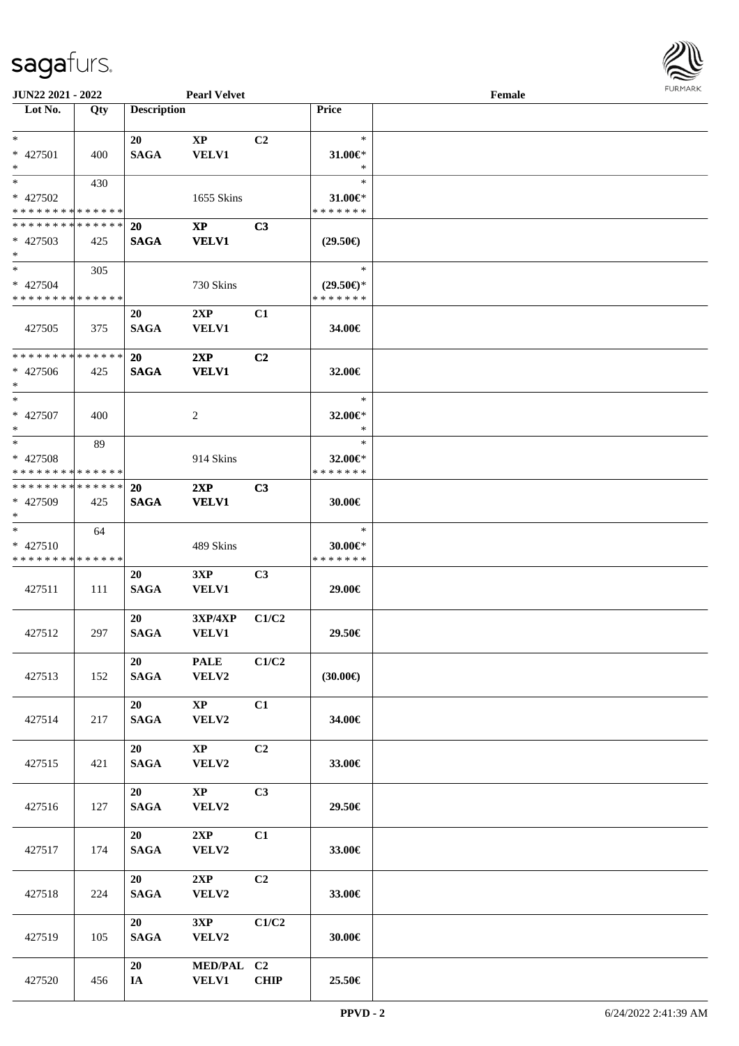JUN22 2021 - 2022 | Pearl Velvet | Female

| Lot No. | Qty | Description | | | Price | |
|---|---|---|---|---|---|---|
| *<br>* 427501<br>* | 400 | 20<br>SAGA | XP<br>VELV1 | C2 | *<br>31.00€*<br>* | |
| *<br>* 427502<br>* * * * * * * * * * * * * * | 430 | | 1655 Skins | | *<br>31.00€*<br>* * * * * * * | |
| * * * * * * * * * * * * * *<br>* 427503<br>* | 425 | 20<br>SAGA | XP<br>VELV1 | C3 | (29.50€) | |
| *<br>* 427504<br>* * * * * * * * * * * * * * | 305 | | 730 Skins | | *<br>(29.50€)*<br>* * * * * * * | |
| 427505 | 375 | 20<br>SAGA | 2XP<br>VELV1 | C1 | 34.00€ | |
| * * * * * * * * * * * * * *<br>* 427506<br>* | 425 | 20<br>SAGA | 2XP<br>VELV1 | C2 | 32.00€ | |
| *<br>* 427507<br>* | 400 | | 2 | | *<br>32.00€*<br>* | |
| *<br>* 427508<br>* * * * * * * * * * * * * * | 89 | | 914 Skins | | *<br>32.00€*<br>* * * * * * * | |
| * * * * * * * * * * * * * *<br>* 427509<br>* | 425 | 20<br>SAGA | 2XP<br>VELV1 | C3 | 30.00€ | |
| *<br>* 427510<br>* * * * * * * * * * * * * * | 64 | | 489 Skins | | *<br>30.00€*<br>* * * * * * * | |
| 427511 | 111 | 20<br>SAGA | 3XP<br>VELV1 | C3 | 29.00€ | |
| 427512 | 297 | 20<br>SAGA | 3XP/4XP<br>VELV1 | C1/C2 | 29.50€ | |
| 427513 | 152 | 20<br>SAGA | PALE<br>VELV2 | C1/C2 | (30.00€) | |
| 427514 | 217 | 20<br>SAGA | XP<br>VELV2 | C1 | 34.00€ | |
| 427515 | 421 | 20<br>SAGA | XP<br>VELV2 | C2 | 33.00€ | |
| 427516 | 127 | 20<br>SAGA | XP<br>VELV2 | C3 | 29.50€ | |
| 427517 | 174 | 20<br>SAGA | 2XP<br>VELV2 | C1 | 33.00€ | |
| 427518 | 224 | 20<br>SAGA | 2XP<br>VELV2 | C2 | 33.00€ | |
| 427519 | 105 | 20<br>SAGA | 3XP<br>VELV2 | C1/C2 | 30.00€ | |
| 427520 | 456 | 20<br>IA | MED/PAL<br>VELV1 | C2<br>CHIP | 25.50€ | |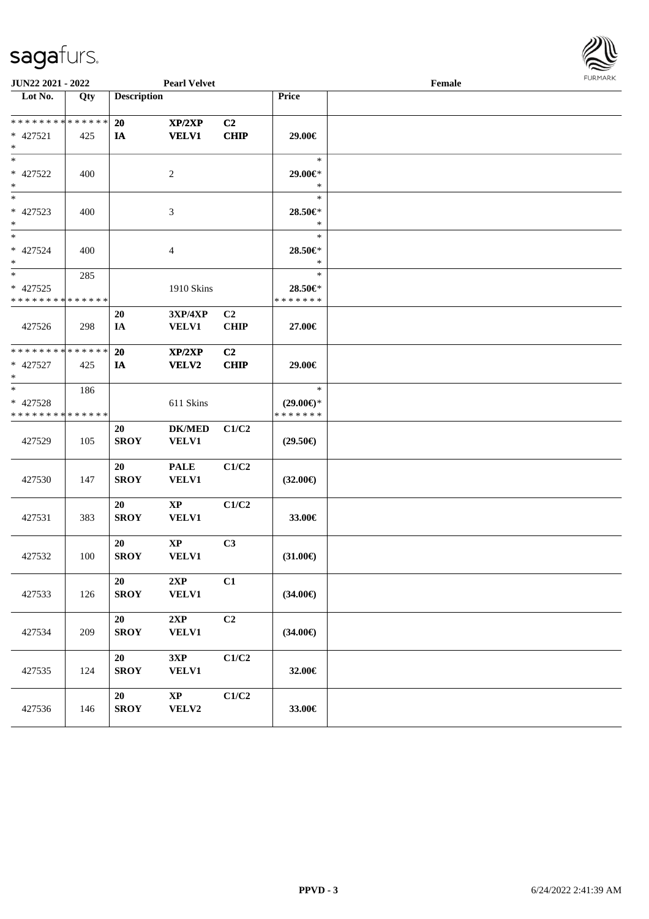JUN22 2021 - 2022 | Pearl Velvet | Female

| Lot No. | Qty | Description | | | Price | |
|---|---|---|---|---|---|---|
| ************** | | 20 | XP/2XP | C2 | | |
| * 427521 | 425 | IA | VELV1 | CHIP | 29.00€ | |
| * | | | | | | |
| * | | | | | * | |
| * 427522 | 400 | | 2 | | 29.00€* | |
| * | | | | | * | |
| * | | | | | * | |
| * 427523 | 400 | | 3 | | 28.50€* | |
| * | | | | | * | |
| * | | | | | * | |
| * 427524 | 400 | | 4 | | 28.50€* | |
| * | | | | | * | |
| * | 285 | | | | * | |
| * 427525 | | | 1910 Skins | | 28.50€* | |
| ************** | | | | | ******* | |
| | | 20 | 3XP/4XP | C2 | | |
| 427526 | 298 | IA | VELV1 | CHIP | 27.00€ | |
| ************** | | 20 | XP/2XP | C2 | | |
| * 427527 | 425 | IA | VELV2 | CHIP | 29.00€ | |
| * | | | | | | |
| * | 186 | | | | * | |
| * 427528 | | | 611 Skins | | (29.00€)* | |
| ************** | | | | | ******* | |
| | | 20 | DK/MED | C1/C2 | | |
| 427529 | 105 | SROY | VELV1 | | (29.50€) | |
| | | 20 | PALE | C1/C2 | | |
| 427530 | 147 | SROY | VELV1 | | (32.00€) | |
| | | 20 | XP | C1/C2 | | |
| 427531 | 383 | SROY | VELV1 | | 33.00€ | |
| | | 20 | XP | C3 | | |
| 427532 | 100 | SROY | VELV1 | | (31.00€) | |
| | | 20 | 2XP | C1 | | |
| 427533 | 126 | SROY | VELV1 | | (34.00€) | |
| | | 20 | 2XP | C2 | | |
| 427534 | 209 | SROY | VELV1 | | (34.00€) | |
| | | 20 | 3XP | C1/C2 | | |
| 427535 | 124 | SROY | VELV1 | | 32.00€ | |
| | | 20 | XP | C1/C2 | | |
| 427536 | 146 | SROY | VELV2 | | 33.00€ | |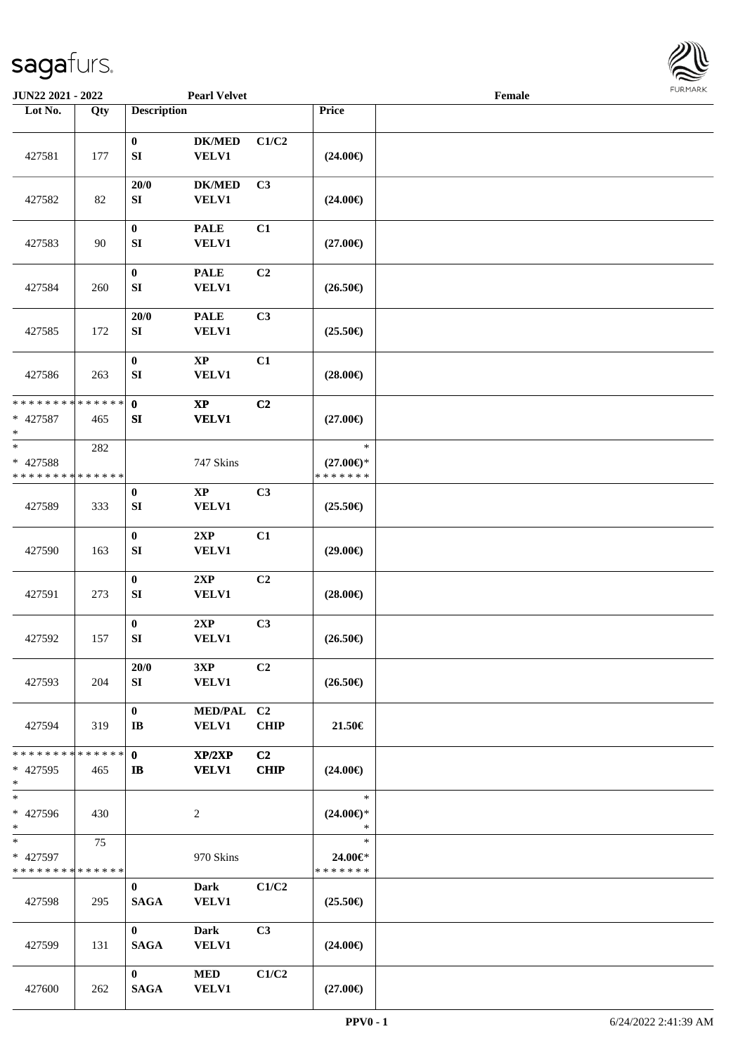JUN22 2021 - 2022 | Pearl Velvet | Female

| Lot No. | Qty | Description | | | Price | |
|---|---|---|---|---|---|---|
| 427581 | 177 | 0<br>SI | DK/MED<br>VELV1 | C1/C2 | (24.00€) | |
| 427582 | 82 | 20/0<br>SI | DK/MED<br>VELV1 | C3 | (24.00€) | |
| 427583 | 90 | 0<br>SI | PALE<br>VELV1 | C1 | (27.00€) | |
| 427584 | 260 | 0<br>SI | PALE<br>VELV1 | C2 | (26.50€) | |
| 427585 | 172 | 20/0<br>SI | PALE<br>VELV1 | C3 | (25.50€) | |
| 427586 | 263 | 0<br>SI | XP<br>VELV1 | C1 | (28.00€) | |
| * * * * * * * * * * * * * *<br>* 427587<br>* | 465 | 0<br>SI | XP<br>VELV1 | C2 | (27.00€) | |
| *<br>* 427588<br>* * * * * * * * * * * * * * | 282 | | 747 Skins | | *<br>(27.00€)*<br>* * * * * * * | |
| 427589 | 333 | 0<br>SI | XP<br>VELV1 | C3 | (25.50€) | |
| 427590 | 163 | 0<br>SI | 2XP<br>VELV1 | C1 | (29.00€) | |
| 427591 | 273 | 0<br>SI | 2XP<br>VELV1 | C2 | (28.00€) | |
| 427592 | 157 | 0<br>SI | 2XP<br>VELV1 | C3 | (26.50€) | |
| 427593 | 204 | 20/0<br>SI | 3XP<br>VELV1 | C2 | (26.50€) | |
| 427594 | 319 | 0<br>IB | MED/PAL<br>VELV1 | C2<br>CHIP | 21.50€ | |
| * * * * * * * * * * * * * *<br>* 427595<br>* | 465 | 0<br>IB | XP/2XP<br>VELV1 | C2<br>CHIP | (24.00€) | |
| *<br>* 427596<br>* | 430 | | 2 | | *<br>(24.00€)*<br>* | |
| *<br>* 427597<br>* * * * * * * * * * * * * * | 75 | | 970 Skins | | *<br>24.00€*<br>* * * * * * * | |
| 427598 | 295 | 0<br>SAGA | Dark<br>VELV1 | C1/C2 | (25.50€) | |
| 427599 | 131 | 0<br>SAGA | Dark<br>VELV1 | C3 | (24.00€) | |
| 427600 | 262 | 0<br>SAGA | MED<br>VELV1 | C1/C2 | (27.00€) | |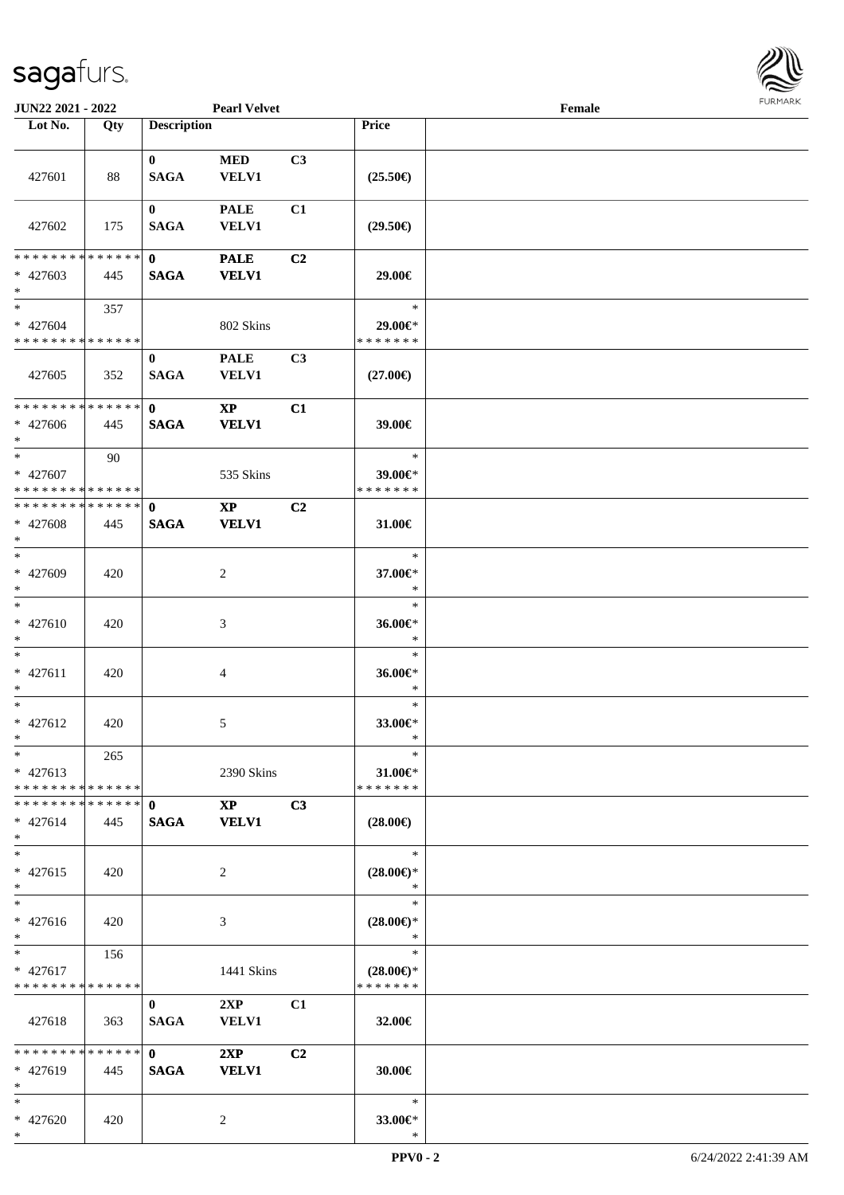JUN22 2021 - 2022 Pearl Velvet Female

| Lot No. | Qty | Description | | | Price | |
|---|---|---|---|---|---|---|
| 427601 | 88 | 0 SAGA | MED VELV1 | C3 | (25.50€) | |
| 427602 | 175 | 0 SAGA | PALE VELV1 | C1 | (29.50€) | |
| * * * * * * * * * * * * * *<br>* 427603<br>* | 445 | 0 SAGA | PALE VELV1 | C2 | 29.00€ | |
| *<br>* 427604<br>* * * * * * * * * * * * * * | 357 | | 802 Skins | | *<br>29.00€*<br>* * * * * * * | |
| 427605 | 352 | 0 SAGA | PALE VELV1 | C3 | (27.00€) | |
| * * * * * * * * * * * * * *<br>* 427606<br>* | 445 | 0 SAGA | XP VELV1 | C1 | 39.00€ | |
| *<br>* 427607<br>* * * * * * * * * * * * * * | 90 | | 535 Skins | | *<br>39.00€*<br>* * * * * * * | |
| * * * * * * * * * * * * * *<br>* 427608<br>* | 445 | 0 SAGA | XP VELV1 | C2 | 31.00€ | |
| *<br>* 427609<br>* | 420 | | 2 | | *<br>37.00€*<br>* | |
| *<br>* 427610<br>* | 420 | | 3 | | *<br>36.00€*<br>* | |
| *<br>* 427611<br>* | 420 | | 4 | | *<br>36.00€*<br>* | |
| *<br>* 427612<br>* | 420 | | 5 | | *<br>33.00€*<br>* | |
| *<br>* 427613<br>* * * * * * * * * * * * * * | 265 | | 2390 Skins | | *<br>31.00€*<br>* * * * * * * | |
| * * * * * * * * * * * * * *<br>* 427614<br>* | 445 | 0 SAGA | XP VELV1 | C3 | (28.00€) | |
| *<br>* 427615<br>* | 420 | | 2 | | *<br>(28.00€)*<br>* | |
| *<br>* 427616<br>* | 420 | | 3 | | *<br>(28.00€)*<br>* | |
| *<br>* 427617<br>* * * * * * * * * * * * * * | 156 | | 1441 Skins | | *<br>(28.00€)*<br>* * * * * * * | |
| 427618 | 363 | 0 SAGA | 2XP VELV1 | C1 | 32.00€ | |
| * * * * * * * * * * * * * *<br>* 427619<br>* | 445 | 0 SAGA | 2XP VELV1 | C2 | 30.00€ | |
| *<br>* 427620<br>* | 420 | | 2 | | *<br>33.00€*<br>* | |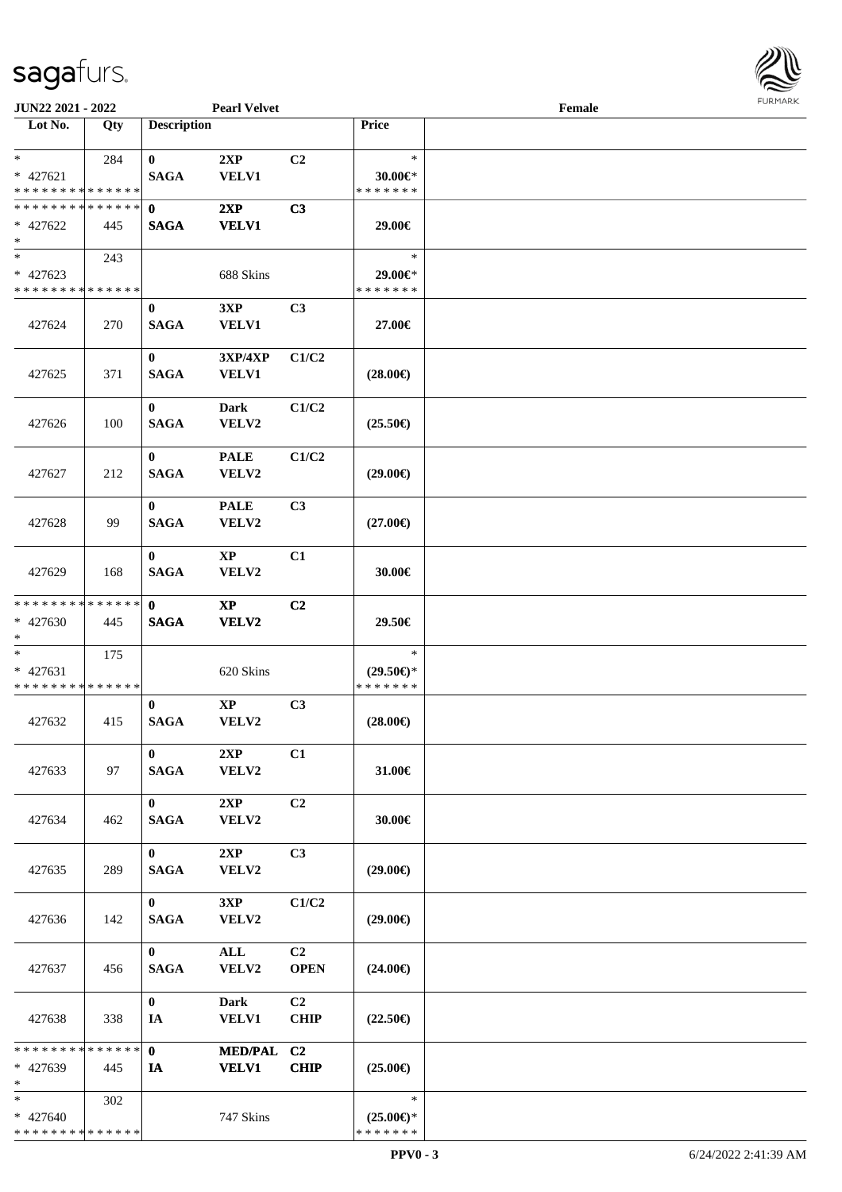**JUN22 2021 - 2022** **Pearl Velvet** **Female**

| Lot No. | Qty | Description | | | Price | |
|---|---|---|---|---|---|---|
| * | 284 | 0 | 2XP | C2 | * | |
| * 427621 | | SAGA | VELV1 | | 30.00€* | |
| * * * * * * * * * * * * * * | | | | | * * * * * * * | |
| * * * * * * * * * * * * * * | | 0 | 2XP | C3 | | |
| * 427622 | 445 | SAGA | VELV1 | | 29.00€ | |
| * | | | | | | |
| * | 243 | | | | * | |
| * 427623 | | | 688 Skins | | 29.00€* | |
| * * * * * * * * * * * * * * | | | | | * * * * * * * | |
| 427624 | 270 | 0 SAGA | 3XP VELV1 | C3 | 27.00€ | |
| 427625 | 371 | 0 SAGA | 3XP/4XP VELV1 | C1/C2 | (28.00€) | |
| 427626 | 100 | 0 SAGA | Dark VELV2 | C1/C2 | (25.50€) | |
| 427627 | 212 | 0 SAGA | PALE VELV2 | C1/C2 | (29.00€) | |
| 427628 | 99 | 0 SAGA | PALE VELV2 | C3 | (27.00€) | |
| 427629 | 168 | 0 SAGA | XP VELV2 | C1 | 30.00€ | |
| * * * * * * * * * * * * * * | | 0 | XP | C2 | | |
| * 427630 | 445 | SAGA | VELV2 | | 29.50€ | |
| * | | | | | | |
| * | 175 | | | | * | |
| * 427631 | | | 620 Skins | | (29.50€)* | |
| * * * * * * * * * * * * * * | | | | | * * * * * * * | |
| 427632 | 415 | 0 SAGA | XP VELV2 | C3 | (28.00€) | |
| 427633 | 97 | 0 SAGA | 2XP VELV2 | C1 | 31.00€ | |
| 427634 | 462 | 0 SAGA | 2XP VELV2 | C2 | 30.00€ | |
| 427635 | 289 | 0 SAGA | 2XP VELV2 | C3 | (29.00€) | |
| 427636 | 142 | 0 SAGA | 3XP VELV2 | C1/C2 | (29.00€) | |
| 427637 | 456 | 0 SAGA | ALL VELV2 | C2 OPEN | (24.00€) | |
| 427638 | 338 | 0 IA | Dark VELV1 | C2 CHIP | (22.50€) | |
| * * * * * * * * * * * * * * | | 0 | MED/PAL | C2 | | |
| * 427639 | 445 | IA | VELV1 | CHIP | (25.00€) | |
| * | | | | | | |
| * | 302 | | | | * | |
| * 427640 | | | 747 Skins | | (25.00€)* | |
| * * * * * * * * * * * * * * | | | | | * * * * * * * | |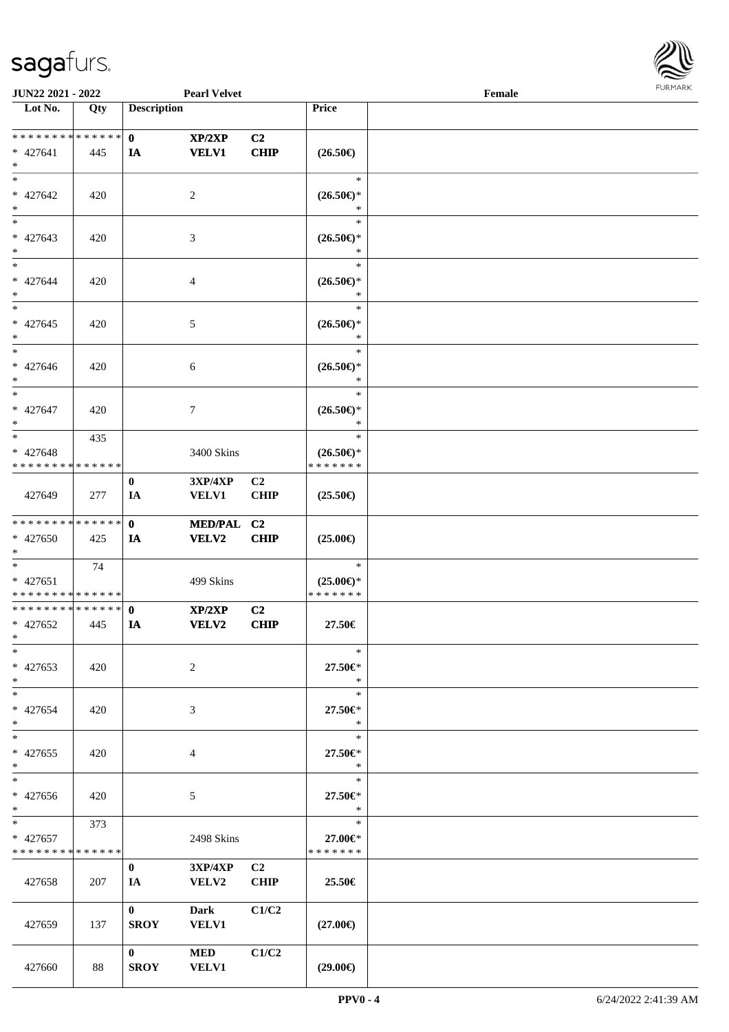**JUN22 2021 - 2022** | **Pearl Velvet** | **Female**

| Lot No. | Qty | Description | | | Price | |
|---|---|---|---|---|---|---|
| * * * * * * * * * * * * * * | | **0** | **XP/2XP** | **C2** | | |
| * 427641 | 445 | **IA** | **VELV1** | **CHIP** | **(26.50€)** | |
| * | | | | | | |
| * | | | | | * | |
| * 427642 | 420 | | 2 | | **(26.50€)*** | |
| * | | | | | * | |
| * | | | | | * | |
| * 427643 | 420 | | 3 | | **(26.50€)*** | |
| * | | | | | * | |
| * | | | | | * | |
| * 427644 | 420 | | 4 | | **(26.50€)*** | |
| * | | | | | * | |
| * | | | | | * | |
| * 427645 | 420 | | 5 | | **(26.50€)*** | |
| * | | | | | * | |
| * | | | | | * | |
| * 427646 | 420 | | 6 | | **(26.50€)*** | |
| * | | | | | * | |
| * | | | | | * | |
| * 427647 | 420 | | 7 | | **(26.50€)*** | |
| * | | | | | * | |
| * | 435 | | | | * | |
| * 427648 | | | 3400 Skins | | **(26.50€)*** | |
| * * * * * * * * * * * * * * | | | | | * * * * * * * | |
| | | **0** | **3XP/4XP** | **C2** | | |
| 427649 | 277 | **IA** | **VELV1** | **CHIP** | **(25.50€)** | |
| * * * * * * * * * * * * * * | | **0** | **MED/PAL** | **C2** | | |
| * 427650 | 425 | **IA** | **VELV2** | **CHIP** | **(25.00€)** | |
| * | | | | | | |
| * | 74 | | | | * | |
| * 427651 | | | 499 Skins | | **(25.00€)*** | |
| * * * * * * * * * * * * * * | | | | | * * * * * * * | |
| * * * * * * * * * * * * * * | | **0** | **XP/2XP** | **C2** | | |
| * 427652 | 445 | **IA** | **VELV2** | **CHIP** | **27.50€** | |
| * | | | | | | |
| * | | | | | * | |
| * 427653 | 420 | | 2 | | **27.50€*** | |
| * | | | | | * | |
| * | | | | | * | |
| * 427654 | 420 | | 3 | | **27.50€*** | |
| * | | | | | * | |
| * | | | | | * | |
| * 427655 | 420 | | 4 | | **27.50€*** | |
| * | | | | | * | |
| * | | | | | * | |
| * 427656 | 420 | | 5 | | **27.50€*** | |
| * | | | | | * | |
| * | 373 | | | | * | |
| * 427657 | | | 2498 Skins | | **27.00€*** | |
| * * * * * * * * * * * * * * | | | | | * * * * * * * | |
| | | **0** | **3XP/4XP** | **C2** | | |
| 427658 | 207 | **IA** | **VELV2** | **CHIP** | **25.50€** | |
| | | **0** | **Dark** | **C1/C2** | | |
| 427659 | 137 | **SROY** | **VELV1** | | **(27.00€)** | |
| | | **0** | **MED** | **C1/C2** | | |
| 427660 | 88 | **SROY** | **VELV1** | | **(29.00€)** | |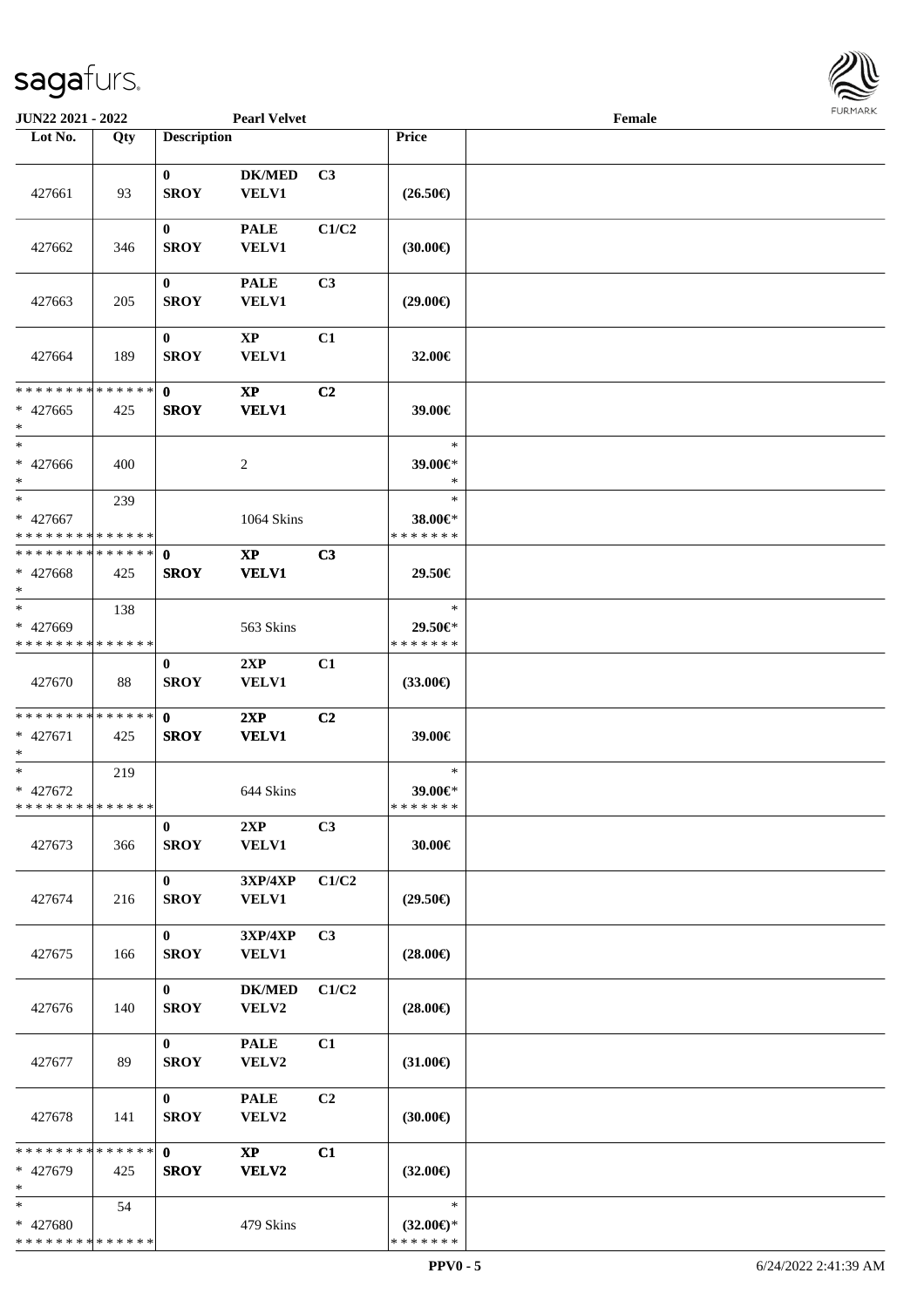**JUN22 2021 - 2022** **Pearl Velvet** **Female**

| Lot No. | Qty | Description | | | Price | |
|---|---|---|---|---|---|---|
| 427661 | 93 | 0 SROY | DK/MED VELV1 | C3 | (26.50€) | |
| 427662 | 346 | 0 SROY | PALE VELV1 | C1/C2 | (30.00€) | |
| 427663 | 205 | 0 SROY | PALE VELV1 | C3 | (29.00€) | |
| 427664 | 189 | 0 SROY | XP VELV1 | C1 | 32.00€ | |
| * * * * * * * * * * * * * * <br>* 427665<br>* | 425 | 0 SROY | XP VELV1 | C2 | 39.00€ | |
| *<br>* 427666<br>* | 400 | | 2 | | *<br>39.00€*<br>* | |
| *<br>* 427667<br>* * * * * * * * * * * * * * | 239 | | 1064 Skins | | *<br>38.00€*<br>* * * * * * * | |
| * * * * * * * * * * * * * * <br>* 427668<br>* | 425 | 0 SROY | XP VELV1 | C3 | 29.50€ | |
| *<br>* 427669<br>* * * * * * * * * * * * * * | 138 | | 563 Skins | | *<br>29.50€*<br>* * * * * * * | |
| 427670 | 88 | 0 SROY | 2XP VELV1 | C1 | (33.00€) | |
| * * * * * * * * * * * * * * <br>* 427671<br>* | 425 | 0 SROY | 2XP VELV1 | C2 | 39.00€ | |
| *<br>* 427672<br>* * * * * * * * * * * * * * | 219 | | 644 Skins | | *<br>39.00€*<br>* * * * * * * | |
| 427673 | 366 | 0 SROY | 2XP VELV1 | C3 | 30.00€ | |
| 427674 | 216 | 0 SROY | 3XP/4XP VELV1 | C1/C2 | (29.50€) | |
| 427675 | 166 | 0 SROY | 3XP/4XP VELV1 | C3 | (28.00€) | |
| 427676 | 140 | 0 SROY | DK/MED VELV2 | C1/C2 | (28.00€) | |
| 427677 | 89 | 0 SROY | PALE VELV2 | C1 | (31.00€) | |
| 427678 | 141 | 0 SROY | PALE VELV2 | C2 | (30.00€) | |
| * * * * * * * * * * * * * * <br>* 427679<br>* | 425 | 0 SROY | XP VELV2 | C1 | (32.00€) | |
| *<br>* 427680<br>* * * * * * * * * * * * * * | 54 | | 479 Skins | | *<br>(32.00€)*<br>* * * * * * * | |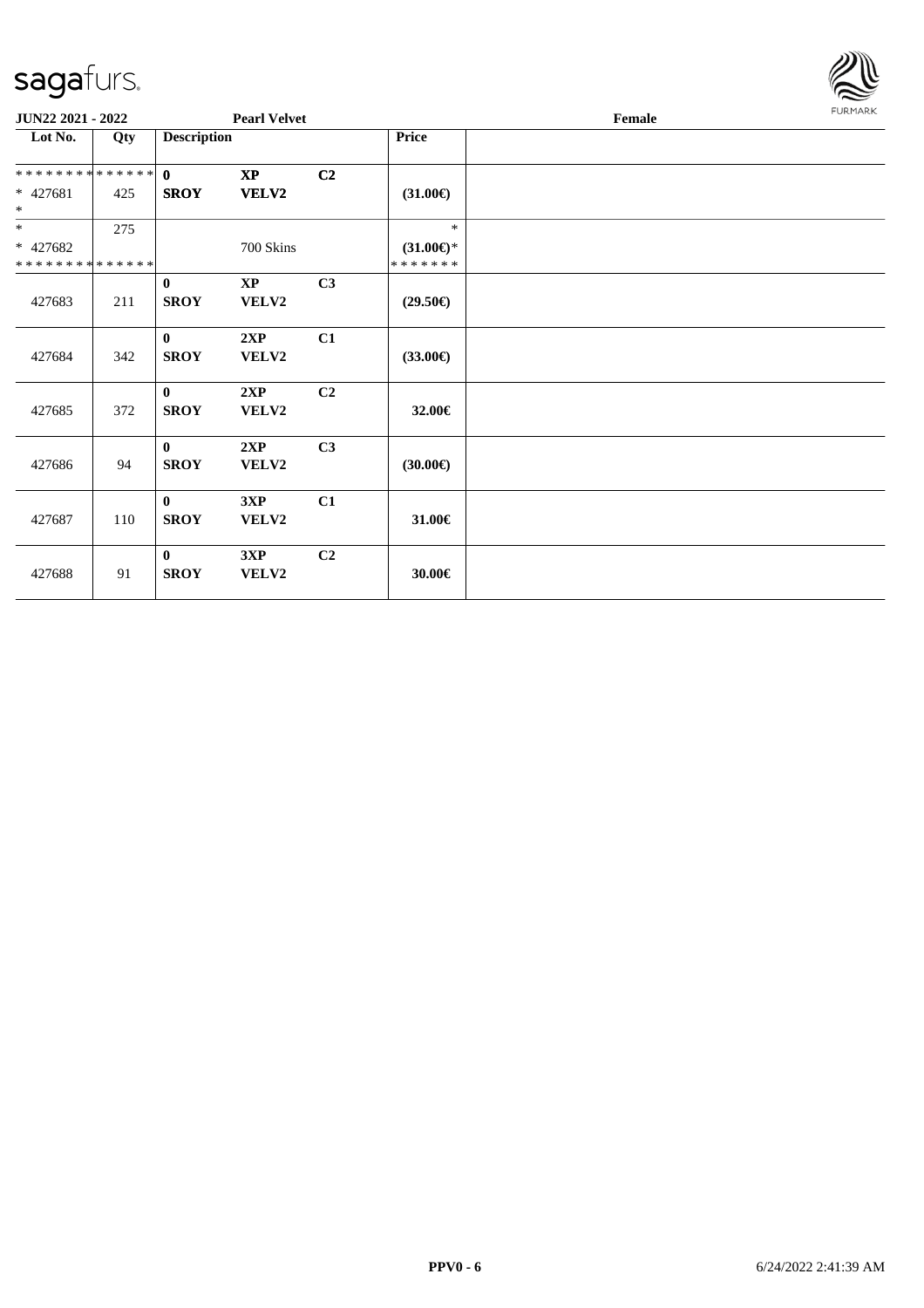| Lot No. | Qty | Description | | | Price | |
|---|---|---|---|---|---|---|
| ************** | | 0 | **XP** | C2 | | |
| * 427681 | 425 | **SROY** | **VELV2** | | **(31.00€)** | |
| * | | | | | | |
| * | 275 | | | | * | |
| * 427682 | | | 700 Skins | | **(31.00€)*** | |
| ************** | | | | | ******* | |
| | | **0** | **XP** | **C3** | | |
| 427683 | 211 | **SROY** | **VELV2** | | **(29.50€)** | |
| | | **0** | **2XP** | **C1** | | |
| 427684 | 342 | **SROY** | **VELV2** | | **(33.00€)** | |
| | | **0** | **2XP** | **C2** | | |
| 427685 | 372 | **SROY** | **VELV2** | | **32.00€** | |
| | | **0** | **2XP** | **C3** | | |
| 427686 | 94 | **SROY** | **VELV2** | | **(30.00€)** | |
| | | **0** | **3XP** | **C1** | | |
| 427687 | 110 | **SROY** | **VELV2** | | **31.00€** | |
| | | **0** | **3XP** | **C2** | | |
| 427688 | 91 | **SROY** | **VELV2** | | **30.00€** | |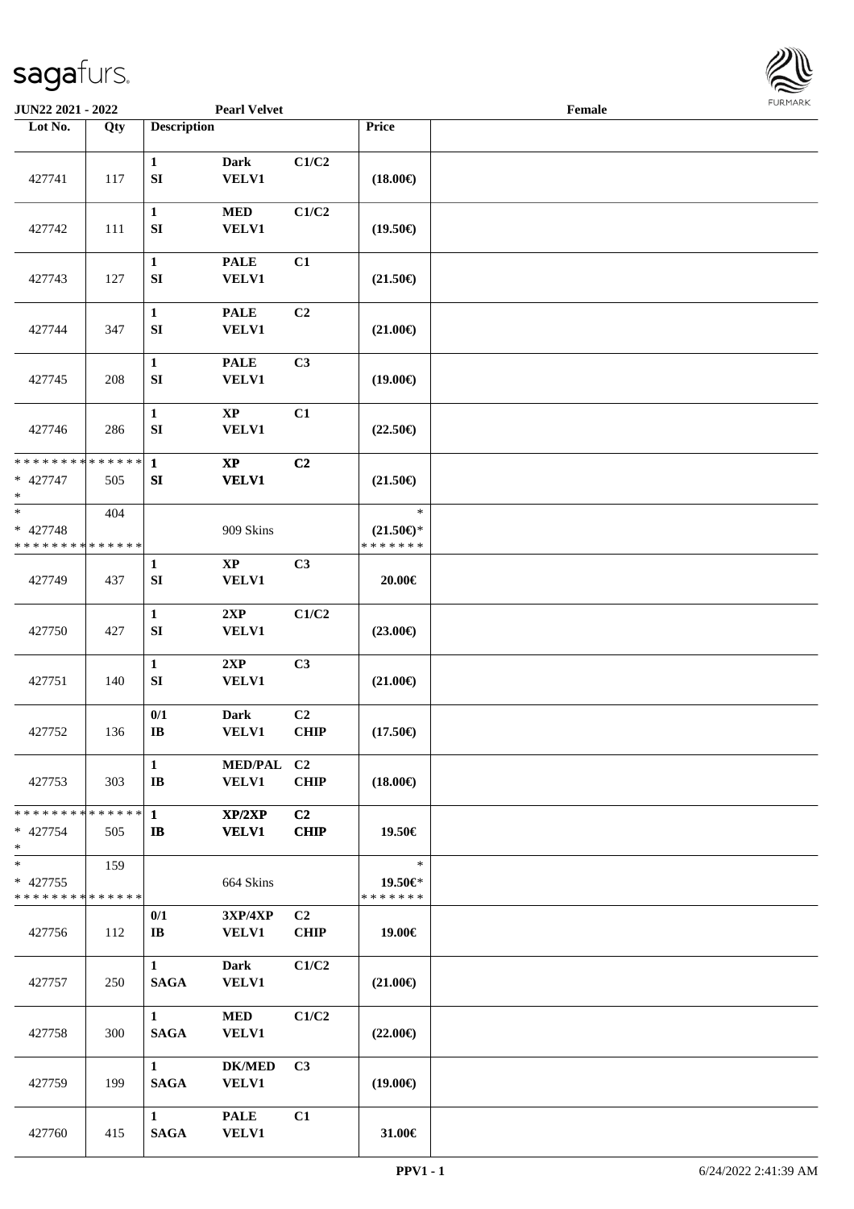| Lot No. | Qty | Description | | | Price | |
|---|---|---|---|---|---|---|
| 427741 | 117 | 1 SI | Dark VELV1 | C1/C2 | (18.00€) | |
| 427742 | 111 | 1 SI | MED VELV1 | C1/C2 | (19.50€) | |
| 427743 | 127 | 1 SI | PALE VELV1 | C1 | (21.50€) | |
| 427744 | 347 | 1 SI | PALE VELV1 | C2 | (21.00€) | |
| 427745 | 208 | 1 SI | PALE VELV1 | C3 | (19.00€) | |
| 427746 | 286 | 1 SI | XP VELV1 | C1 | (22.50€) | |
| * * * * * * * * * * * * * * <br>* 427747 <br>* | 505 | 1 SI | XP VELV1 | C2 | (21.50€) | |
| * <br>* 427748 <br>* * * * * * * * * * * * * * | 404 | | 909 Skins | | * <br>(21.50€)* <br>* * * * * * * | |
| 427749 | 437 | 1 SI | XP VELV1 | C3 | 20.00€ | |
| 427750 | 427 | 1 SI | 2XP VELV1 | C1/C2 | (23.00€) | |
| 427751 | 140 | 1 SI | 2XP VELV1 | C3 | (21.00€) | |
| 427752 | 136 | 0/1 IB | Dark VELV1 | C2 CHIP | (17.50€) | |
| 427753 | 303 | 1 IB | MED/PAL VELV1 | C2 CHIP | (18.00€) | |
| * * * * * * * * * * * * * * <br>* 427754 <br>* | 505 | 1 IB | XP/2XP VELV1 | C2 CHIP | 19.50€ | |
| * <br>* 427755 <br>* * * * * * * * * * * * * * | 159 | | 664 Skins | | * <br>19.50€* <br>* * * * * * * | |
| 427756 | 112 | 0/1 IB | 3XP/4XP VELV1 | C2 CHIP | 19.00€ | |
| 427757 | 250 | 1 SAGA | Dark VELV1 | C1/C2 | (21.00€) | |
| 427758 | 300 | 1 SAGA | MED VELV1 | C1/C2 | (22.00€) | |
| 427759 | 199 | 1 SAGA | DK/MED VELV1 | C3 | (19.00€) | |
| 427760 | 415 | 1 SAGA | PALE VELV1 | C1 | 31.00€ | |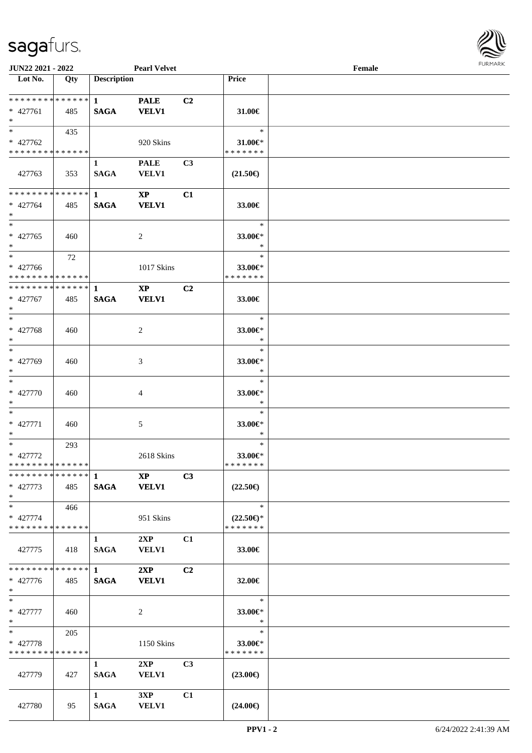JUN22 2021 - 2022 | Pearl Velvet | Female

| Lot No. | Qty | Description | | | Price | |
|---|---|---|---|---|---|---|
| * * * * * * * * * * * * * * | | 1 | PALE | C2 | | |
| * 427761 | 485 | SAGA | VELV1 | | 31.00€ | |
| * | | | | | | |
| * | 435 | | | | * | |
| * 427762 | | | 920 Skins | | 31.00€* | |
| * * * * * * * * * * * * * * | | | | | * * * * * * * | |
| | | 1 | PALE | C3 | | |
| 427763 | 353 | SAGA | VELV1 | | (21.50€) | |
| * * * * * * * * * * * * * * | | 1 | XP | C1 | | |
| * 427764 | 485 | SAGA | VELV1 | | 33.00€ | |
| * | | | | | | |
| * | | | | | * | |
| * 427765 | 460 | | 2 | | 33.00€* | |
| * | | | | | * | |
| * | 72 | | | | * | |
| * 427766 | | | 1017 Skins | | 33.00€* | |
| * * * * * * * * * * * * * * | | | | | * * * * * * * | |
| * * * * * * * * * * * * * * | | 1 | XP | C2 | | |
| * 427767 | 485 | SAGA | VELV1 | | 33.00€ | |
| * | | | | | | |
| * | | | | | * | |
| * 427768 | 460 | | 2 | | 33.00€* | |
| * | | | | | * | |
| * | | | | | * | |
| * 427769 | 460 | | 3 | | 33.00€* | |
| * | | | | | * | |
| * | | | | | * | |
| * 427770 | 460 | | 4 | | 33.00€* | |
| * | | | | | * | |
| * | | | | | * | |
| * 427771 | 460 | | 5 | | 33.00€* | |
| * | | | | | * | |
| * | 293 | | | | * | |
| * 427772 | | | 2618 Skins | | 33.00€* | |
| * * * * * * * * * * * * * * | | | | | * * * * * * * | |
| * * * * * * * * * * * * * * | | 1 | XP | C3 | | |
| * 427773 | 485 | SAGA | VELV1 | | (22.50€) | |
| * | | | | | | |
| * | 466 | | | | * | |
| * 427774 | | | 951 Skins | | (22.50€)* | |
| * * * * * * * * * * * * * * | | | | | * * * * * * * | |
| | | 1 | 2XP | C1 | | |
| 427775 | 418 | SAGA | VELV1 | | 33.00€ | |
| * * * * * * * * * * * * * * | | 1 | 2XP | C2 | | |
| * 427776 | 485 | SAGA | VELV1 | | 32.00€ | |
| * | | | | | | |
| * | | | | | * | |
| * 427777 | 460 | | 2 | | 33.00€* | |
| * | | | | | * | |
| * | 205 | | | | * | |
| * 427778 | | | 1150 Skins | | 33.00€* | |
| * * * * * * * * * * * * * * | | | | | * * * * * * * | |
| | | 1 | 2XP | C3 | | |
| 427779 | 427 | SAGA | VELV1 | | (23.00€) | |
| | | 1 | 3XP | C1 | | |
| 427780 | 95 | SAGA | VELV1 | | (24.00€) | |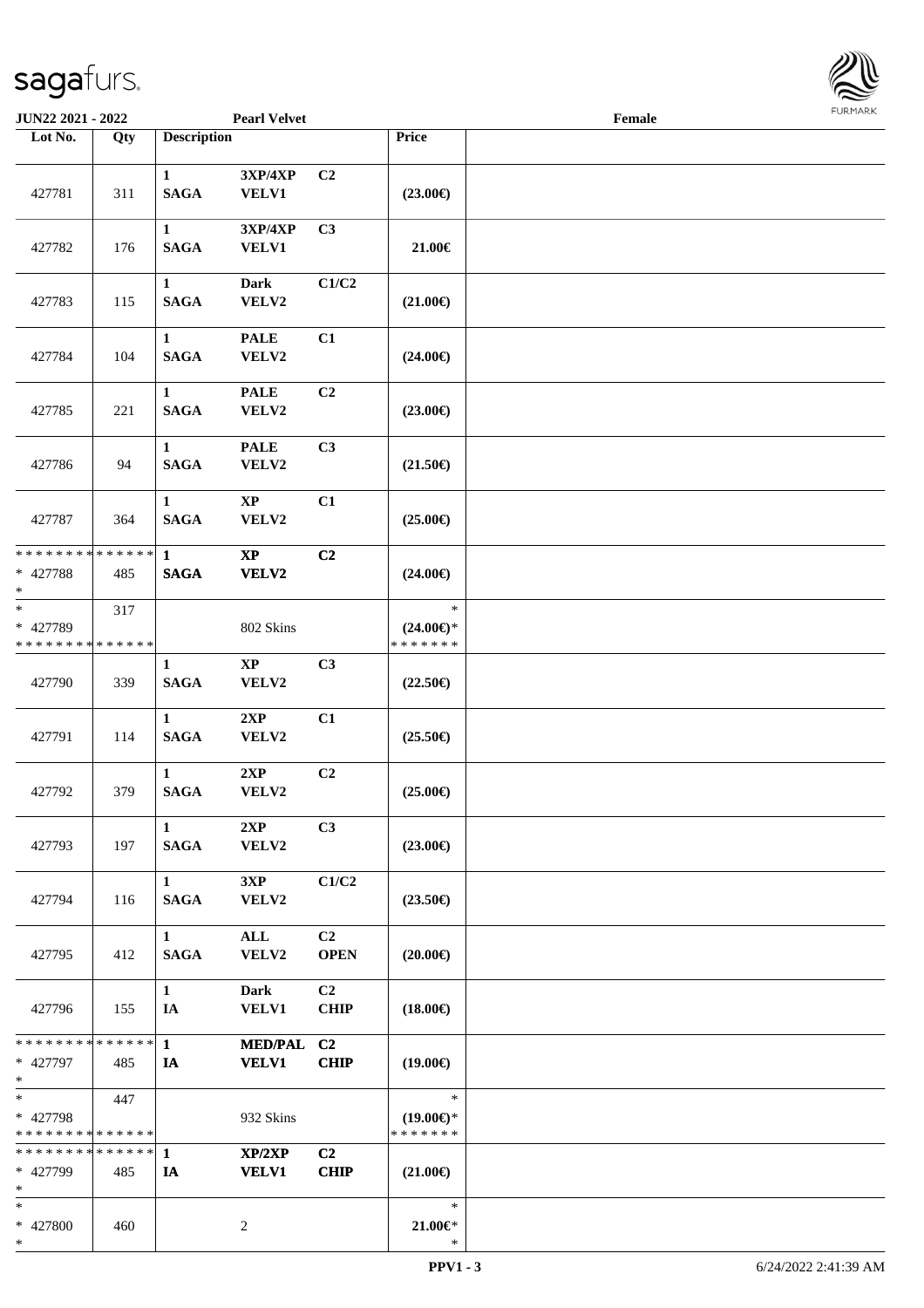JUN22 2021 - 2022 | Pearl Velvet | Female

| Lot No. | Qty | Description | | | Price | |
|---|---|---|---|---|---|---|
| 427781 | 311 | 1 SAGA | 3XP/4XP VELV1 | C2 | (23.00€) | |
| 427782 | 176 | 1 SAGA | 3XP/4XP VELV1 | C3 | 21.00€ | |
| 427783 | 115 | 1 SAGA | Dark VELV2 | C1/C2 | (21.00€) | |
| 427784 | 104 | 1 SAGA | PALE VELV2 | C1 | (24.00€) | |
| 427785 | 221 | 1 SAGA | PALE VELV2 | C2 | (23.00€) | |
| 427786 | 94 | 1 SAGA | PALE VELV2 | C3 | (21.50€) | |
| 427787 | 364 | 1 SAGA | XP VELV2 | C1 | (25.00€) | |
| * * * * * * * * * * * * * * * 427788 * | 485 | 1 SAGA | XP VELV2 | C2 | (24.00€) | |
| * * 427789 * * * * * * * * * * * * * * | 317 | | 802 Skins | | * (24.00€)* * * * * * * * | |
| 427790 | 339 | 1 SAGA | XP VELV2 | C3 | (22.50€) | |
| 427791 | 114 | 1 SAGA | 2XP VELV2 | C1 | (25.50€) | |
| 427792 | 379 | 1 SAGA | 2XP VELV2 | C2 | (25.00€) | |
| 427793 | 197 | 1 SAGA | 2XP VELV2 | C3 | (23.00€) | |
| 427794 | 116 | 1 SAGA | 3XP VELV2 | C1/C2 | (23.50€) | |
| 427795 | 412 | 1 SAGA | ALL VELV2 | C2 OPEN | (20.00€) | |
| 427796 | 155 | 1 IA | Dark VELV1 | C2 CHIP | (18.00€) | |
| * * * * * * * * * * * * * * * 427797 * | 485 | 1 IA | MED/PAL VELV1 | C2 CHIP | (19.00€) | |
| * * 427798 * * * * * * * * * * * * * * | 447 | | 932 Skins | | * (19.00€)* * * * * * * * | |
| * * * * * * * * * * * * * * * 427799 * | 485 | 1 IA | XP/2XP VELV1 | C2 CHIP | (21.00€) | |
| * * 427800 * | 460 | | 2 | | * 21.00€* * | |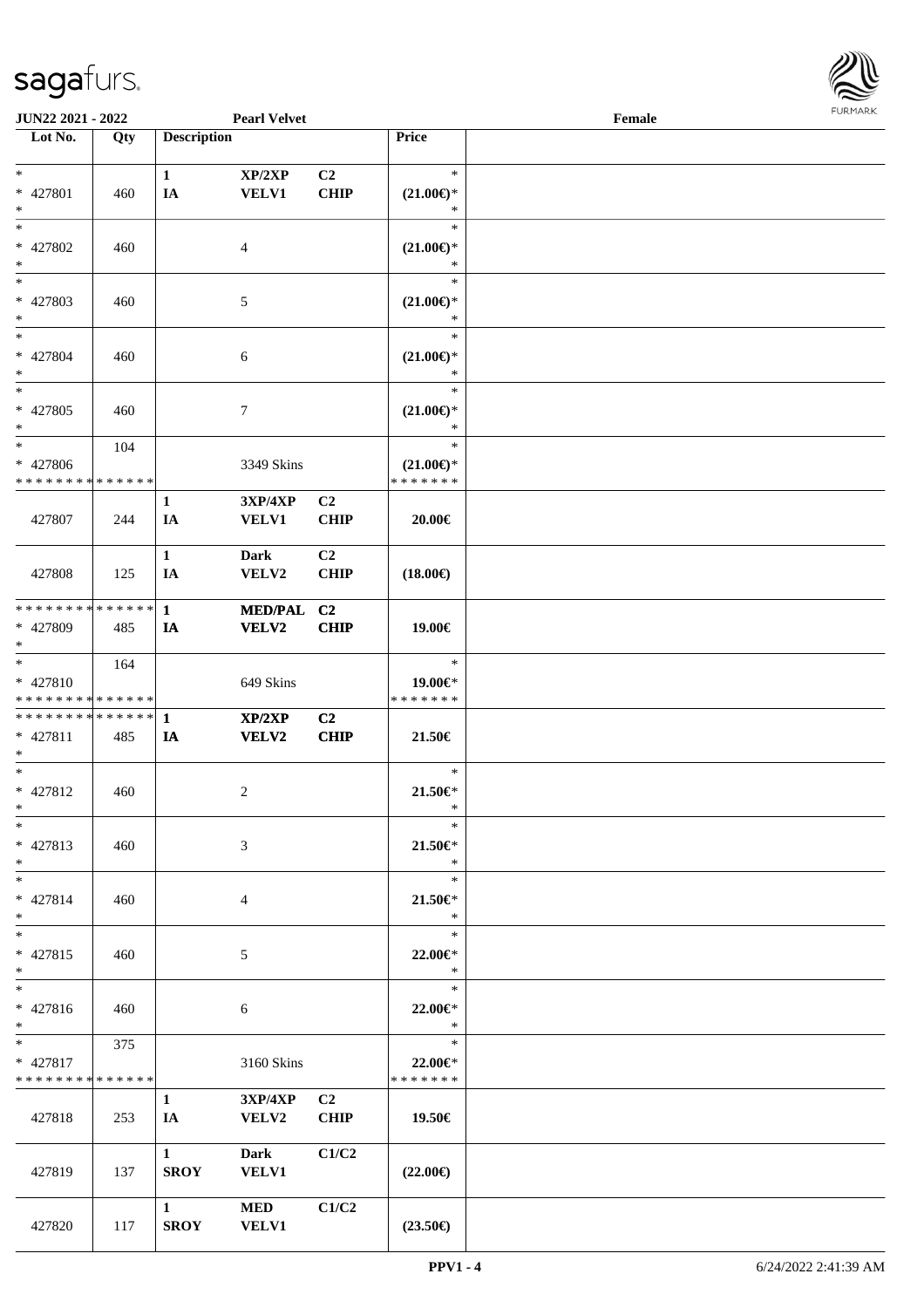| Lot No. | Qty | Description | | | Price | |
|---|---|---|---|---|---|---|
| * <br> * 427801 <br> * | 460 | 1 <br> IA | XP/2XP <br> VELV1 | C2 <br> CHIP | * <br> (21.00€)* <br> * | |
| * <br> * 427802 <br> * | 460 | | 4 | | * <br> (21.00€)* <br> * | |
| * <br> * 427803 <br> * | 460 | | 5 | | * <br> (21.00€)* <br> * | |
| * <br> * 427804 <br> * | 460 | | 6 | | * <br> (21.00€)* <br> * | |
| * <br> * 427805 <br> * | 460 | | 7 | | * <br> (21.00€)* <br> * | |
| * <br> * 427806 <br> * * * * * * * * * * * * * * | 104 | | 3349 Skins | | * <br> (21.00€)* <br> * * * * * * * | |
| 427807 | 244 | 1 <br> IA | 3XP/4XP <br> VELV1 | C2 <br> CHIP | 20.00€ | |
| 427808 | 125 | 1 <br> IA | Dark <br> VELV2 | C2 <br> CHIP | (18.00€) | |
| * * * * * * * * * * * * * * <br> * 427809 <br> * | 485 | 1 <br> IA | MED/PAL <br> VELV2 | C2 <br> CHIP | 19.00€ | |
| * <br> * 427810 <br> * * * * * * * * * * * * * * | 164 | | 649 Skins | | * <br> 19.00€* <br> * * * * * * * | |
| * * * * * * * * * * * * * * <br> * 427811 <br> * | 485 | 1 <br> IA | XP/2XP <br> VELV2 | C2 <br> CHIP | 21.50€ | |
| * <br> * 427812 <br> * | 460 | | 2 | | * <br> 21.50€* <br> * | |
| * <br> * 427813 <br> * | 460 | | 3 | | * <br> 21.50€* <br> * | |
| * <br> * 427814 <br> * | 460 | | 4 | | * <br> 21.50€* <br> * | |
| * <br> * 427815 <br> * | 460 | | 5 | | * <br> 22.00€* <br> * | |
| * <br> * 427816 <br> * | 460 | | 6 | | * <br> 22.00€* <br> * | |
| * <br> * 427817 <br> * * * * * * * * * * * * * * | 375 | | 3160 Skins | | * <br> 22.00€* <br> * * * * * * * | |
| 427818 | 253 | 1 <br> IA | 3XP/4XP <br> VELV2 | C2 <br> CHIP | 19.50€ | |
| 427819 | 137 | 1 <br> SROY | Dark <br> VELV1 | C1/C2 | (22.00€) | |
| 427820 | 117 | 1 <br> SROY | MED <br> VELV1 | C1/C2 | (23.50€) | |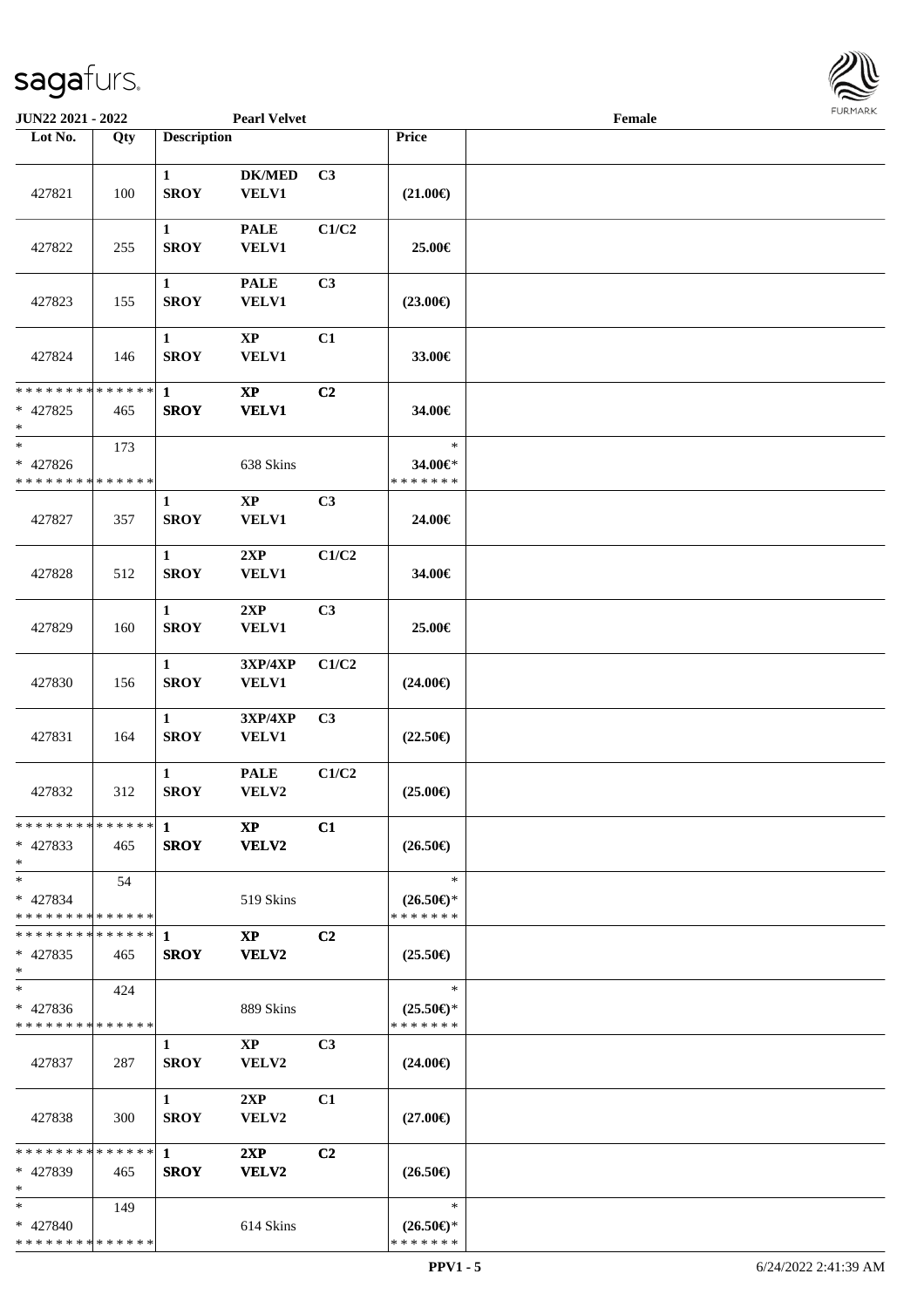JUN22 2021 - 2022 | Pearl Velvet | Female

| Lot No. | Qty | Description | | | Price | |
|---|---|---|---|---|---|---|
| 427821 | 100 | 1 SROY | DK/MED VELV1 | C3 | (21.00€) | |
| 427822 | 255 | 1 SROY | PALE VELV1 | C1/C2 | 25.00€ | |
| 427823 | 155 | 1 SROY | PALE VELV1 | C3 | (23.00€) | |
| 427824 | 146 | 1 SROY | XP VELV1 | C1 | 33.00€ | |
| * * * * * * * * * * * * * * * 427825 * | 465 | 1 SROY | XP VELV1 | C2 | 34.00€ | |
| * * 427826 * * * * * * * * * * * * * * | 173 | | 638 Skins | | * 34.00€* * * * * * * * | |
| 427827 | 357 | 1 SROY | XP VELV1 | C3 | 24.00€ | |
| 427828 | 512 | 1 SROY | 2XP VELV1 | C1/C2 | 34.00€ | |
| 427829 | 160 | 1 SROY | 2XP VELV1 | C3 | 25.00€ | |
| 427830 | 156 | 1 SROY | 3XP/4XP VELV1 | C1/C2 | (24.00€) | |
| 427831 | 164 | 1 SROY | 3XP/4XP VELV1 | C3 | (22.50€) | |
| 427832 | 312 | 1 SROY | PALE VELV2 | C1/C2 | (25.00€) | |
| * * * * * * * * * * * * * * * 427833 * | 465 | 1 SROY | XP VELV2 | C1 | (26.50€) | |
| * * 427834 * * * * * * * * * * * * * * | 54 | | 519 Skins | | * (26.50€)* * * * * * * * | |
| * * * * * * * * * * * * * * * 427835 * | 465 | 1 SROY | XP VELV2 | C2 | (25.50€) | |
| * * 427836 * * * * * * * * * * * * * * | 424 | | 889 Skins | | * (25.50€)* * * * * * * * | |
| 427837 | 287 | 1 SROY | XP VELV2 | C3 | (24.00€) | |
| 427838 | 300 | 1 SROY | 2XP VELV2 | C1 | (27.00€) | |
| * * * * * * * * * * * * * * * 427839 * | 465 | 1 SROY | 2XP VELV2 | C2 | (26.50€) | |
| * * 427840 * * * * * * * * * * * * * * | 149 | | 614 Skins | | * (26.50€)* * * * * * * * | |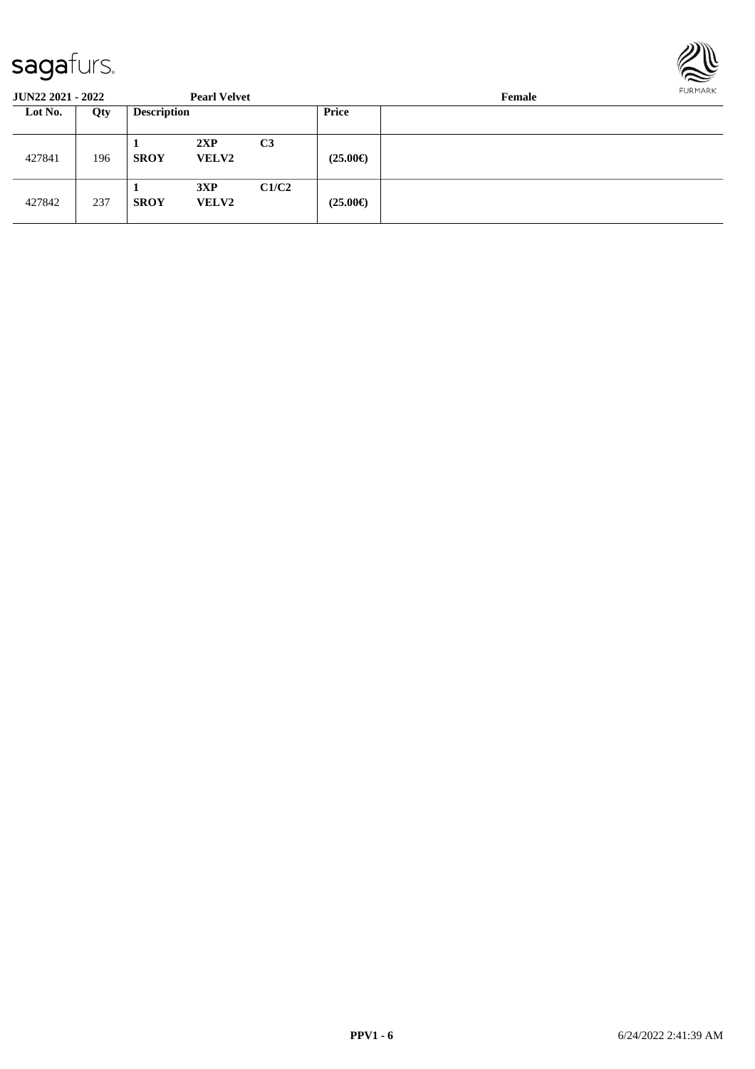**JUN22 2021 - 2022** **Pearl Velvet** **Female**

| Lot No. | Qty | Description | | | Price | |
|---|---|---|---|---|---|---|
| 427841 | 196 | 1 SROY | 2XP VELV2 | C3 | (25.00€) | |
| 427842 | 237 | 1 SROY | 3XP VELV2 | C1/C2 | (25.00€) | |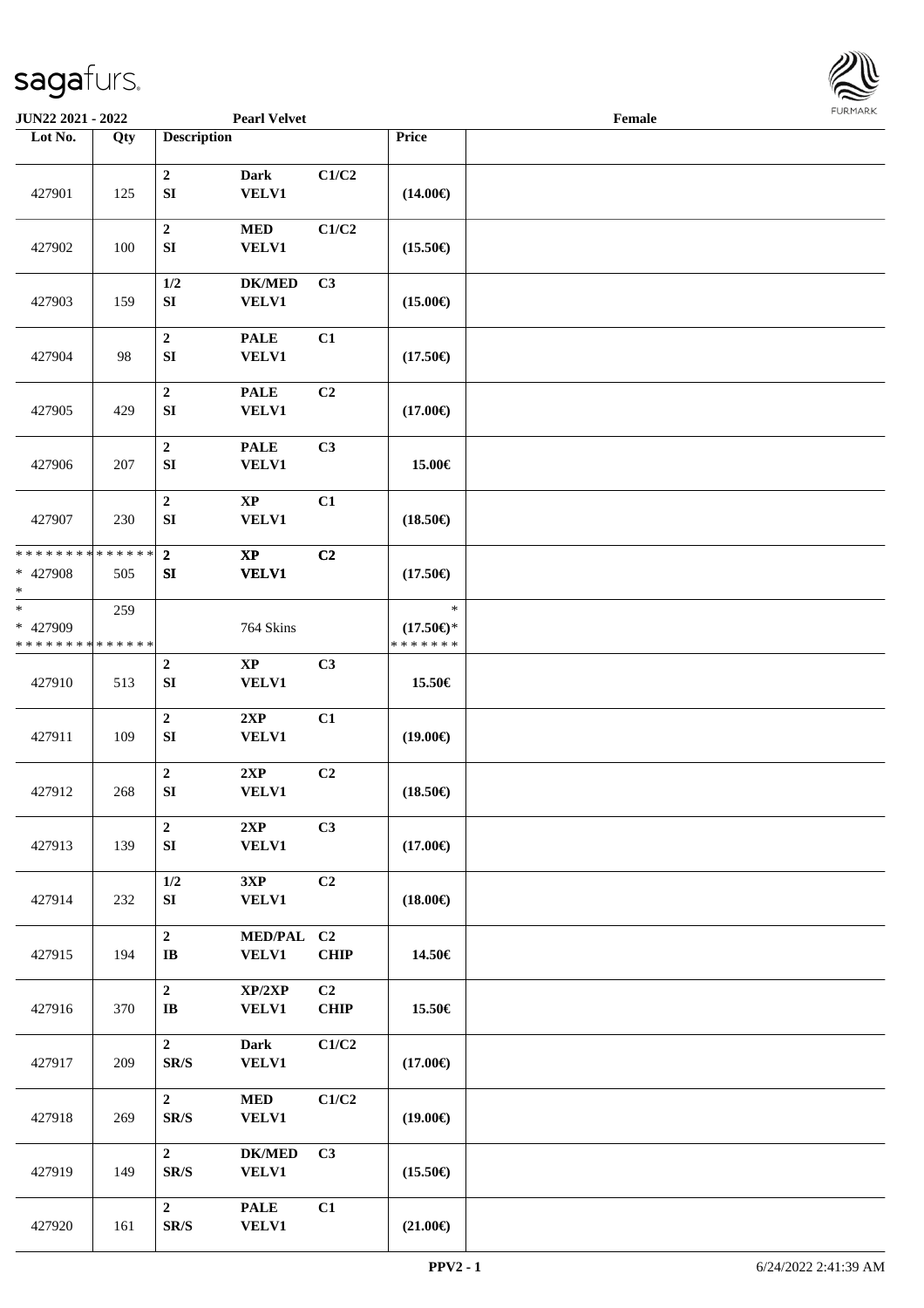JUN22 2021 - 2022 | Pearl Velvet | Female

| Lot No. | Qty | Description | | | Price | |
|---|---|---|---|---|---|---|
| 427901 | 125 | 2 SI | Dark VELV1 | C1/C2 | (14.00€) | |
| 427902 | 100 | 2 SI | MED VELV1 | C1/C2 | (15.50€) | |
| 427903 | 159 | 1/2 SI | DK/MED VELV1 | C3 | (15.00€) | |
| 427904 | 98 | 2 SI | PALE VELV1 | C1 | (17.50€) | |
| 427905 | 429 | 2 SI | PALE VELV1 | C2 | (17.00€) | |
| 427906 | 207 | 2 SI | PALE VELV1 | C3 | 15.00€ | |
| 427907 | 230 | 2 SI | XP VELV1 | C1 | (18.50€) | |
| * * * * * * * * * * * * * * 427908 * | 505 | 2 SI | XP VELV1 | C2 | (17.50€) | |
| * 427909 * * * * * * * * * * * * * * | 259 | | 764 Skins | | * (17.50€)* * * * * * * * | |
| 427910 | 513 | 2 SI | XP VELV1 | C3 | 15.50€ | |
| 427911 | 109 | 2 SI | 2XP VELV1 | C1 | (19.00€) | |
| 427912 | 268 | 2 SI | 2XP VELV1 | C2 | (18.50€) | |
| 427913 | 139 | 2 SI | 2XP VELV1 | C3 | (17.00€) | |
| 427914 | 232 | 1/2 SI | 3XP VELV1 | C2 | (18.00€) | |
| 427915 | 194 | 2 IB | MED/PAL VELV1 | C2 CHIP | 14.50€ | |
| 427916 | 370 | 2 IB | XP/2XP VELV1 | C2 CHIP | 15.50€ | |
| 427917 | 209 | 2 SR/S | Dark VELV1 | C1/C2 | (17.00€) | |
| 427918 | 269 | 2 SR/S | MED VELV1 | C1/C2 | (19.00€) | |
| 427919 | 149 | 2 SR/S | DK/MED VELV1 | C3 | (15.50€) | |
| 427920 | 161 | 2 SR/S | PALE VELV1 | C1 | (21.00€) | |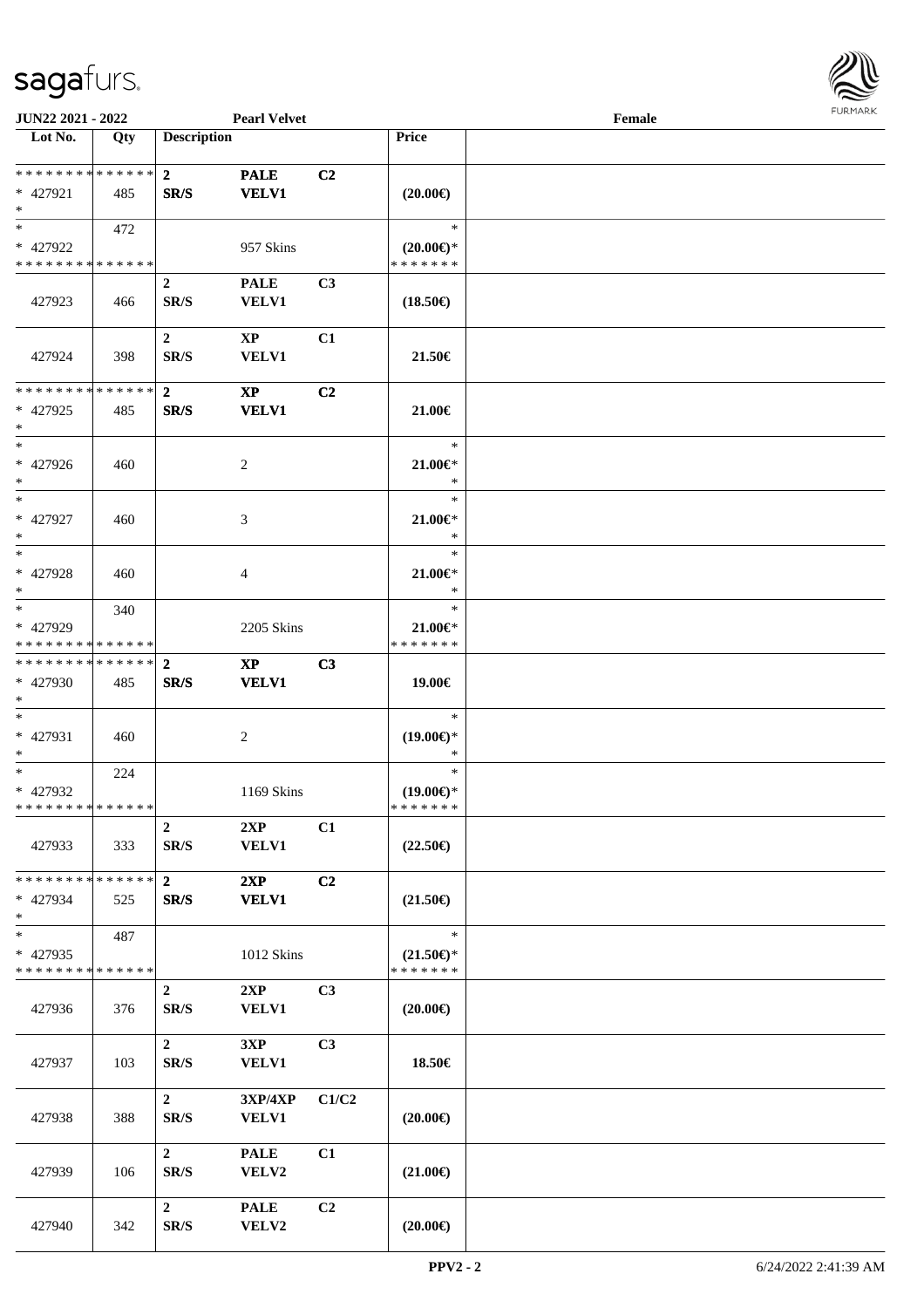| Lot No. | Qty | Description | | | Price | |
|---|---|---|---|---|---|---|
| * * * * * * * * * * * * * * | | 2 | PALE | C2 | | |
| * 427921 | 485 | SR/S | VELV1 | | (20.00€) | |
| * | | | | | | |
| * | 472 | | | | * | |
| * 427922 | | | 957 Skins | | (20.00€)* | |
| * * * * * * * * * * * * * * | | | | | * * * * * * * | |
| | | 2 | PALE | C3 | | |
| 427923 | 466 | SR/S | VELV1 | | (18.50€) | |
| | | 2 | XP | C1 | | |
| 427924 | 398 | SR/S | VELV1 | | 21.50€ | |
| * * * * * * * * * * * * * * | | 2 | XP | C2 | | |
| * 427925 | 485 | SR/S | VELV1 | | 21.00€ | |
| * | | | | | | |
| * | | | | | * | |
| * 427926 | 460 | | 2 | | 21.00€* | |
| * | | | | | * | |
| * | | | | | * | |
| * 427927 | 460 | | 3 | | 21.00€* | |
| * | | | | | * | |
| * | | | | | * | |
| * 427928 | 460 | | 4 | | 21.00€* | |
| * | | | | | * | |
| * | 340 | | | | * | |
| * 427929 | | | 2205 Skins | | 21.00€* | |
| * * * * * * * * * * * * * * | | | | | * * * * * * * | |
| * * * * * * * * * * * * * * | | 2 | XP | C3 | | |
| * 427930 | 485 | SR/S | VELV1 | | 19.00€ | |
| * | | | | | | |
| * | | | | | * | |
| * 427931 | 460 | | 2 | | (19.00€)* | |
| * | | | | | * | |
| * | 224 | | | | * | |
| * 427932 | | | 1169 Skins | | (19.00€)* | |
| * * * * * * * * * * * * * * | | | | | * * * * * * * | |
| | | 2 | 2XP | C1 | | |
| 427933 | 333 | SR/S | VELV1 | | (22.50€) | |
| * * * * * * * * * * * * * * | | 2 | 2XP | C2 | | |
| * 427934 | 525 | SR/S | VELV1 | | (21.50€) | |
| * | | | | | | |
| * | 487 | | | | * | |
| * 427935 | | | 1012 Skins | | (21.50€)* | |
| * * * * * * * * * * * * * * | | | | | * * * * * * * | |
| | | 2 | 2XP | C3 | | |
| 427936 | 376 | SR/S | VELV1 | | (20.00€) | |
| | | 2 | 3XP | C3 | | |
| 427937 | 103 | SR/S | VELV1 | | 18.50€ | |
| | | 2 | 3XP/4XP | C1/C2 | | |
| 427938 | 388 | SR/S | VELV1 | | (20.00€) | |
| | | 2 | PALE | C1 | | |
| 427939 | 106 | SR/S | VELV2 | | (21.00€) | |
| | | 2 | PALE | C2 | | |
| 427940 | 342 | SR/S | VELV2 | | (20.00€) | |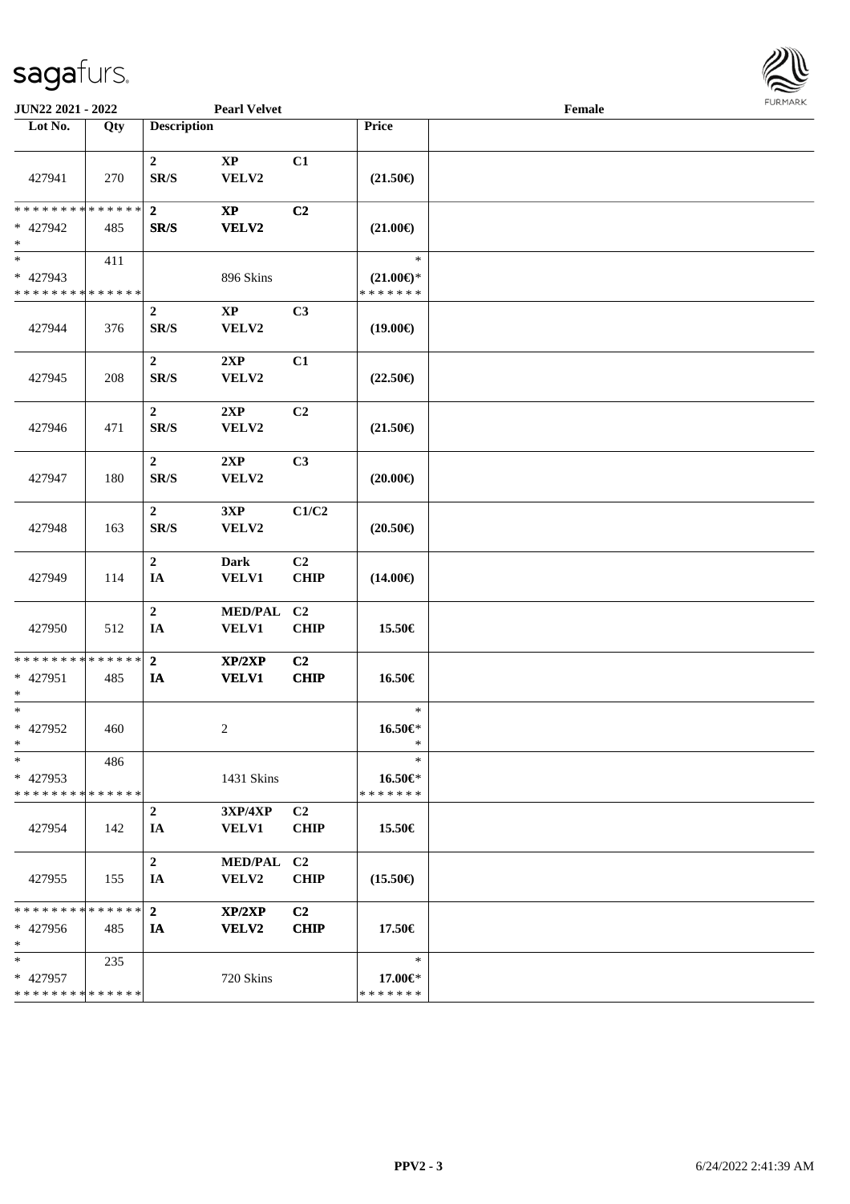| Lot No. | Qty | Description | | | Price | |
|---|---|---|---|---|---|---|
| 427941 | 270 | 2 SR/S | XP VELV2 | C1 | (21.50€) | |
| * * * * * * * * * * * * * * * 427942 * | 485 | 2 SR/S | XP VELV2 | C2 | (21.00€) | |
| * * 427943 * * * * * * * * * * * * * * | 411 | | 896 Skins | | * (21.00€)* * * * * * * * | |
| 427944 | 376 | 2 SR/S | XP VELV2 | C3 | (19.00€) | |
| 427945 | 208 | 2 SR/S | 2XP VELV2 | C1 | (22.50€) | |
| 427946 | 471 | 2 SR/S | 2XP VELV2 | C2 | (21.50€) | |
| 427947 | 180 | 2 SR/S | 2XP VELV2 | C3 | (20.00€) | |
| 427948 | 163 | 2 SR/S | 3XP VELV2 | C1/C2 | (20.50€) | |
| 427949 | 114 | 2 IA | Dark VELV1 | C2 CHIP | (14.00€) | |
| 427950 | 512 | 2 IA | MED/PAL VELV1 | C2 CHIP | 15.50€ | |
| * * * * * * * * * * * * * * * 427951 * | 485 | 2 IA | XP/2XP VELV1 | C2 CHIP | 16.50€ | |
| * * 427952 * | 460 | | 2 | | * 16.50€* * | |
| * * 427953 * * * * * * * * * * * * * * | 486 | | 1431 Skins | | * 16.50€* * * * * * * * | |
| 427954 | 142 | 2 IA | 3XP/4XP VELV1 | C2 CHIP | 15.50€ | |
| 427955 | 155 | 2 IA | MED/PAL VELV2 | C2 CHIP | (15.50€) | |
| * * * * * * * * * * * * * * * 427956 * | 485 | 2 IA | XP/2XP VELV2 | C2 CHIP | 17.50€ | |
| * * 427957 * * * * * * * * * * * * * * | 235 | | 720 Skins | | * 17.00€* * * * * * * * | |